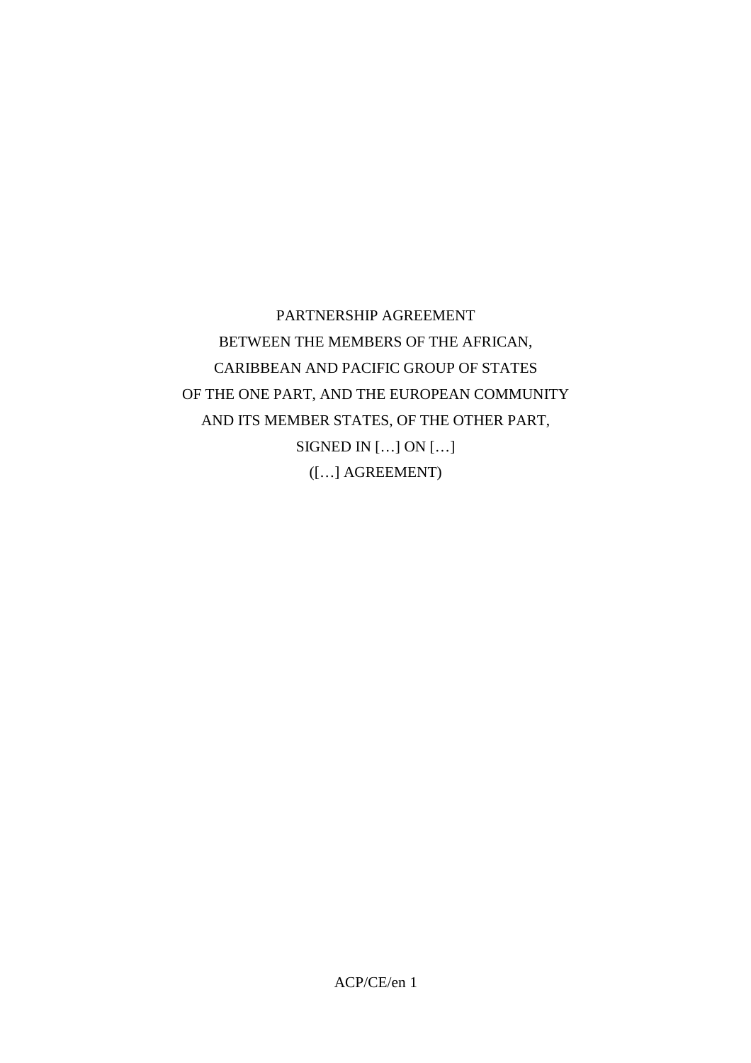PARTNERSHIP AGREEMENT
BETWEEN THE MEMBERS OF THE AFRICAN,
CARIBBEAN AND PACIFIC GROUP OF STATES
OF THE ONE PART, AND THE EUROPEAN COMMUNITY
AND ITS MEMBER STATES, OF THE OTHER PART,
SIGNED IN […] ON […]
([…] AGREEMENT)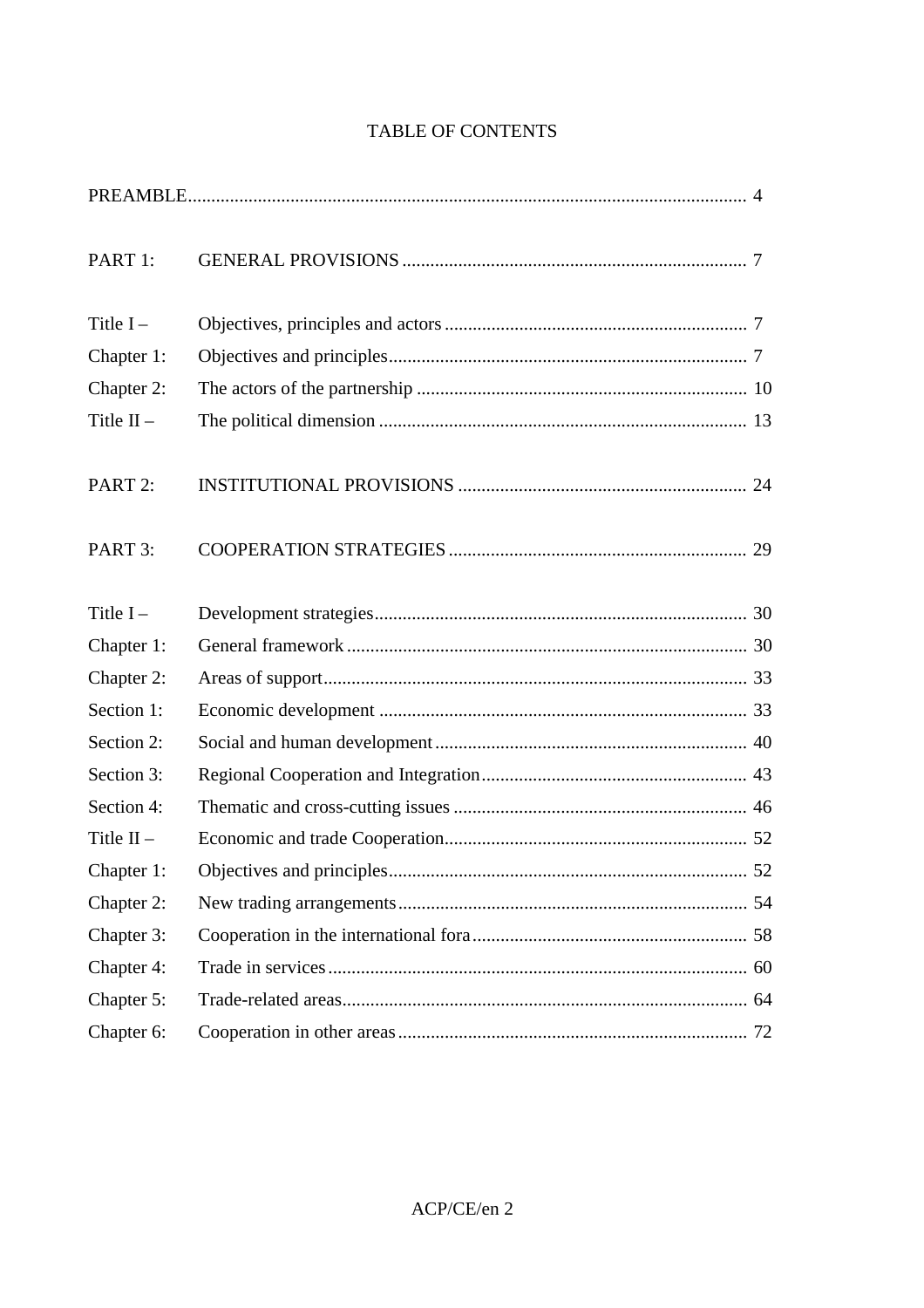# TABLE OF CONTENTS

| | | |
|---|---|---|
| PREAMBLE | | 4 |
| PART 1: | GENERAL PROVISIONS | 7 |
| Title I – | Objectives, principles and actors | 7 |
| Chapter 1: | Objectives and principles | 7 |
| Chapter 2: | The actors of the partnership | 10 |
| Title II – | The political dimension | 13 |
| PART 2: | INSTITUTIONAL PROVISIONS | 24 |
| PART 3: | COOPERATION STRATEGIES | 29 |
| Title I – | Development strategies | 30 |
| Chapter 1: | General framework | 30 |
| Chapter 2: | Areas of support | 33 |
| Section 1: | Economic development | 33 |
| Section 2: | Social and human development | 40 |
| Section 3: | Regional Cooperation and Integration | 43 |
| Section 4: | Thematic and cross-cutting issues | 46 |
| Title II – | Economic and trade Cooperation | 52 |
| Chapter 1: | Objectives and principles | 52 |
| Chapter 2: | New trading arrangements | 54 |
| Chapter 3: | Cooperation in the international fora | 58 |
| Chapter 4: | Trade in services | 60 |
| Chapter 5: | Trade-related areas | 64 |
| Chapter 6: | Cooperation in other areas | 72 |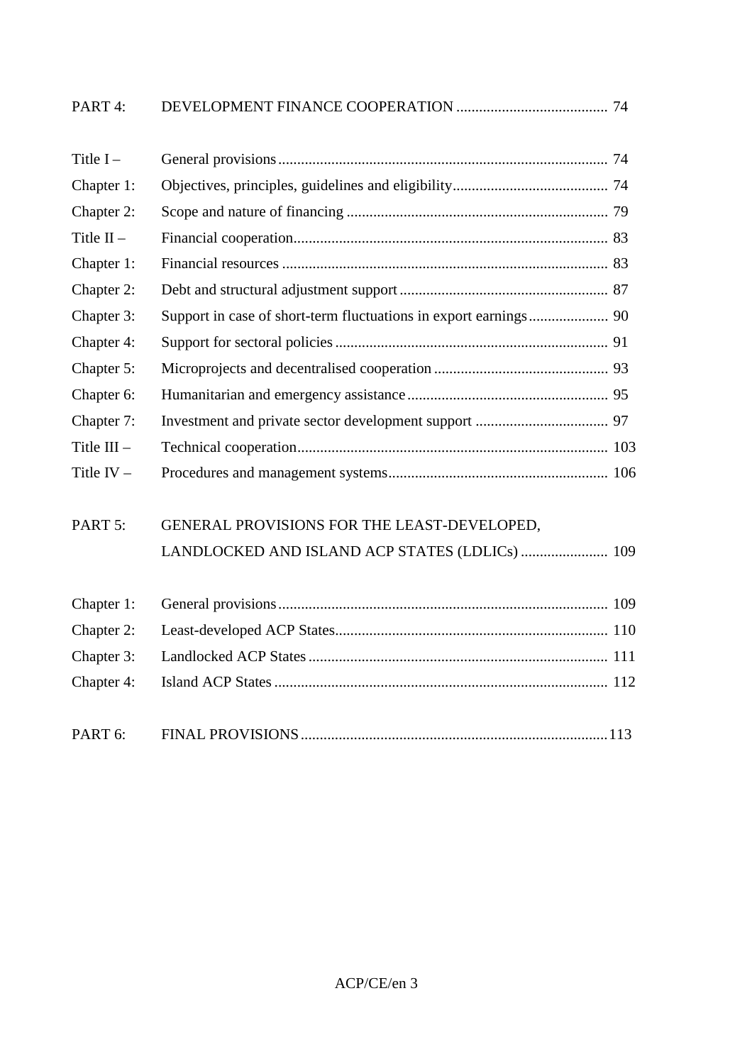| | | |
|---|---|---|
| PART 4: | DEVELOPMENT FINANCE COOPERATION | 74 |
| | | |
| Title I – | General provisions | 74 |
| Chapter 1: | Objectives, principles, guidelines and eligibility | 74 |
| Chapter 2: | Scope and nature of financing | 79 |
| Title II – | Financial cooperation | 83 |
| Chapter 1: | Financial resources | 83 |
| Chapter 2: | Debt and structural adjustment support | 87 |
| Chapter 3: | Support in case of short-term fluctuations in export earnings | 90 |
| Chapter 4: | Support for sectoral policies | 91 |
| Chapter 5: | Microprojects and decentralised cooperation | 93 |
| Chapter 6: | Humanitarian and emergency assistance | 95 |
| Chapter 7: | Investment and private sector development support | 97 |
| Title III – | Technical cooperation | 103 |
| Title IV – | Procedures and management systems | 106 |
| | | |
| PART 5: | GENERAL PROVISIONS FOR THE LEAST-DEVELOPED, LANDLOCKED AND ISLAND ACP STATES (LDLICs) | 109 |
| | | |
| Chapter 1: | General provisions | 109 |
| Chapter 2: | Least-developed ACP States | 110 |
| Chapter 3: | Landlocked ACP States | 111 |
| Chapter 4: | Island ACP States | 112 |
| | | |
| PART 6: | FINAL PROVISIONS | 113 |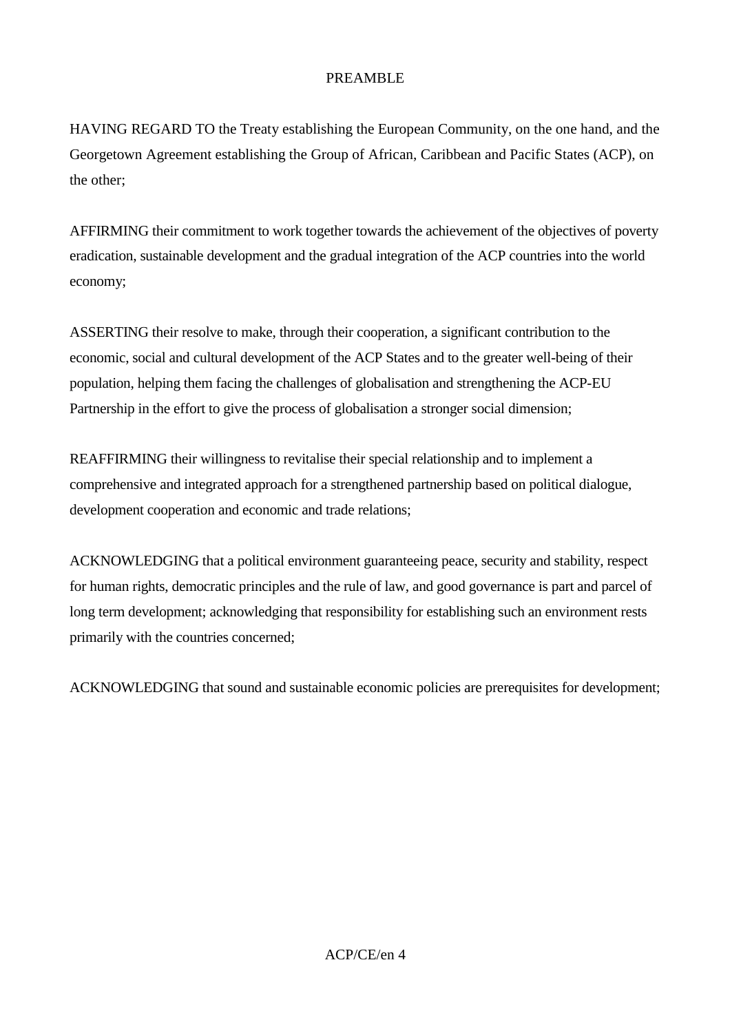# PREAMBLE

HAVING REGARD TO the Treaty establishing the European Community, on the one hand, and the Georgetown Agreement establishing the Group of African, Caribbean and Pacific States (ACP), on the other;

AFFIRMING their commitment to work together towards the achievement of the objectives of poverty eradication, sustainable development and the gradual integration of the ACP countries into the world economy;

ASSERTING their resolve to make, through their cooperation, a significant contribution to the economic, social and cultural development of the ACP States and to the greater well-being of their population, helping them facing the challenges of globalisation and strengthening the ACP-EU Partnership in the effort to give the process of globalisation a stronger social dimension;

REAFFIRMING their willingness to revitalise their special relationship and to implement a comprehensive and integrated approach for a strengthened partnership based on political dialogue, development cooperation and economic and trade relations;

ACKNOWLEDGING that a political environment guaranteeing peace, security and stability, respect for human rights, democratic principles and the rule of law, and good governance is part and parcel of long term development; acknowledging that responsibility for establishing such an environment rests primarily with the countries concerned;

ACKNOWLEDGING that sound and sustainable economic policies are prerequisites for development;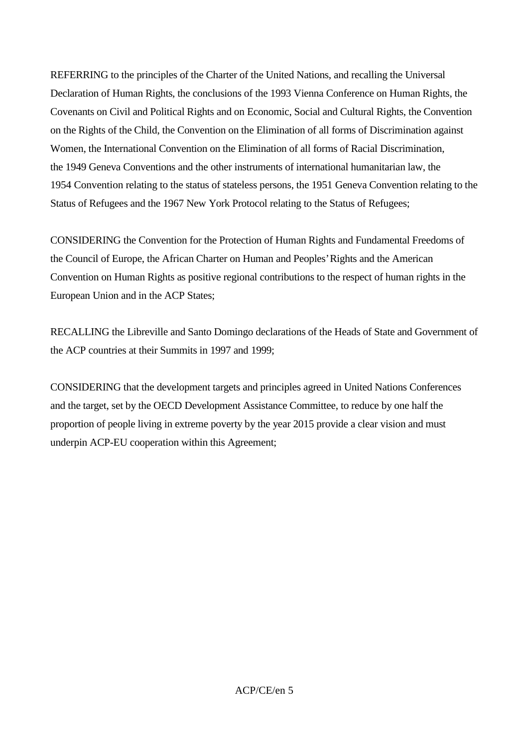REFERRING to the principles of the Charter of the United Nations, and recalling the Universal Declaration of Human Rights, the conclusions of the 1993 Vienna Conference on Human Rights, the Covenants on Civil and Political Rights and on Economic, Social and Cultural Rights, the Convention on the Rights of the Child, the Convention on the Elimination of all forms of Discrimination against Women, the International Convention on the Elimination of all forms of Racial Discrimination, the 1949 Geneva Conventions and the other instruments of international humanitarian law, the 1954 Convention relating to the status of stateless persons, the 1951 Geneva Convention relating to the Status of Refugees and the 1967 New York Protocol relating to the Status of Refugees;

CONSIDERING the Convention for the Protection of Human Rights and Fundamental Freedoms of the Council of Europe, the African Charter on Human and Peoples' Rights and the American Convention on Human Rights as positive regional contributions to the respect of human rights in the European Union and in the ACP States;

RECALLING the Libreville and Santo Domingo declarations of the Heads of State and Government of the ACP countries at their Summits in 1997 and 1999;

CONSIDERING that the development targets and principles agreed in United Nations Conferences and the target, set by the OECD Development Assistance Committee, to reduce by one half the proportion of people living in extreme poverty by the year 2015 provide a clear vision and must underpin ACP-EU cooperation within this Agreement;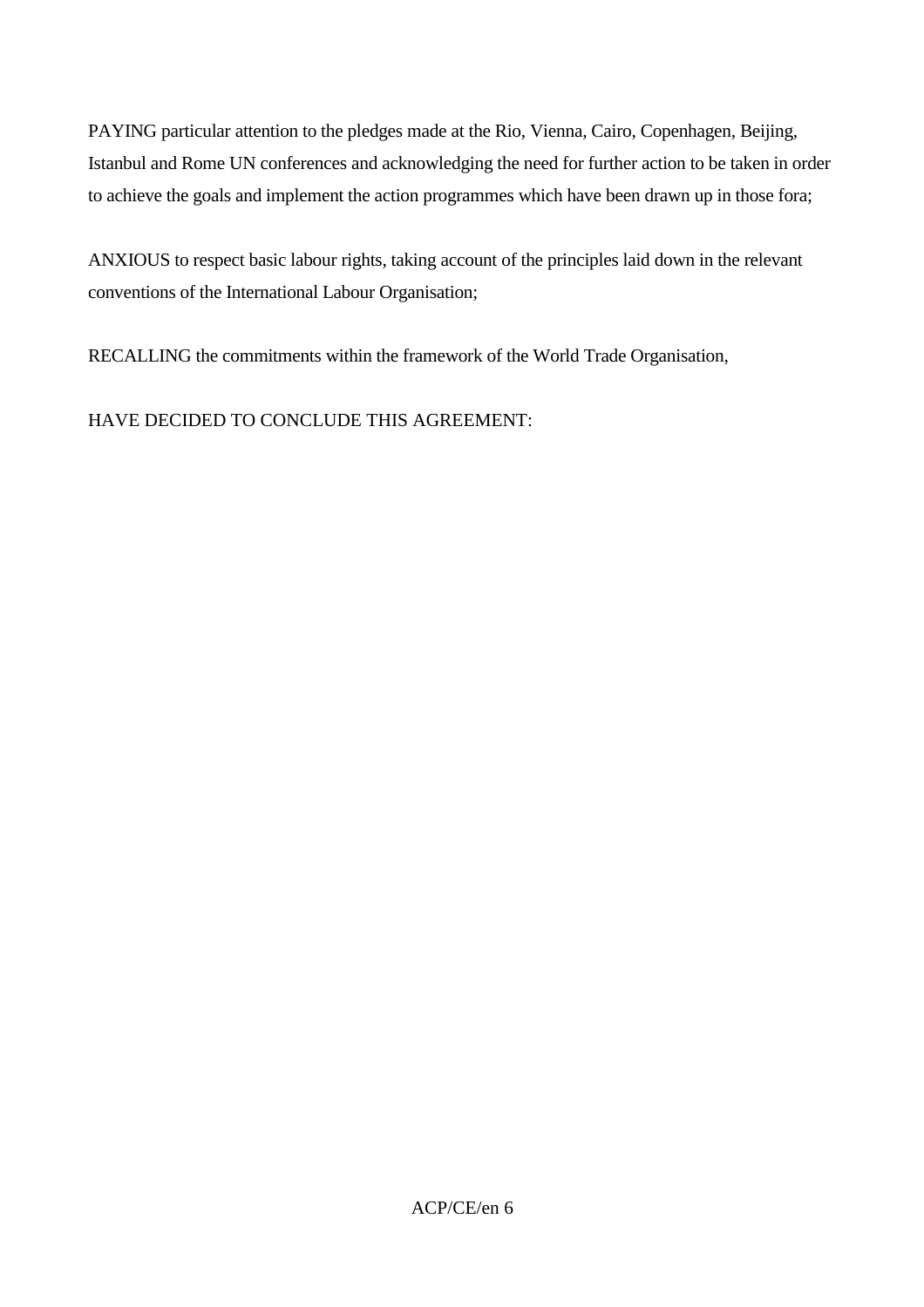PAYING particular attention to the pledges made at the Rio, Vienna, Cairo, Copenhagen, Beijing, Istanbul and Rome UN conferences and acknowledging the need for further action to be taken in order to achieve the goals and implement the action programmes which have been drawn up in those fora;

ANXIOUS to respect basic labour rights, taking account of the principles laid down in the relevant conventions of the International Labour Organisation;

RECALLING the commitments within the framework of the World Trade Organisation,

HAVE DECIDED TO CONCLUDE THIS AGREEMENT: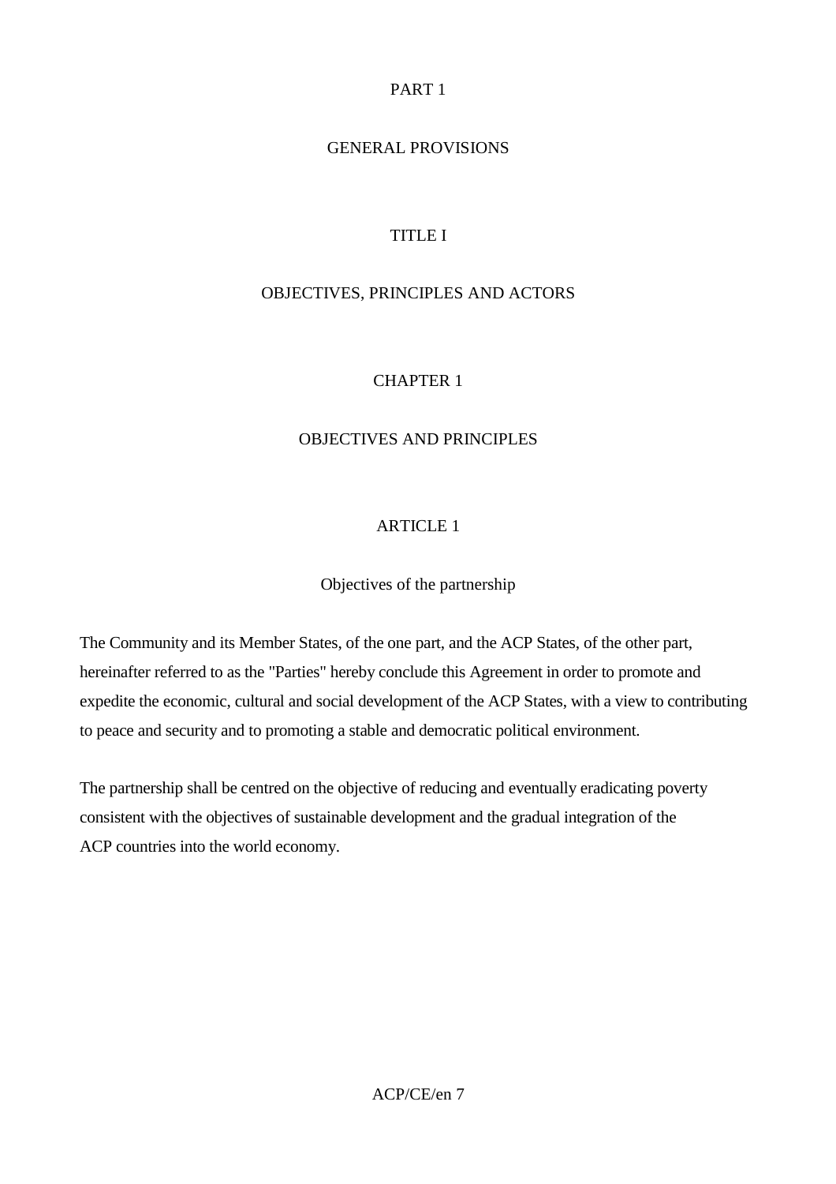# PART 1

# GENERAL PROVISIONS

## TITLE I

## OBJECTIVES, PRINCIPLES AND ACTORS

### CHAPTER 1

### OBJECTIVES AND PRINCIPLES

#### ARTICLE 1

#### Objectives of the partnership

The Community and its Member States, of the one part, and the ACP States, of the other part, hereinafter referred to as the "Parties" hereby conclude this Agreement in order to promote and expedite the economic, cultural and social development of the ACP States, with a view to contributing to peace and security and to promoting a stable and democratic political environment.

The partnership shall be centred on the objective of reducing and eventually eradicating poverty consistent with the objectives of sustainable development and the gradual integration of the ACP countries into the world economy.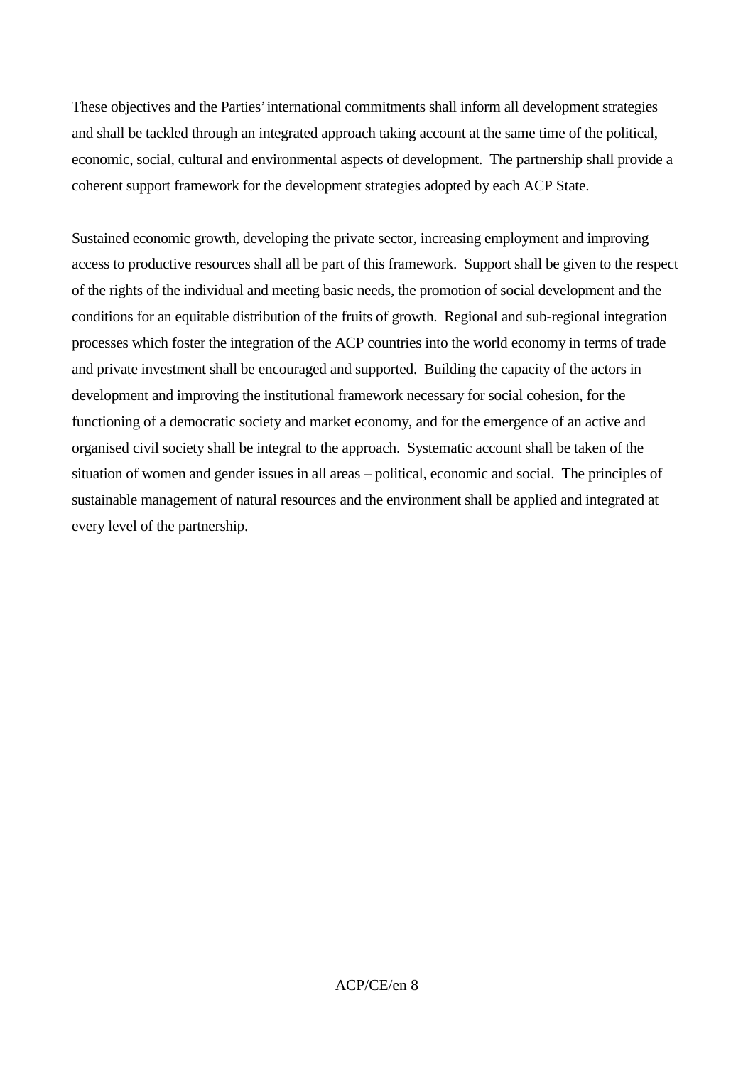These objectives and the Parties' international commitments shall inform all development strategies and shall be tackled through an integrated approach taking account at the same time of the political, economic, social, cultural and environmental aspects of development. The partnership shall provide a coherent support framework for the development strategies adopted by each ACP State.

Sustained economic growth, developing the private sector, increasing employment and improving access to productive resources shall all be part of this framework. Support shall be given to the respect of the rights of the individual and meeting basic needs, the promotion of social development and the conditions for an equitable distribution of the fruits of growth. Regional and sub-regional integration processes which foster the integration of the ACP countries into the world economy in terms of trade and private investment shall be encouraged and supported. Building the capacity of the actors in development and improving the institutional framework necessary for social cohesion, for the functioning of a democratic society and market economy, and for the emergence of an active and organised civil society shall be integral to the approach. Systematic account shall be taken of the situation of women and gender issues in all areas – political, economic and social. The principles of sustainable management of natural resources and the environment shall be applied and integrated at every level of the partnership.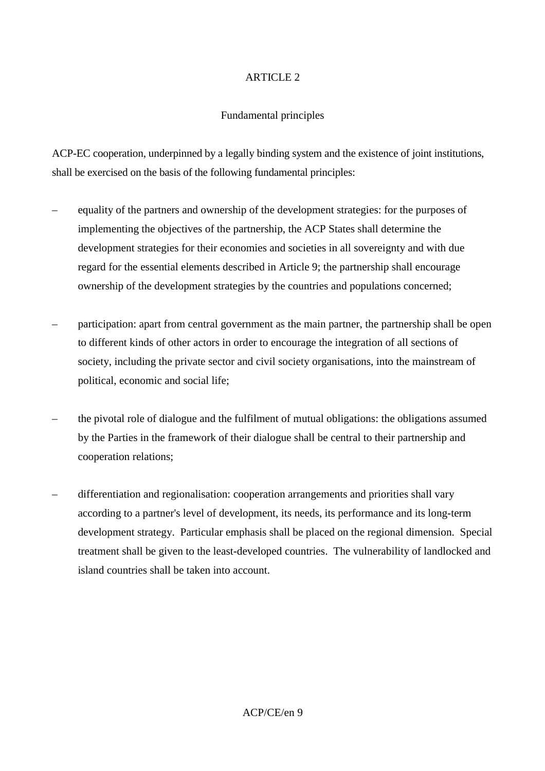## ARTICLE 2

### Fundamental principles

ACP-EC cooperation, underpinned by a legally binding system and the existence of joint institutions, shall be exercised on the basis of the following fundamental principles:

– equality of the partners and ownership of the development strategies: for the purposes of implementing the objectives of the partnership, the ACP States shall determine the development strategies for their economies and societies in all sovereignty and with due regard for the essential elements described in Article 9; the partnership shall encourage ownership of the development strategies by the countries and populations concerned;

– participation: apart from central government as the main partner, the partnership shall be open to different kinds of other actors in order to encourage the integration of all sections of society, including the private sector and civil society organisations, into the mainstream of political, economic and social life;

– the pivotal role of dialogue and the fulfilment of mutual obligations: the obligations assumed by the Parties in the framework of their dialogue shall be central to their partnership and cooperation relations;

– differentiation and regionalisation: cooperation arrangements and priorities shall vary according to a partner's level of development, its needs, its performance and its long-term development strategy. Particular emphasis shall be placed on the regional dimension. Special treatment shall be given to the least-developed countries. The vulnerability of landlocked and island countries shall be taken into account.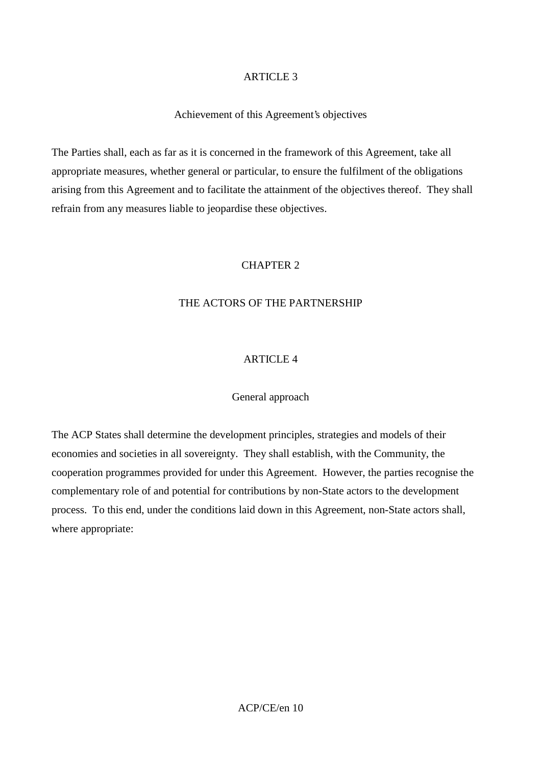## ARTICLE 3

### Achievement of this Agreement's objectives

The Parties shall, each as far as it is concerned in the framework of this Agreement, take all appropriate measures, whether general or particular, to ensure the fulfilment of the obligations arising from this Agreement and to facilitate the attainment of the objectives thereof. They shall refrain from any measures liable to jeopardise these objectives.

# CHAPTER 2

# THE ACTORS OF THE PARTNERSHIP

## ARTICLE 4

### General approach

The ACP States shall determine the development principles, strategies and models of their economies and societies in all sovereignty. They shall establish, with the Community, the cooperation programmes provided for under this Agreement. However, the parties recognise the complementary role of and potential for contributions by non-State actors to the development process. To this end, under the conditions laid down in this Agreement, non-State actors shall, where appropriate: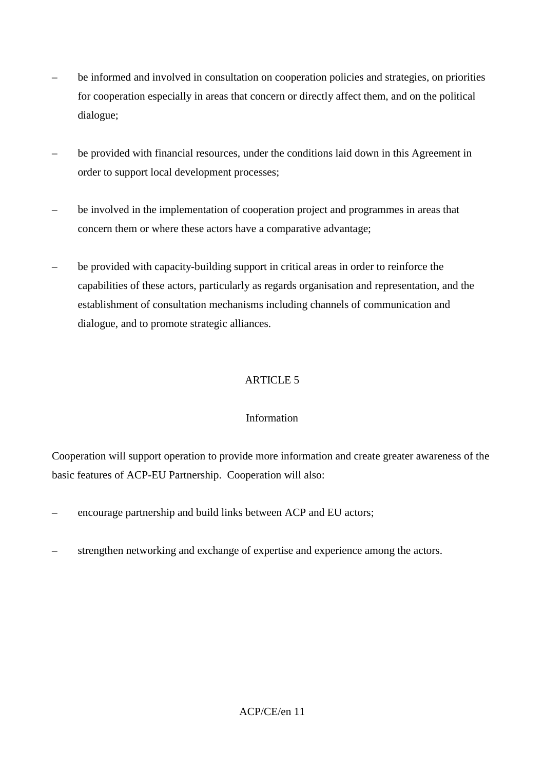– be informed and involved in consultation on cooperation policies and strategies, on priorities for cooperation especially in areas that concern or directly affect them, and on the political dialogue;

– be provided with financial resources, under the conditions laid down in this Agreement in order to support local development processes;

– be involved in the implementation of cooperation project and programmes in areas that concern them or where these actors have a comparative advantage;

– be provided with capacity-building support in critical areas in order to reinforce the capabilities of these actors, particularly as regards organisation and representation, and the establishment of consultation mechanisms including channels of communication and dialogue, and to promote strategic alliances.

## ARTICLE 5

### Information

Cooperation will support operation to provide more information and create greater awareness of the basic features of ACP-EU Partnership. Cooperation will also:

– encourage partnership and build links between ACP and EU actors;

– strengthen networking and exchange of expertise and experience among the actors.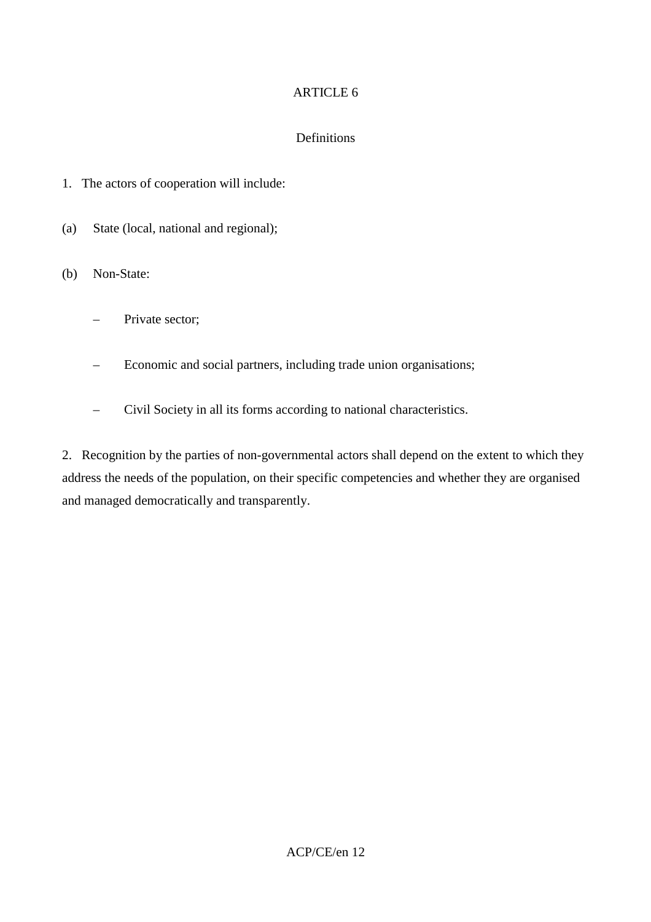## ARTICLE 6

### Definitions

1. The actors of cooperation will include:

(a) State (local, national and regional);

(b) Non-State:

- Private sector;
- Economic and social partners, including trade union organisations;
- Civil Society in all its forms according to national characteristics.

2. Recognition by the parties of non-governmental actors shall depend on the extent to which they address the needs of the population, on their specific competencies and whether they are organised and managed democratically and transparently.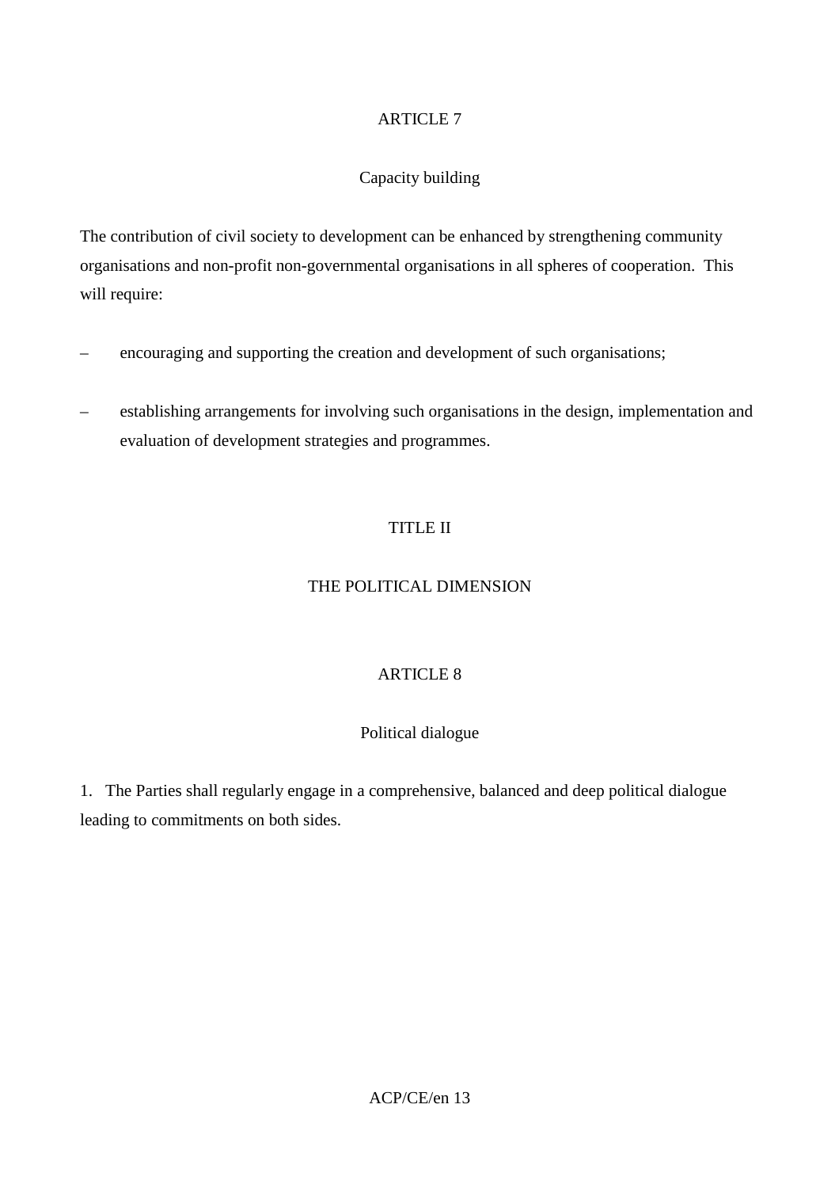## ARTICLE 7

### Capacity building

The contribution of civil society to development can be enhanced by strengthening community organisations and non-profit non-governmental organisations in all spheres of cooperation. This will require:

– encouraging and supporting the creation and development of such organisations;

– establishing arrangements for involving such organisations in the design, implementation and evaluation of development strategies and programmes.

# TITLE II

# THE POLITICAL DIMENSION

## ARTICLE 8

### Political dialogue

1. The Parties shall regularly engage in a comprehensive, balanced and deep political dialogue leading to commitments on both sides.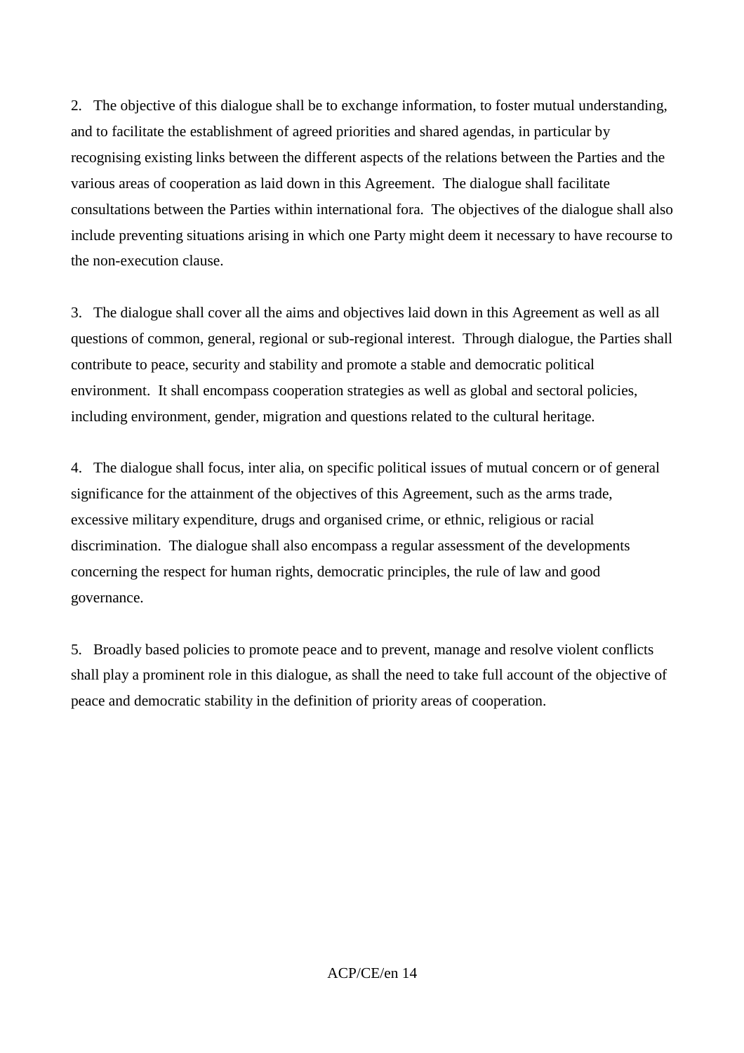2. The objective of this dialogue shall be to exchange information, to foster mutual understanding, and to facilitate the establishment of agreed priorities and shared agendas, in particular by recognising existing links between the different aspects of the relations between the Parties and the various areas of cooperation as laid down in this Agreement. The dialogue shall facilitate consultations between the Parties within international fora. The objectives of the dialogue shall also include preventing situations arising in which one Party might deem it necessary to have recourse to the non-execution clause.

3. The dialogue shall cover all the aims and objectives laid down in this Agreement as well as all questions of common, general, regional or sub-regional interest. Through dialogue, the Parties shall contribute to peace, security and stability and promote a stable and democratic political environment. It shall encompass cooperation strategies as well as global and sectoral policies, including environment, gender, migration and questions related to the cultural heritage.

4. The dialogue shall focus, inter alia, on specific political issues of mutual concern or of general significance for the attainment of the objectives of this Agreement, such as the arms trade, excessive military expenditure, drugs and organised crime, or ethnic, religious or racial discrimination. The dialogue shall also encompass a regular assessment of the developments concerning the respect for human rights, democratic principles, the rule of law and good governance.

5. Broadly based policies to promote peace and to prevent, manage and resolve violent conflicts shall play a prominent role in this dialogue, as shall the need to take full account of the objective of peace and democratic stability in the definition of priority areas of cooperation.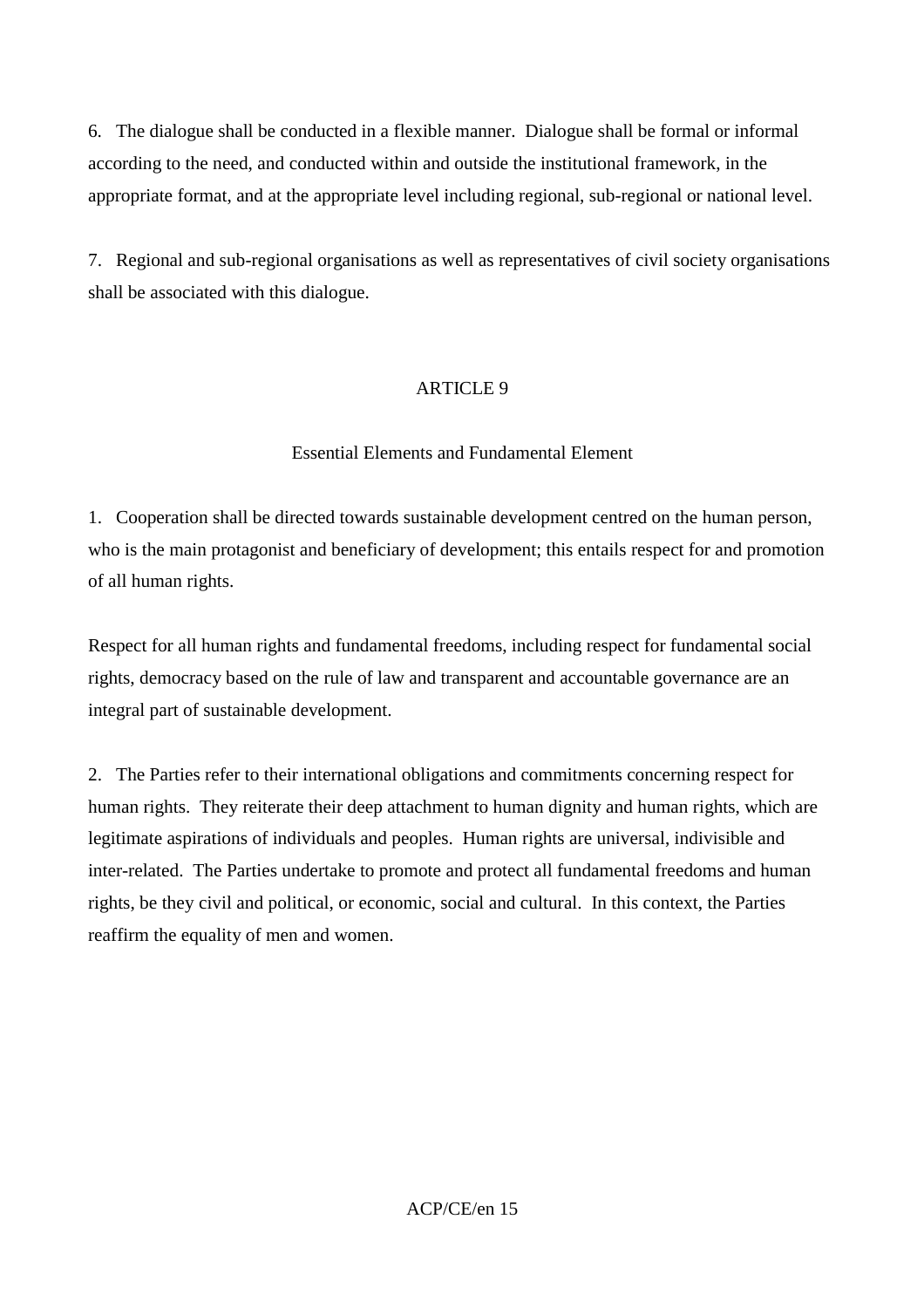6. The dialogue shall be conducted in a flexible manner. Dialogue shall be formal or informal according to the need, and conducted within and outside the institutional framework, in the appropriate format, and at the appropriate level including regional, sub-regional or national level.

7. Regional and sub-regional organisations as well as representatives of civil society organisations shall be associated with this dialogue.

## ARTICLE 9

### Essential Elements and Fundamental Element

1. Cooperation shall be directed towards sustainable development centred on the human person, who is the main protagonist and beneficiary of development; this entails respect for and promotion of all human rights.

Respect for all human rights and fundamental freedoms, including respect for fundamental social rights, democracy based on the rule of law and transparent and accountable governance are an integral part of sustainable development.

2. The Parties refer to their international obligations and commitments concerning respect for human rights. They reiterate their deep attachment to human dignity and human rights, which are legitimate aspirations of individuals and peoples. Human rights are universal, indivisible and inter-related. The Parties undertake to promote and protect all fundamental freedoms and human rights, be they civil and political, or economic, social and cultural. In this context, the Parties reaffirm the equality of men and women.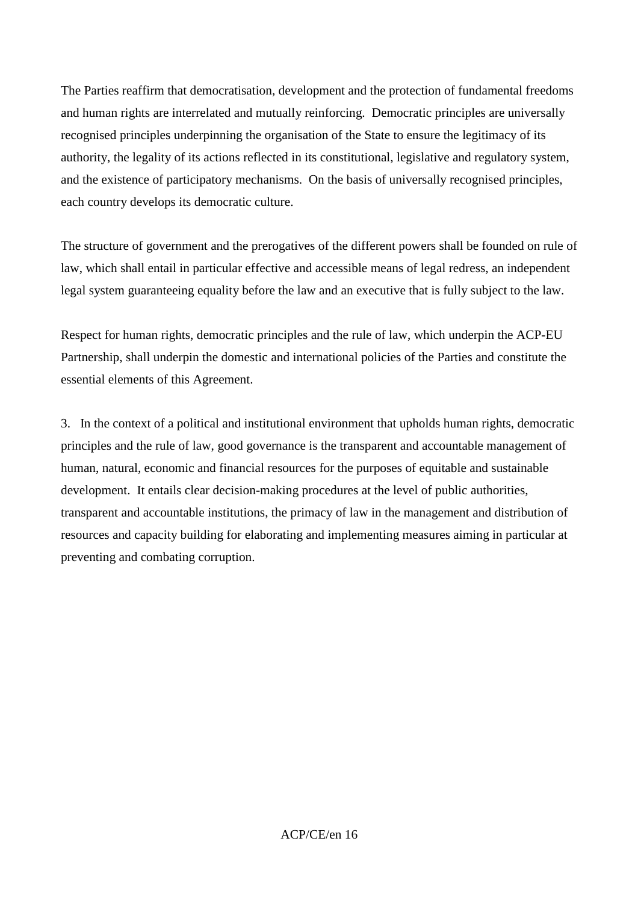The Parties reaffirm that democratisation, development and the protection of fundamental freedoms and human rights are interrelated and mutually reinforcing. Democratic principles are universally recognised principles underpinning the organisation of the State to ensure the legitimacy of its authority, the legality of its actions reflected in its constitutional, legislative and regulatory system, and the existence of participatory mechanisms. On the basis of universally recognised principles, each country develops its democratic culture.

The structure of government and the prerogatives of the different powers shall be founded on rule of law, which shall entail in particular effective and accessible means of legal redress, an independent legal system guaranteeing equality before the law and an executive that is fully subject to the law.

Respect for human rights, democratic principles and the rule of law, which underpin the ACP-EU Partnership, shall underpin the domestic and international policies of the Parties and constitute the essential elements of this Agreement.

3. In the context of a political and institutional environment that upholds human rights, democratic principles and the rule of law, good governance is the transparent and accountable management of human, natural, economic and financial resources for the purposes of equitable and sustainable development. It entails clear decision-making procedures at the level of public authorities, transparent and accountable institutions, the primacy of law in the management and distribution of resources and capacity building for elaborating and implementing measures aiming in particular at preventing and combating corruption.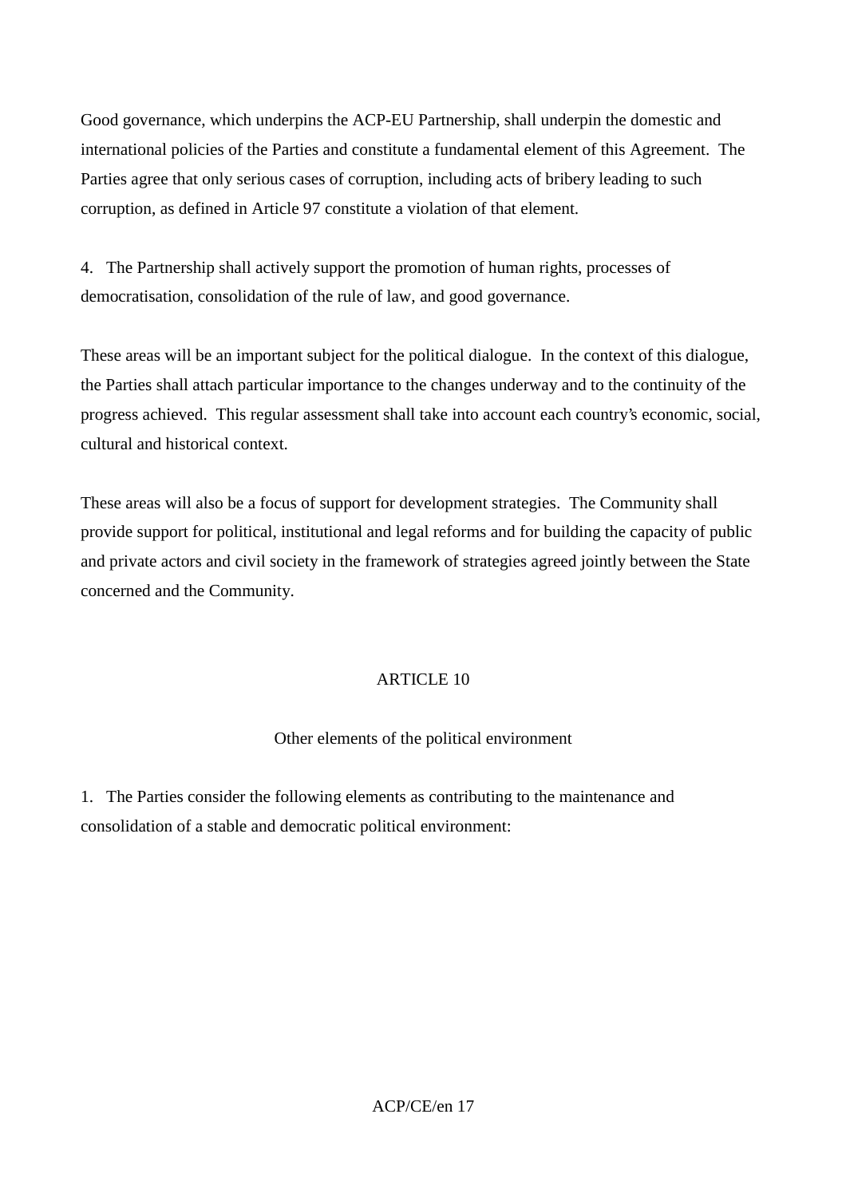Good governance, which underpins the ACP-EU Partnership, shall underpin the domestic and international policies of the Parties and constitute a fundamental element of this Agreement. The Parties agree that only serious cases of corruption, including acts of bribery leading to such corruption, as defined in Article 97 constitute a violation of that element.

4. The Partnership shall actively support the promotion of human rights, processes of democratisation, consolidation of the rule of law, and good governance.

These areas will be an important subject for the political dialogue. In the context of this dialogue, the Parties shall attach particular importance to the changes underway and to the continuity of the progress achieved. This regular assessment shall take into account each country's economic, social, cultural and historical context.

These areas will also be a focus of support for development strategies. The Community shall provide support for political, institutional and legal reforms and for building the capacity of public and private actors and civil society in the framework of strategies agreed jointly between the State concerned and the Community.

## ARTICLE 10

### Other elements of the political environment

1. The Parties consider the following elements as contributing to the maintenance and consolidation of a stable and democratic political environment: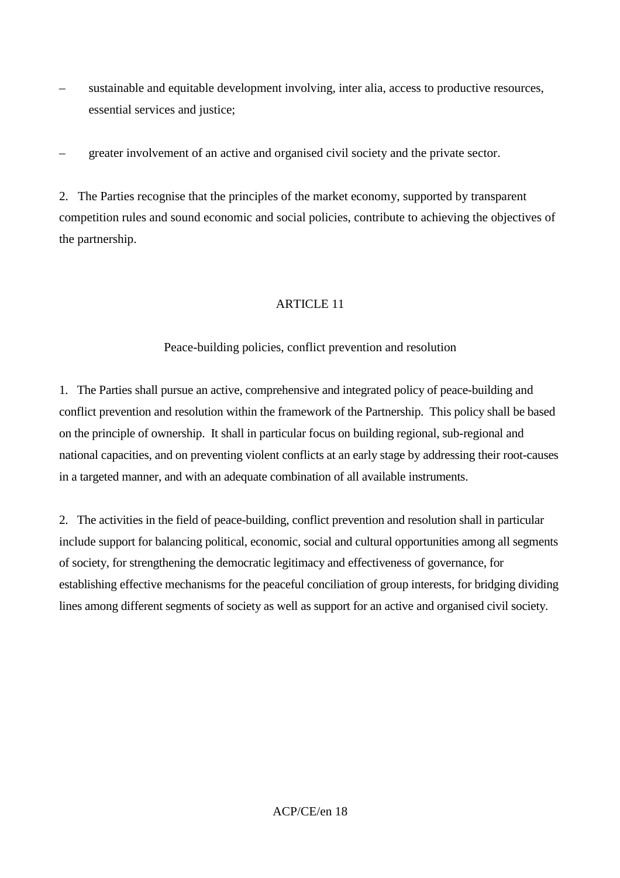– sustainable and equitable development involving, inter alia, access to productive resources, essential services and justice;

– greater involvement of an active and organised civil society and the private sector.

2. The Parties recognise that the principles of the market economy, supported by transparent competition rules and sound economic and social policies, contribute to achieving the objectives of the partnership.

## ARTICLE 11

### Peace-building policies, conflict prevention and resolution

1. The Parties shall pursue an active, comprehensive and integrated policy of peace-building and conflict prevention and resolution within the framework of the Partnership. This policy shall be based on the principle of ownership. It shall in particular focus on building regional, sub-regional and national capacities, and on preventing violent conflicts at an early stage by addressing their root-causes in a targeted manner, and with an adequate combination of all available instruments.

2. The activities in the field of peace-building, conflict prevention and resolution shall in particular include support for balancing political, economic, social and cultural opportunities among all segments of society, for strengthening the democratic legitimacy and effectiveness of governance, for establishing effective mechanisms for the peaceful conciliation of group interests, for bridging dividing lines among different segments of society as well as support for an active and organised civil society.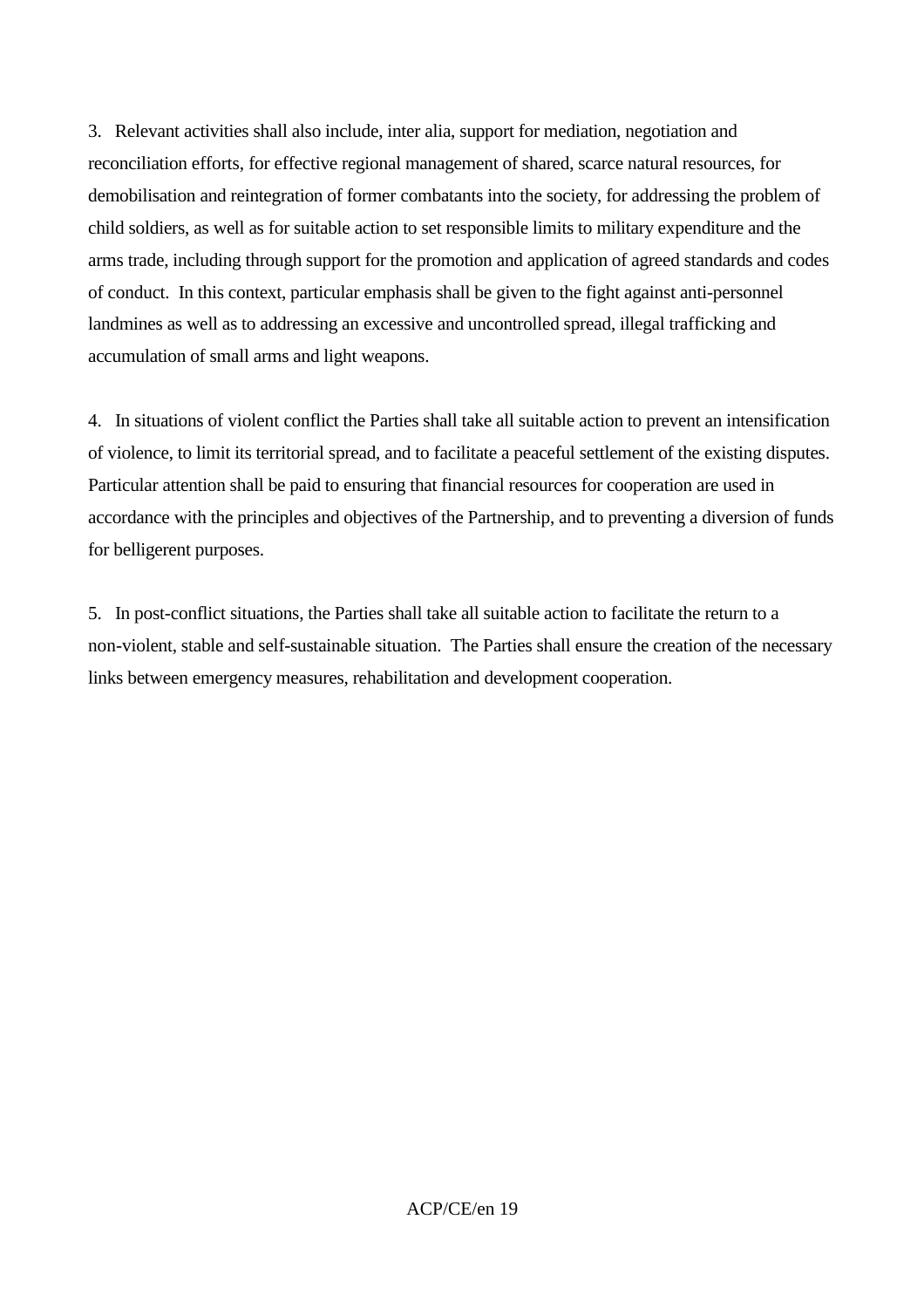3. Relevant activities shall also include, inter alia, support for mediation, negotiation and reconciliation efforts, for effective regional management of shared, scarce natural resources, for demobilisation and reintegration of former combatants into the society, for addressing the problem of child soldiers, as well as for suitable action to set responsible limits to military expenditure and the arms trade, including through support for the promotion and application of agreed standards and codes of conduct. In this context, particular emphasis shall be given to the fight against anti-personnel landmines as well as to addressing an excessive and uncontrolled spread, illegal trafficking and accumulation of small arms and light weapons.

4. In situations of violent conflict the Parties shall take all suitable action to prevent an intensification of violence, to limit its territorial spread, and to facilitate a peaceful settlement of the existing disputes. Particular attention shall be paid to ensuring that financial resources for cooperation are used in accordance with the principles and objectives of the Partnership, and to preventing a diversion of funds for belligerent purposes.

5. In post-conflict situations, the Parties shall take all suitable action to facilitate the return to a non-violent, stable and self-sustainable situation. The Parties shall ensure the creation of the necessary links between emergency measures, rehabilitation and development cooperation.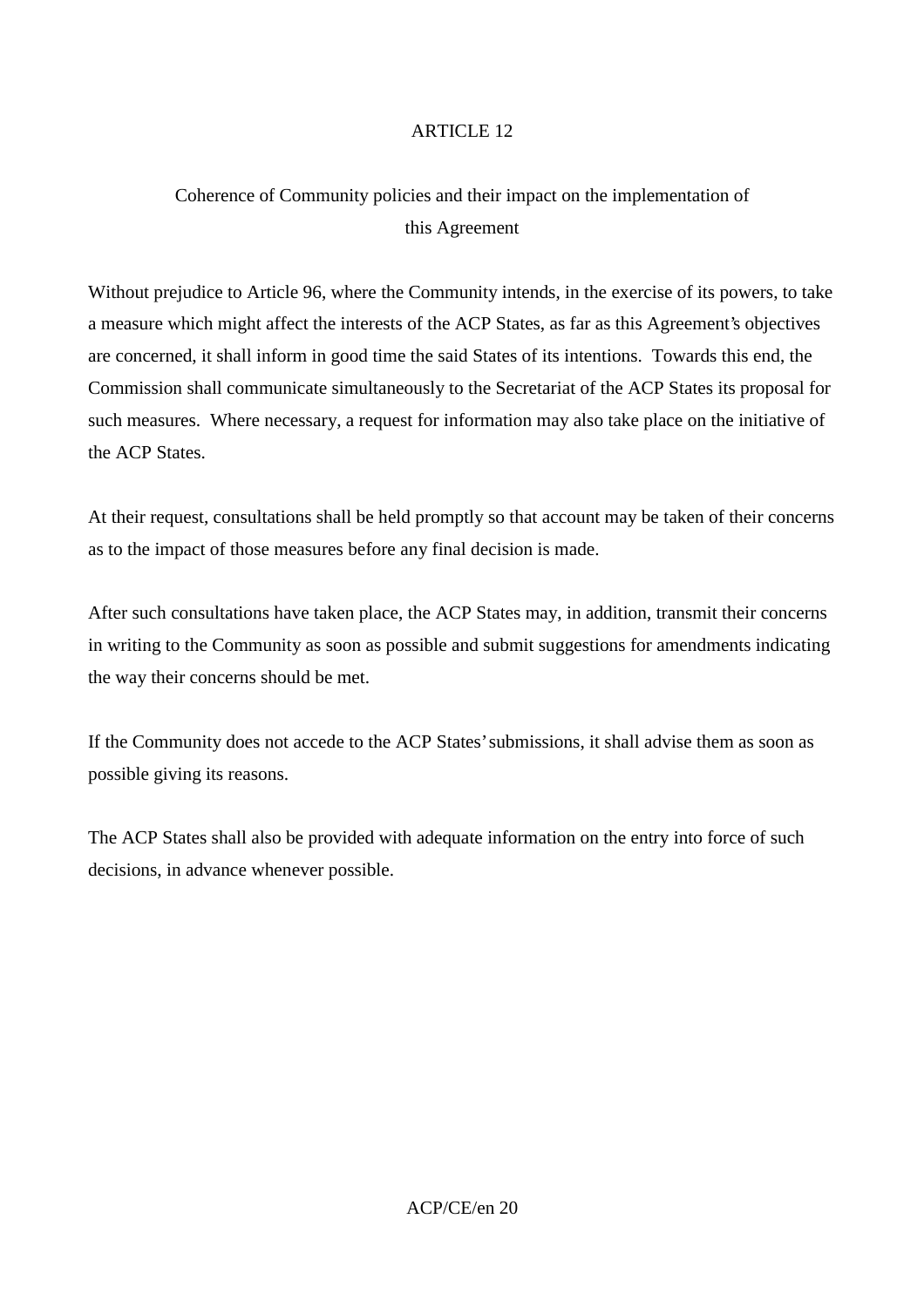## ARTICLE 12

### Coherence of Community policies and their impact on the implementation of this Agreement

Without prejudice to Article 96, where the Community intends, in the exercise of its powers, to take a measure which might affect the interests of the ACP States, as far as this Agreement's objectives are concerned, it shall inform in good time the said States of its intentions. Towards this end, the Commission shall communicate simultaneously to the Secretariat of the ACP States its proposal for such measures. Where necessary, a request for information may also take place on the initiative of the ACP States.

At their request, consultations shall be held promptly so that account may be taken of their concerns as to the impact of those measures before any final decision is made.

After such consultations have taken place, the ACP States may, in addition, transmit their concerns in writing to the Community as soon as possible and submit suggestions for amendments indicating the way their concerns should be met.

If the Community does not accede to the ACP States' submissions, it shall advise them as soon as possible giving its reasons.

The ACP States shall also be provided with adequate information on the entry into force of such decisions, in advance whenever possible.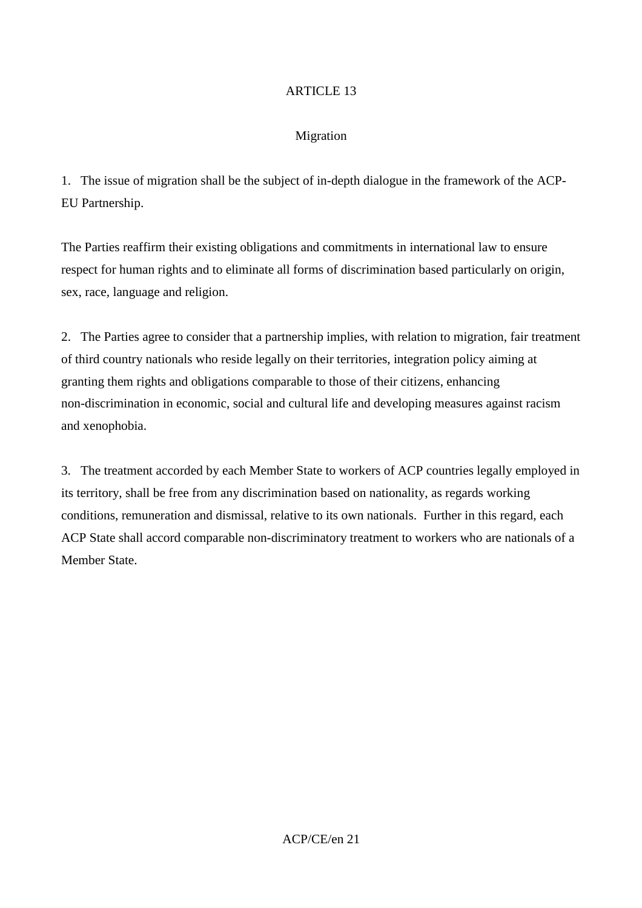## ARTICLE 13

### Migration

1. The issue of migration shall be the subject of in-depth dialogue in the framework of the ACP-EU Partnership.

The Parties reaffirm their existing obligations and commitments in international law to ensure respect for human rights and to eliminate all forms of discrimination based particularly on origin, sex, race, language and religion.

2. The Parties agree to consider that a partnership implies, with relation to migration, fair treatment of third country nationals who reside legally on their territories, integration policy aiming at granting them rights and obligations comparable to those of their citizens, enhancing non-discrimination in economic, social and cultural life and developing measures against racism and xenophobia.

3. The treatment accorded by each Member State to workers of ACP countries legally employed in its territory, shall be free from any discrimination based on nationality, as regards working conditions, remuneration and dismissal, relative to its own nationals. Further in this regard, each ACP State shall accord comparable non-discriminatory treatment to workers who are nationals of a Member State.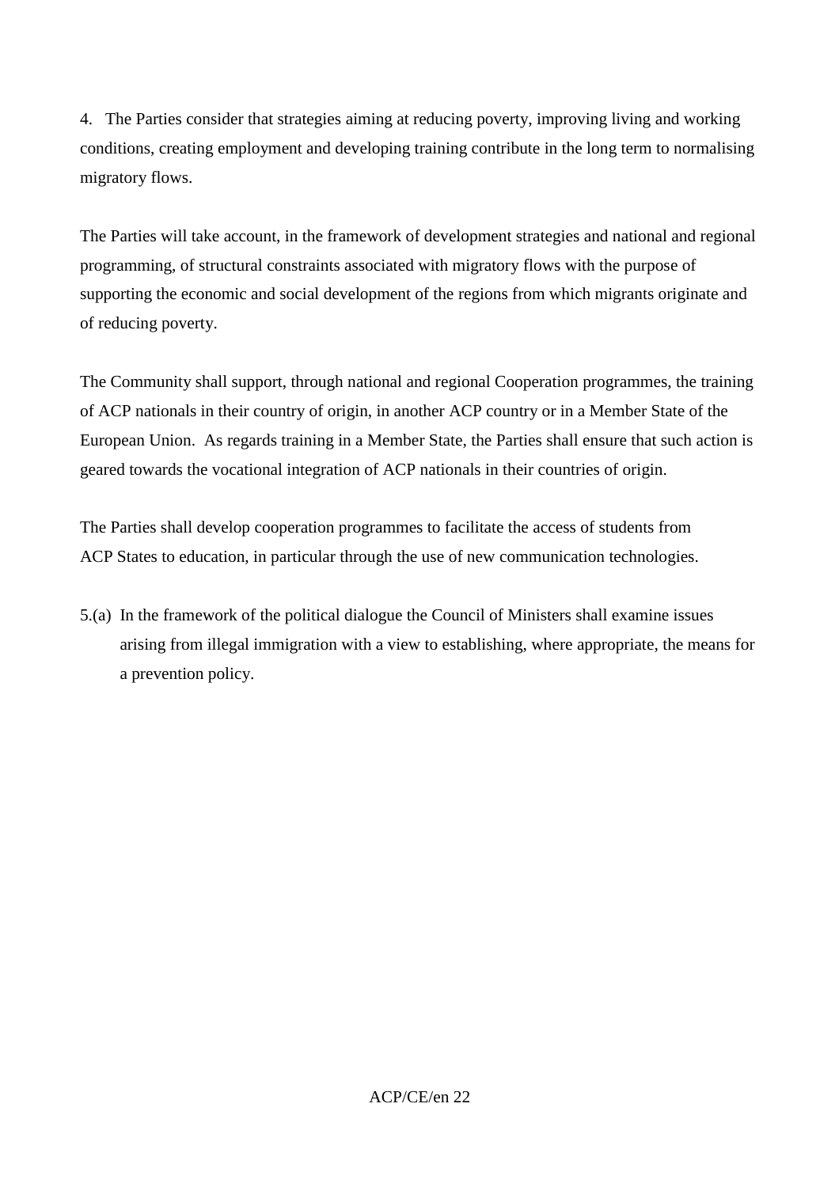4. The Parties consider that strategies aiming at reducing poverty, improving living and working conditions, creating employment and developing training contribute in the long term to normalising migratory flows.

The Parties will take account, in the framework of development strategies and national and regional programming, of structural constraints associated with migratory flows with the purpose of supporting the economic and social development of the regions from which migrants originate and of reducing poverty.

The Community shall support, through national and regional Cooperation programmes, the training of ACP nationals in their country of origin, in another ACP country or in a Member State of the European Union. As regards training in a Member State, the Parties shall ensure that such action is geared towards the vocational integration of ACP nationals in their countries of origin.

The Parties shall develop cooperation programmes to facilitate the access of students from ACP States to education, in particular through the use of new communication technologies.

5.(a) In the framework of the political dialogue the Council of Ministers shall examine issues arising from illegal immigration with a view to establishing, where appropriate, the means for a prevention policy.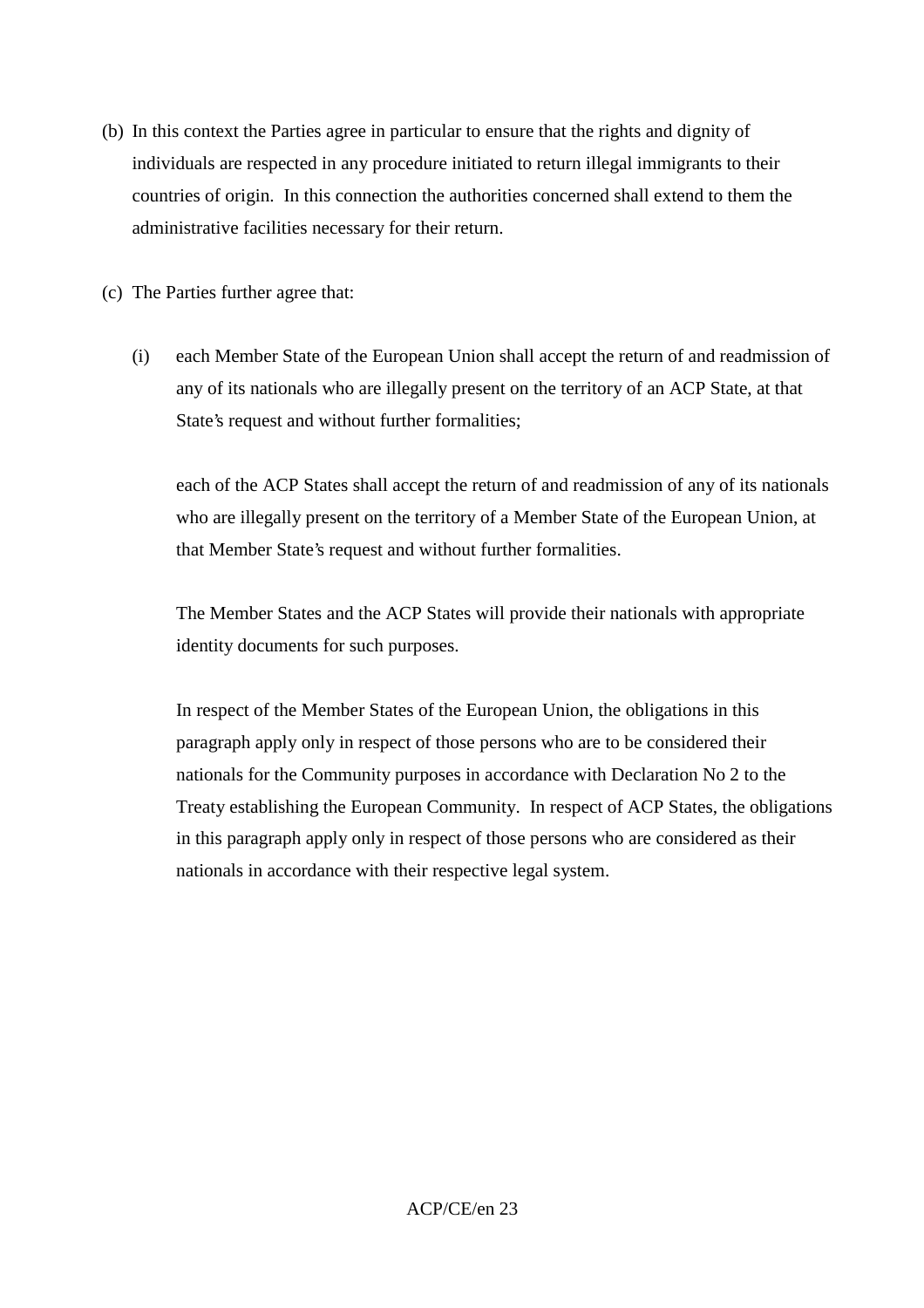(b) In this context the Parties agree in particular to ensure that the rights and dignity of individuals are respected in any procedure initiated to return illegal immigrants to their countries of origin. In this connection the authorities concerned shall extend to them the administrative facilities necessary for their return.

(c) The Parties further agree that:

(i) each Member State of the European Union shall accept the return of and readmission of any of its nationals who are illegally present on the territory of an ACP State, at that State's request and without further formalities;

each of the ACP States shall accept the return of and readmission of any of its nationals who are illegally present on the territory of a Member State of the European Union, at that Member State's request and without further formalities.

The Member States and the ACP States will provide their nationals with appropriate identity documents for such purposes.

In respect of the Member States of the European Union, the obligations in this paragraph apply only in respect of those persons who are to be considered their nationals for the Community purposes in accordance with Declaration No 2 to the Treaty establishing the European Community. In respect of ACP States, the obligations in this paragraph apply only in respect of those persons who are considered as their nationals in accordance with their respective legal system.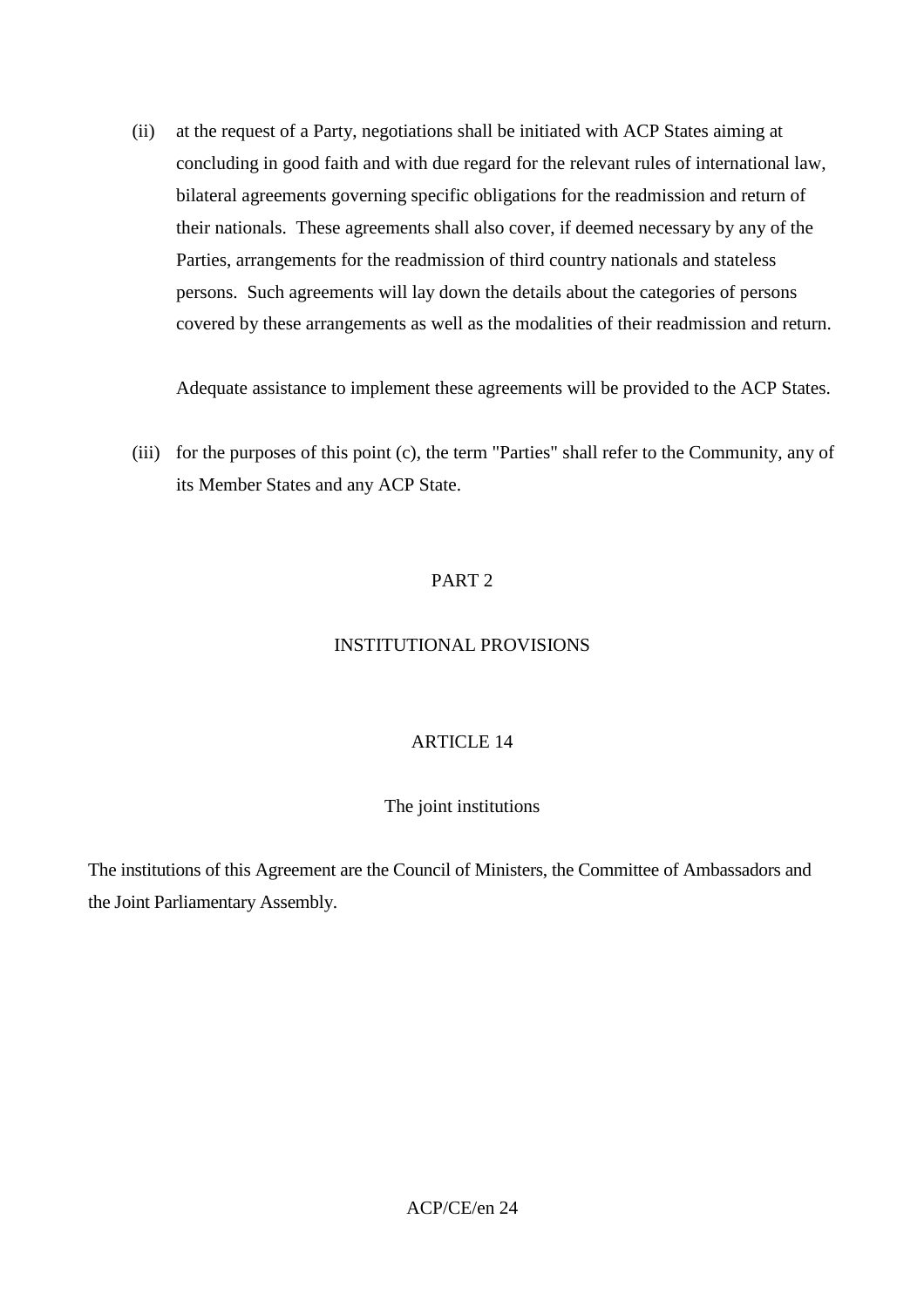(ii) at the request of a Party, negotiations shall be initiated with ACP States aiming at concluding in good faith and with due regard for the relevant rules of international law, bilateral agreements governing specific obligations for the readmission and return of their nationals. These agreements shall also cover, if deemed necessary by any of the Parties, arrangements for the readmission of third country nationals and stateless persons. Such agreements will lay down the details about the categories of persons covered by these arrangements as well as the modalities of their readmission and return.

Adequate assistance to implement these agreements will be provided to the ACP States.

(iii) for the purposes of this point (c), the term "Parties" shall refer to the Community, any of its Member States and any ACP State.

# PART 2

# INSTITUTIONAL PROVISIONS

## ARTICLE 14

### The joint institutions

The institutions of this Agreement are the Council of Ministers, the Committee of Ambassadors and the Joint Parliamentary Assembly.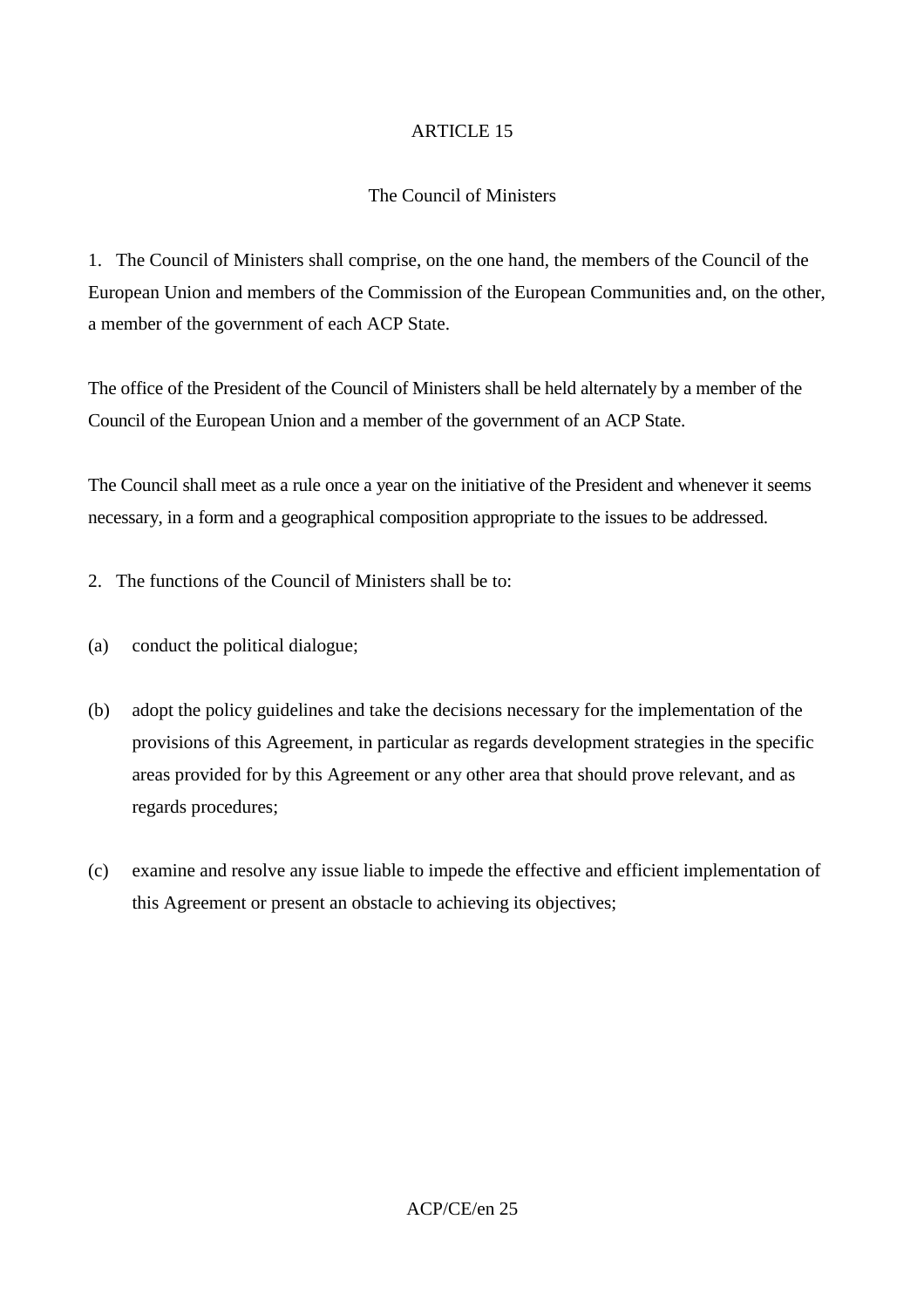## ARTICLE 15

### The Council of Ministers

1. The Council of Ministers shall comprise, on the one hand, the members of the Council of the European Union and members of the Commission of the European Communities and, on the other, a member of the government of each ACP State.

The office of the President of the Council of Ministers shall be held alternately by a member of the Council of the European Union and a member of the government of an ACP State.

The Council shall meet as a rule once a year on the initiative of the President and whenever it seems necessary, in a form and a geographical composition appropriate to the issues to be addressed.

2. The functions of the Council of Ministers shall be to:

(a) conduct the political dialogue;

(b) adopt the policy guidelines and take the decisions necessary for the implementation of the provisions of this Agreement, in particular as regards development strategies in the specific areas provided for by this Agreement or any other area that should prove relevant, and as regards procedures;

(c) examine and resolve any issue liable to impede the effective and efficient implementation of this Agreement or present an obstacle to achieving its objectives;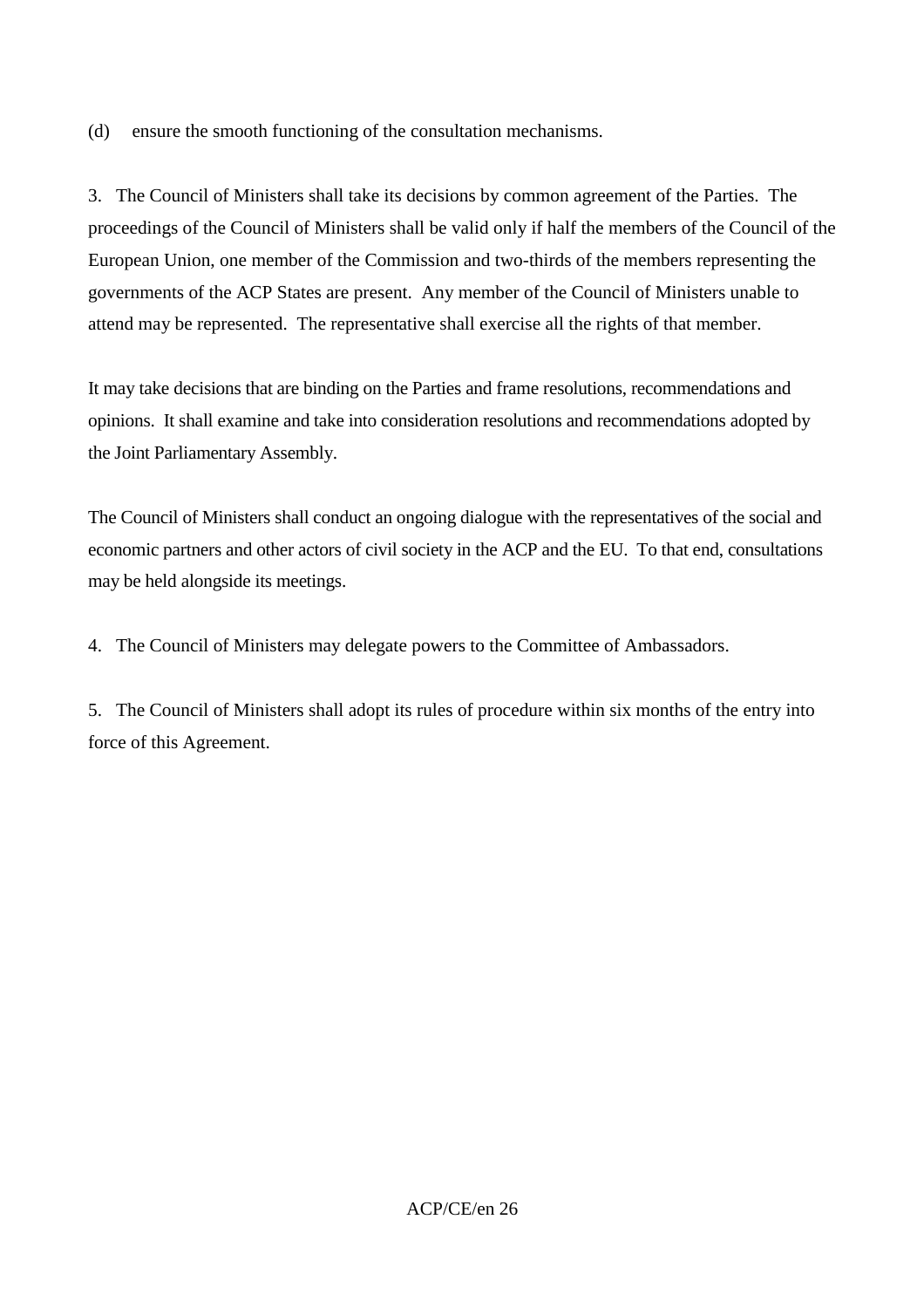(d) ensure the smooth functioning of the consultation mechanisms.

3. The Council of Ministers shall take its decisions by common agreement of the Parties. The proceedings of the Council of Ministers shall be valid only if half the members of the Council of the European Union, one member of the Commission and two-thirds of the members representing the governments of the ACP States are present. Any member of the Council of Ministers unable to attend may be represented. The representative shall exercise all the rights of that member.

It may take decisions that are binding on the Parties and frame resolutions, recommendations and opinions. It shall examine and take into consideration resolutions and recommendations adopted by the Joint Parliamentary Assembly.

The Council of Ministers shall conduct an ongoing dialogue with the representatives of the social and economic partners and other actors of civil society in the ACP and the EU. To that end, consultations may be held alongside its meetings.

4. The Council of Ministers may delegate powers to the Committee of Ambassadors.

5. The Council of Ministers shall adopt its rules of procedure within six months of the entry into force of this Agreement.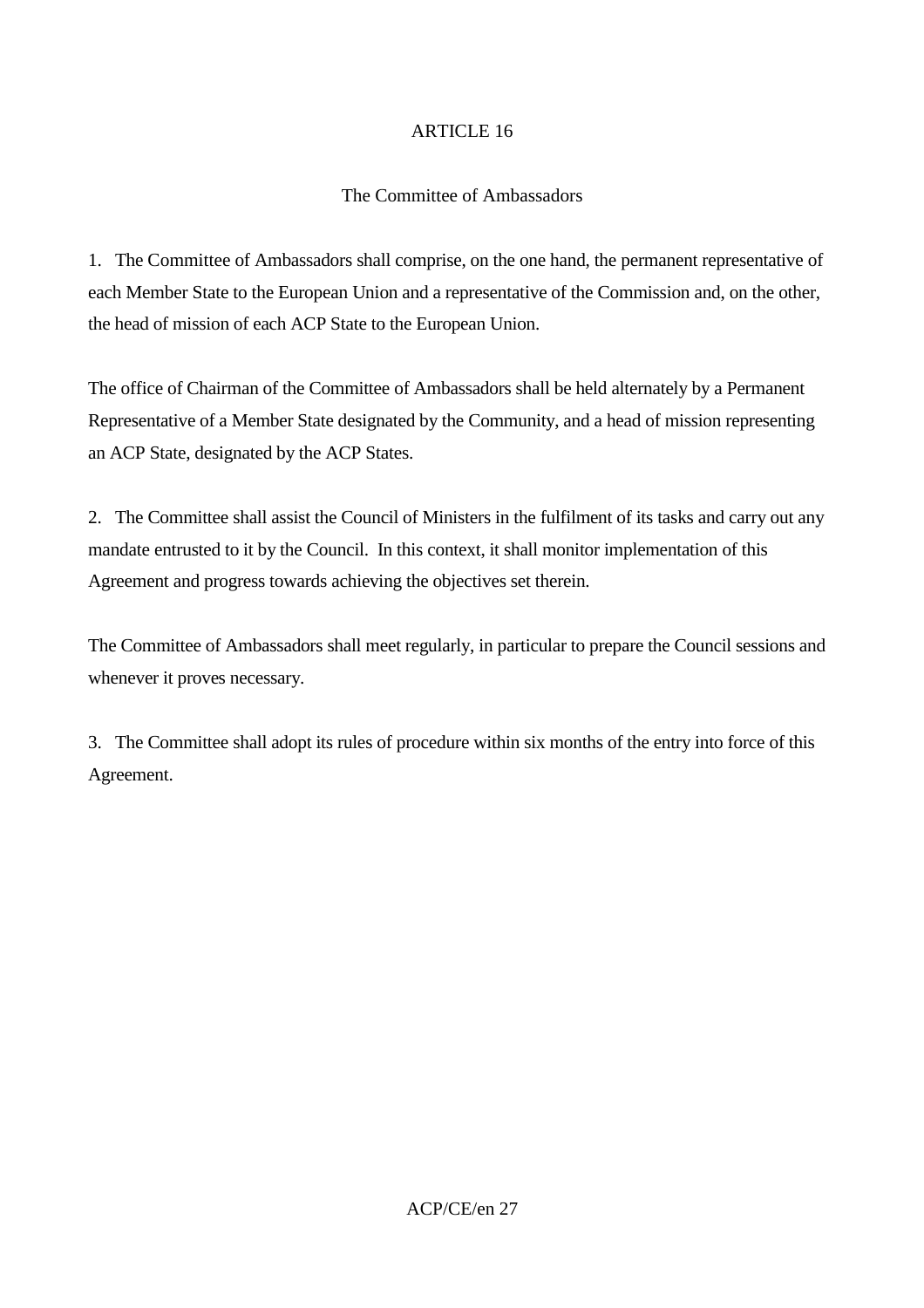## ARTICLE 16

### The Committee of Ambassadors

1. The Committee of Ambassadors shall comprise, on the one hand, the permanent representative of each Member State to the European Union and a representative of the Commission and, on the other, the head of mission of each ACP State to the European Union.

The office of Chairman of the Committee of Ambassadors shall be held alternately by a Permanent Representative of a Member State designated by the Community, and a head of mission representing an ACP State, designated by the ACP States.

2. The Committee shall assist the Council of Ministers in the fulfilment of its tasks and carry out any mandate entrusted to it by the Council. In this context, it shall monitor implementation of this Agreement and progress towards achieving the objectives set therein.

The Committee of Ambassadors shall meet regularly, in particular to prepare the Council sessions and whenever it proves necessary.

3. The Committee shall adopt its rules of procedure within six months of the entry into force of this Agreement.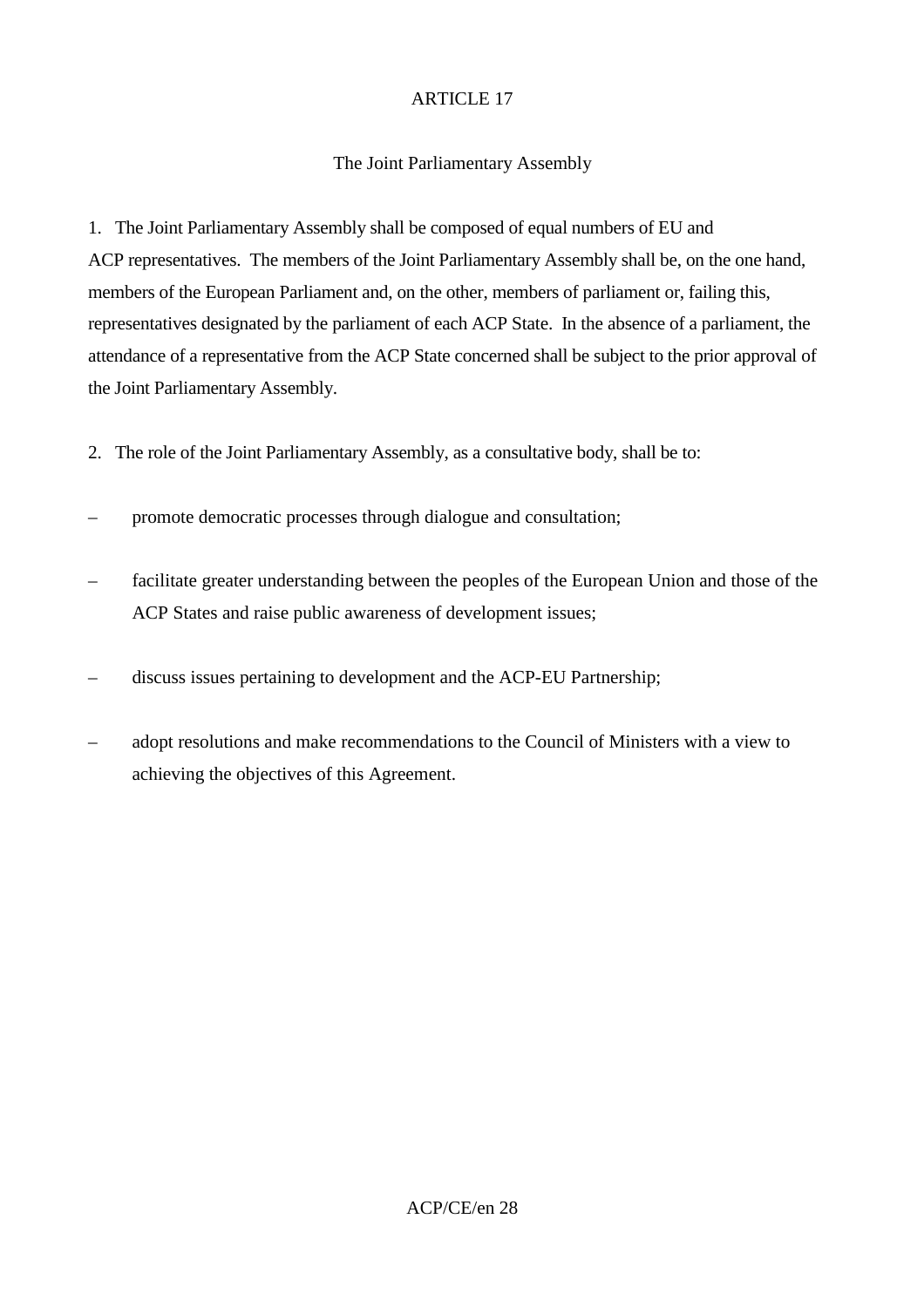## ARTICLE 17

### The Joint Parliamentary Assembly

1. The Joint Parliamentary Assembly shall be composed of equal numbers of EU and ACP representatives. The members of the Joint Parliamentary Assembly shall be, on the one hand, members of the European Parliament and, on the other, members of parliament or, failing this, representatives designated by the parliament of each ACP State. In the absence of a parliament, the attendance of a representative from the ACP State concerned shall be subject to the prior approval of the Joint Parliamentary Assembly.

2. The role of the Joint Parliamentary Assembly, as a consultative body, shall be to:

– promote democratic processes through dialogue and consultation;

– facilitate greater understanding between the peoples of the European Union and those of the ACP States and raise public awareness of development issues;

– discuss issues pertaining to development and the ACP-EU Partnership;

– adopt resolutions and make recommendations to the Council of Ministers with a view to achieving the objectives of this Agreement.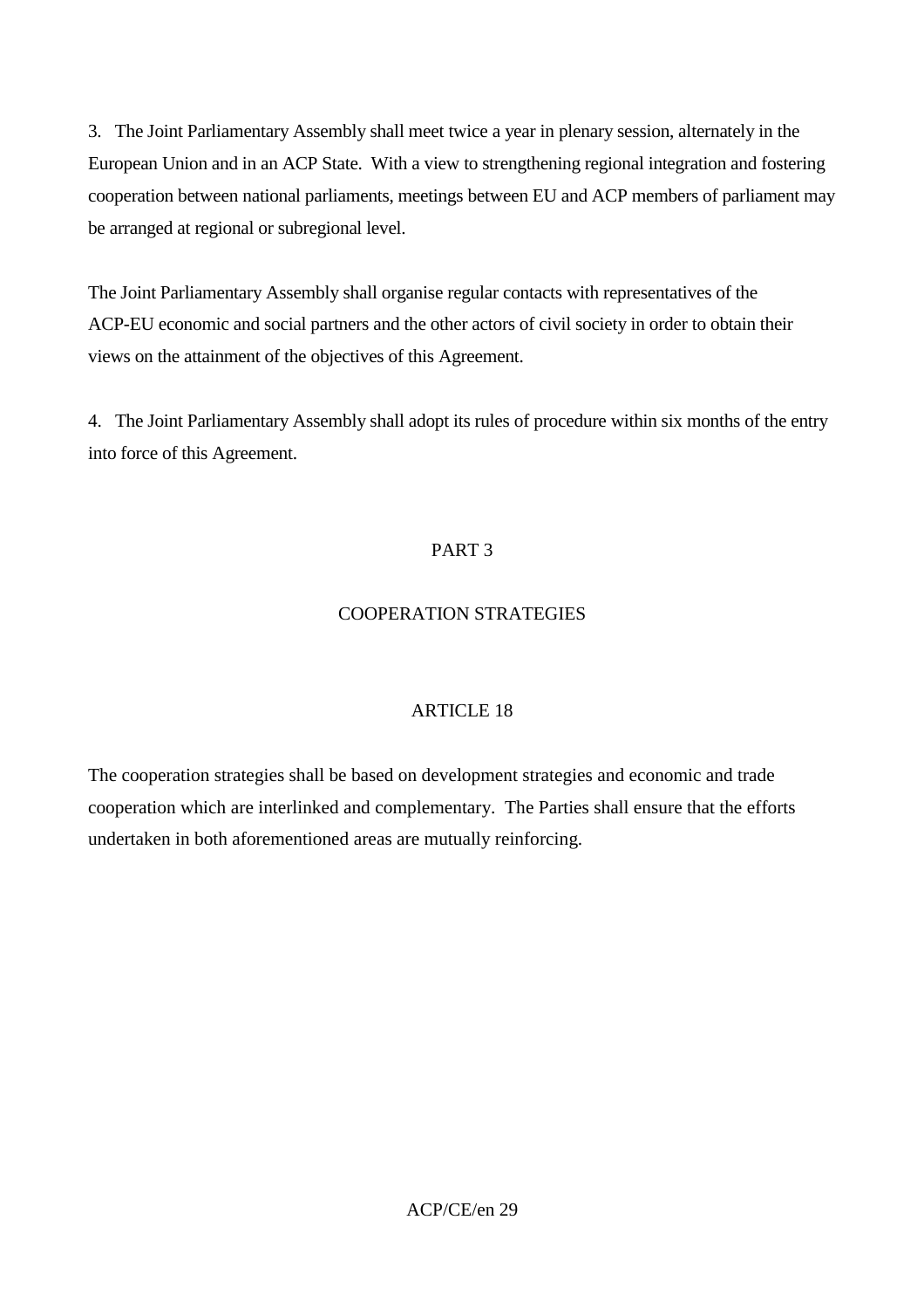3. The Joint Parliamentary Assembly shall meet twice a year in plenary session, alternately in the European Union and in an ACP State. With a view to strengthening regional integration and fostering cooperation between national parliaments, meetings between EU and ACP members of parliament may be arranged at regional or subregional level.

The Joint Parliamentary Assembly shall organise regular contacts with representatives of the ACP-EU economic and social partners and the other actors of civil society in order to obtain their views on the attainment of the objectives of this Agreement.

4. The Joint Parliamentary Assembly shall adopt its rules of procedure within six months of the entry into force of this Agreement.

# PART 3

# COOPERATION STRATEGIES

## ARTICLE 18

The cooperation strategies shall be based on development strategies and economic and trade cooperation which are interlinked and complementary. The Parties shall ensure that the efforts undertaken in both aforementioned areas are mutually reinforcing.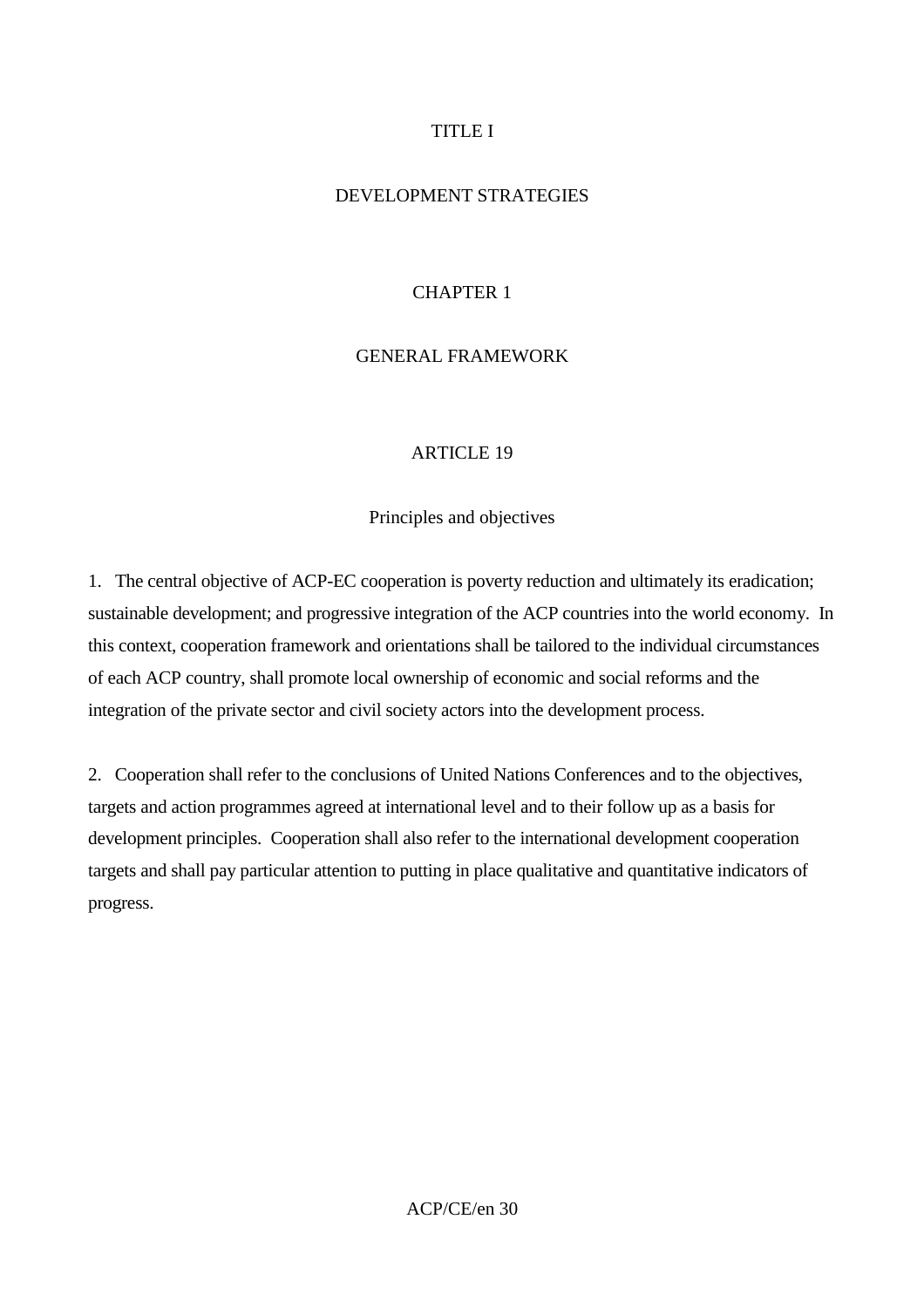# TITLE I

# DEVELOPMENT STRATEGIES

## CHAPTER 1

## GENERAL FRAMEWORK

### ARTICLE 19

### Principles and objectives

1. The central objective of ACP-EC cooperation is poverty reduction and ultimately its eradication; sustainable development; and progressive integration of the ACP countries into the world economy. In this context, cooperation framework and orientations shall be tailored to the individual circumstances of each ACP country, shall promote local ownership of economic and social reforms and the integration of the private sector and civil society actors into the development process.

2. Cooperation shall refer to the conclusions of United Nations Conferences and to the objectives, targets and action programmes agreed at international level and to their follow up as a basis for development principles. Cooperation shall also refer to the international development cooperation targets and shall pay particular attention to putting in place qualitative and quantitative indicators of progress.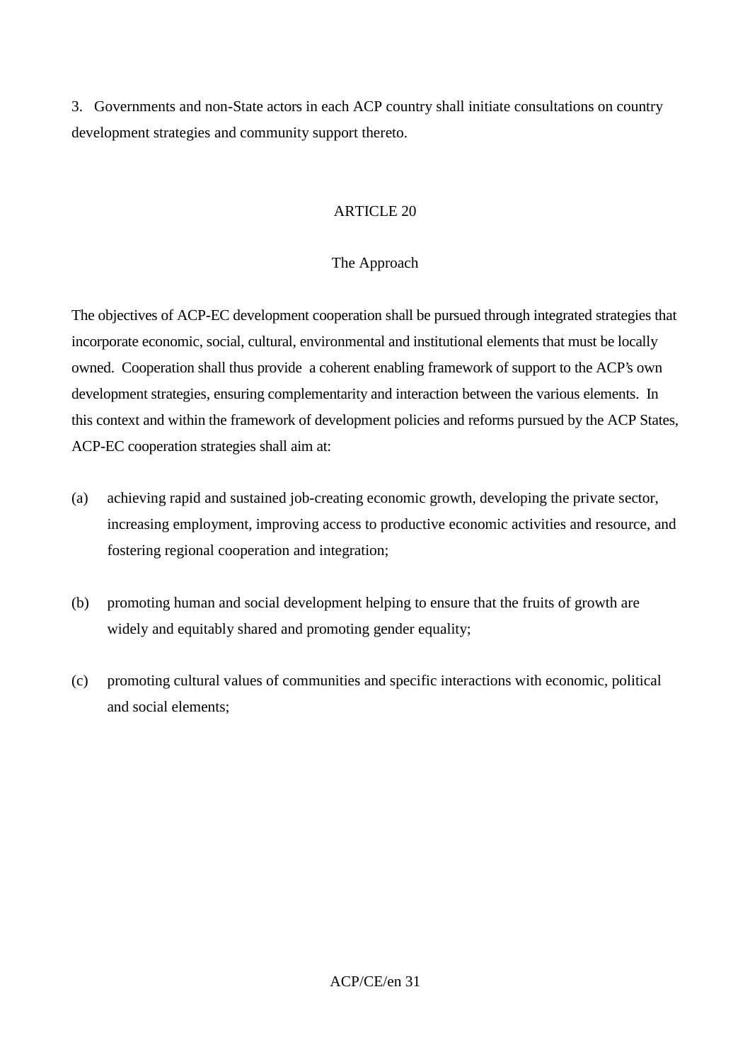3. Governments and non-State actors in each ACP country shall initiate consultations on country development strategies and community support thereto.

## ARTICLE 20

### The Approach

The objectives of ACP-EC development cooperation shall be pursued through integrated strategies that incorporate economic, social, cultural, environmental and institutional elements that must be locally owned. Cooperation shall thus provide a coherent enabling framework of support to the ACP's own development strategies, ensuring complementarity and interaction between the various elements. In this context and within the framework of development policies and reforms pursued by the ACP States, ACP-EC cooperation strategies shall aim at:

(a) achieving rapid and sustained job-creating economic growth, developing the private sector, increasing employment, improving access to productive economic activities and resource, and fostering regional cooperation and integration;

(b) promoting human and social development helping to ensure that the fruits of growth are widely and equitably shared and promoting gender equality;

(c) promoting cultural values of communities and specific interactions with economic, political and social elements;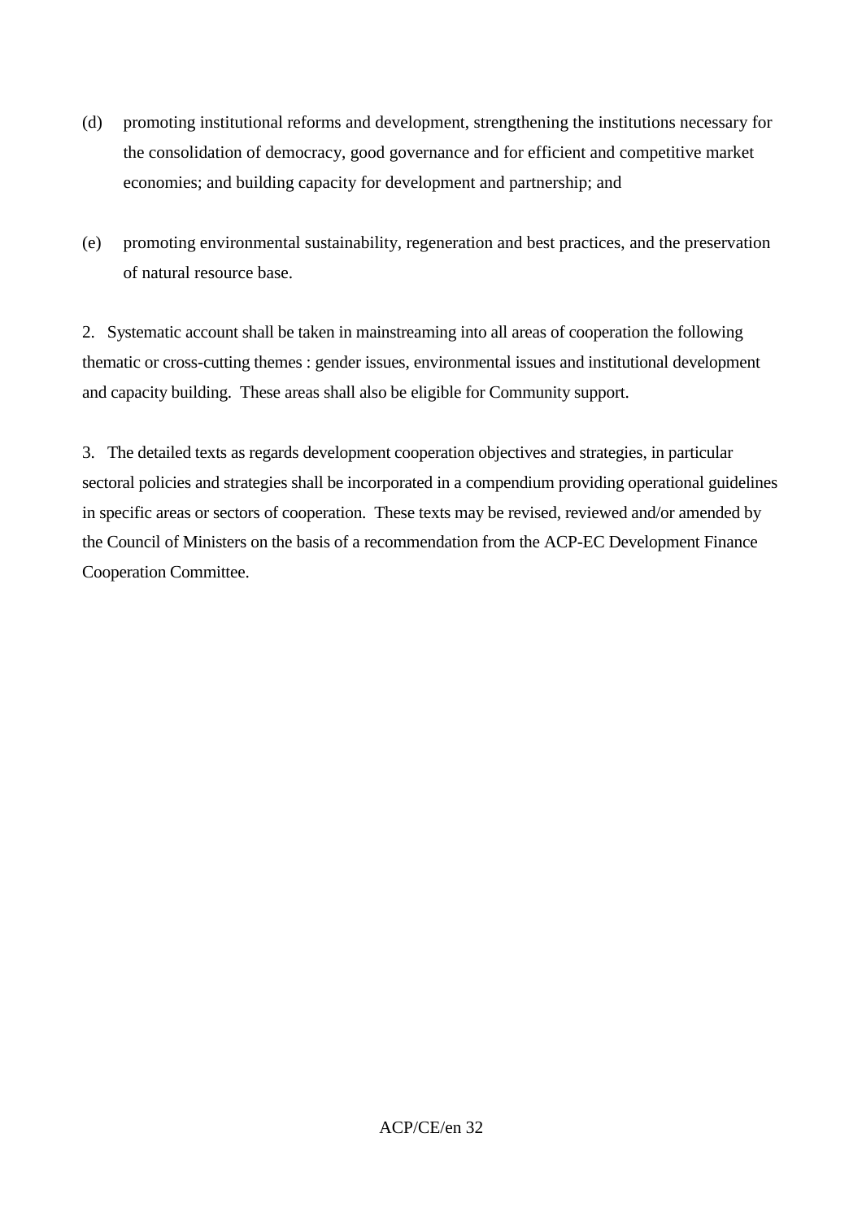(d) promoting institutional reforms and development, strengthening the institutions necessary for the consolidation of democracy, good governance and for efficient and competitive market economies; and building capacity for development and partnership; and

(e) promoting environmental sustainability, regeneration and best practices, and the preservation of natural resource base.

2. Systematic account shall be taken in mainstreaming into all areas of cooperation the following thematic or cross-cutting themes : gender issues, environmental issues and institutional development and capacity building. These areas shall also be eligible for Community support.

3. The detailed texts as regards development cooperation objectives and strategies, in particular sectoral policies and strategies shall be incorporated in a compendium providing operational guidelines in specific areas or sectors of cooperation. These texts may be revised, reviewed and/or amended by the Council of Ministers on the basis of a recommendation from the ACP-EC Development Finance Cooperation Committee.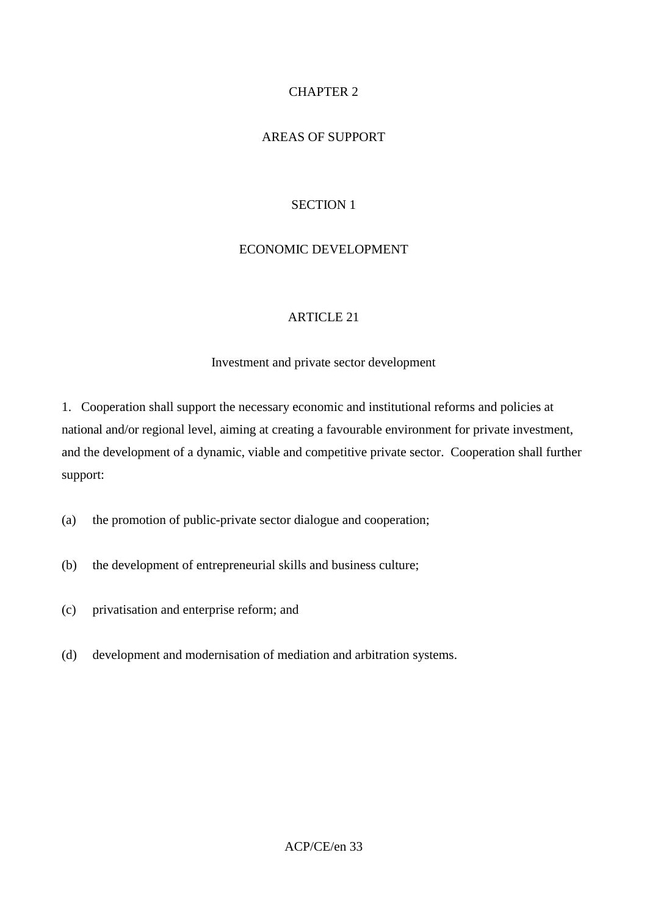# CHAPTER 2

# AREAS OF SUPPORT

## SECTION 1

## ECONOMIC DEVELOPMENT

### ARTICLE 21

### Investment and private sector development

1. Cooperation shall support the necessary economic and institutional reforms and policies at national and/or regional level, aiming at creating a favourable environment for private investment, and the development of a dynamic, viable and competitive private sector. Cooperation shall further support:

(a) the promotion of public-private sector dialogue and cooperation;

(b) the development of entrepreneurial skills and business culture;

(c) privatisation and enterprise reform; and

(d) development and modernisation of mediation and arbitration systems.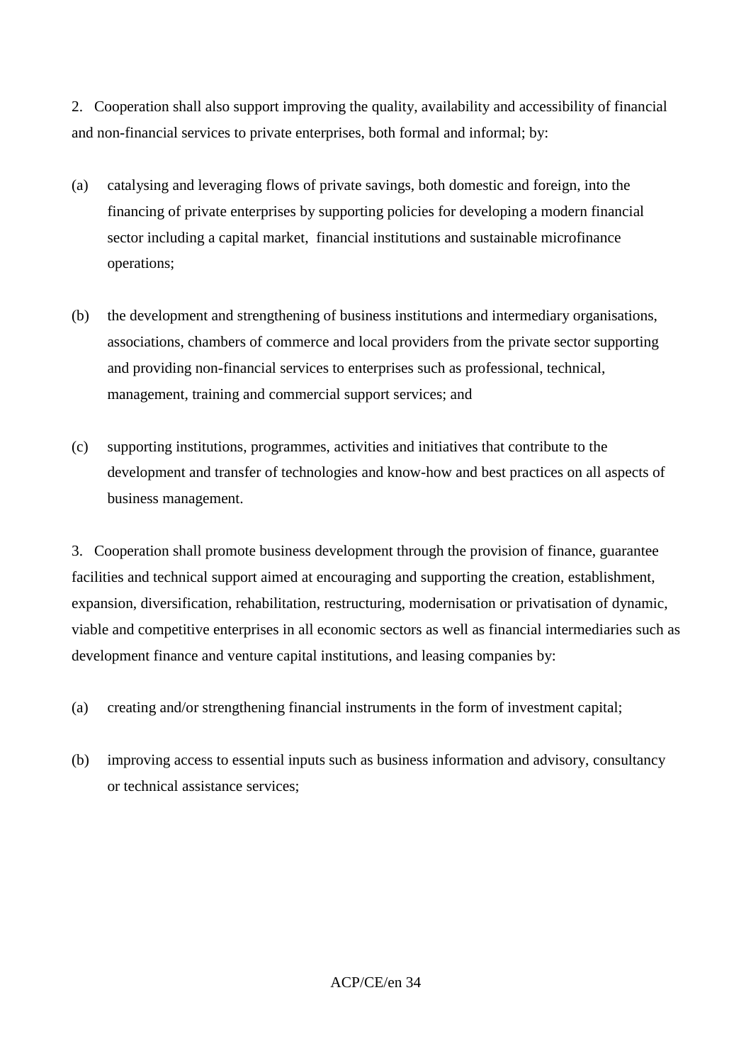2. Cooperation shall also support improving the quality, availability and accessibility of financial and non-financial services to private enterprises, both formal and informal; by:

(a) catalysing and leveraging flows of private savings, both domestic and foreign, into the financing of private enterprises by supporting policies for developing a modern financial sector including a capital market, financial institutions and sustainable microfinance operations;

(b) the development and strengthening of business institutions and intermediary organisations, associations, chambers of commerce and local providers from the private sector supporting and providing non-financial services to enterprises such as professional, technical, management, training and commercial support services; and

(c) supporting institutions, programmes, activities and initiatives that contribute to the development and transfer of technologies and know-how and best practices on all aspects of business management.

3. Cooperation shall promote business development through the provision of finance, guarantee facilities and technical support aimed at encouraging and supporting the creation, establishment, expansion, diversification, rehabilitation, restructuring, modernisation or privatisation of dynamic, viable and competitive enterprises in all economic sectors as well as financial intermediaries such as development finance and venture capital institutions, and leasing companies by:

(a) creating and/or strengthening financial instruments in the form of investment capital;

(b) improving access to essential inputs such as business information and advisory, consultancy or technical assistance services;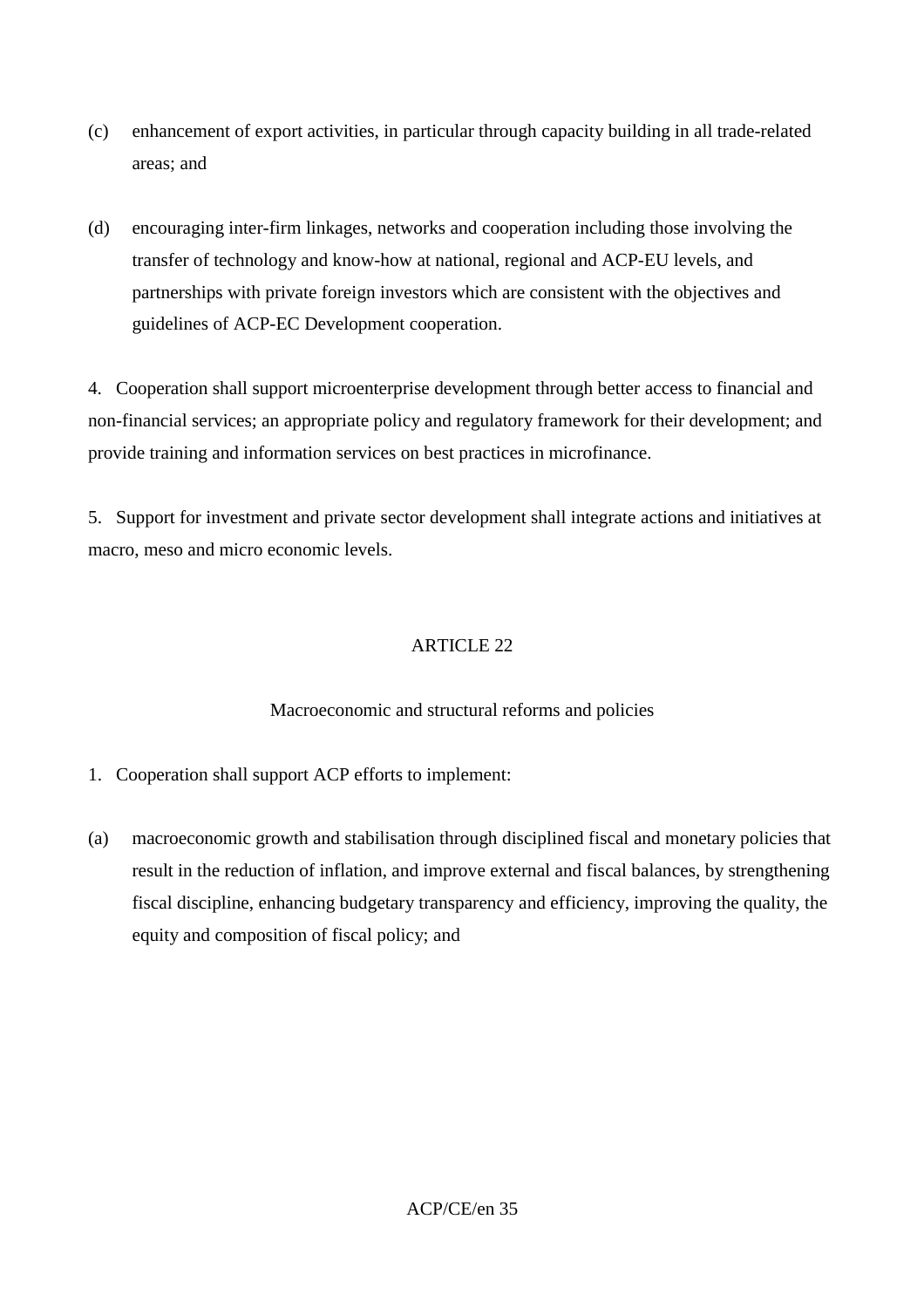(c) enhancement of export activities, in particular through capacity building in all trade-related areas; and

(d) encouraging inter-firm linkages, networks and cooperation including those involving the transfer of technology and know-how at national, regional and ACP-EU levels, and partnerships with private foreign investors which are consistent with the objectives and guidelines of ACP-EC Development cooperation.

4. Cooperation shall support microenterprise development through better access to financial and non-financial services; an appropriate policy and regulatory framework for their development; and provide training and information services on best practices in microfinance.

5. Support for investment and private sector development shall integrate actions and initiatives at macro, meso and micro economic levels.

## ARTICLE 22

### Macroeconomic and structural reforms and policies

1. Cooperation shall support ACP efforts to implement:

(a) macroeconomic growth and stabilisation through disciplined fiscal and monetary policies that result in the reduction of inflation, and improve external and fiscal balances, by strengthening fiscal discipline, enhancing budgetary transparency and efficiency, improving the quality, the equity and composition of fiscal policy; and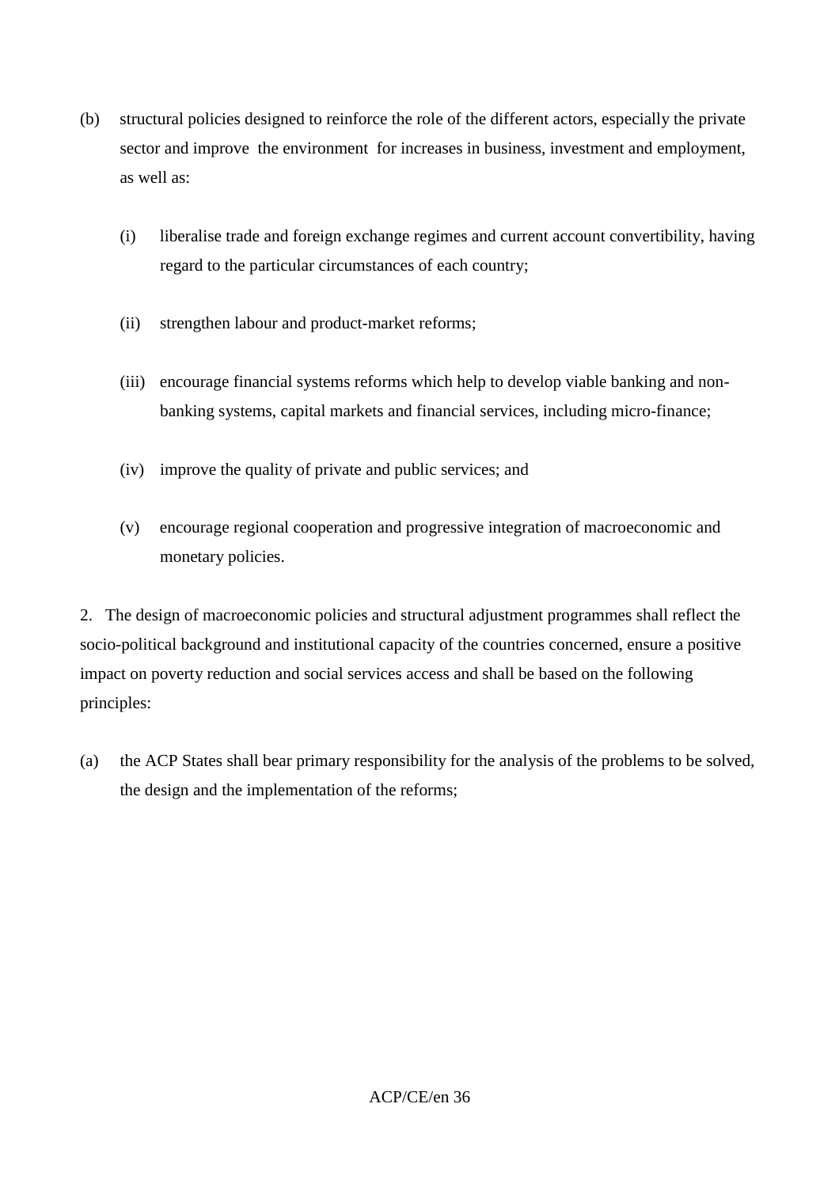(b) structural policies designed to reinforce the role of the different actors, especially the private sector and improve the environment for increases in business, investment and employment, as well as:

   (i) liberalise trade and foreign exchange regimes and current account convertibility, having regard to the particular circumstances of each country;

   (ii) strengthen labour and product-market reforms;

   (iii) encourage financial systems reforms which help to develop viable banking and non-banking systems, capital markets and financial services, including micro-finance;

   (iv) improve the quality of private and public services; and

   (v) encourage regional cooperation and progressive integration of macroeconomic and monetary policies.

2. The design of macroeconomic policies and structural adjustment programmes shall reflect the socio-political background and institutional capacity of the countries concerned, ensure a positive impact on poverty reduction and social services access and shall be based on the following principles:

(a) the ACP States shall bear primary responsibility for the analysis of the problems to be solved, the design and the implementation of the reforms;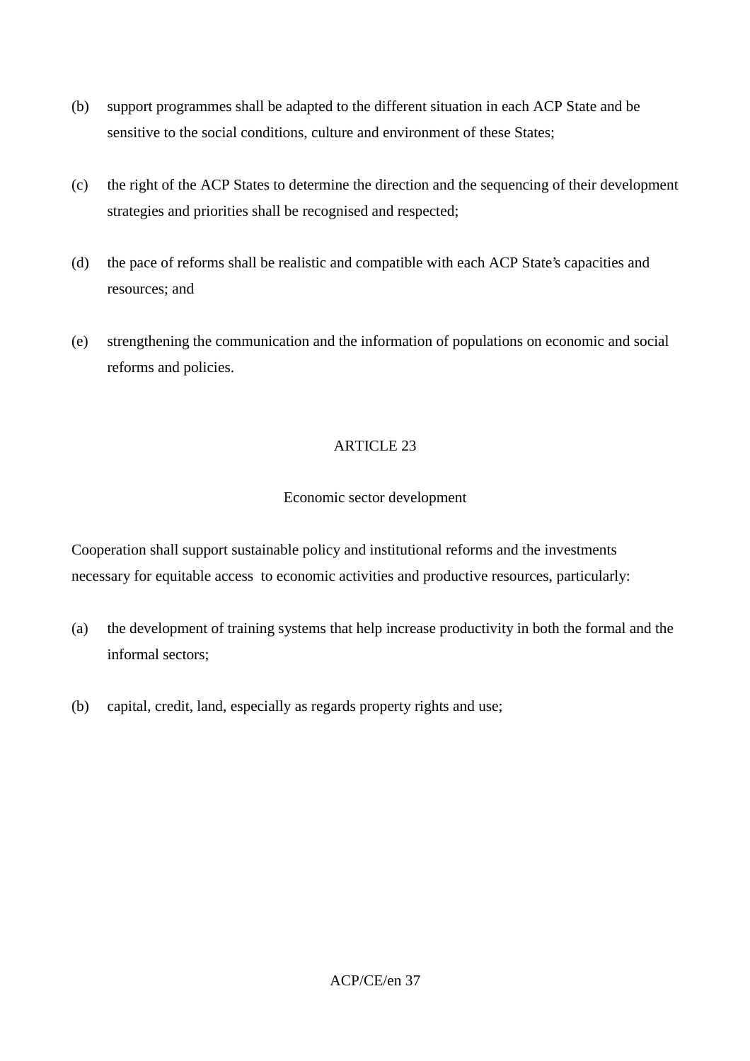(b) support programmes shall be adapted to the different situation in each ACP State and be sensitive to the social conditions, culture and environment of these States;

(c) the right of the ACP States to determine the direction and the sequencing of their development strategies and priorities shall be recognised and respected;

(d) the pace of reforms shall be realistic and compatible with each ACP State's capacities and resources; and

(e) strengthening the communication and the information of populations on economic and social reforms and policies.

## ARTICLE 23

### Economic sector development

Cooperation shall support sustainable policy and institutional reforms and the investments necessary for equitable access to economic activities and productive resources, particularly:

(a) the development of training systems that help increase productivity in both the formal and the informal sectors;

(b) capital, credit, land, especially as regards property rights and use;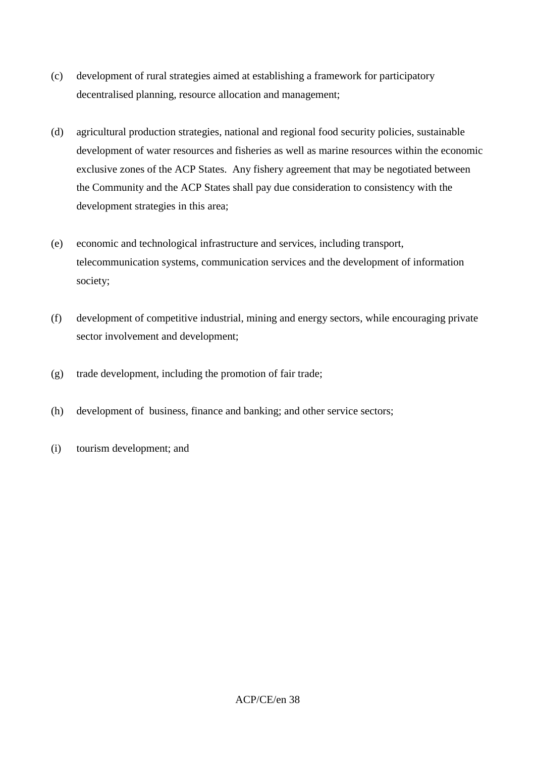(c) development of rural strategies aimed at establishing a framework for participatory decentralised planning, resource allocation and management;

(d) agricultural production strategies, national and regional food security policies, sustainable development of water resources and fisheries as well as marine resources within the economic exclusive zones of the ACP States. Any fishery agreement that may be negotiated between the Community and the ACP States shall pay due consideration to consistency with the development strategies in this area;

(e) economic and technological infrastructure and services, including transport, telecommunication systems, communication services and the development of information society;

(f) development of competitive industrial, mining and energy sectors, while encouraging private sector involvement and development;

(g) trade development, including the promotion of fair trade;

(h) development of business, finance and banking; and other service sectors;

(i) tourism development; and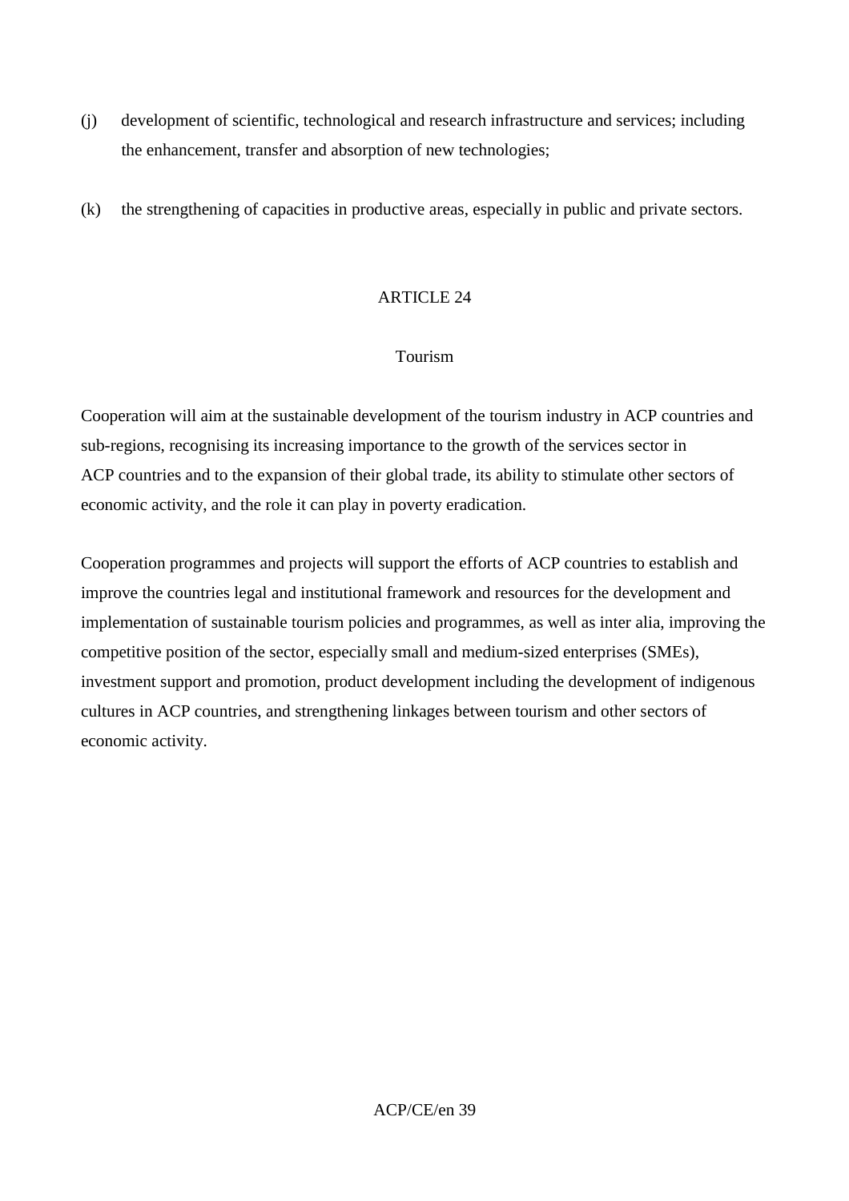(j) development of scientific, technological and research infrastructure and services; including the enhancement, transfer and absorption of new technologies;

(k) the strengthening of capacities in productive areas, especially in public and private sectors.

## ARTICLE 24

### Tourism

Cooperation will aim at the sustainable development of the tourism industry in ACP countries and sub-regions, recognising its increasing importance to the growth of the services sector in ACP countries and to the expansion of their global trade, its ability to stimulate other sectors of economic activity, and the role it can play in poverty eradication.

Cooperation programmes and projects will support the efforts of ACP countries to establish and improve the countries legal and institutional framework and resources for the development and implementation of sustainable tourism policies and programmes, as well as inter alia, improving the competitive position of the sector, especially small and medium-sized enterprises (SMEs), investment support and promotion, product development including the development of indigenous cultures in ACP countries, and strengthening linkages between tourism and other sectors of economic activity.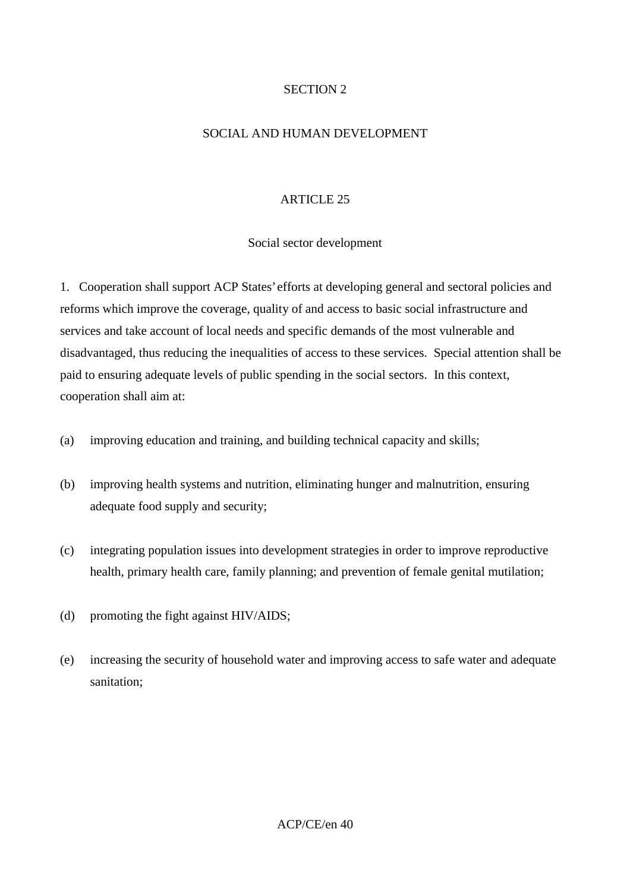## SECTION 2

## SOCIAL AND HUMAN DEVELOPMENT

### ARTICLE 25

### Social sector development

1. Cooperation shall support ACP States' efforts at developing general and sectoral policies and reforms which improve the coverage, quality of and access to basic social infrastructure and services and take account of local needs and specific demands of the most vulnerable and disadvantaged, thus reducing the inequalities of access to these services. Special attention shall be paid to ensuring adequate levels of public spending in the social sectors. In this context, cooperation shall aim at:

(a) improving education and training, and building technical capacity and skills;

(b) improving health systems and nutrition, eliminating hunger and malnutrition, ensuring adequate food supply and security;

(c) integrating population issues into development strategies in order to improve reproductive health, primary health care, family planning; and prevention of female genital mutilation;

(d) promoting the fight against HIV/AIDS;

(e) increasing the security of household water and improving access to safe water and adequate sanitation;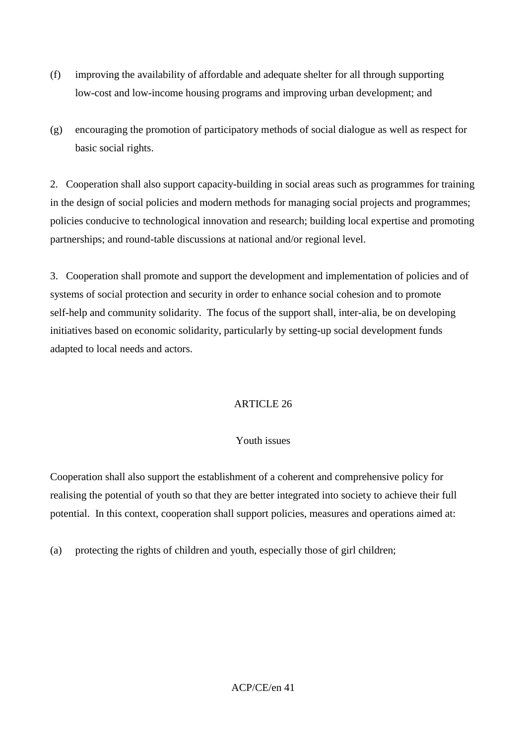(f) improving the availability of affordable and adequate shelter for all through supporting low-cost and low-income housing programs and improving urban development; and

(g) encouraging the promotion of participatory methods of social dialogue as well as respect for basic social rights.

2. Cooperation shall also support capacity-building in social areas such as programmes for training in the design of social policies and modern methods for managing social projects and programmes; policies conducive to technological innovation and research; building local expertise and promoting partnerships; and round-table discussions at national and/or regional level.

3. Cooperation shall promote and support the development and implementation of policies and of systems of social protection and security in order to enhance social cohesion and to promote self-help and community solidarity. The focus of the support shall, inter-alia, be on developing initiatives based on economic solidarity, particularly by setting-up social development funds adapted to local needs and actors.

## ARTICLE 26

### Youth issues

Cooperation shall also support the establishment of a coherent and comprehensive policy for realising the potential of youth so that they are better integrated into society to achieve their full potential. In this context, cooperation shall support policies, measures and operations aimed at:

(a) protecting the rights of children and youth, especially those of girl children;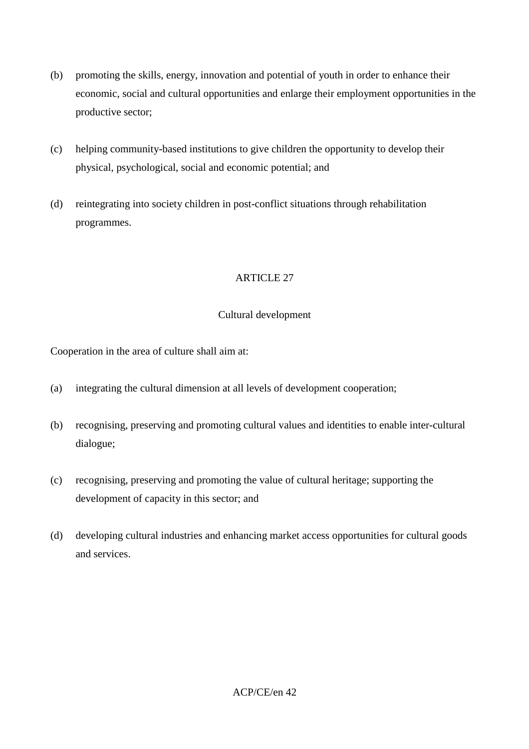(b) promoting the skills, energy, innovation and potential of youth in order to enhance their economic, social and cultural opportunities and enlarge their employment opportunities in the productive sector;

(c) helping community-based institutions to give children the opportunity to develop their physical, psychological, social and economic potential; and

(d) reintegrating into society children in post-conflict situations through rehabilitation programmes.

## ARTICLE 27

### Cultural development

Cooperation in the area of culture shall aim at:

(a) integrating the cultural dimension at all levels of development cooperation;

(b) recognising, preserving and promoting cultural values and identities to enable inter-cultural dialogue;

(c) recognising, preserving and promoting the value of cultural heritage; supporting the development of capacity in this sector; and

(d) developing cultural industries and enhancing market access opportunities for cultural goods and services.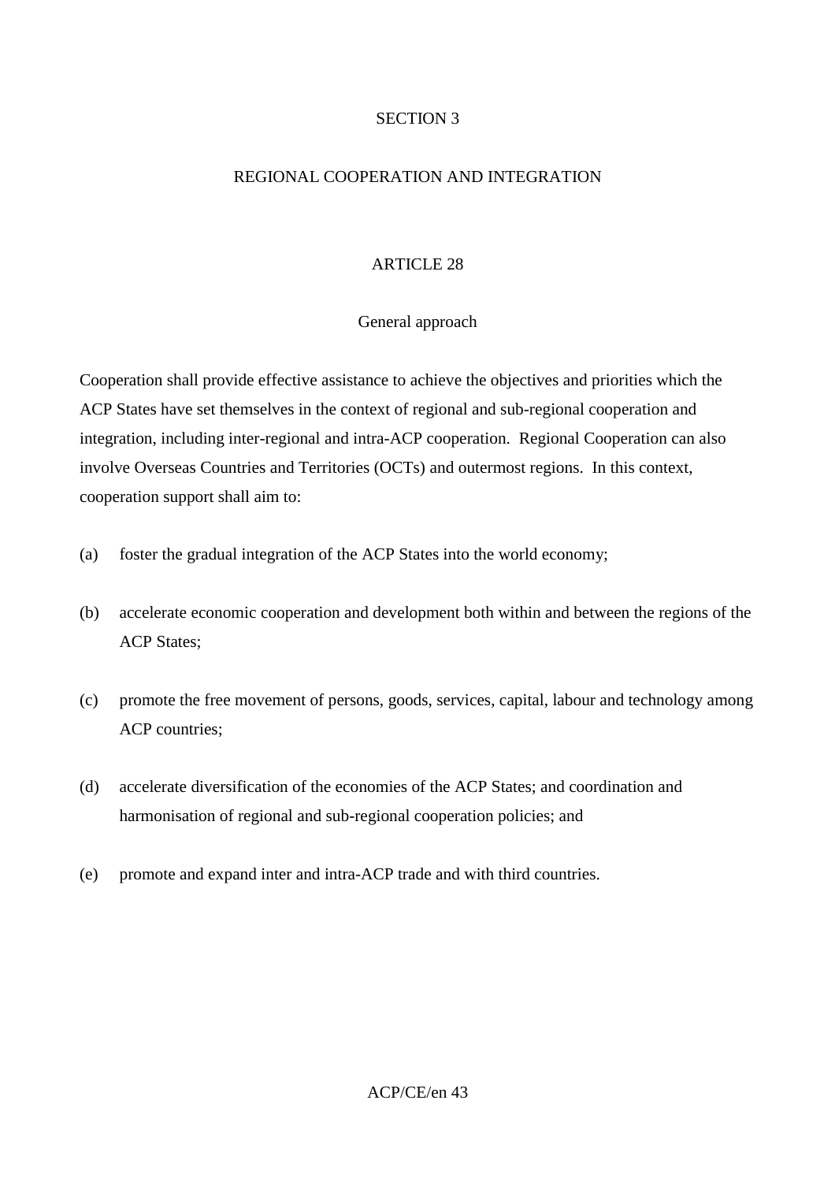## SECTION 3

## REGIONAL COOPERATION AND INTEGRATION

### ARTICLE 28

### General approach

Cooperation shall provide effective assistance to achieve the objectives and priorities which the ACP States have set themselves in the context of regional and sub-regional cooperation and integration, including inter-regional and intra-ACP cooperation.  Regional Cooperation can also involve Overseas Countries and Territories (OCTs) and outermost regions.  In this context, cooperation support shall aim to:

(a) foster the gradual integration of the ACP States into the world economy;

(b) accelerate economic cooperation and development both within and between the regions of the ACP States;

(c) promote the free movement of persons, goods, services, capital, labour and technology among ACP countries;

(d) accelerate diversification of the economies of the ACP States; and coordination and harmonisation of regional and sub-regional cooperation policies; and

(e) promote and expand inter and intra-ACP trade and with third countries.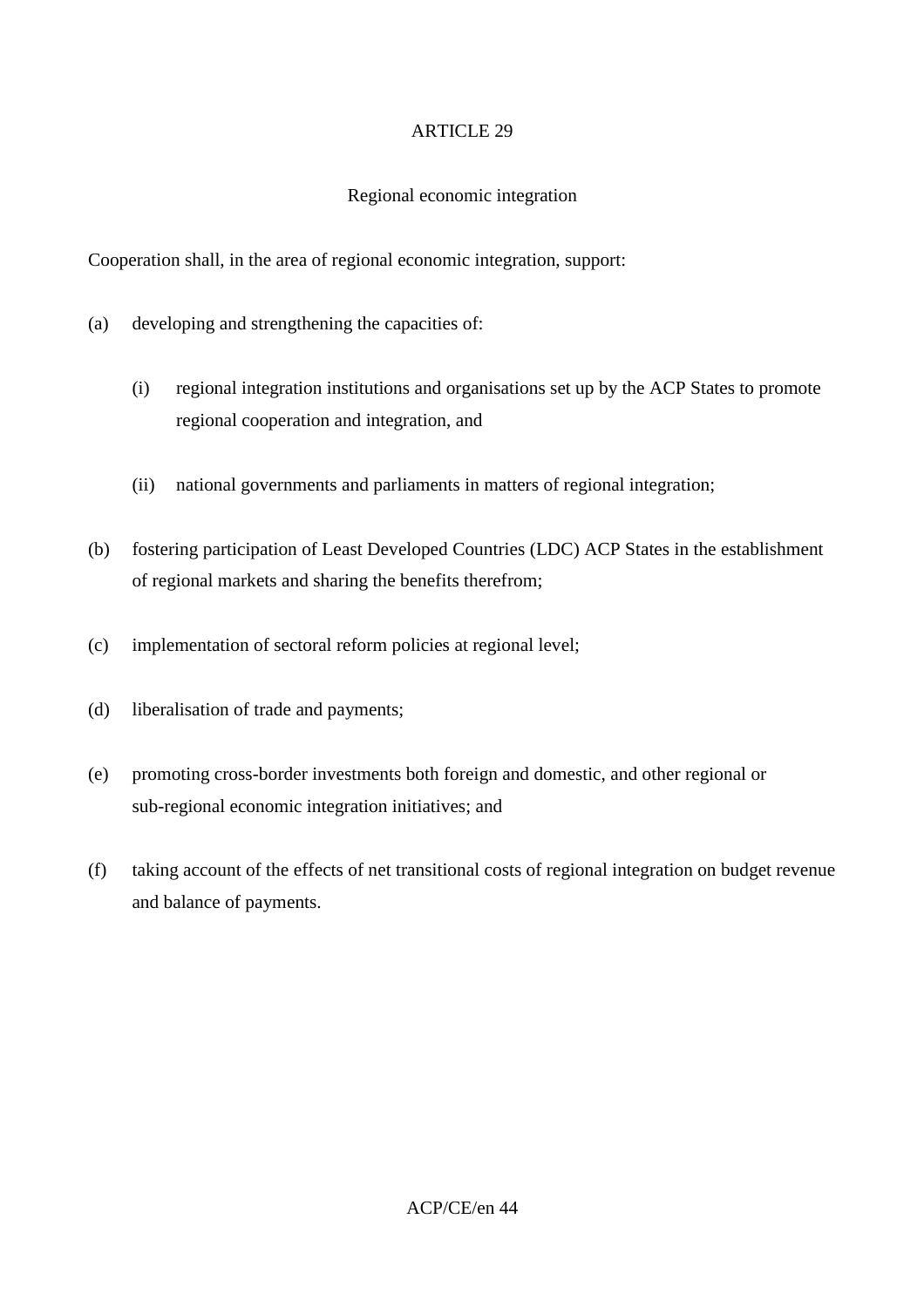## ARTICLE 29

### Regional economic integration

Cooperation shall, in the area of regional economic integration, support:

(a) developing and strengthening the capacities of:

   (i) regional integration institutions and organisations set up by the ACP States to promote regional cooperation and integration, and

   (ii) national governments and parliaments in matters of regional integration;

(b) fostering participation of Least Developed Countries (LDC) ACP States in the establishment of regional markets and sharing the benefits therefrom;

(c) implementation of sectoral reform policies at regional level;

(d) liberalisation of trade and payments;

(e) promoting cross-border investments both foreign and domestic, and other regional or sub-regional economic integration initiatives; and

(f) taking account of the effects of net transitional costs of regional integration on budget revenue and balance of payments.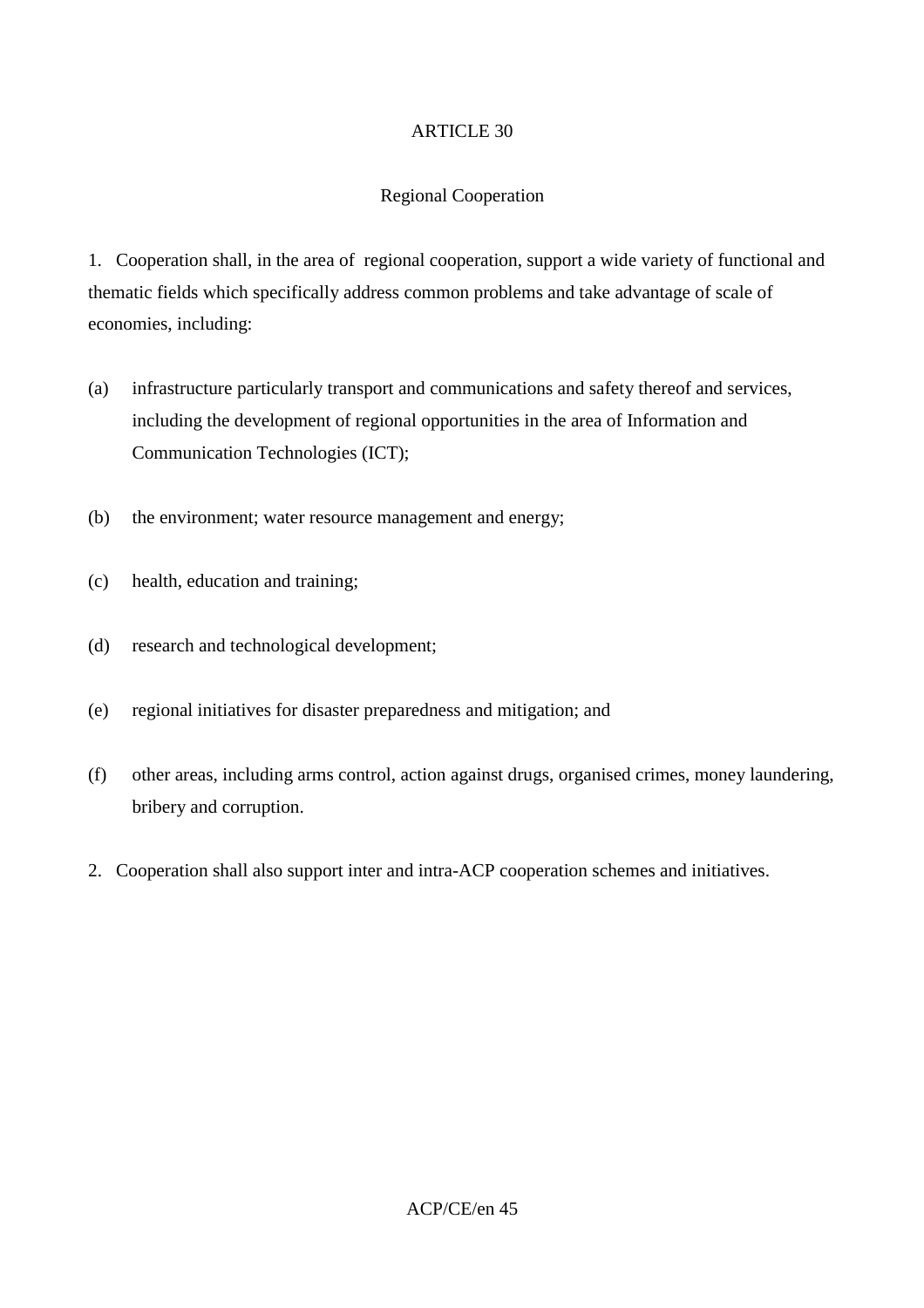## ARTICLE 30

### Regional Cooperation

1. Cooperation shall, in the area of regional cooperation, support a wide variety of functional and thematic fields which specifically address common problems and take advantage of scale of economies, including:

(a) infrastructure particularly transport and communications and safety thereof and services, including the development of regional opportunities in the area of Information and Communication Technologies (ICT);

(b) the environment; water resource management and energy;

(c) health, education and training;

(d) research and technological development;

(e) regional initiatives for disaster preparedness and mitigation; and

(f) other areas, including arms control, action against drugs, organised crimes, money laundering, bribery and corruption.

2. Cooperation shall also support inter and intra-ACP cooperation schemes and initiatives.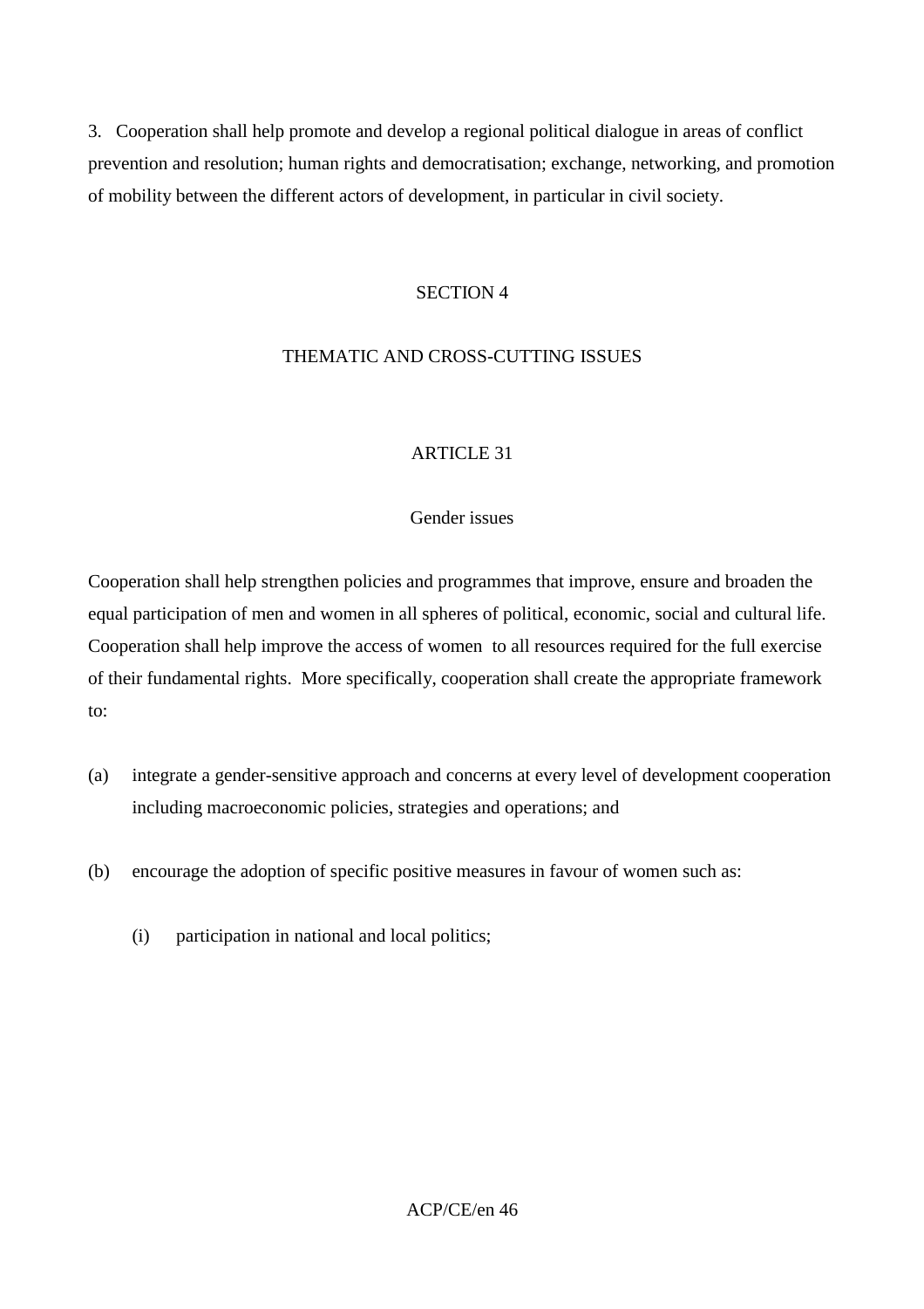3. Cooperation shall help promote and develop a regional political dialogue in areas of conflict prevention and resolution; human rights and democratisation; exchange, networking, and promotion of mobility between the different actors of development, in particular in civil society.

## SECTION 4

## THEMATIC AND CROSS-CUTTING ISSUES

### ARTICLE 31

### Gender issues

Cooperation shall help strengthen policies and programmes that improve, ensure and broaden the equal participation of men and women in all spheres of political, economic, social and cultural life. Cooperation shall help improve the access of women to all resources required for the full exercise of their fundamental rights. More specifically, cooperation shall create the appropriate framework to:

(a) integrate a gender-sensitive approach and concerns at every level of development cooperation including macroeconomic policies, strategies and operations; and

(b) encourage the adoption of specific positive measures in favour of women such as:

  (i) participation in national and local politics;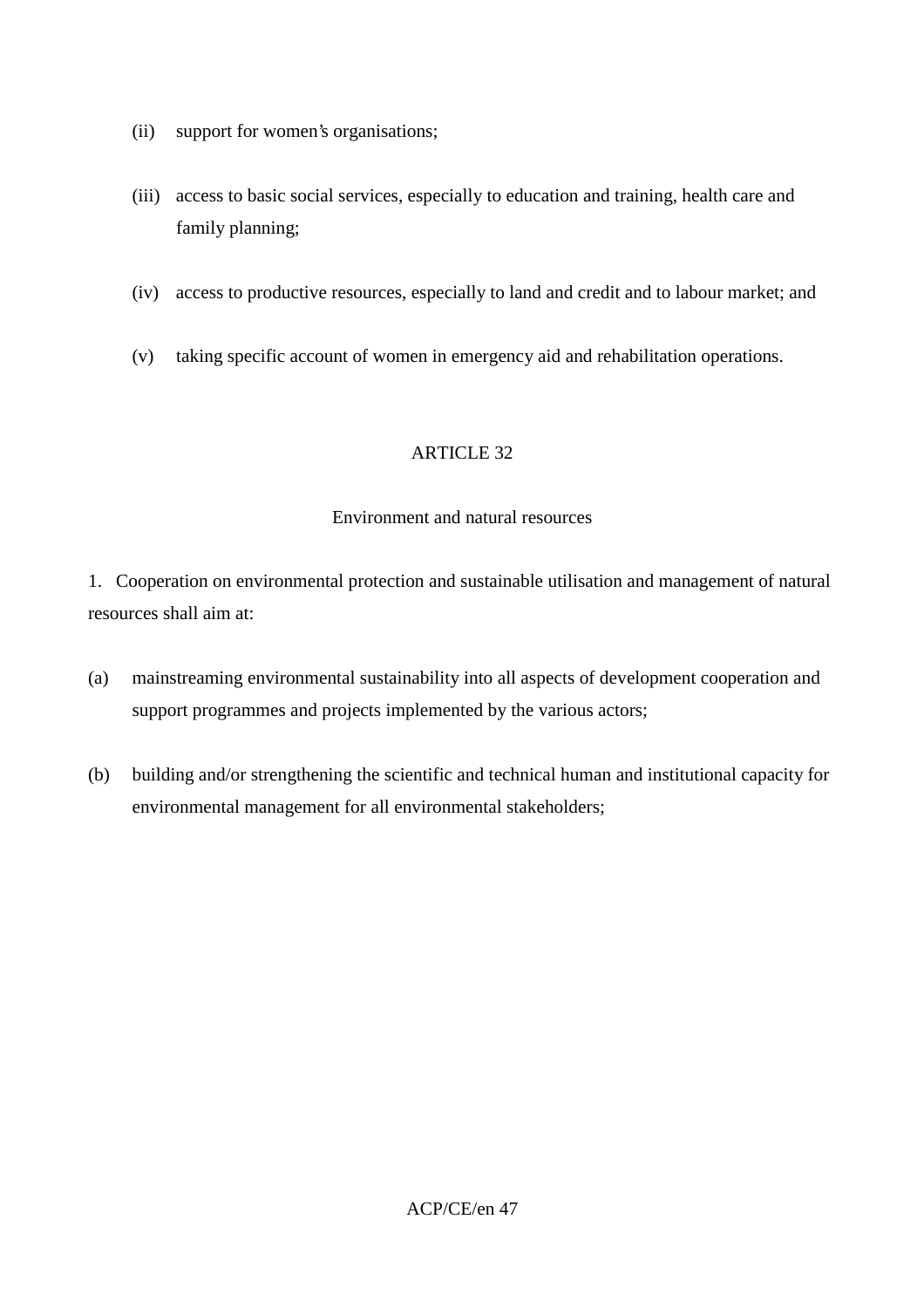(ii) support for women's organisations;

(iii) access to basic social services, especially to education and training, health care and family planning;

(iv) access to productive resources, especially to land and credit and to labour market; and

(v) taking specific account of women in emergency aid and rehabilitation operations.

## ARTICLE 32

### Environment and natural resources

1. Cooperation on environmental protection and sustainable utilisation and management of natural resources shall aim at:

(a) mainstreaming environmental sustainability into all aspects of development cooperation and support programmes and projects implemented by the various actors;

(b) building and/or strengthening the scientific and technical human and institutional capacity for environmental management for all environmental stakeholders;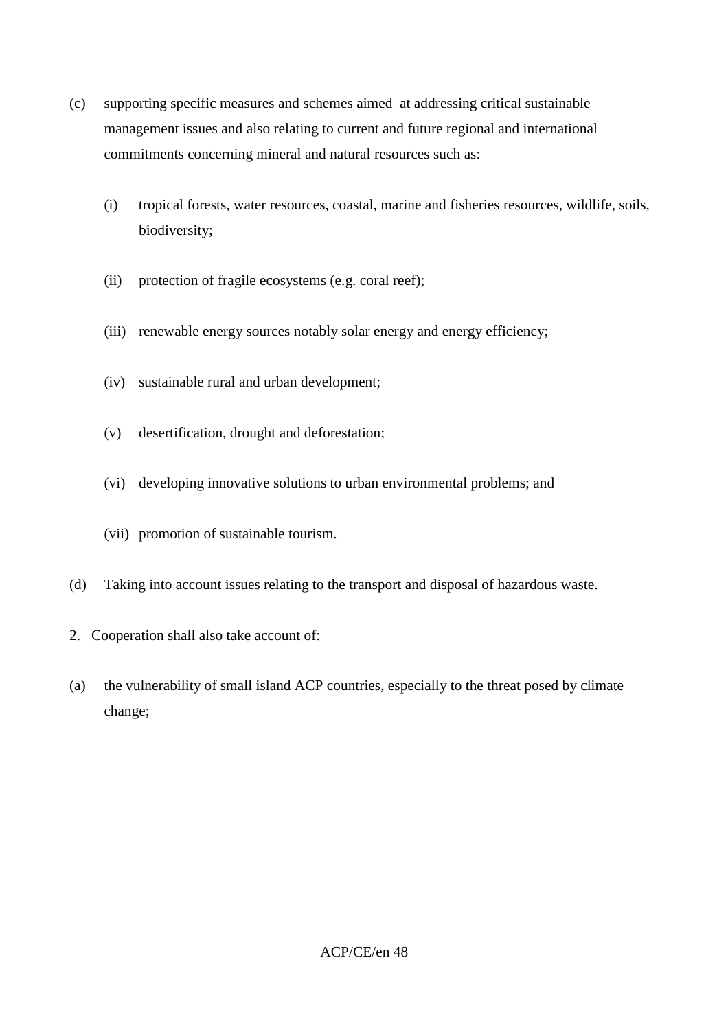(c) supporting specific measures and schemes aimed at addressing critical sustainable management issues and also relating to current and future regional and international commitments concerning mineral and natural resources such as:

   (i) tropical forests, water resources, coastal, marine and fisheries resources, wildlife, soils, biodiversity;

   (ii) protection of fragile ecosystems (e.g. coral reef);

   (iii) renewable energy sources notably solar energy and energy efficiency;

   (iv) sustainable rural and urban development;

   (v) desertification, drought and deforestation;

   (vi) developing innovative solutions to urban environmental problems; and

   (vii) promotion of sustainable tourism.

(d) Taking into account issues relating to the transport and disposal of hazardous waste.

2. Cooperation shall also take account of:

(a) the vulnerability of small island ACP countries, especially to the threat posed by climate change;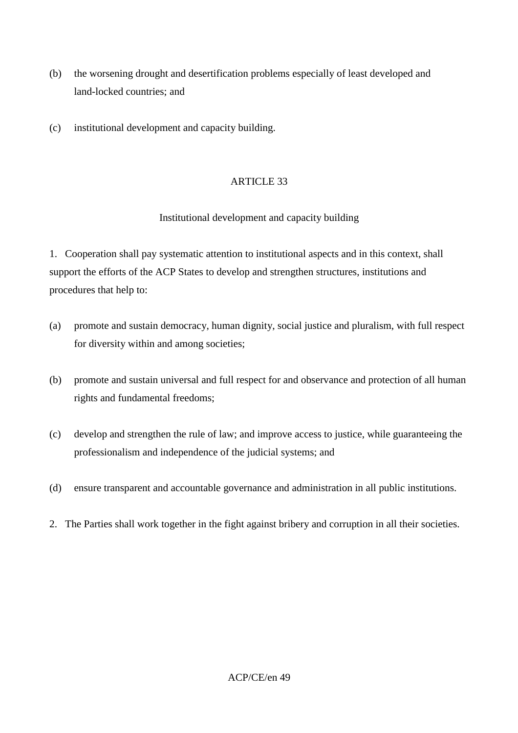(b) the worsening drought and desertification problems especially of least developed and land-locked countries; and

(c) institutional development and capacity building.

## ARTICLE 33

### Institutional development and capacity building

1. Cooperation shall pay systematic attention to institutional aspects and in this context, shall support the efforts of the ACP States to develop and strengthen structures, institutions and procedures that help to:

(a) promote and sustain democracy, human dignity, social justice and pluralism, with full respect for diversity within and among societies;

(b) promote and sustain universal and full respect for and observance and protection of all human rights and fundamental freedoms;

(c) develop and strengthen the rule of law; and improve access to justice, while guaranteeing the professionalism and independence of the judicial systems; and

(d) ensure transparent and accountable governance and administration in all public institutions.

2. The Parties shall work together in the fight against bribery and corruption in all their societies.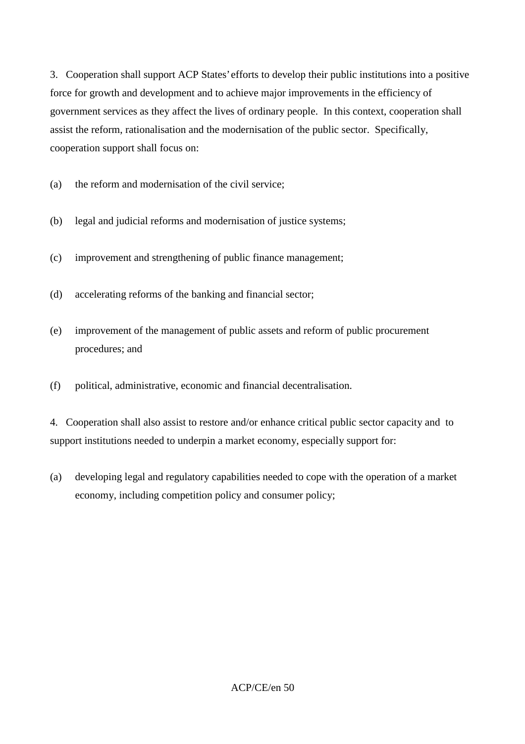3. Cooperation shall support ACP States' efforts to develop their public institutions into a positive force for growth and development and to achieve major improvements in the efficiency of government services as they affect the lives of ordinary people. In this context, cooperation shall assist the reform, rationalisation and the modernisation of the public sector. Specifically, cooperation support shall focus on:

(a) the reform and modernisation of the civil service;

(b) legal and judicial reforms and modernisation of justice systems;

(c) improvement and strengthening of public finance management;

(d) accelerating reforms of the banking and financial sector;

(e) improvement of the management of public assets and reform of public procurement procedures; and

(f) political, administrative, economic and financial decentralisation.

4. Cooperation shall also assist to restore and/or enhance critical public sector capacity and to support institutions needed to underpin a market economy, especially support for:

(a) developing legal and regulatory capabilities needed to cope with the operation of a market economy, including competition policy and consumer policy;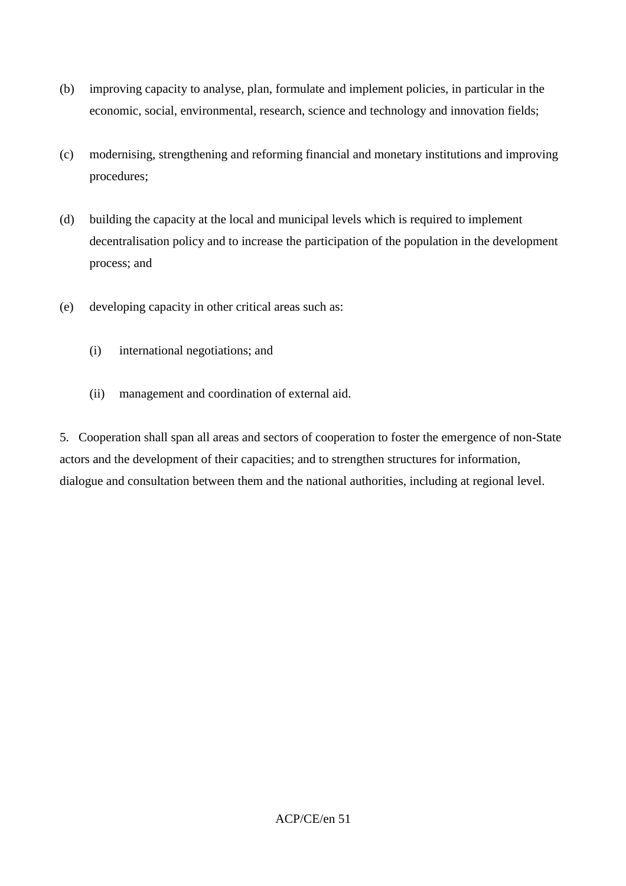(b) improving capacity to analyse, plan, formulate and implement policies, in particular in the economic, social, environmental, research, science and technology and innovation fields;

(c) modernising, strengthening and reforming financial and monetary institutions and improving procedures;

(d) building the capacity at the local and municipal levels which is required to implement decentralisation policy and to increase the participation of the population in the development process; and

(e) developing capacity in other critical areas such as:

   (i) international negotiations; and

   (ii) management and coordination of external aid.

5. Cooperation shall span all areas and sectors of cooperation to foster the emergence of non-State actors and the development of their capacities; and to strengthen structures for information, dialogue and consultation between them and the national authorities, including at regional level.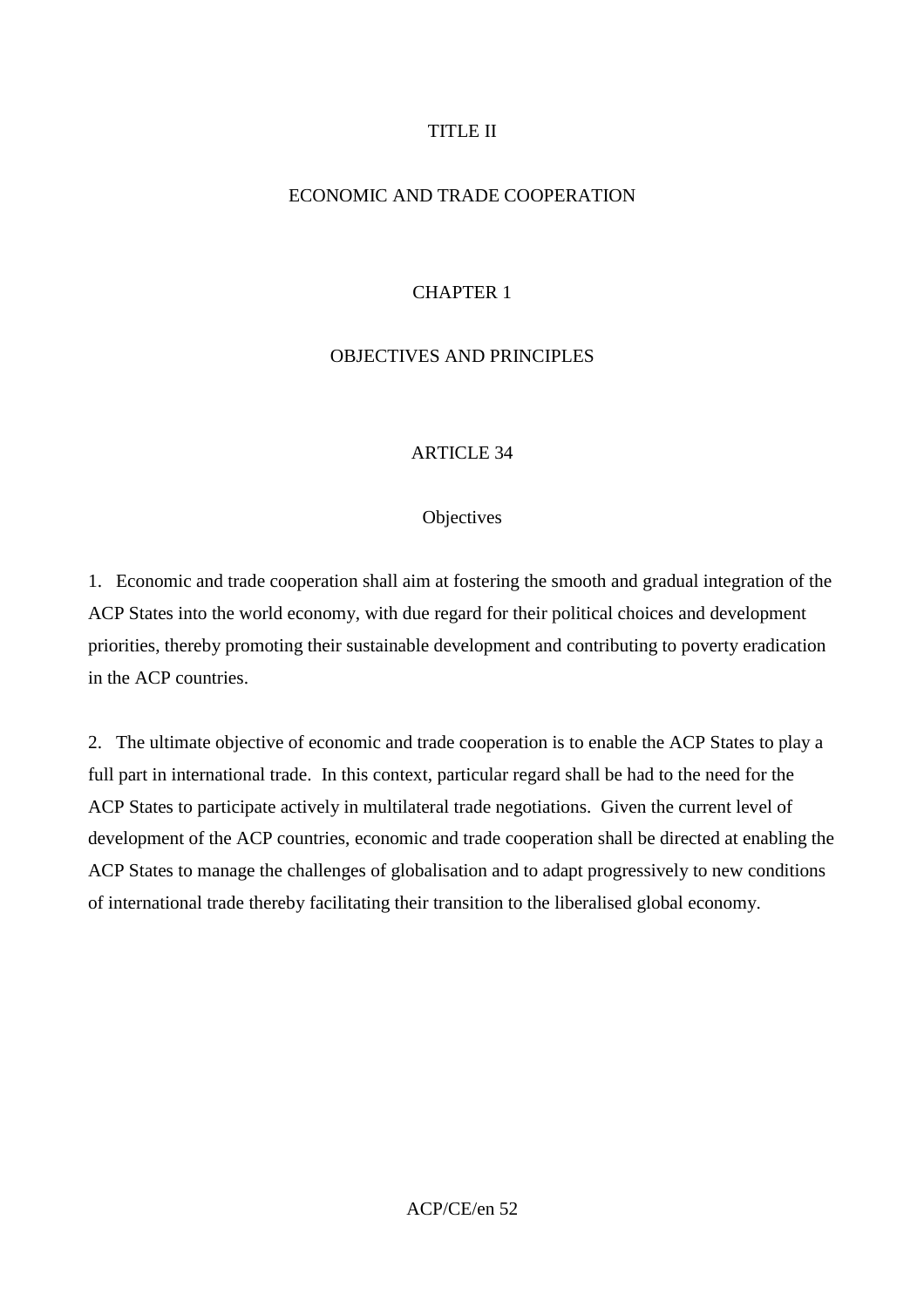# TITLE II

# ECONOMIC AND TRADE COOPERATION

## CHAPTER 1

## OBJECTIVES AND PRINCIPLES

### ARTICLE 34

### Objectives

1. Economic and trade cooperation shall aim at fostering the smooth and gradual integration of the ACP States into the world economy, with due regard for their political choices and development priorities, thereby promoting their sustainable development and contributing to poverty eradication in the ACP countries.

2. The ultimate objective of economic and trade cooperation is to enable the ACP States to play a full part in international trade. In this context, particular regard shall be had to the need for the ACP States to participate actively in multilateral trade negotiations. Given the current level of development of the ACP countries, economic and trade cooperation shall be directed at enabling the ACP States to manage the challenges of globalisation and to adapt progressively to new conditions of international trade thereby facilitating their transition to the liberalised global economy.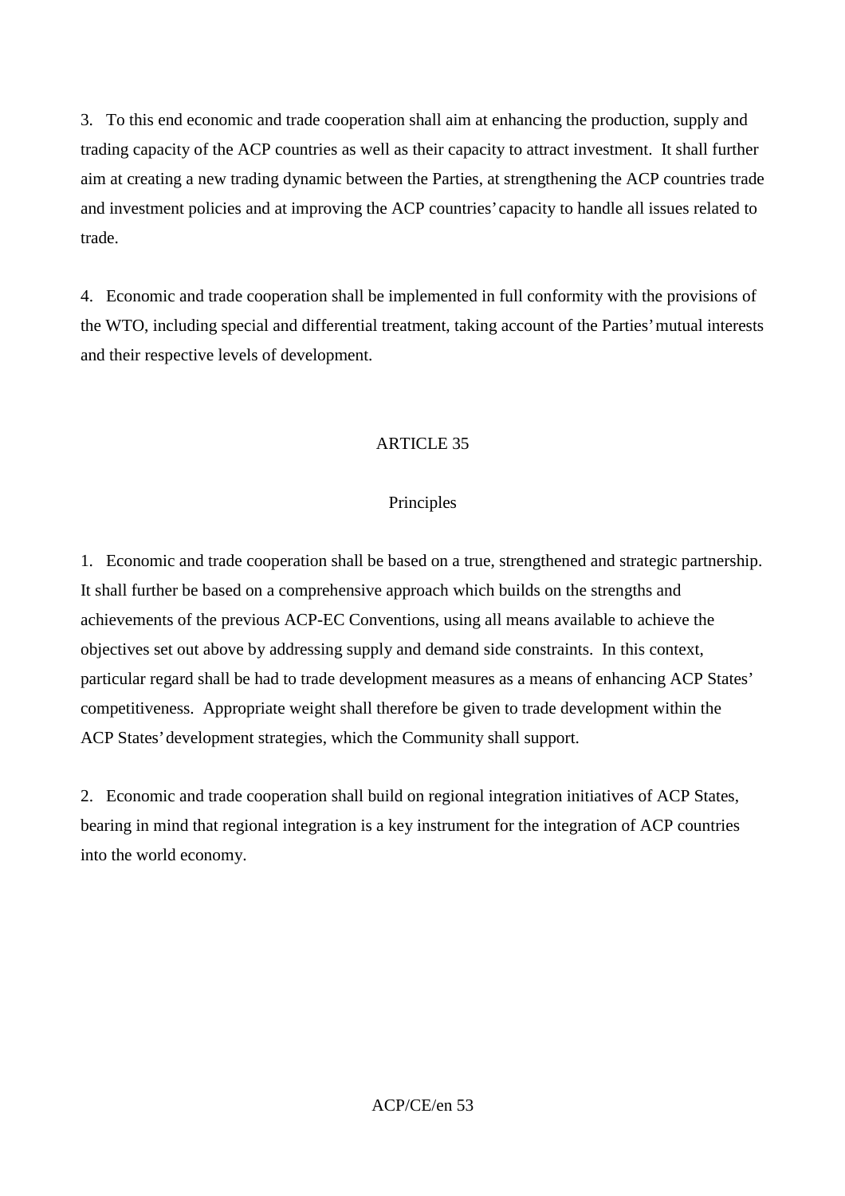3. To this end economic and trade cooperation shall aim at enhancing the production, supply and trading capacity of the ACP countries as well as their capacity to attract investment. It shall further aim at creating a new trading dynamic between the Parties, at strengthening the ACP countries trade and investment policies and at improving the ACP countries' capacity to handle all issues related to trade.

4. Economic and trade cooperation shall be implemented in full conformity with the provisions of the WTO, including special and differential treatment, taking account of the Parties' mutual interests and their respective levels of development.

## ARTICLE 35

### Principles

1. Economic and trade cooperation shall be based on a true, strengthened and strategic partnership. It shall further be based on a comprehensive approach which builds on the strengths and achievements of the previous ACP-EC Conventions, using all means available to achieve the objectives set out above by addressing supply and demand side constraints. In this context, particular regard shall be had to trade development measures as a means of enhancing ACP States' competitiveness. Appropriate weight shall therefore be given to trade development within the ACP States' development strategies, which the Community shall support.

2. Economic and trade cooperation shall build on regional integration initiatives of ACP States, bearing in mind that regional integration is a key instrument for the integration of ACP countries into the world economy.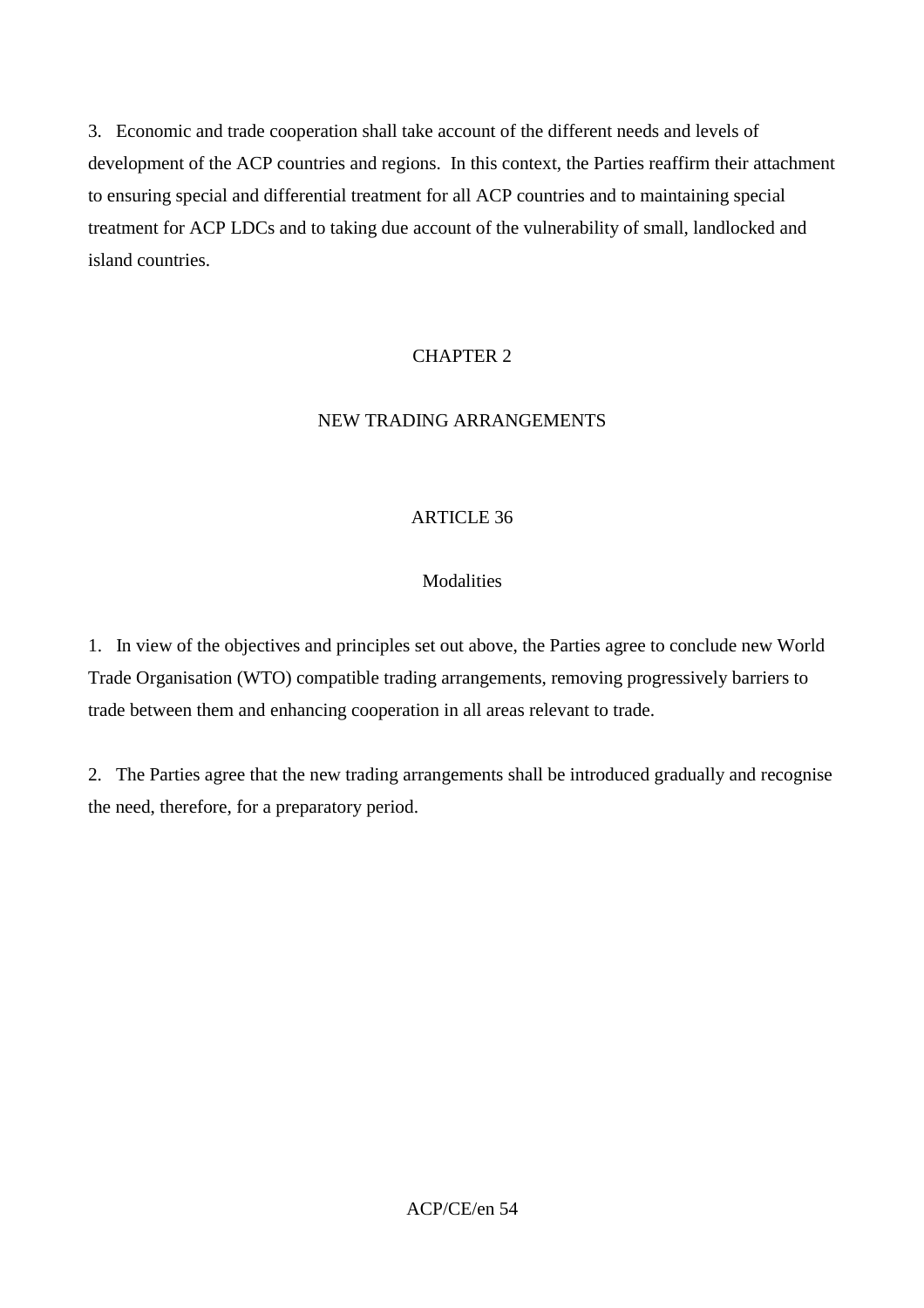3. Economic and trade cooperation shall take account of the different needs and levels of development of the ACP countries and regions. In this context, the Parties reaffirm their attachment to ensuring special and differential treatment for all ACP countries and to maintaining special treatment for ACP LDCs and to taking due account of the vulnerability of small, landlocked and island countries.

## CHAPTER 2

## NEW TRADING ARRANGEMENTS

### ARTICLE 36

### Modalities

1. In view of the objectives and principles set out above, the Parties agree to conclude new World Trade Organisation (WTO) compatible trading arrangements, removing progressively barriers to trade between them and enhancing cooperation in all areas relevant to trade.

2. The Parties agree that the new trading arrangements shall be introduced gradually and recognise the need, therefore, for a preparatory period.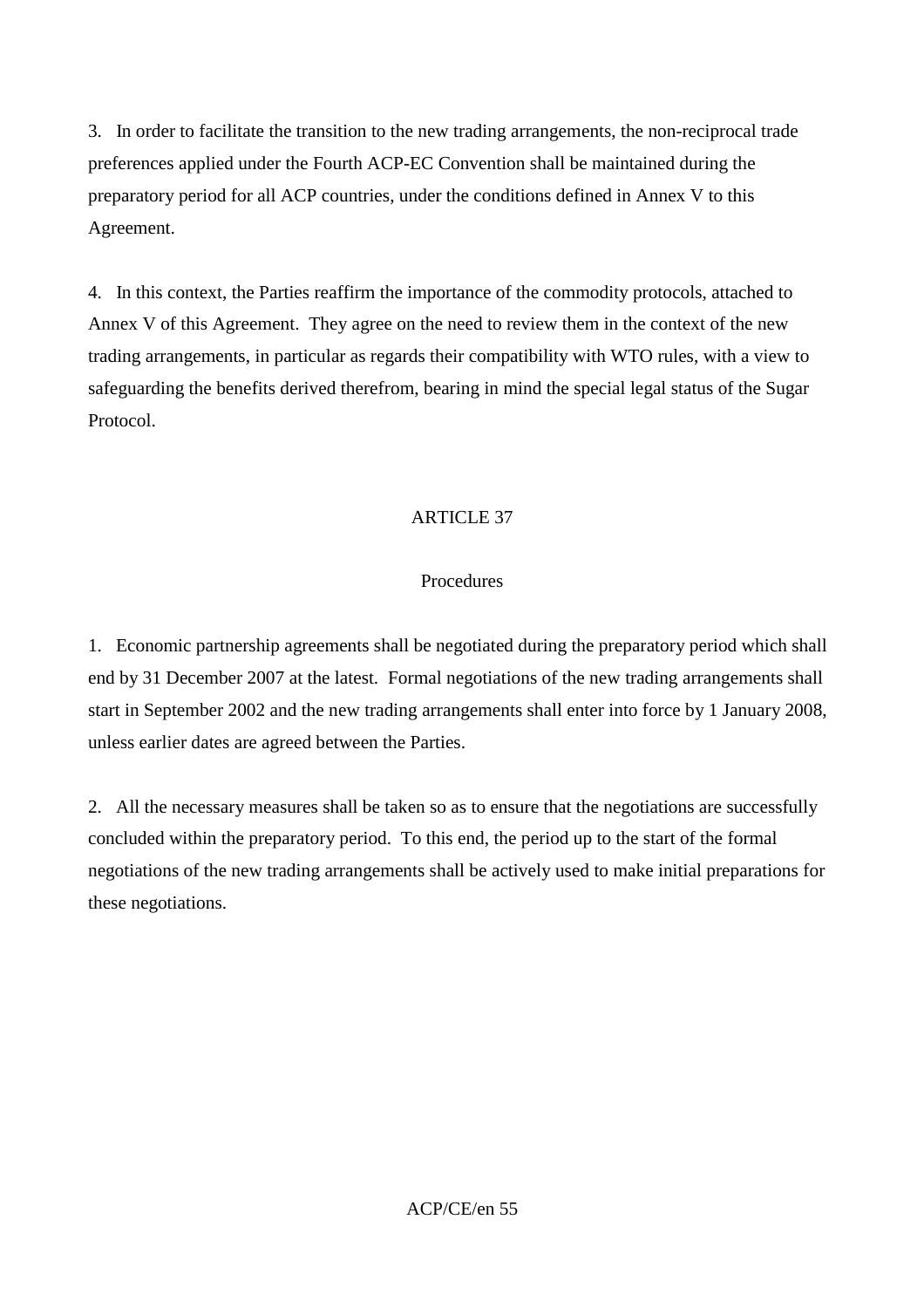3. In order to facilitate the transition to the new trading arrangements, the non-reciprocal trade preferences applied under the Fourth ACP-EC Convention shall be maintained during the preparatory period for all ACP countries, under the conditions defined in Annex V to this Agreement.

4. In this context, the Parties reaffirm the importance of the commodity protocols, attached to Annex V of this Agreement. They agree on the need to review them in the context of the new trading arrangements, in particular as regards their compatibility with WTO rules, with a view to safeguarding the benefits derived therefrom, bearing in mind the special legal status of the Sugar Protocol.

## ARTICLE 37

### Procedures

1. Economic partnership agreements shall be negotiated during the preparatory period which shall end by 31 December 2007 at the latest. Formal negotiations of the new trading arrangements shall start in September 2002 and the new trading arrangements shall enter into force by 1 January 2008, unless earlier dates are agreed between the Parties.

2. All the necessary measures shall be taken so as to ensure that the negotiations are successfully concluded within the preparatory period. To this end, the period up to the start of the formal negotiations of the new trading arrangements shall be actively used to make initial preparations for these negotiations.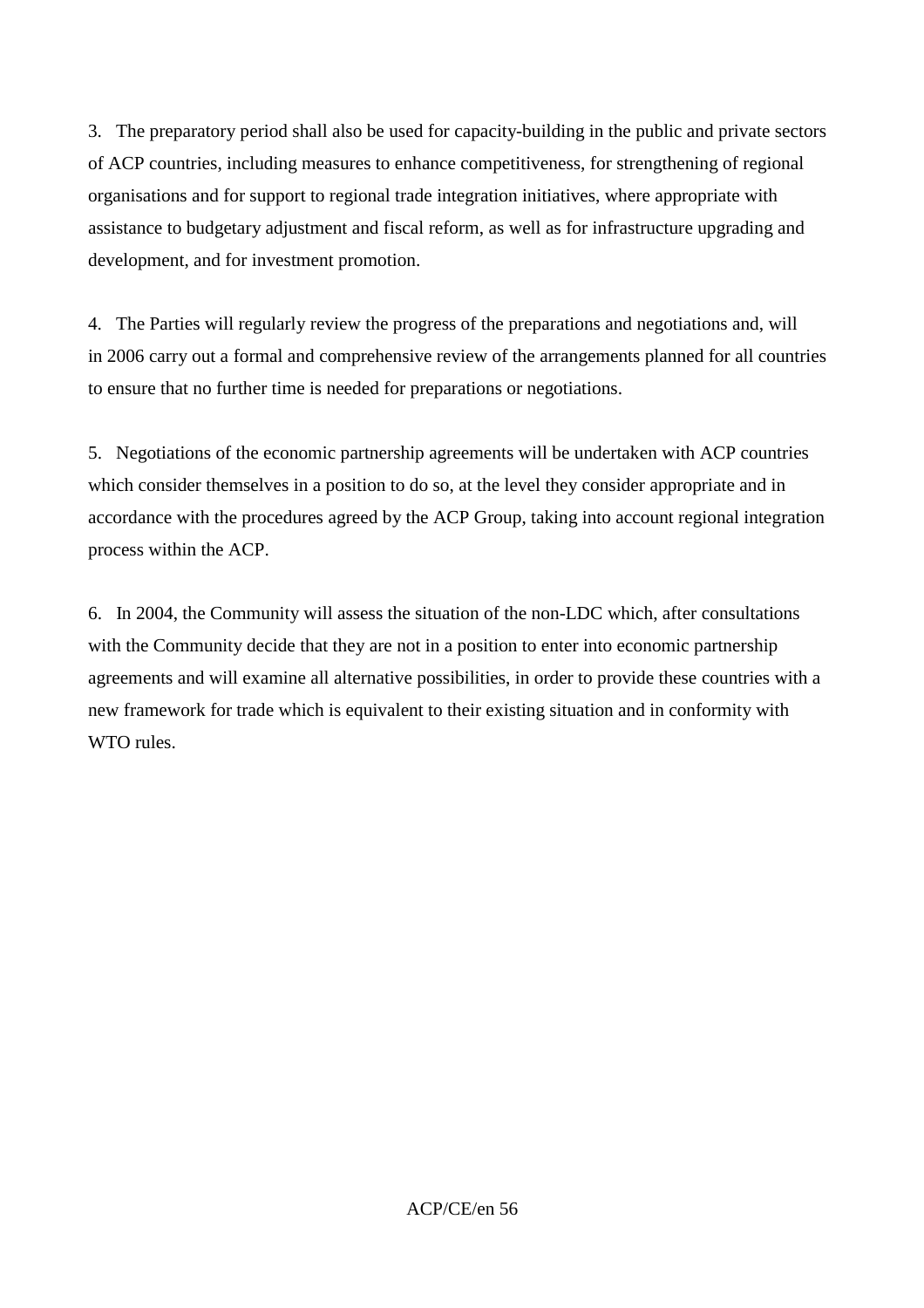3. The preparatory period shall also be used for capacity-building in the public and private sectors of ACP countries, including measures to enhance competitiveness, for strengthening of regional organisations and for support to regional trade integration initiatives, where appropriate with assistance to budgetary adjustment and fiscal reform, as well as for infrastructure upgrading and development, and for investment promotion.

4. The Parties will regularly review the progress of the preparations and negotiations and, will in 2006 carry out a formal and comprehensive review of the arrangements planned for all countries to ensure that no further time is needed for preparations or negotiations.

5. Negotiations of the economic partnership agreements will be undertaken with ACP countries which consider themselves in a position to do so, at the level they consider appropriate and in accordance with the procedures agreed by the ACP Group, taking into account regional integration process within the ACP.

6. In 2004, the Community will assess the situation of the non-LDC which, after consultations with the Community decide that they are not in a position to enter into economic partnership agreements and will examine all alternative possibilities, in order to provide these countries with a new framework for trade which is equivalent to their existing situation and in conformity with WTO rules.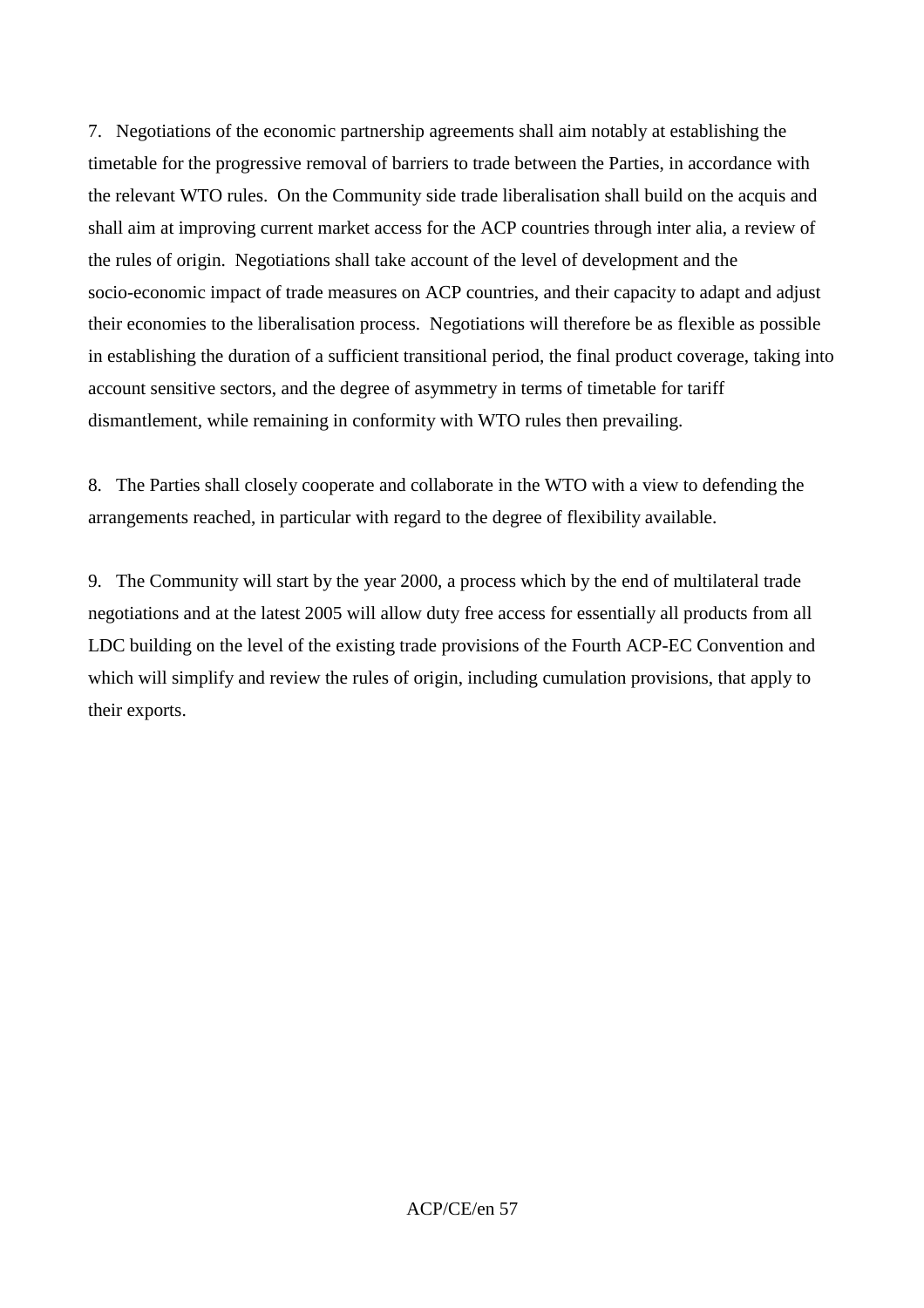7. Negotiations of the economic partnership agreements shall aim notably at establishing the timetable for the progressive removal of barriers to trade between the Parties, in accordance with the relevant WTO rules. On the Community side trade liberalisation shall build on the acquis and shall aim at improving current market access for the ACP countries through inter alia, a review of the rules of origin. Negotiations shall take account of the level of development and the socio-economic impact of trade measures on ACP countries, and their capacity to adapt and adjust their economies to the liberalisation process. Negotiations will therefore be as flexible as possible in establishing the duration of a sufficient transitional period, the final product coverage, taking into account sensitive sectors, and the degree of asymmetry in terms of timetable for tariff dismantlement, while remaining in conformity with WTO rules then prevailing.

8. The Parties shall closely cooperate and collaborate in the WTO with a view to defending the arrangements reached, in particular with regard to the degree of flexibility available.

9. The Community will start by the year 2000, a process which by the end of multilateral trade negotiations and at the latest 2005 will allow duty free access for essentially all products from all LDC building on the level of the existing trade provisions of the Fourth ACP-EC Convention and which will simplify and review the rules of origin, including cumulation provisions, that apply to their exports.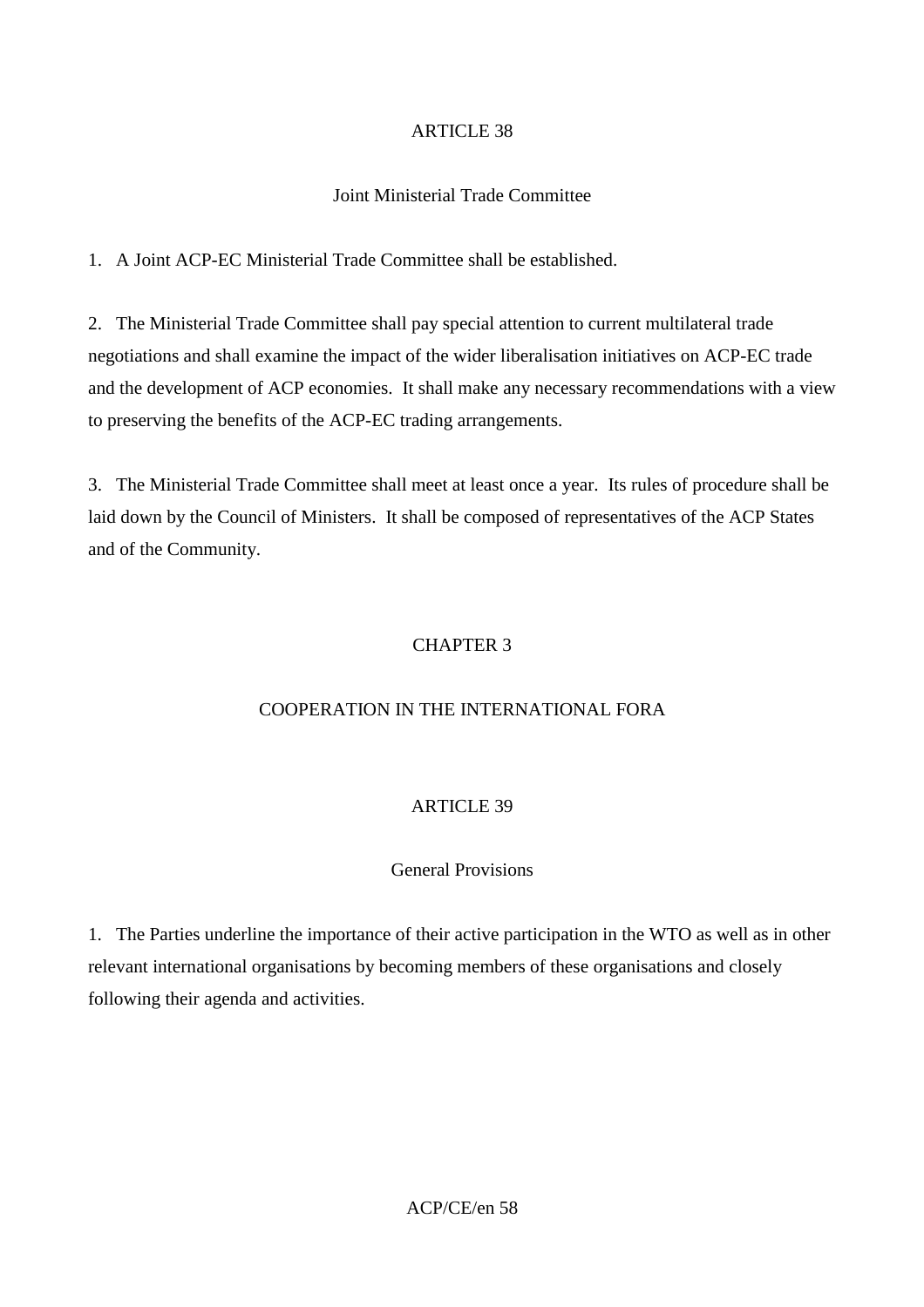## ARTICLE 38

### Joint Ministerial Trade Committee

1. A Joint ACP-EC Ministerial Trade Committee shall be established.

2. The Ministerial Trade Committee shall pay special attention to current multilateral trade negotiations and shall examine the impact of the wider liberalisation initiatives on ACP-EC trade and the development of ACP economies. It shall make any necessary recommendations with a view to preserving the benefits of the ACP-EC trading arrangements.

3. The Ministerial Trade Committee shall meet at least once a year. Its rules of procedure shall be laid down by the Council of Ministers. It shall be composed of representatives of the ACP States and of the Community.

# CHAPTER 3

# COOPERATION IN THE INTERNATIONAL FORA

## ARTICLE 39

### General Provisions

1. The Parties underline the importance of their active participation in the WTO as well as in other relevant international organisations by becoming members of these organisations and closely following their agenda and activities.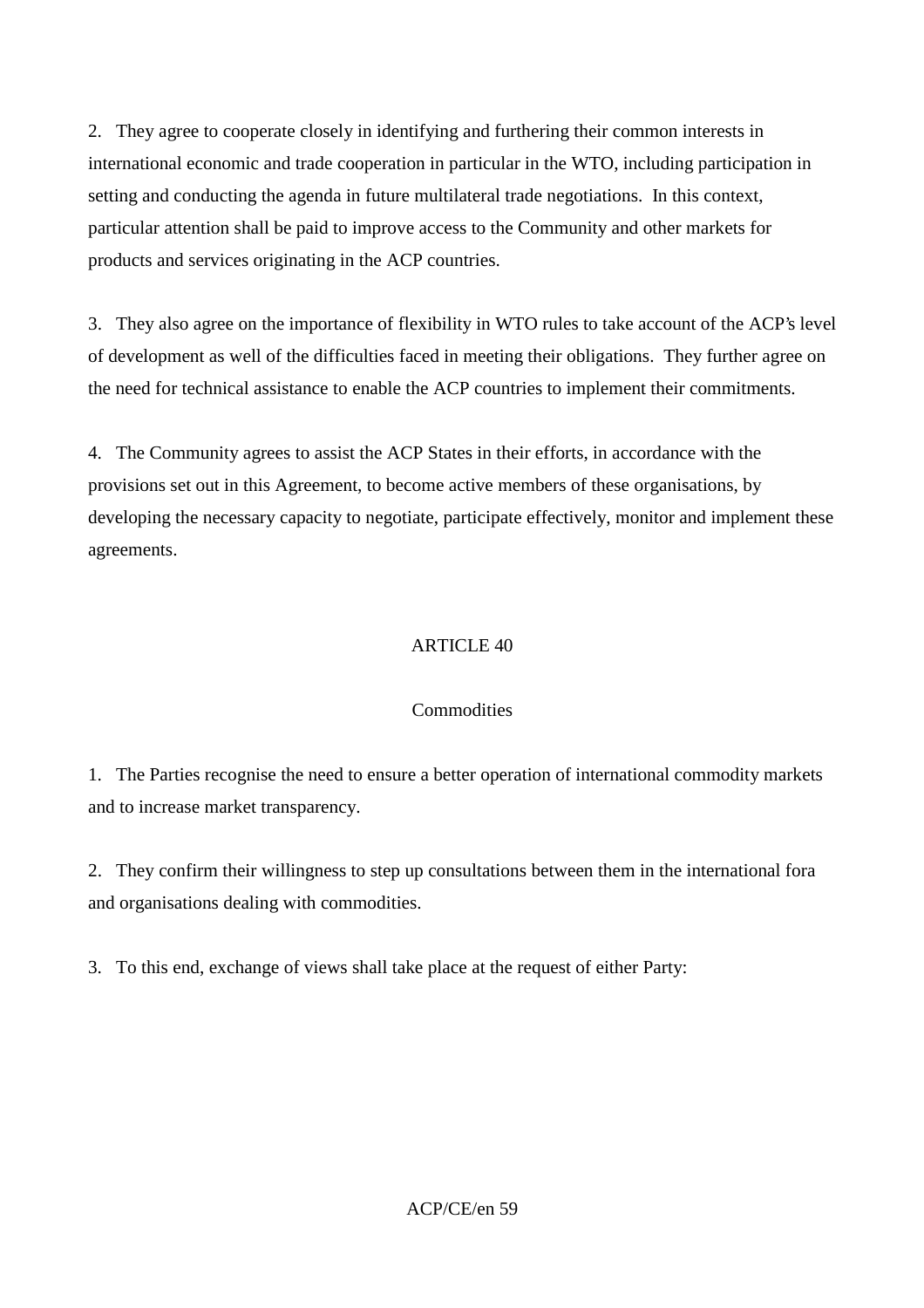2. They agree to cooperate closely in identifying and furthering their common interests in international economic and trade cooperation in particular in the WTO, including participation in setting and conducting the agenda in future multilateral trade negotiations. In this context, particular attention shall be paid to improve access to the Community and other markets for products and services originating in the ACP countries.

3. They also agree on the importance of flexibility in WTO rules to take account of the ACP's level of development as well of the difficulties faced in meeting their obligations. They further agree on the need for technical assistance to enable the ACP countries to implement their commitments.

4. The Community agrees to assist the ACP States in their efforts, in accordance with the provisions set out in this Agreement, to become active members of these organisations, by developing the necessary capacity to negotiate, participate effectively, monitor and implement these agreements.

## ARTICLE 40

### Commodities

1. The Parties recognise the need to ensure a better operation of international commodity markets and to increase market transparency.

2. They confirm their willingness to step up consultations between them in the international fora and organisations dealing with commodities.

3. To this end, exchange of views shall take place at the request of either Party: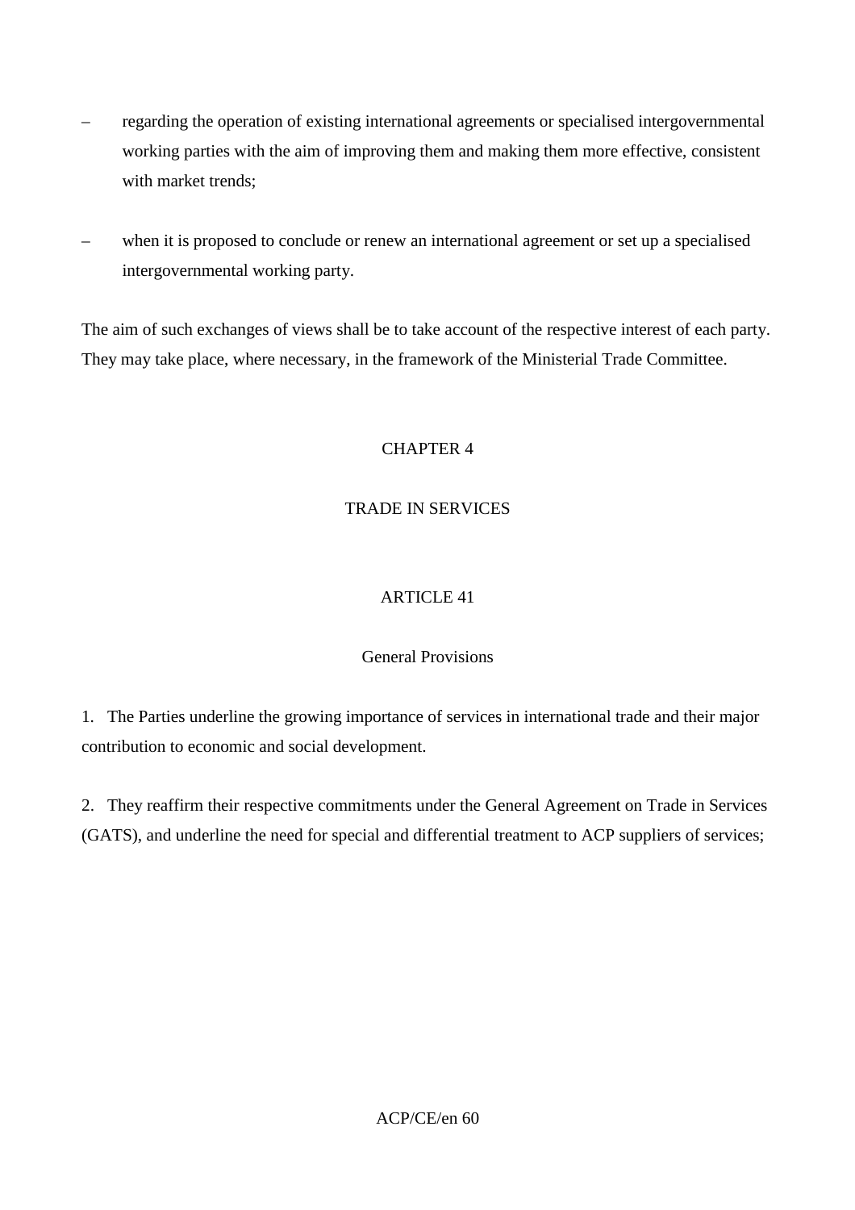– regarding the operation of existing international agreements or specialised intergovernmental working parties with the aim of improving them and making them more effective, consistent with market trends;

– when it is proposed to conclude or renew an international agreement or set up a specialised intergovernmental working party.

The aim of such exchanges of views shall be to take account of the respective interest of each party. They may take place, where necessary, in the framework of the Ministerial Trade Committee.

## CHAPTER 4

## TRADE IN SERVICES

### ARTICLE 41

### General Provisions

1. The Parties underline the growing importance of services in international trade and their major contribution to economic and social development.

2. They reaffirm their respective commitments under the General Agreement on Trade in Services (GATS), and underline the need for special and differential treatment to ACP suppliers of services;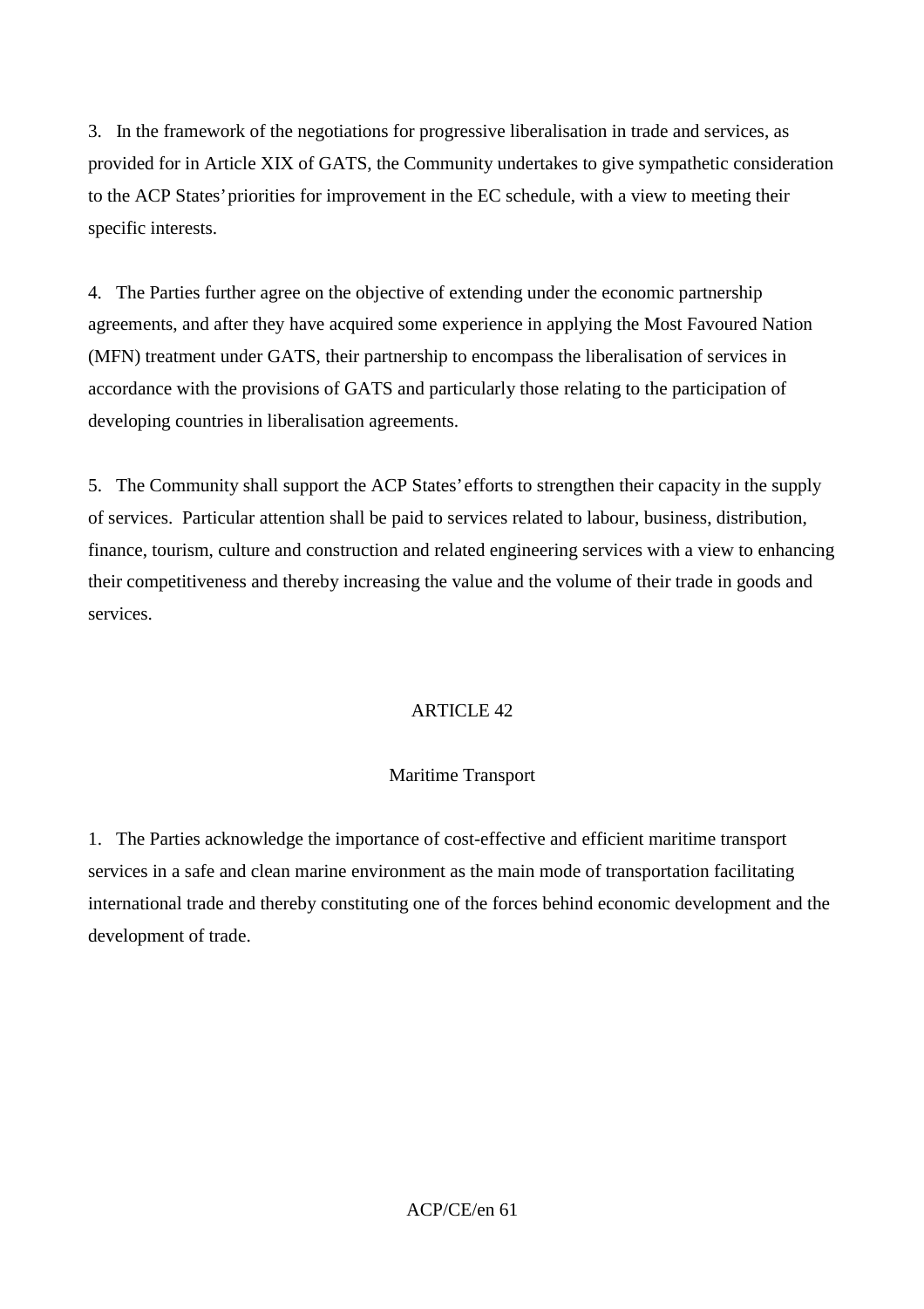3. In the framework of the negotiations for progressive liberalisation in trade and services, as provided for in Article XIX of GATS, the Community undertakes to give sympathetic consideration to the ACP States' priorities for improvement in the EC schedule, with a view to meeting their specific interests.

4. The Parties further agree on the objective of extending under the economic partnership agreements, and after they have acquired some experience in applying the Most Favoured Nation (MFN) treatment under GATS, their partnership to encompass the liberalisation of services in accordance with the provisions of GATS and particularly those relating to the participation of developing countries in liberalisation agreements.

5. The Community shall support the ACP States' efforts to strengthen their capacity in the supply of services. Particular attention shall be paid to services related to labour, business, distribution, finance, tourism, culture and construction and related engineering services with a view to enhancing their competitiveness and thereby increasing the value and the volume of their trade in goods and services.

## ARTICLE 42

### Maritime Transport

1. The Parties acknowledge the importance of cost-effective and efficient maritime transport services in a safe and clean marine environment as the main mode of transportation facilitating international trade and thereby constituting one of the forces behind economic development and the development of trade.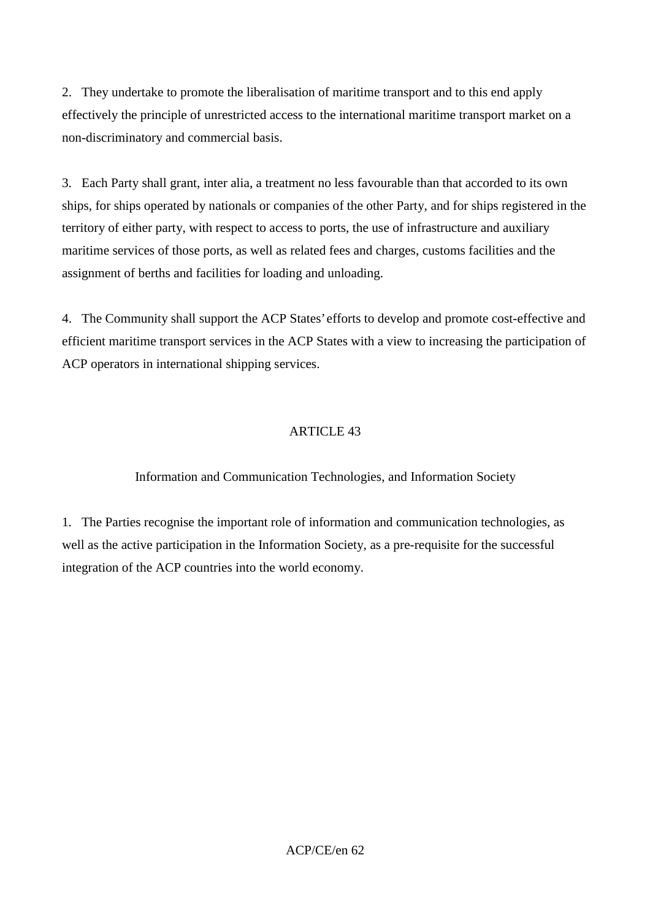2. They undertake to promote the liberalisation of maritime transport and to this end apply effectively the principle of unrestricted access to the international maritime transport market on a non-discriminatory and commercial basis.

3. Each Party shall grant, inter alia, a treatment no less favourable than that accorded to its own ships, for ships operated by nationals or companies of the other Party, and for ships registered in the territory of either party, with respect to access to ports, the use of infrastructure and auxiliary maritime services of those ports, as well as related fees and charges, customs facilities and the assignment of berths and facilities for loading and unloading.

4. The Community shall support the ACP States' efforts to develop and promote cost-effective and efficient maritime transport services in the ACP States with a view to increasing the participation of ACP operators in international shipping services.

## ARTICLE 43

### Information and Communication Technologies, and Information Society

1. The Parties recognise the important role of information and communication technologies, as well as the active participation in the Information Society, as a pre-requisite for the successful integration of the ACP countries into the world economy.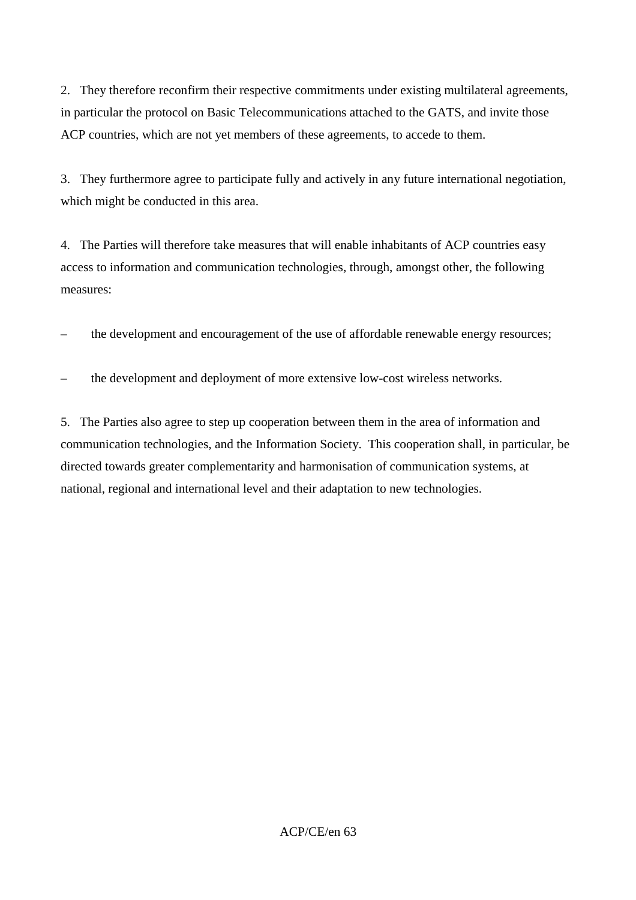2. They therefore reconfirm their respective commitments under existing multilateral agreements, in particular the protocol on Basic Telecommunications attached to the GATS, and invite those ACP countries, which are not yet members of these agreements, to accede to them.

3. They furthermore agree to participate fully and actively in any future international negotiation, which might be conducted in this area.

4. The Parties will therefore take measures that will enable inhabitants of ACP countries easy access to information and communication technologies, through, amongst other, the following measures:

– the development and encouragement of the use of affordable renewable energy resources;

– the development and deployment of more extensive low-cost wireless networks.

5. The Parties also agree to step up cooperation between them in the area of information and communication technologies, and the Information Society. This cooperation shall, in particular, be directed towards greater complementarity and harmonisation of communication systems, at national, regional and international level and their adaptation to new technologies.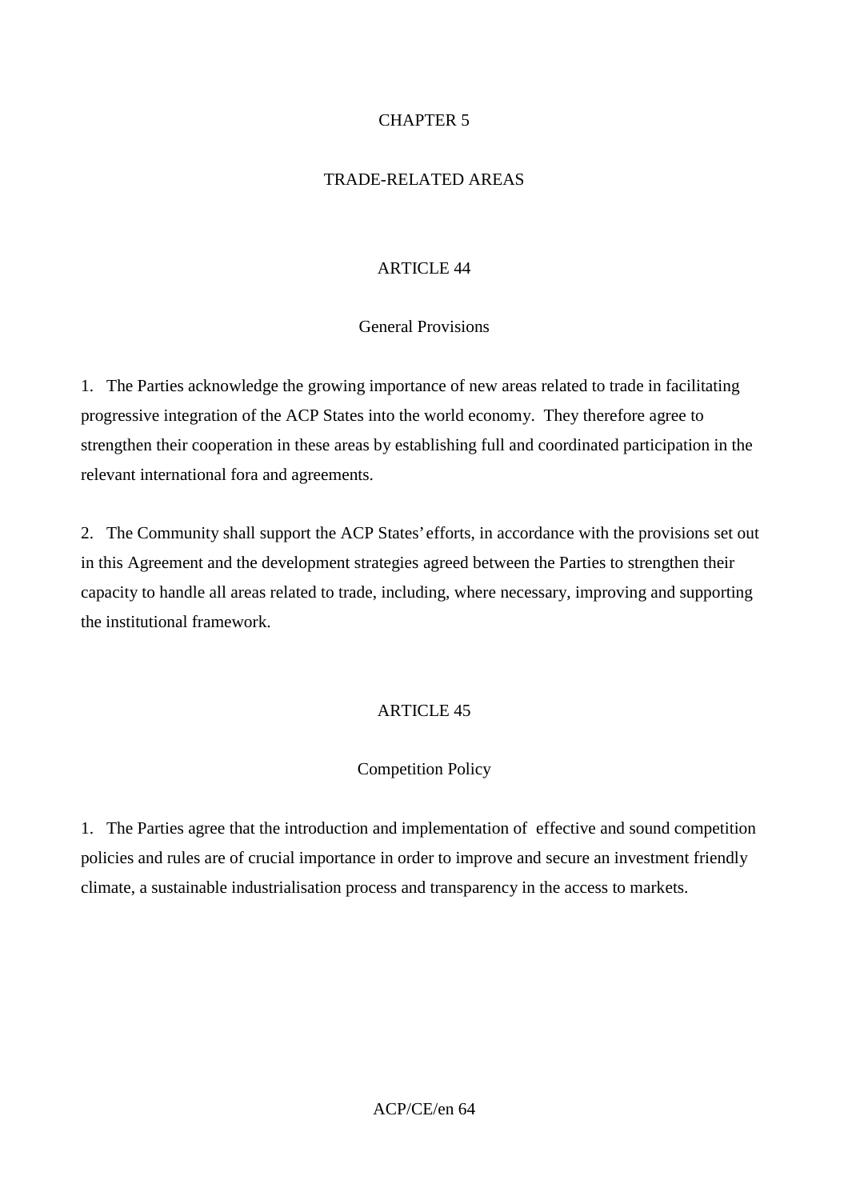## CHAPTER 5

## TRADE-RELATED AREAS

### ARTICLE 44

### General Provisions

1. The Parties acknowledge the growing importance of new areas related to trade in facilitating progressive integration of the ACP States into the world economy. They therefore agree to strengthen their cooperation in these areas by establishing full and coordinated participation in the relevant international fora and agreements.

2. The Community shall support the ACP States' efforts, in accordance with the provisions set out in this Agreement and the development strategies agreed between the Parties to strengthen their capacity to handle all areas related to trade, including, where necessary, improving and supporting the institutional framework.

### ARTICLE 45

### Competition Policy

1. The Parties agree that the introduction and implementation of effective and sound competition policies and rules are of crucial importance in order to improve and secure an investment friendly climate, a sustainable industrialisation process and transparency in the access to markets.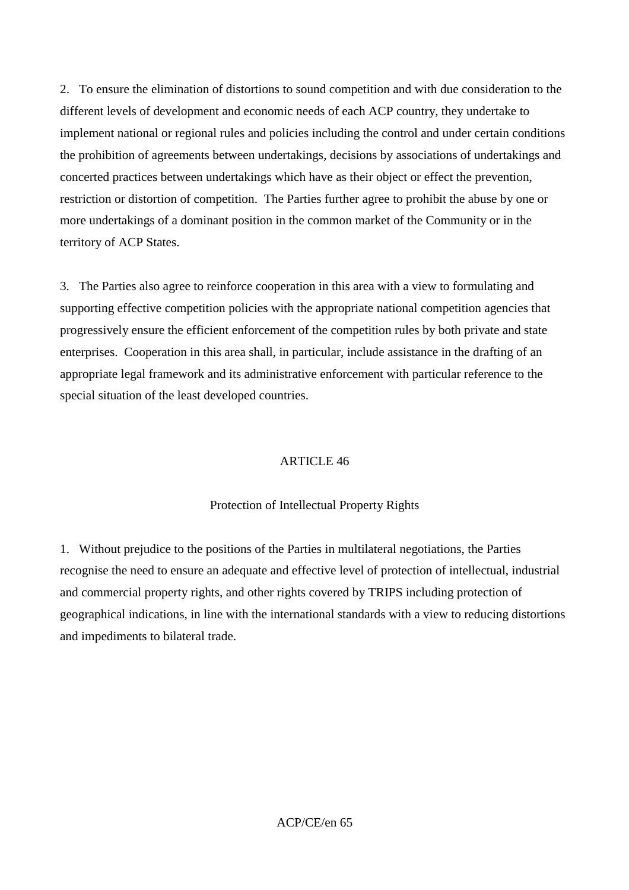2. To ensure the elimination of distortions to sound competition and with due consideration to the different levels of development and economic needs of each ACP country, they undertake to implement national or regional rules and policies including the control and under certain conditions the prohibition of agreements between undertakings, decisions by associations of undertakings and concerted practices between undertakings which have as their object or effect the prevention, restriction or distortion of competition. The Parties further agree to prohibit the abuse by one or more undertakings of a dominant position in the common market of the Community or in the territory of ACP States.

3. The Parties also agree to reinforce cooperation in this area with a view to formulating and supporting effective competition policies with the appropriate national competition agencies that progressively ensure the efficient enforcement of the competition rules by both private and state enterprises. Cooperation in this area shall, in particular, include assistance in the drafting of an appropriate legal framework and its administrative enforcement with particular reference to the special situation of the least developed countries.

## ARTICLE 46

### Protection of Intellectual Property Rights

1. Without prejudice to the positions of the Parties in multilateral negotiations, the Parties recognise the need to ensure an adequate and effective level of protection of intellectual, industrial and commercial property rights, and other rights covered by TRIPS including protection of geographical indications, in line with the international standards with a view to reducing distortions and impediments to bilateral trade.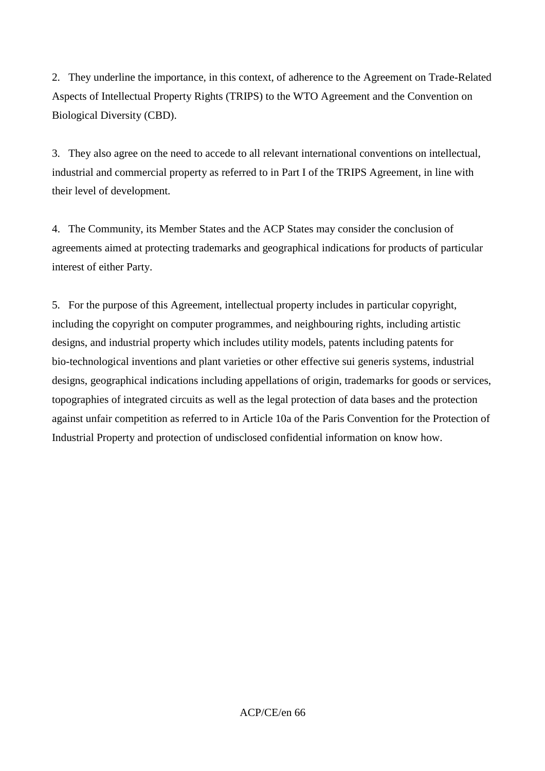2. They underline the importance, in this context, of adherence to the Agreement on Trade-Related Aspects of Intellectual Property Rights (TRIPS) to the WTO Agreement and the Convention on Biological Diversity (CBD).

3. They also agree on the need to accede to all relevant international conventions on intellectual, industrial and commercial property as referred to in Part I of the TRIPS Agreement, in line with their level of development.

4. The Community, its Member States and the ACP States may consider the conclusion of agreements aimed at protecting trademarks and geographical indications for products of particular interest of either Party.

5. For the purpose of this Agreement, intellectual property includes in particular copyright, including the copyright on computer programmes, and neighbouring rights, including artistic designs, and industrial property which includes utility models, patents including patents for bio-technological inventions and plant varieties or other effective sui generis systems, industrial designs, geographical indications including appellations of origin, trademarks for goods or services, topographies of integrated circuits as well as the legal protection of data bases and the protection against unfair competition as referred to in Article 10a of the Paris Convention for the Protection of Industrial Property and protection of undisclosed confidential information on know how.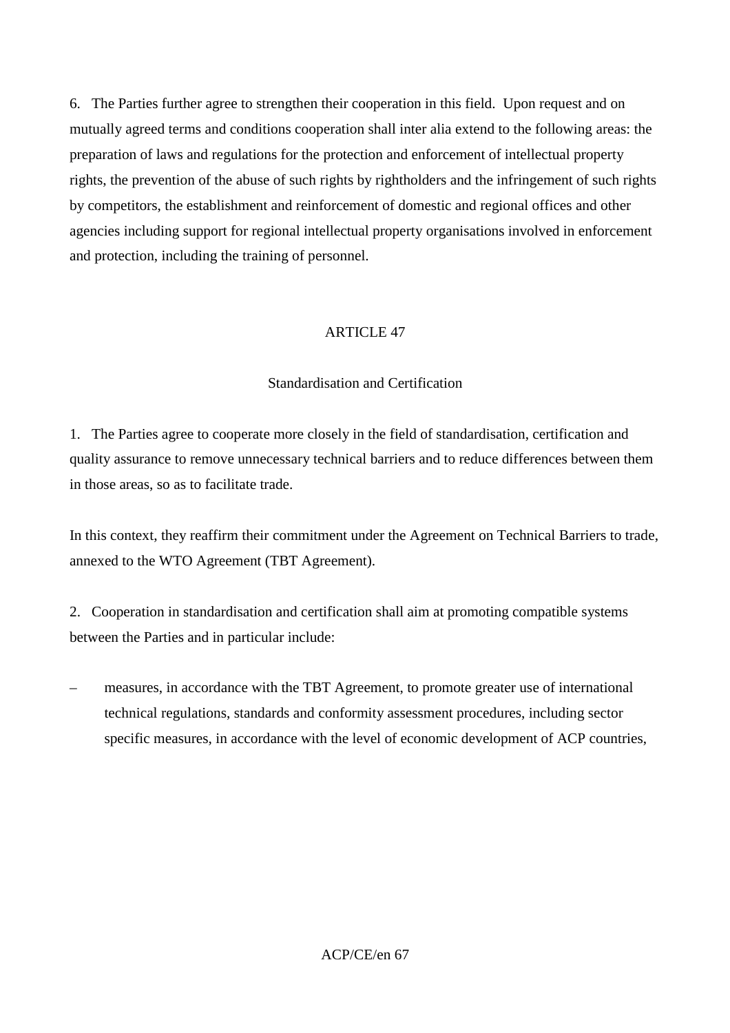6. The Parties further agree to strengthen their cooperation in this field. Upon request and on mutually agreed terms and conditions cooperation shall inter alia extend to the following areas: the preparation of laws and regulations for the protection and enforcement of intellectual property rights, the prevention of the abuse of such rights by rightholders and the infringement of such rights by competitors, the establishment and reinforcement of domestic and regional offices and other agencies including support for regional intellectual property organisations involved in enforcement and protection, including the training of personnel.

## ARTICLE 47

### Standardisation and Certification

1. The Parties agree to cooperate more closely in the field of standardisation, certification and quality assurance to remove unnecessary technical barriers and to reduce differences between them in those areas, so as to facilitate trade.

In this context, they reaffirm their commitment under the Agreement on Technical Barriers to trade, annexed to the WTO Agreement (TBT Agreement).

2. Cooperation in standardisation and certification shall aim at promoting compatible systems between the Parties and in particular include:

– measures, in accordance with the TBT Agreement, to promote greater use of international technical regulations, standards and conformity assessment procedures, including sector specific measures, in accordance with the level of economic development of ACP countries,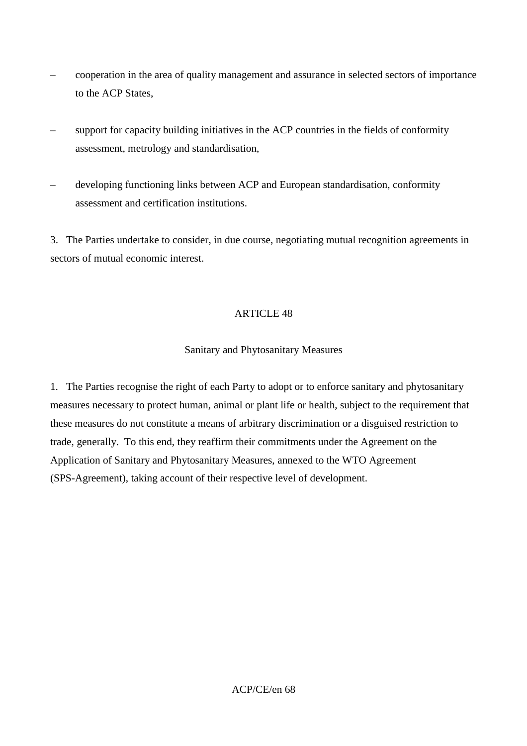- cooperation in the area of quality management and assurance in selected sectors of importance to the ACP States,

- support for capacity building initiatives in the ACP countries in the fields of conformity assessment, metrology and standardisation,

- developing functioning links between ACP and European standardisation, conformity assessment and certification institutions.

3. The Parties undertake to consider, in due course, negotiating mutual recognition agreements in sectors of mutual economic interest.

## ARTICLE 48

### Sanitary and Phytosanitary Measures

1. The Parties recognise the right of each Party to adopt or to enforce sanitary and phytosanitary measures necessary to protect human, animal or plant life or health, subject to the requirement that these measures do not constitute a means of arbitrary discrimination or a disguised restriction to trade, generally. To this end, they reaffirm their commitments under the Agreement on the Application of Sanitary and Phytosanitary Measures, annexed to the WTO Agreement (SPS-Agreement), taking account of their respective level of development.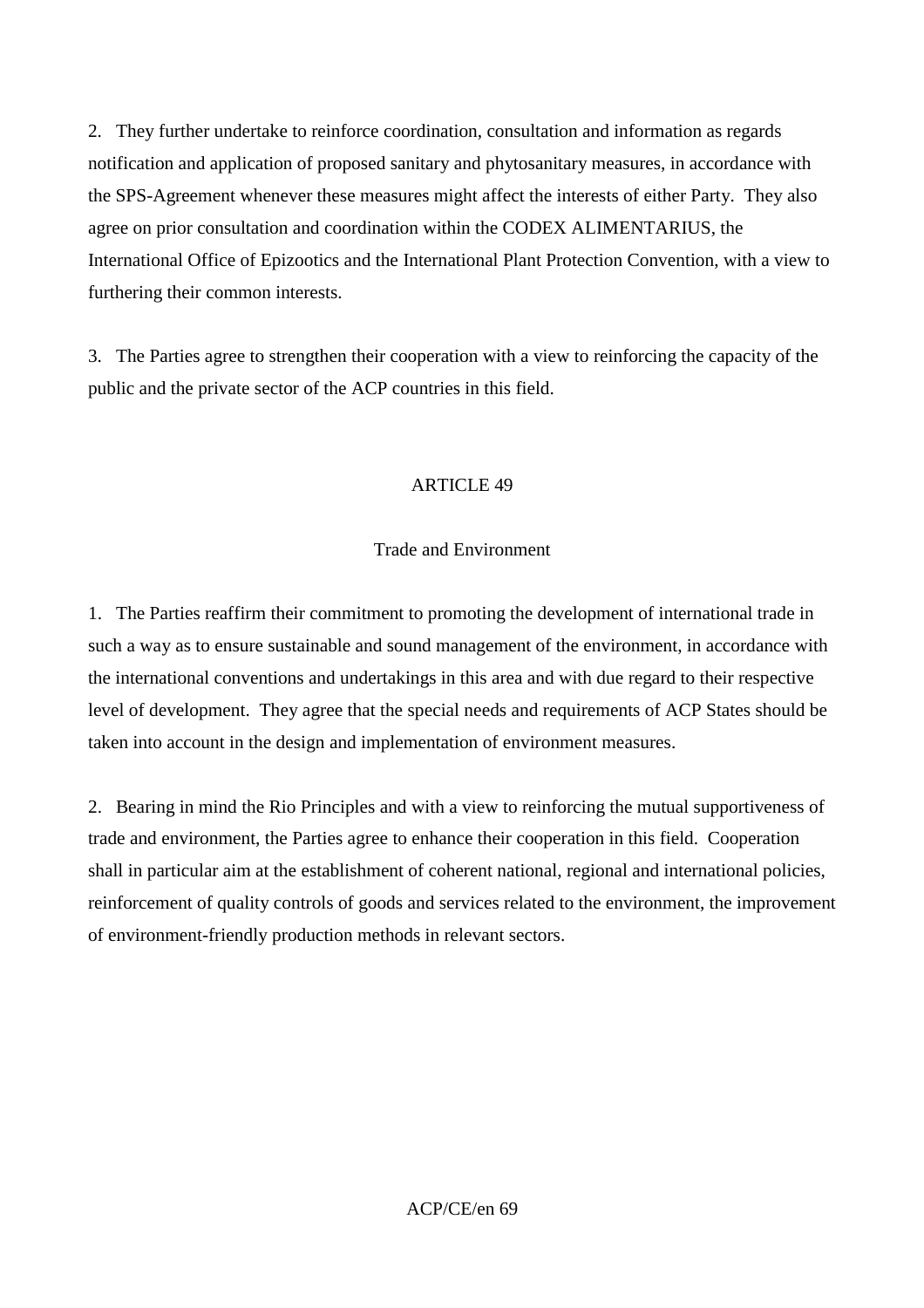2. They further undertake to reinforce coordination, consultation and information as regards notification and application of proposed sanitary and phytosanitary measures, in accordance with the SPS-Agreement whenever these measures might affect the interests of either Party. They also agree on prior consultation and coordination within the CODEX ALIMENTARIUS, the International Office of Epizootics and the International Plant Protection Convention, with a view to furthering their common interests.

3. The Parties agree to strengthen their cooperation with a view to reinforcing the capacity of the public and the private sector of the ACP countries in this field.

## ARTICLE 49

### Trade and Environment

1. The Parties reaffirm their commitment to promoting the development of international trade in such a way as to ensure sustainable and sound management of the environment, in accordance with the international conventions and undertakings in this area and with due regard to their respective level of development. They agree that the special needs and requirements of ACP States should be taken into account in the design and implementation of environment measures.

2. Bearing in mind the Rio Principles and with a view to reinforcing the mutual supportiveness of trade and environment, the Parties agree to enhance their cooperation in this field. Cooperation shall in particular aim at the establishment of coherent national, regional and international policies, reinforcement of quality controls of goods and services related to the environment, the improvement of environment-friendly production methods in relevant sectors.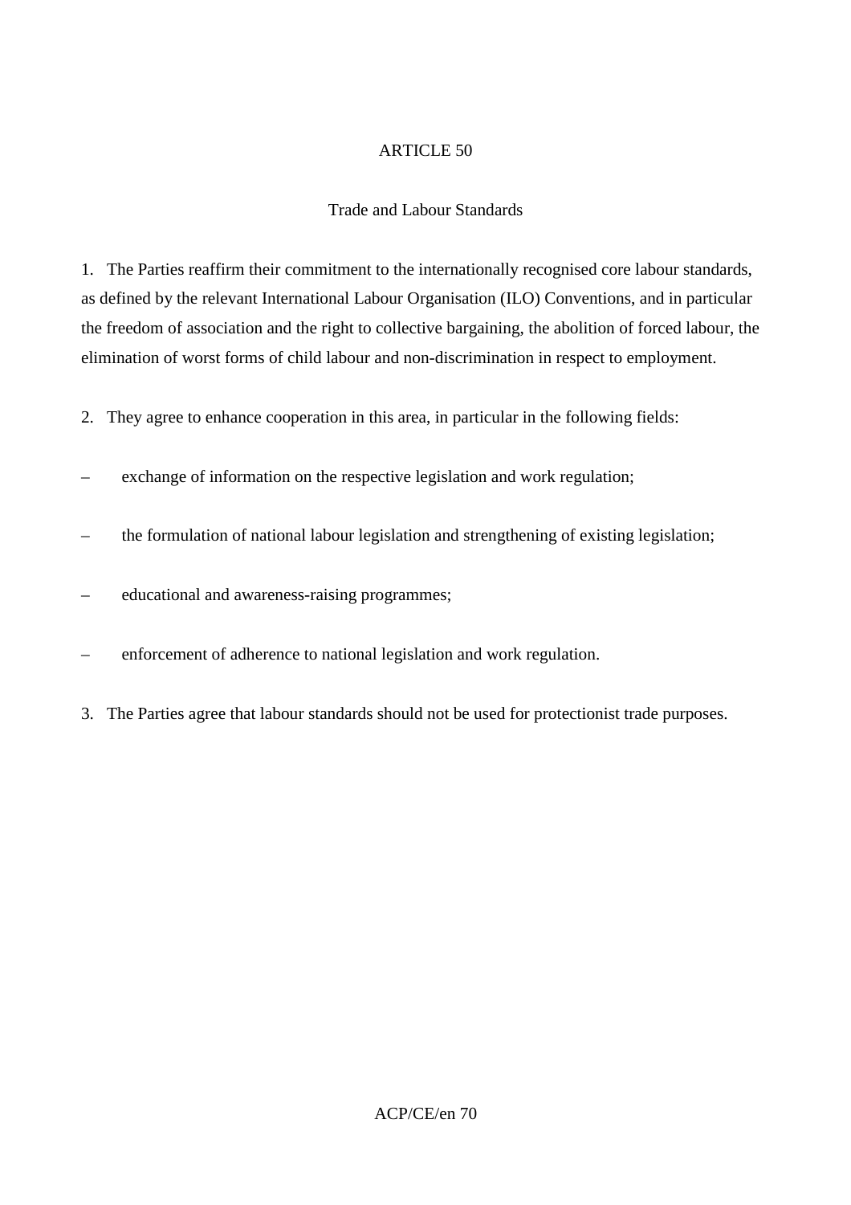## ARTICLE 50

### Trade and Labour Standards

1. The Parties reaffirm their commitment to the internationally recognised core labour standards, as defined by the relevant International Labour Organisation (ILO) Conventions, and in particular the freedom of association and the right to collective bargaining, the abolition of forced labour, the elimination of worst forms of child labour and non-discrimination in respect to employment.

2. They agree to enhance cooperation in this area, in particular in the following fields:

– exchange of information on the respective legislation and work regulation;

– the formulation of national labour legislation and strengthening of existing legislation;

– educational and awareness-raising programmes;

– enforcement of adherence to national legislation and work regulation.

3. The Parties agree that labour standards should not be used for protectionist trade purposes.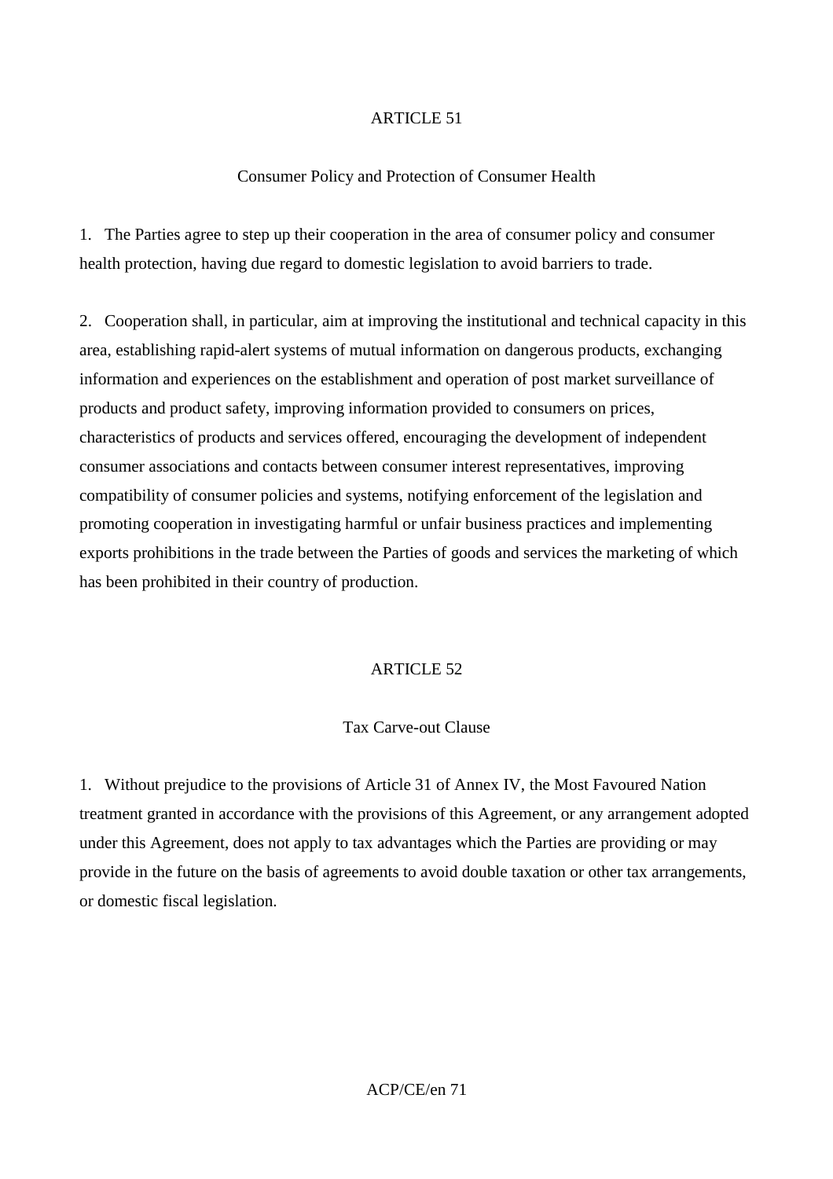## ARTICLE 51

### Consumer Policy and Protection of Consumer Health

1. The Parties agree to step up their cooperation in the area of consumer policy and consumer health protection, having due regard to domestic legislation to avoid barriers to trade.

2. Cooperation shall, in particular, aim at improving the institutional and technical capacity in this area, establishing rapid-alert systems of mutual information on dangerous products, exchanging information and experiences on the establishment and operation of post market surveillance of products and product safety, improving information provided to consumers on prices, characteristics of products and services offered, encouraging the development of independent consumer associations and contacts between consumer interest representatives, improving compatibility of consumer policies and systems, notifying enforcement of the legislation and promoting cooperation in investigating harmful or unfair business practices and implementing exports prohibitions in the trade between the Parties of goods and services the marketing of which has been prohibited in their country of production.

## ARTICLE 52

### Tax Carve-out Clause

1. Without prejudice to the provisions of Article 31 of Annex IV, the Most Favoured Nation treatment granted in accordance with the provisions of this Agreement, or any arrangement adopted under this Agreement, does not apply to tax advantages which the Parties are providing or may provide in the future on the basis of agreements to avoid double taxation or other tax arrangements, or domestic fiscal legislation.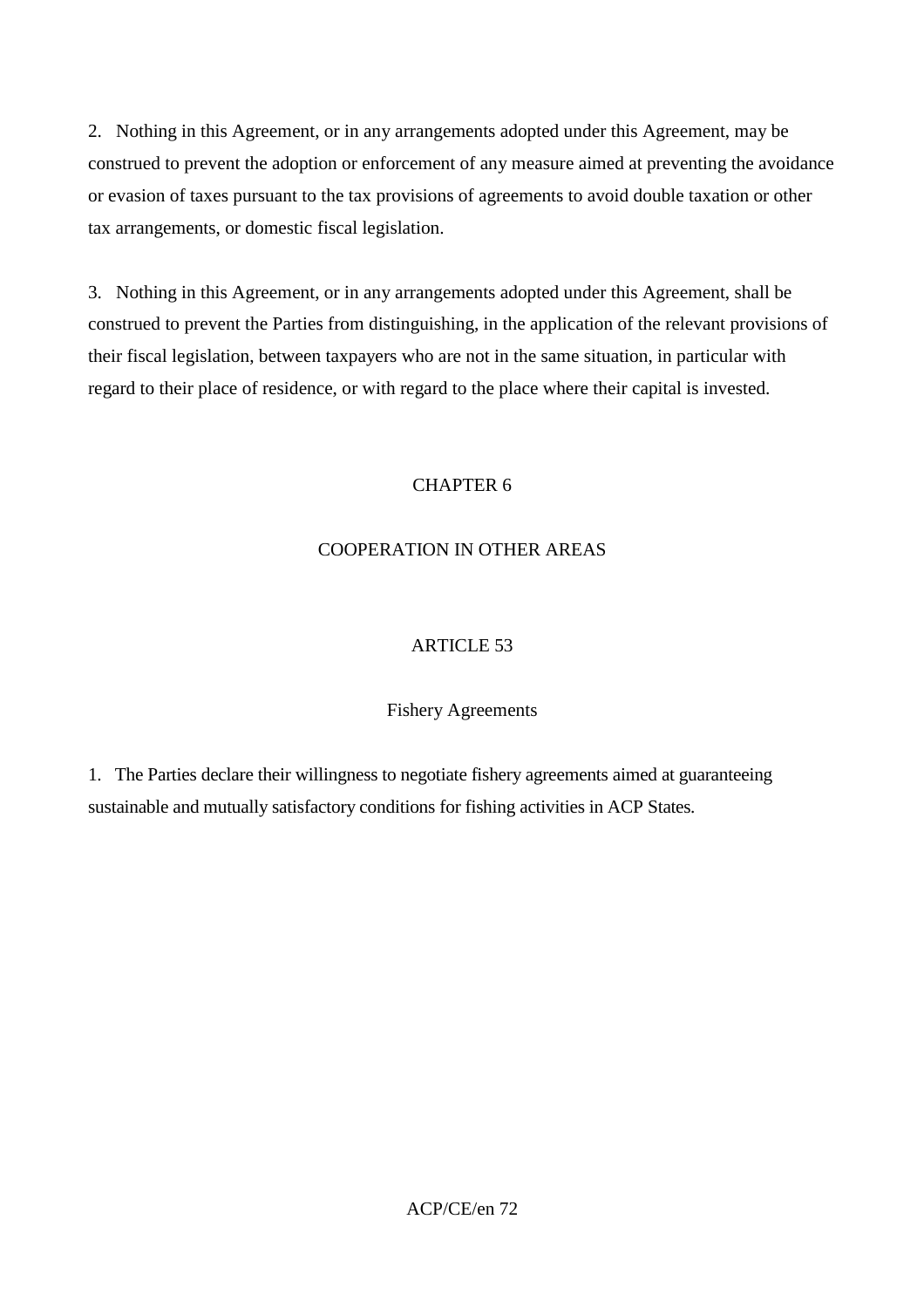2. Nothing in this Agreement, or in any arrangements adopted under this Agreement, may be construed to prevent the adoption or enforcement of any measure aimed at preventing the avoidance or evasion of taxes pursuant to the tax provisions of agreements to avoid double taxation or other tax arrangements, or domestic fiscal legislation.

3. Nothing in this Agreement, or in any arrangements adopted under this Agreement, shall be construed to prevent the Parties from distinguishing, in the application of the relevant provisions of their fiscal legislation, between taxpayers who are not in the same situation, in particular with regard to their place of residence, or with regard to the place where their capital is invested.

## CHAPTER 6

## COOPERATION IN OTHER AREAS

### ARTICLE 53

### Fishery Agreements

1. The Parties declare their willingness to negotiate fishery agreements aimed at guaranteeing sustainable and mutually satisfactory conditions for fishing activities in ACP States.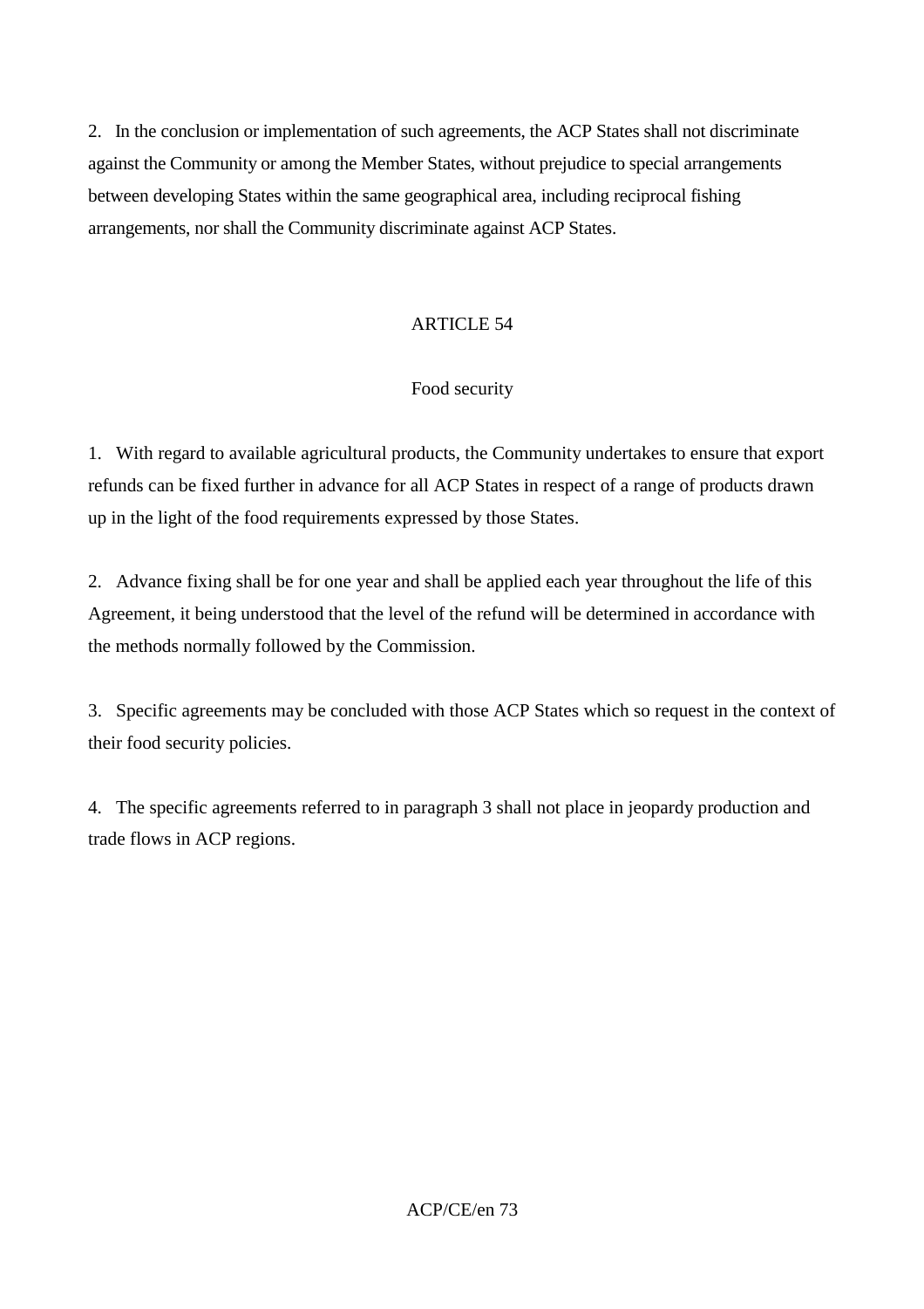2. In the conclusion or implementation of such agreements, the ACP States shall not discriminate against the Community or among the Member States, without prejudice to special arrangements between developing States within the same geographical area, including reciprocal fishing arrangements, nor shall the Community discriminate against ACP States.

## ARTICLE 54

### Food security

1. With regard to available agricultural products, the Community undertakes to ensure that export refunds can be fixed further in advance for all ACP States in respect of a range of products drawn up in the light of the food requirements expressed by those States.

2. Advance fixing shall be for one year and shall be applied each year throughout the life of this Agreement, it being understood that the level of the refund will be determined in accordance with the methods normally followed by the Commission.

3. Specific agreements may be concluded with those ACP States which so request in the context of their food security policies.

4. The specific agreements referred to in paragraph 3 shall not place in jeopardy production and trade flows in ACP regions.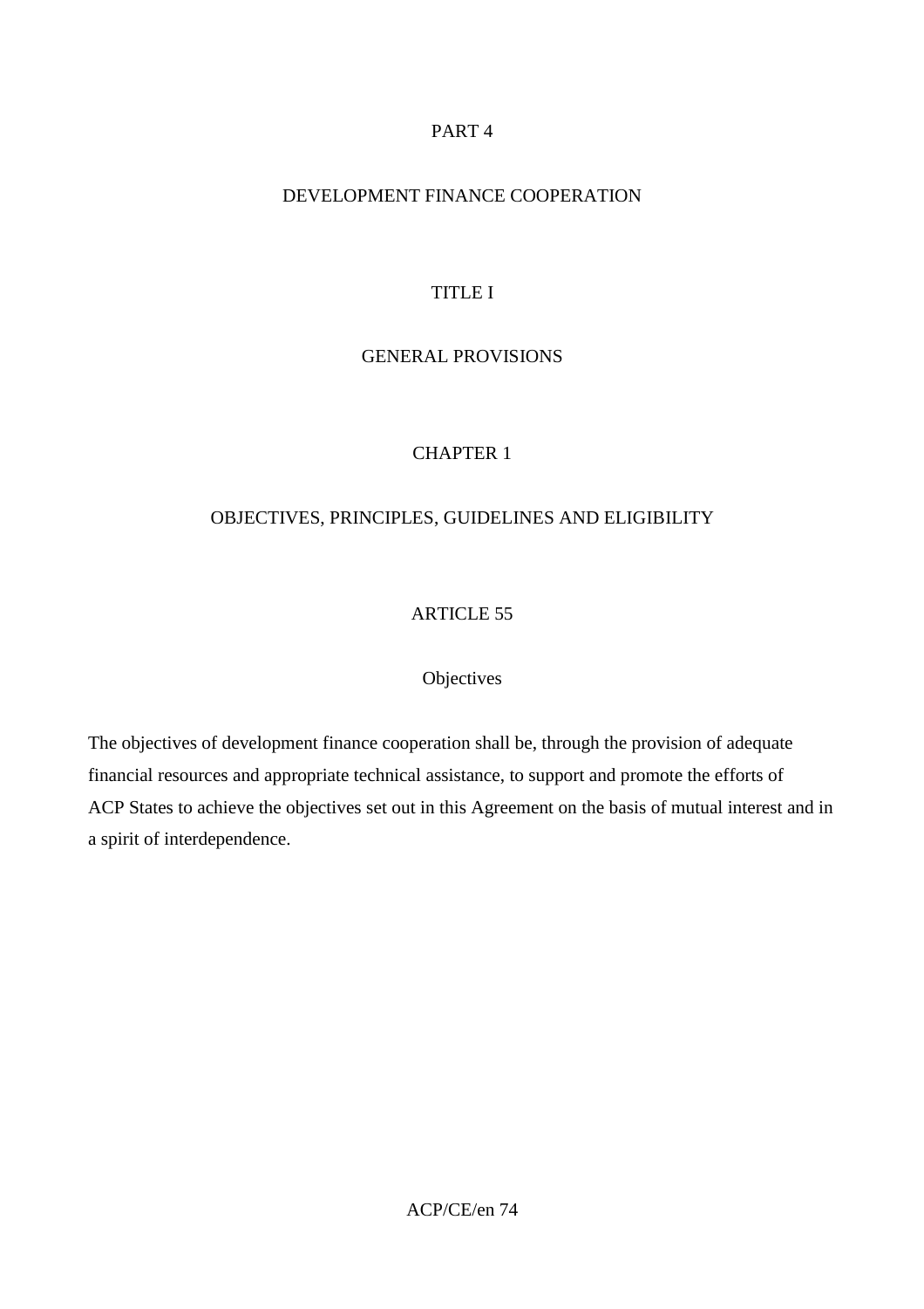# PART 4

# DEVELOPMENT FINANCE COOPERATION

## TITLE I

## GENERAL PROVISIONS

### CHAPTER 1

### OBJECTIVES, PRINCIPLES, GUIDELINES AND ELIGIBILITY

#### ARTICLE 55

#### Objectives

The objectives of development finance cooperation shall be, through the provision of adequate financial resources and appropriate technical assistance, to support and promote the efforts of ACP States to achieve the objectives set out in this Agreement on the basis of mutual interest and in a spirit of interdependence.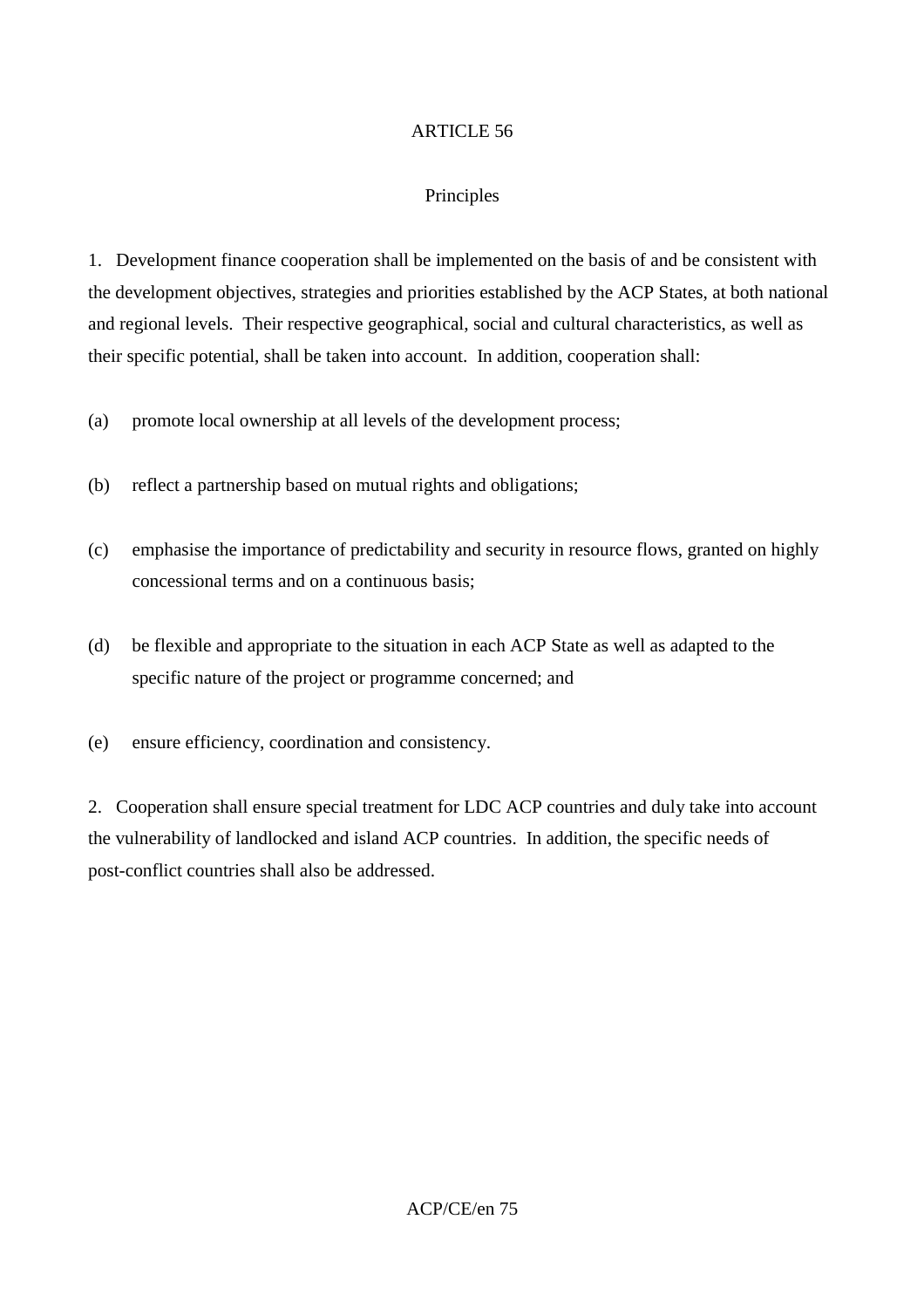## ARTICLE 56

### Principles

1. Development finance cooperation shall be implemented on the basis of and be consistent with the development objectives, strategies and priorities established by the ACP States, at both national and regional levels. Their respective geographical, social and cultural characteristics, as well as their specific potential, shall be taken into account. In addition, cooperation shall:

(a) promote local ownership at all levels of the development process;

(b) reflect a partnership based on mutual rights and obligations;

(c) emphasise the importance of predictability and security in resource flows, granted on highly concessional terms and on a continuous basis;

(d) be flexible and appropriate to the situation in each ACP State as well as adapted to the specific nature of the project or programme concerned; and

(e) ensure efficiency, coordination and consistency.

2. Cooperation shall ensure special treatment for LDC ACP countries and duly take into account the vulnerability of landlocked and island ACP countries. In addition, the specific needs of post-conflict countries shall also be addressed.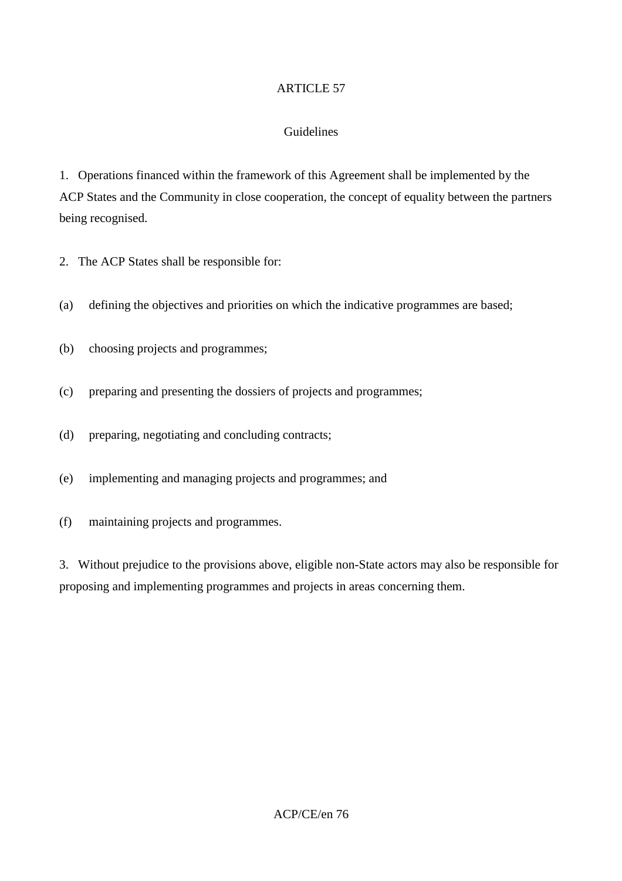## ARTICLE 57

### Guidelines

1. Operations financed within the framework of this Agreement shall be implemented by the ACP States and the Community in close cooperation, the concept of equality between the partners being recognised.

2. The ACP States shall be responsible for:

(a) defining the objectives and priorities on which the indicative programmes are based;

(b) choosing projects and programmes;

(c) preparing and presenting the dossiers of projects and programmes;

(d) preparing, negotiating and concluding contracts;

(e) implementing and managing projects and programmes; and

(f) maintaining projects and programmes.

3. Without prejudice to the provisions above, eligible non-State actors may also be responsible for proposing and implementing programmes and projects in areas concerning them.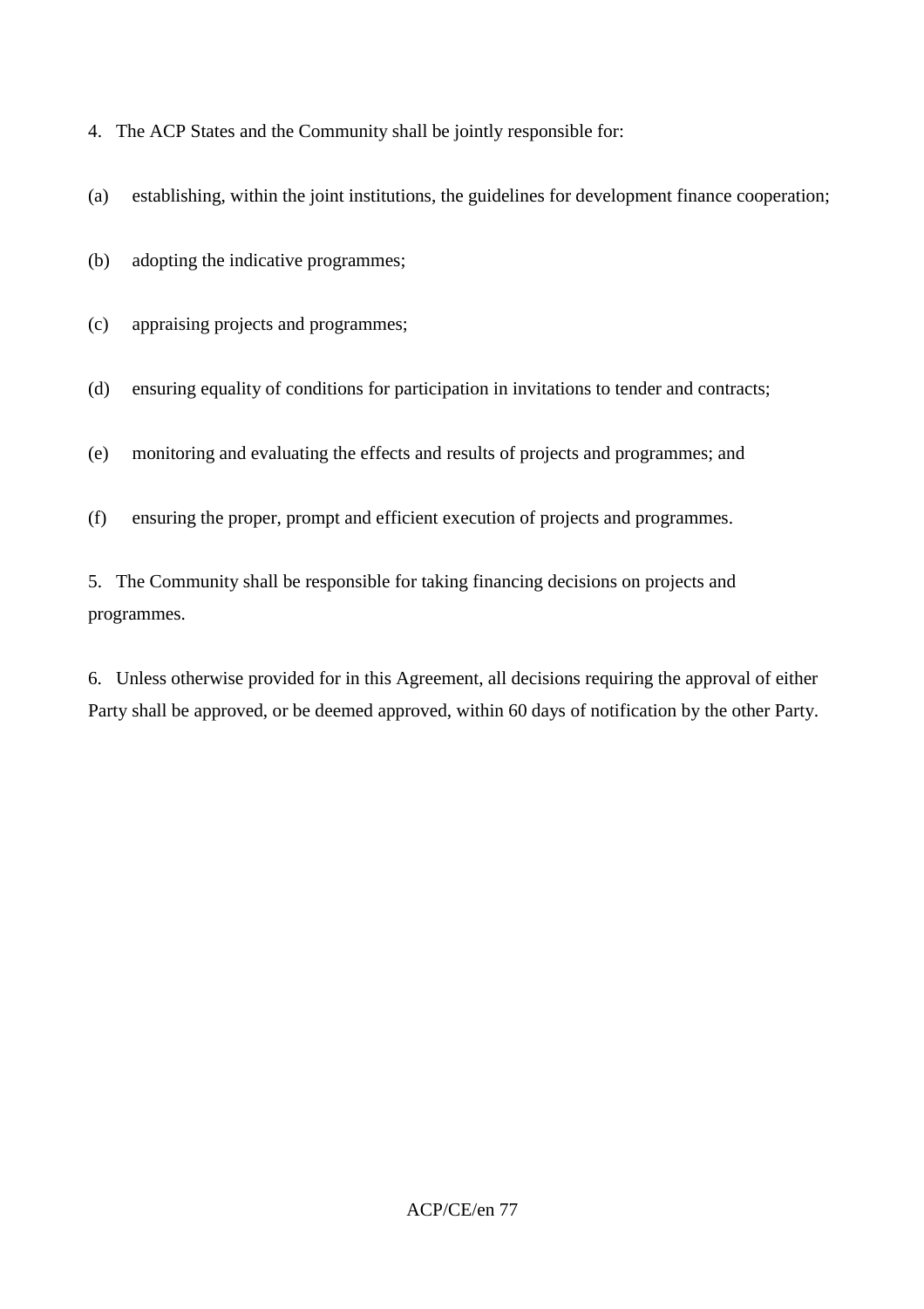4. The ACP States and the Community shall be jointly responsible for:

(a) establishing, within the joint institutions, the guidelines for development finance cooperation;

(b) adopting the indicative programmes;

(c) appraising projects and programmes;

(d) ensuring equality of conditions for participation in invitations to tender and contracts;

(e) monitoring and evaluating the effects and results of projects and programmes; and

(f) ensuring the proper, prompt and efficient execution of projects and programmes.

5. The Community shall be responsible for taking financing decisions on projects and programmes.

6. Unless otherwise provided for in this Agreement, all decisions requiring the approval of either Party shall be approved, or be deemed approved, within 60 days of notification by the other Party.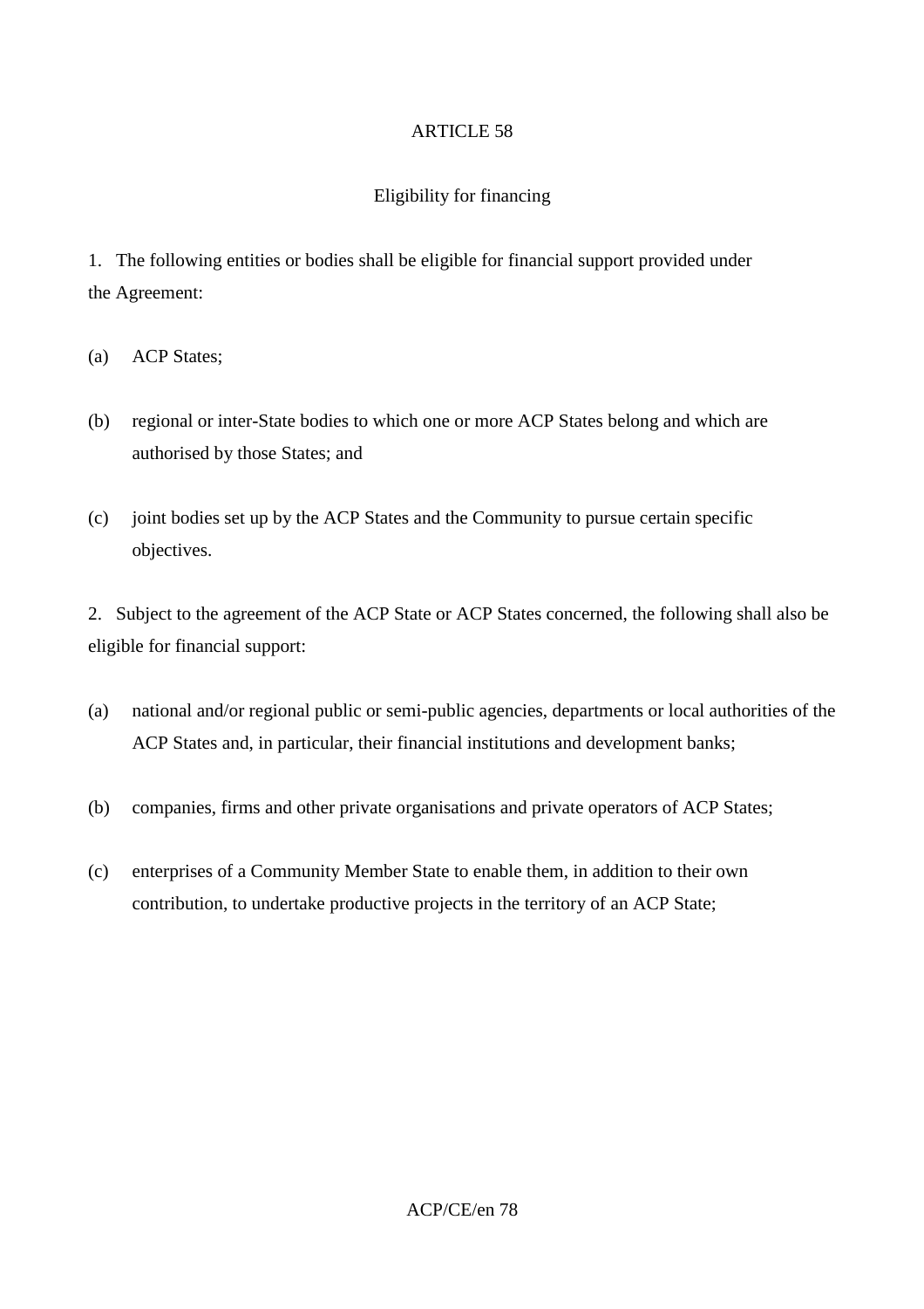## ARTICLE 58

### Eligibility for financing

1. The following entities or bodies shall be eligible for financial support provided under the Agreement:

(a) ACP States;

(b) regional or inter-State bodies to which one or more ACP States belong and which are authorised by those States; and

(c) joint bodies set up by the ACP States and the Community to pursue certain specific objectives.

2. Subject to the agreement of the ACP State or ACP States concerned, the following shall also be eligible for financial support:

(a) national and/or regional public or semi-public agencies, departments or local authorities of the ACP States and, in particular, their financial institutions and development banks;

(b) companies, firms and other private organisations and private operators of ACP States;

(c) enterprises of a Community Member State to enable them, in addition to their own contribution, to undertake productive projects in the territory of an ACP State;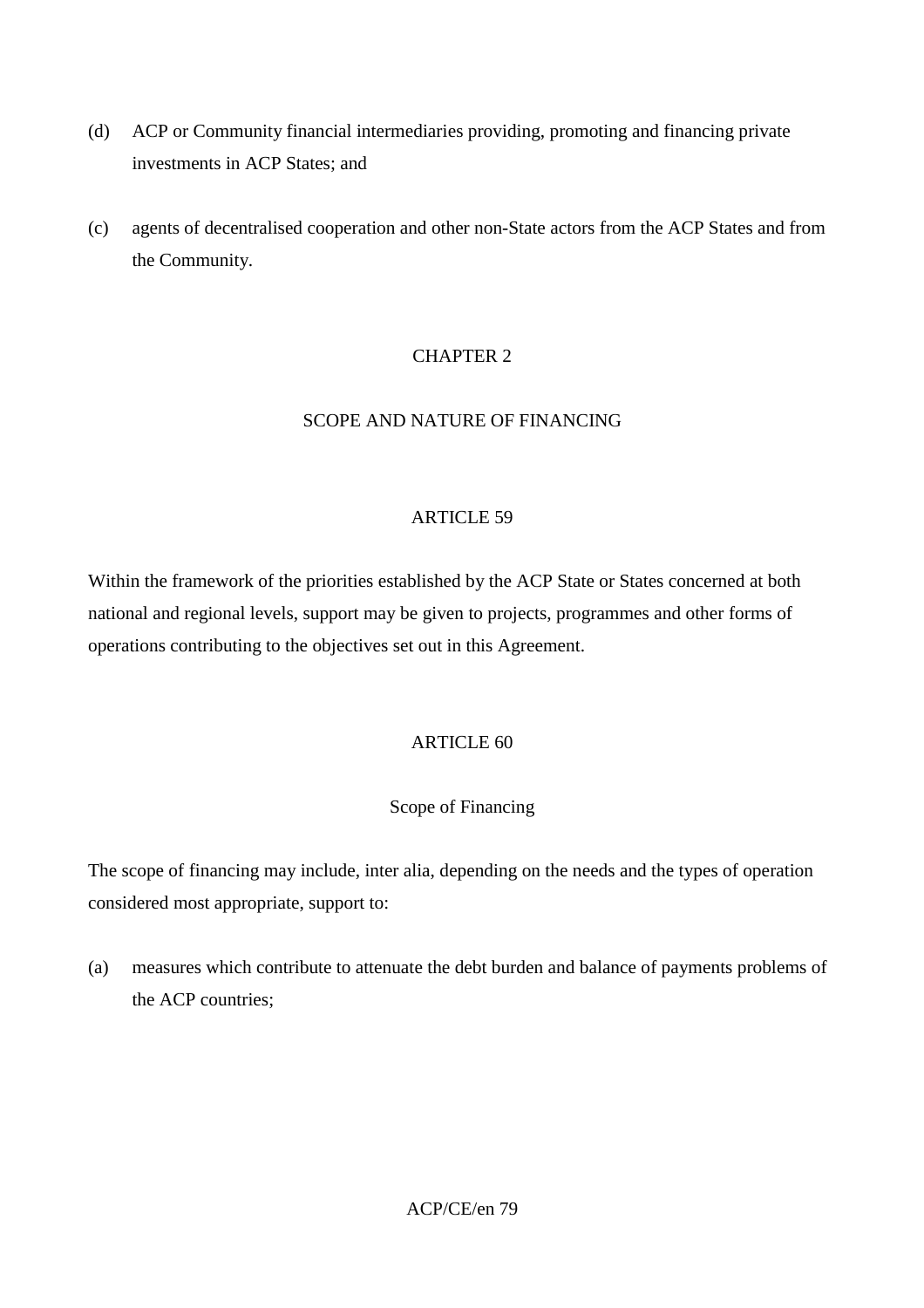(d) ACP or Community financial intermediaries providing, promoting and financing private investments in ACP States; and

(c) agents of decentralised cooperation and other non-State actors from the ACP States and from the Community.

## CHAPTER 2

## SCOPE AND NATURE OF FINANCING

### ARTICLE 59

Within the framework of the priorities established by the ACP State or States concerned at both national and regional levels, support may be given to projects, programmes and other forms of operations contributing to the objectives set out in this Agreement.

### ARTICLE 60

#### Scope of Financing

The scope of financing may include, inter alia, depending on the needs and the types of operation considered most appropriate, support to:

(a) measures which contribute to attenuate the debt burden and balance of payments problems of the ACP countries;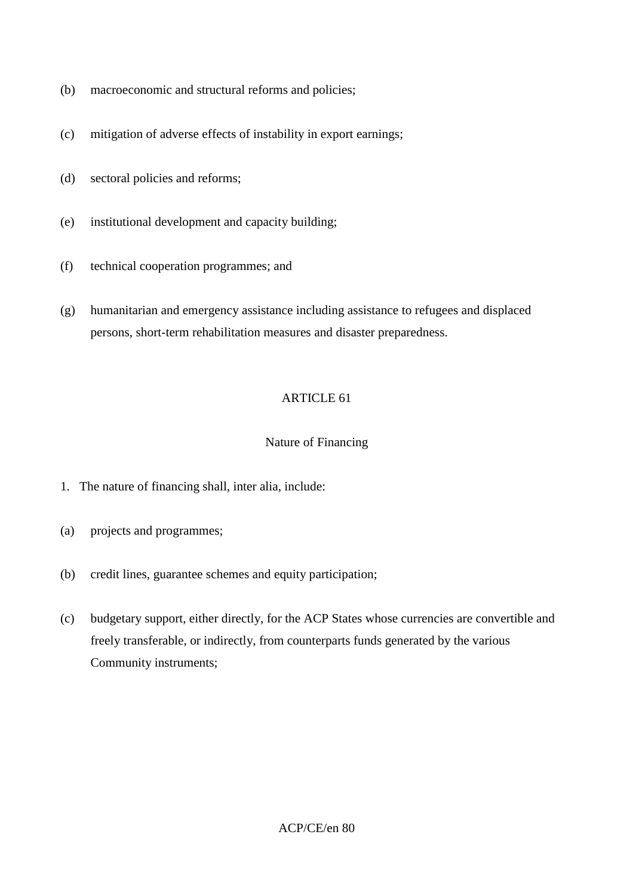(b) macroeconomic and structural reforms and policies;

(c) mitigation of adverse effects of instability in export earnings;

(d) sectoral policies and reforms;

(e) institutional development and capacity building;

(f) technical cooperation programmes; and

(g) humanitarian and emergency assistance including assistance to refugees and displaced persons, short-term rehabilitation measures and disaster preparedness.

## ARTICLE 61

### Nature of Financing

1. The nature of financing shall, inter alia, include:

(a) projects and programmes;

(b) credit lines, guarantee schemes and equity participation;

(c) budgetary support, either directly, for the ACP States whose currencies are convertible and freely transferable, or indirectly, from counterparts funds generated by the various Community instruments;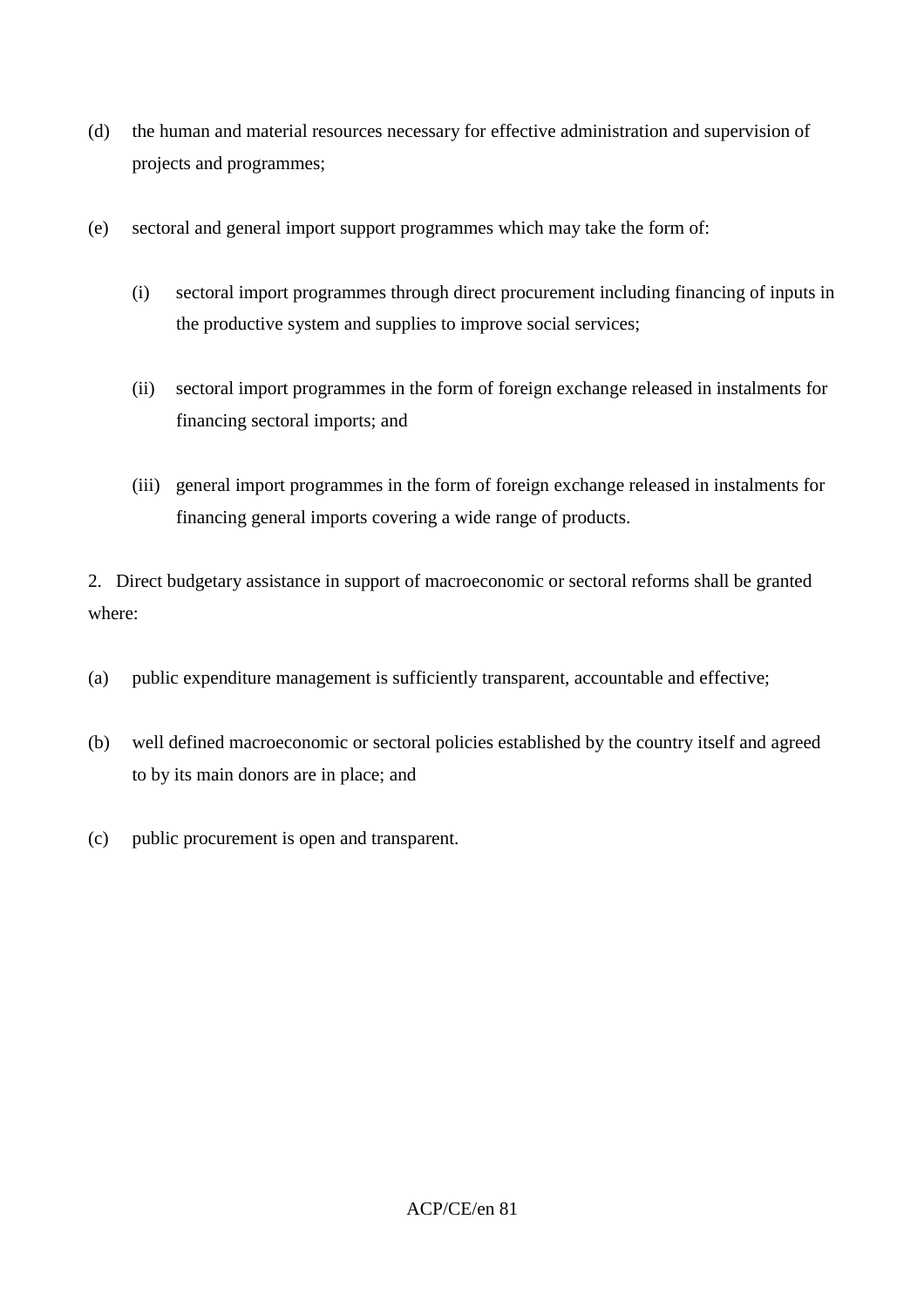(d) the human and material resources necessary for effective administration and supervision of projects and programmes;

(e) sectoral and general import support programmes which may take the form of:

  (i) sectoral import programmes through direct procurement including financing of inputs in the productive system and supplies to improve social services;

  (ii) sectoral import programmes in the form of foreign exchange released in instalments for financing sectoral imports; and

  (iii) general import programmes in the form of foreign exchange released in instalments for financing general imports covering a wide range of products.

2. Direct budgetary assistance in support of macroeconomic or sectoral reforms shall be granted where:

(a) public expenditure management is sufficiently transparent, accountable and effective;

(b) well defined macroeconomic or sectoral policies established by the country itself and agreed to by its main donors are in place; and

(c) public procurement is open and transparent.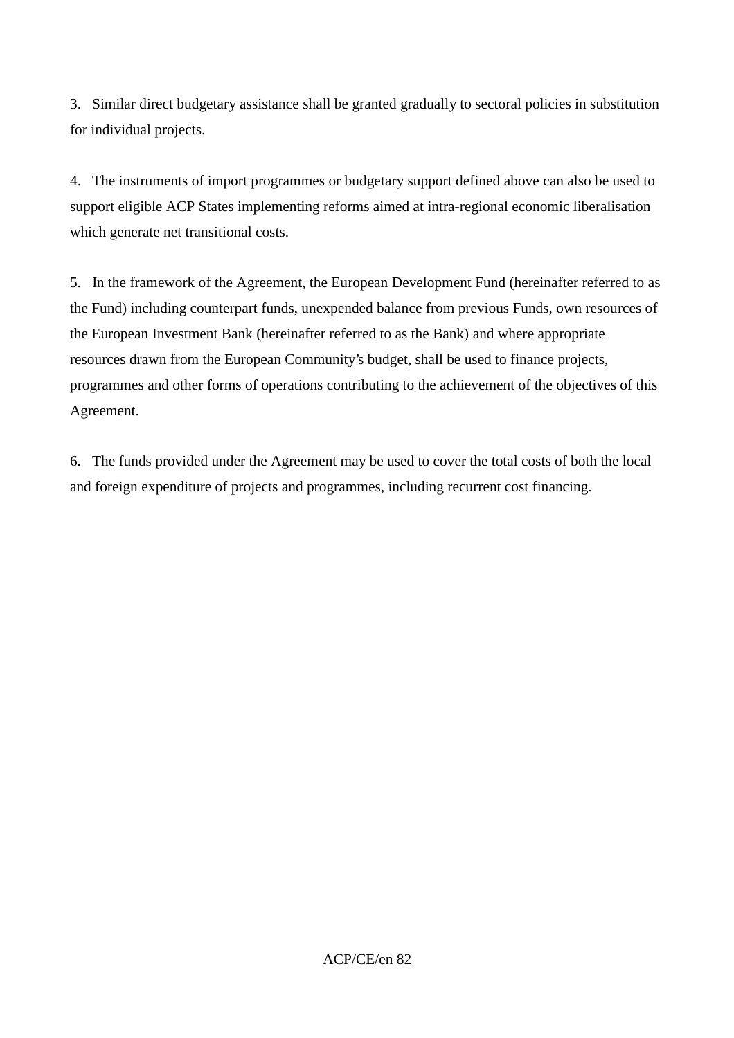3. Similar direct budgetary assistance shall be granted gradually to sectoral policies in substitution for individual projects.

4. The instruments of import programmes or budgetary support defined above can also be used to support eligible ACP States implementing reforms aimed at intra-regional economic liberalisation which generate net transitional costs.

5. In the framework of the Agreement, the European Development Fund (hereinafter referred to as the Fund) including counterpart funds, unexpended balance from previous Funds, own resources of the European Investment Bank (hereinafter referred to as the Bank) and where appropriate resources drawn from the European Community's budget, shall be used to finance projects, programmes and other forms of operations contributing to the achievement of the objectives of this Agreement.

6. The funds provided under the Agreement may be used to cover the total costs of both the local and foreign expenditure of projects and programmes, including recurrent cost financing.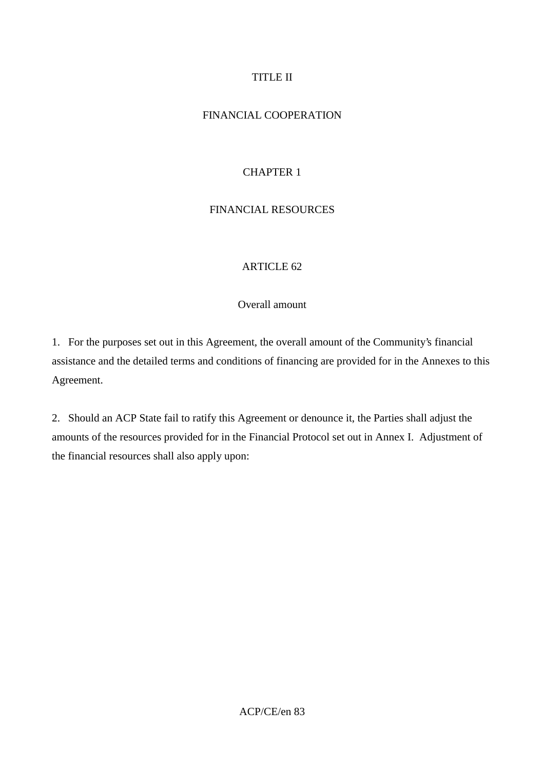# TITLE II

# FINANCIAL COOPERATION

## CHAPTER 1

## FINANCIAL RESOURCES

### ARTICLE 62

### Overall amount

1. For the purposes set out in this Agreement, the overall amount of the Community's financial assistance and the detailed terms and conditions of financing are provided for in the Annexes to this Agreement.

2. Should an ACP State fail to ratify this Agreement or denounce it, the Parties shall adjust the amounts of the resources provided for in the Financial Protocol set out in Annex I. Adjustment of the financial resources shall also apply upon: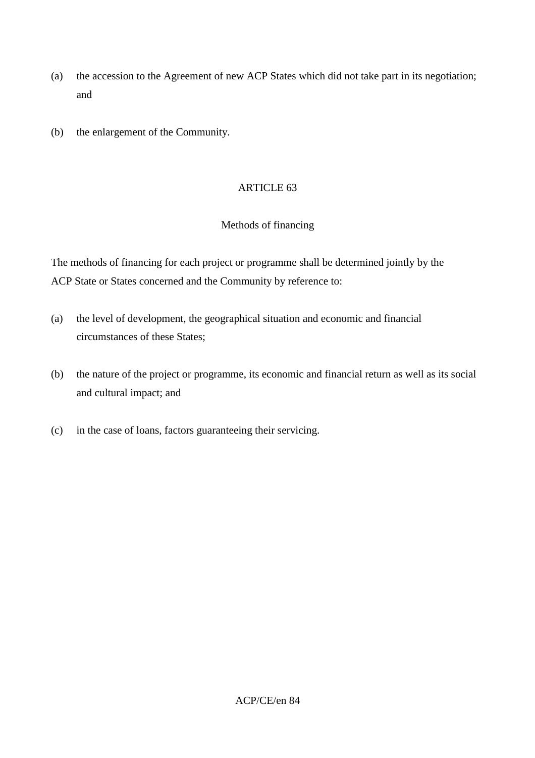(a) the accession to the Agreement of new ACP States which did not take part in its negotiation; and

(b) the enlargement of the Community.

## ARTICLE 63

### Methods of financing

The methods of financing for each project or programme shall be determined jointly by the ACP State or States concerned and the Community by reference to:

(a) the level of development, the geographical situation and economic and financial circumstances of these States;

(b) the nature of the project or programme, its economic and financial return as well as its social and cultural impact; and

(c) in the case of loans, factors guaranteeing their servicing.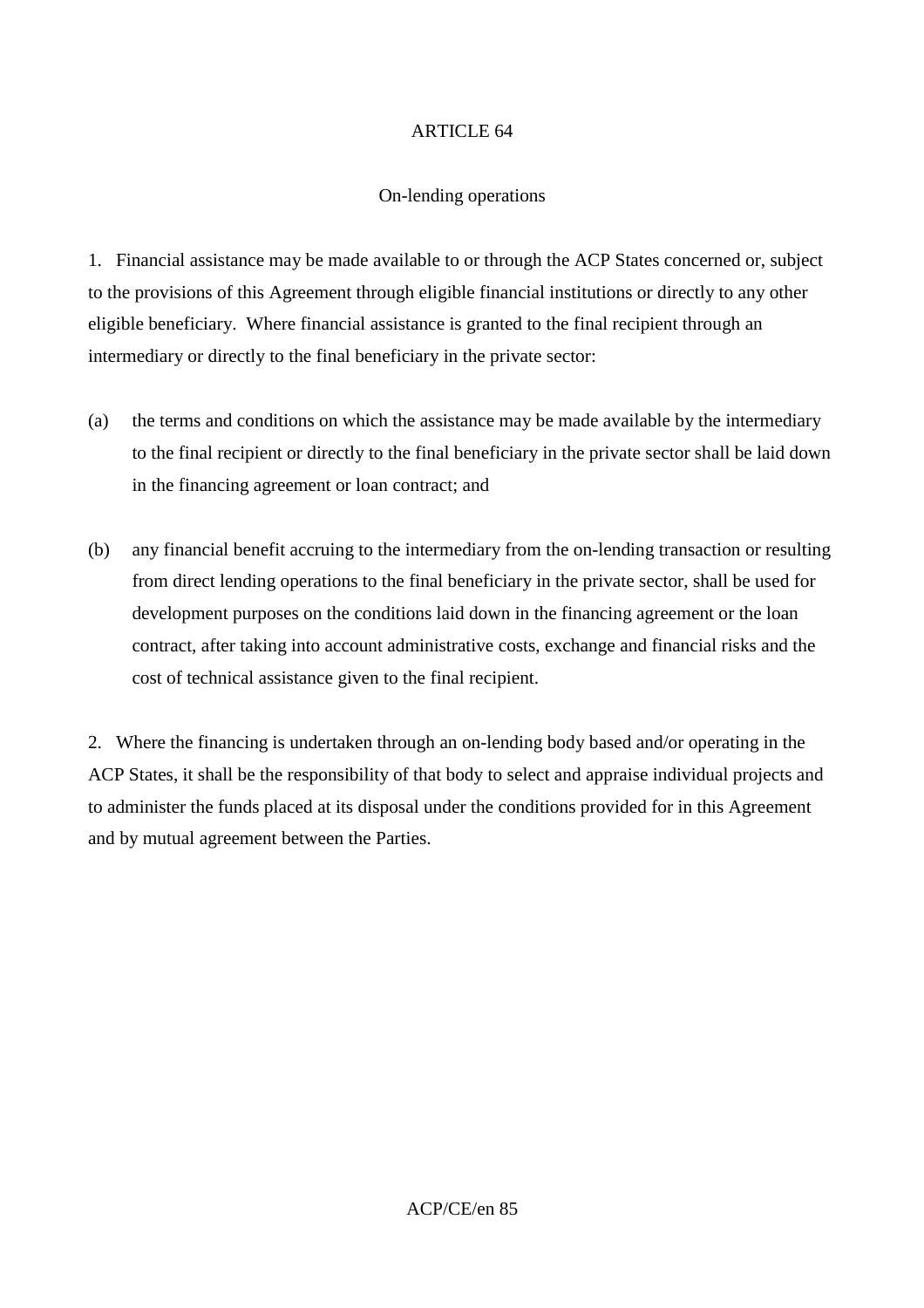## ARTICLE 64

### On-lending operations

1. Financial assistance may be made available to or through the ACP States concerned or, subject to the provisions of this Agreement through eligible financial institutions or directly to any other eligible beneficiary. Where financial assistance is granted to the final recipient through an intermediary or directly to the final beneficiary in the private sector:

(a) the terms and conditions on which the assistance may be made available by the intermediary to the final recipient or directly to the final beneficiary in the private sector shall be laid down in the financing agreement or loan contract; and

(b) any financial benefit accruing to the intermediary from the on-lending transaction or resulting from direct lending operations to the final beneficiary in the private sector, shall be used for development purposes on the conditions laid down in the financing agreement or the loan contract, after taking into account administrative costs, exchange and financial risks and the cost of technical assistance given to the final recipient.

2. Where the financing is undertaken through an on-lending body based and/or operating in the ACP States, it shall be the responsibility of that body to select and appraise individual projects and to administer the funds placed at its disposal under the conditions provided for in this Agreement and by mutual agreement between the Parties.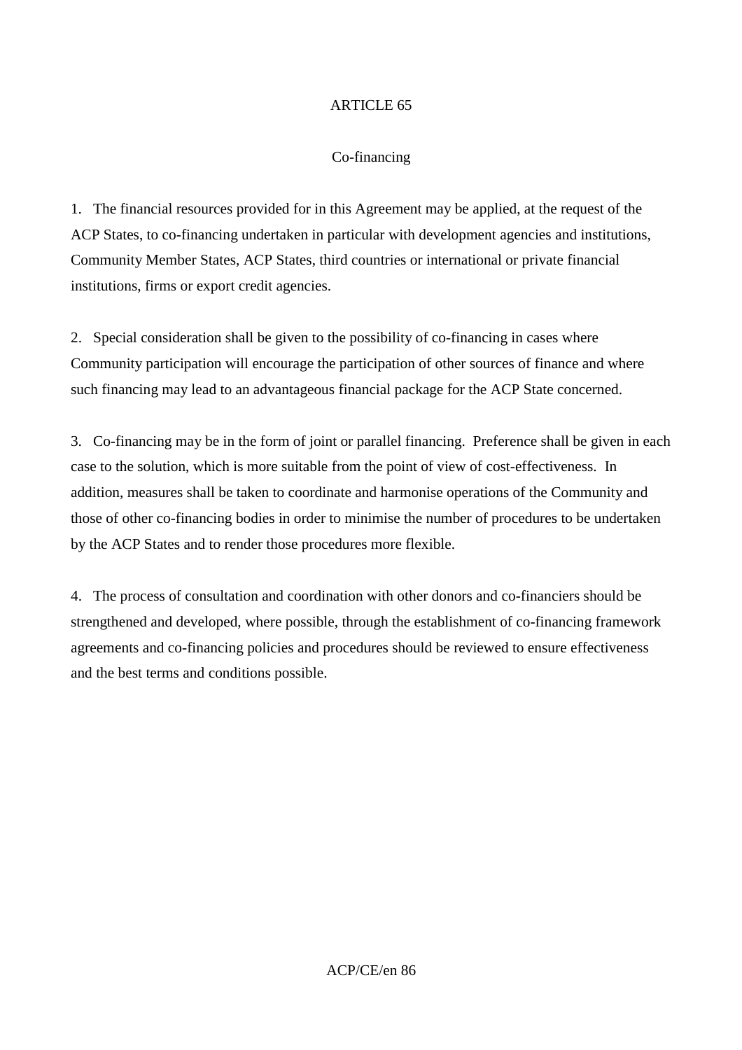## ARTICLE 65

### Co-financing

1. The financial resources provided for in this Agreement may be applied, at the request of the ACP States, to co-financing undertaken in particular with development agencies and institutions, Community Member States, ACP States, third countries or international or private financial institutions, firms or export credit agencies.

2. Special consideration shall be given to the possibility of co-financing in cases where Community participation will encourage the participation of other sources of finance and where such financing may lead to an advantageous financial package for the ACP State concerned.

3. Co-financing may be in the form of joint or parallel financing. Preference shall be given in each case to the solution, which is more suitable from the point of view of cost-effectiveness. In addition, measures shall be taken to coordinate and harmonise operations of the Community and those of other co-financing bodies in order to minimise the number of procedures to be undertaken by the ACP States and to render those procedures more flexible.

4. The process of consultation and coordination with other donors and co-financiers should be strengthened and developed, where possible, through the establishment of co-financing framework agreements and co-financing policies and procedures should be reviewed to ensure effectiveness and the best terms and conditions possible.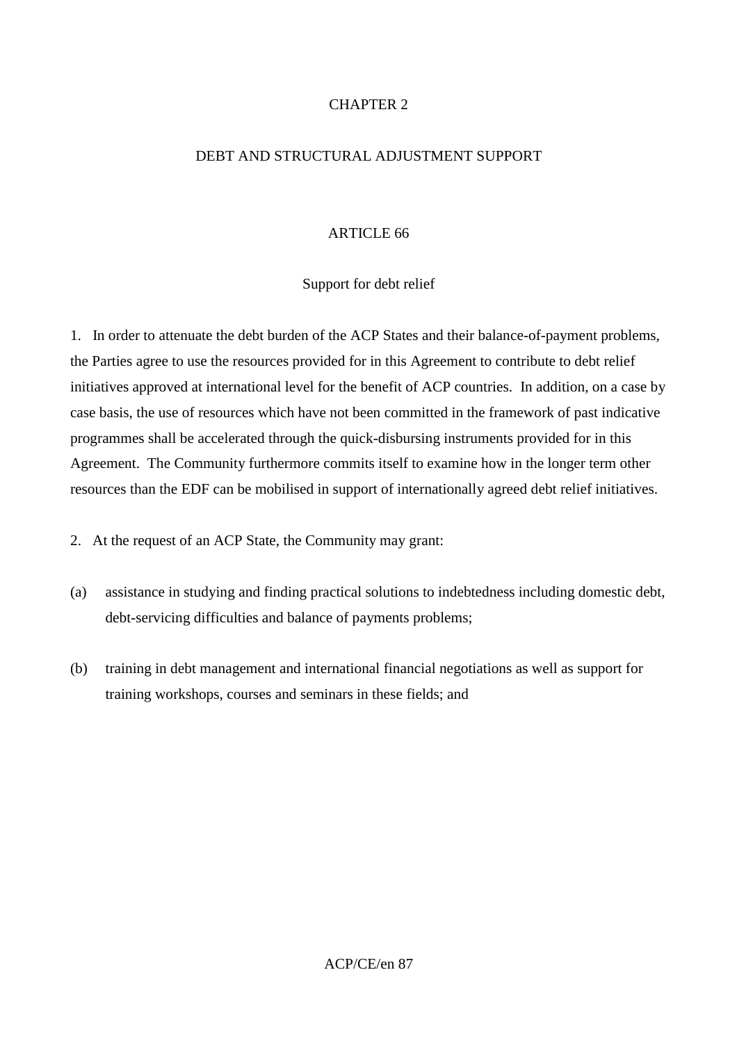## CHAPTER 2

## DEBT AND STRUCTURAL ADJUSTMENT SUPPORT

### ARTICLE 66

### Support for debt relief

1. In order to attenuate the debt burden of the ACP States and their balance-of-payment problems, the Parties agree to use the resources provided for in this Agreement to contribute to debt relief initiatives approved at international level for the benefit of ACP countries. In addition, on a case by case basis, the use of resources which have not been committed in the framework of past indicative programmes shall be accelerated through the quick-disbursing instruments provided for in this Agreement. The Community furthermore commits itself to examine how in the longer term other resources than the EDF can be mobilised in support of internationally agreed debt relief initiatives.

2. At the request of an ACP State, the Community may grant:

(a) assistance in studying and finding practical solutions to indebtedness including domestic debt, debt-servicing difficulties and balance of payments problems;

(b) training in debt management and international financial negotiations as well as support for training workshops, courses and seminars in these fields; and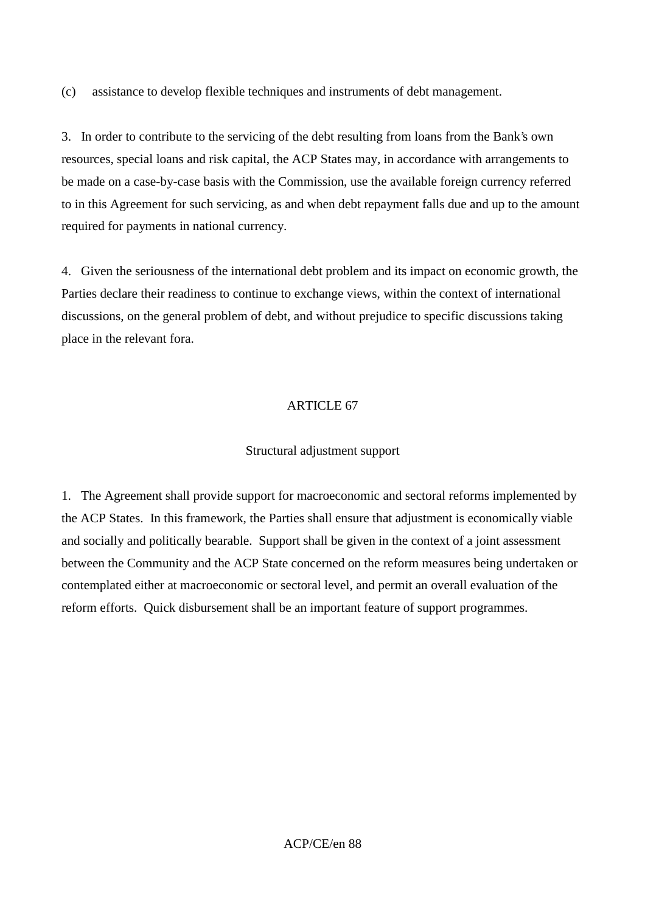(c) assistance to develop flexible techniques and instruments of debt management.

3. In order to contribute to the servicing of the debt resulting from loans from the Bank's own resources, special loans and risk capital, the ACP States may, in accordance with arrangements to be made on a case-by-case basis with the Commission, use the available foreign currency referred to in this Agreement for such servicing, as and when debt repayment falls due and up to the amount required for payments in national currency.

4. Given the seriousness of the international debt problem and its impact on economic growth, the Parties declare their readiness to continue to exchange views, within the context of international discussions, on the general problem of debt, and without prejudice to specific discussions taking place in the relevant fora.

## ARTICLE 67

### Structural adjustment support

1. The Agreement shall provide support for macroeconomic and sectoral reforms implemented by the ACP States. In this framework, the Parties shall ensure that adjustment is economically viable and socially and politically bearable. Support shall be given in the context of a joint assessment between the Community and the ACP State concerned on the reform measures being undertaken or contemplated either at macroeconomic or sectoral level, and permit an overall evaluation of the reform efforts. Quick disbursement shall be an important feature of support programmes.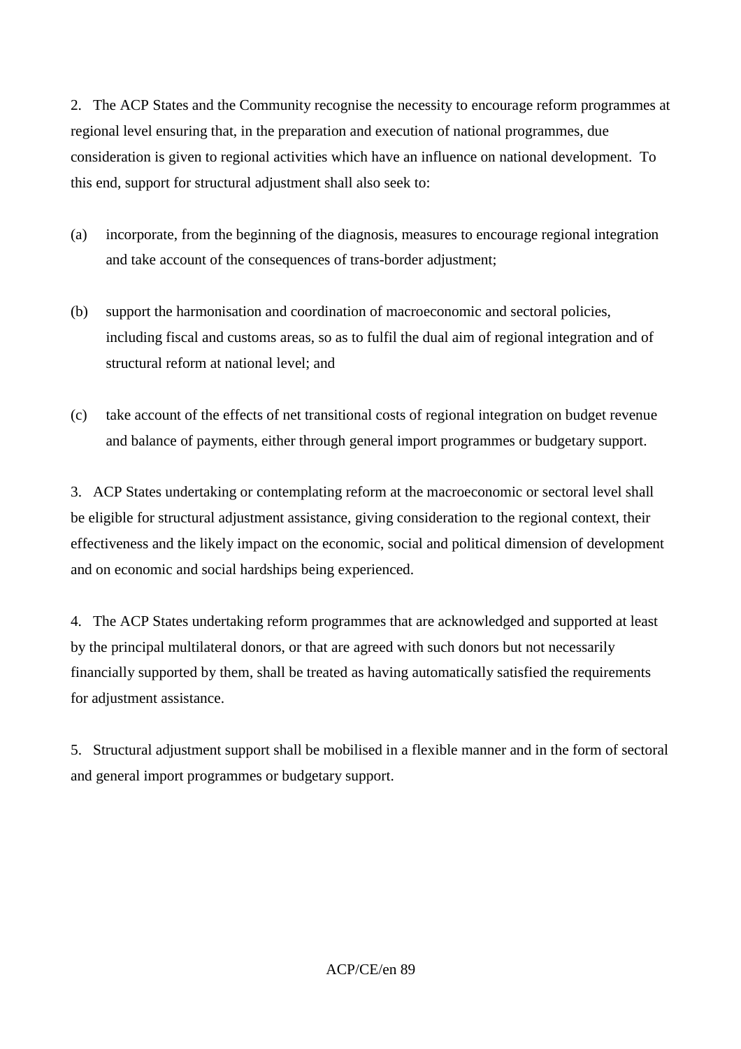2. The ACP States and the Community recognise the necessity to encourage reform programmes at regional level ensuring that, in the preparation and execution of national programmes, due consideration is given to regional activities which have an influence on national development. To this end, support for structural adjustment shall also seek to:

(a) incorporate, from the beginning of the diagnosis, measures to encourage regional integration and take account of the consequences of trans-border adjustment;

(b) support the harmonisation and coordination of macroeconomic and sectoral policies, including fiscal and customs areas, so as to fulfil the dual aim of regional integration and of structural reform at national level; and

(c) take account of the effects of net transitional costs of regional integration on budget revenue and balance of payments, either through general import programmes or budgetary support.

3. ACP States undertaking or contemplating reform at the macroeconomic or sectoral level shall be eligible for structural adjustment assistance, giving consideration to the regional context, their effectiveness and the likely impact on the economic, social and political dimension of development and on economic and social hardships being experienced.

4. The ACP States undertaking reform programmes that are acknowledged and supported at least by the principal multilateral donors, or that are agreed with such donors but not necessarily financially supported by them, shall be treated as having automatically satisfied the requirements for adjustment assistance.

5. Structural adjustment support shall be mobilised in a flexible manner and in the form of sectoral and general import programmes or budgetary support.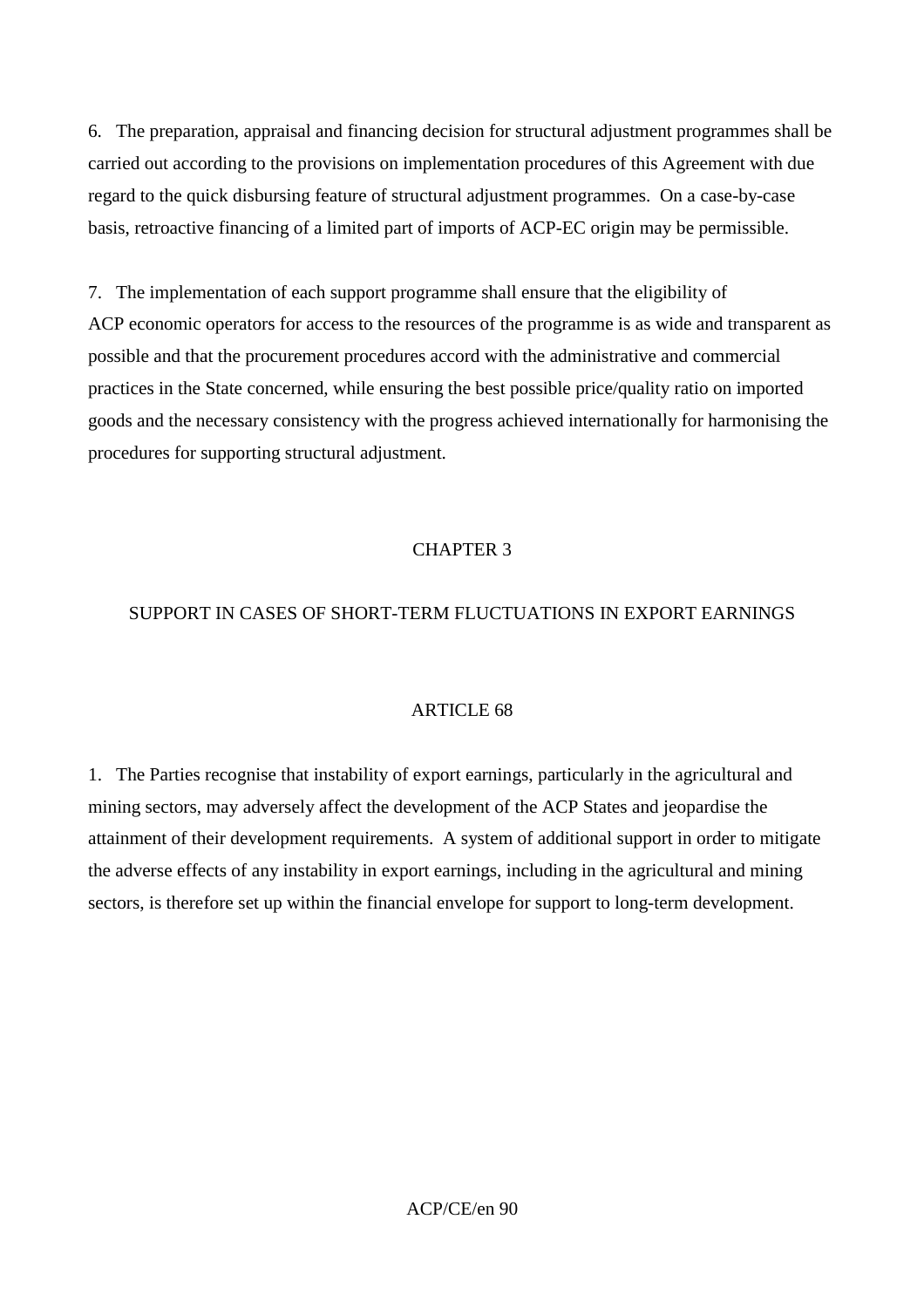6. The preparation, appraisal and financing decision for structural adjustment programmes shall be carried out according to the provisions on implementation procedures of this Agreement with due regard to the quick disbursing feature of structural adjustment programmes. On a case-by-case basis, retroactive financing of a limited part of imports of ACP-EC origin may be permissible.

7. The implementation of each support programme shall ensure that the eligibility of ACP economic operators for access to the resources of the programme is as wide and transparent as possible and that the procurement procedures accord with the administrative and commercial practices in the State concerned, while ensuring the best possible price/quality ratio on imported goods and the necessary consistency with the progress achieved internationally for harmonising the procedures for supporting structural adjustment.

## CHAPTER 3

## SUPPORT IN CASES OF SHORT-TERM FLUCTUATIONS IN EXPORT EARNINGS

### ARTICLE 68

1. The Parties recognise that instability of export earnings, particularly in the agricultural and mining sectors, may adversely affect the development of the ACP States and jeopardise the attainment of their development requirements. A system of additional support in order to mitigate the adverse effects of any instability in export earnings, including in the agricultural and mining sectors, is therefore set up within the financial envelope for support to long-term development.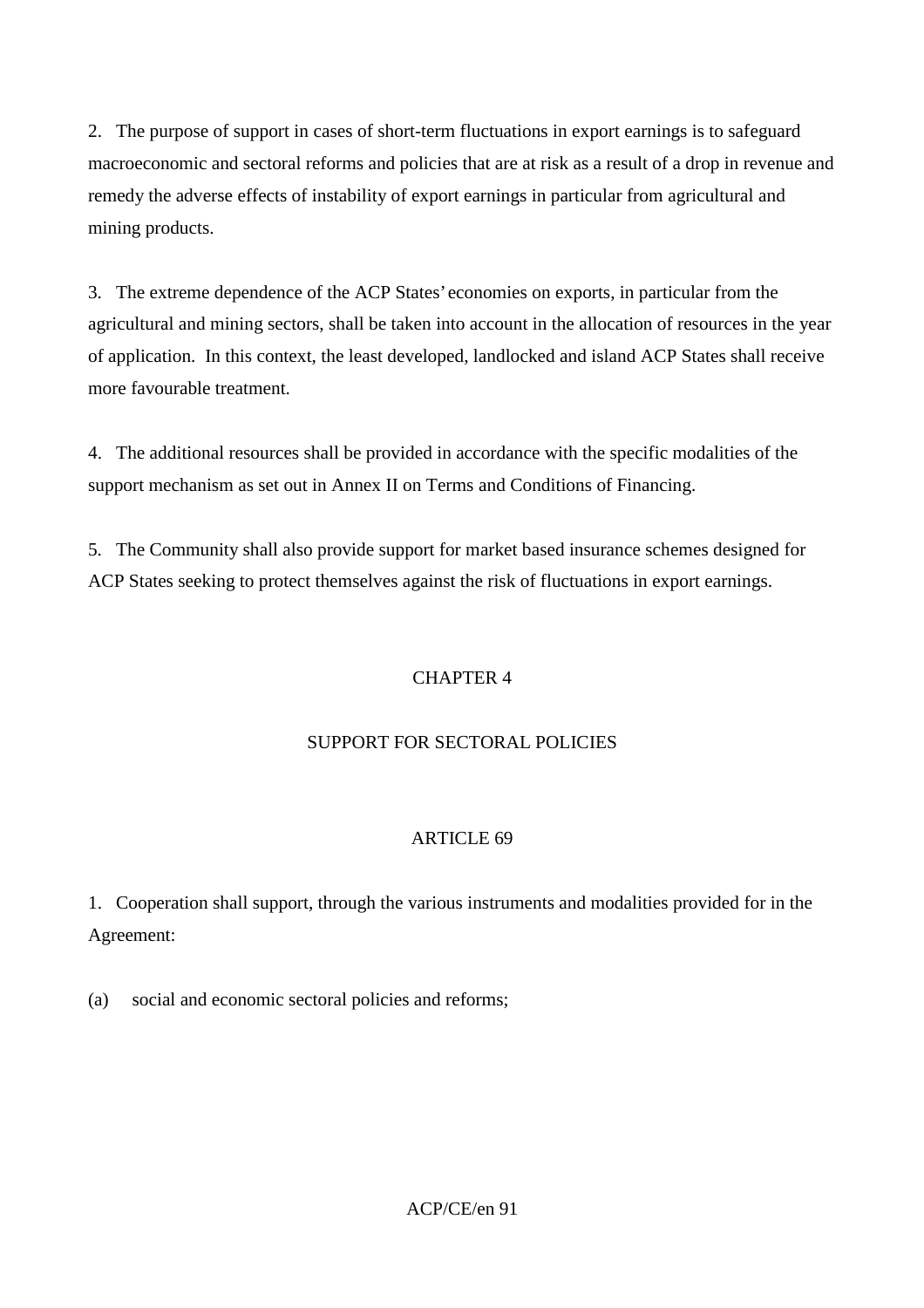2. The purpose of support in cases of short-term fluctuations in export earnings is to safeguard macroeconomic and sectoral reforms and policies that are at risk as a result of a drop in revenue and remedy the adverse effects of instability of export earnings in particular from agricultural and mining products.

3. The extreme dependence of the ACP States' economies on exports, in particular from the agricultural and mining sectors, shall be taken into account in the allocation of resources in the year of application. In this context, the least developed, landlocked and island ACP States shall receive more favourable treatment.

4. The additional resources shall be provided in accordance with the specific modalities of the support mechanism as set out in Annex II on Terms and Conditions of Financing.

5. The Community shall also provide support for market based insurance schemes designed for ACP States seeking to protect themselves against the risk of fluctuations in export earnings.

## CHAPTER 4

## SUPPORT FOR SECTORAL POLICIES

### ARTICLE 69

1. Cooperation shall support, through the various instruments and modalities provided for in the Agreement:

(a) social and economic sectoral policies and reforms;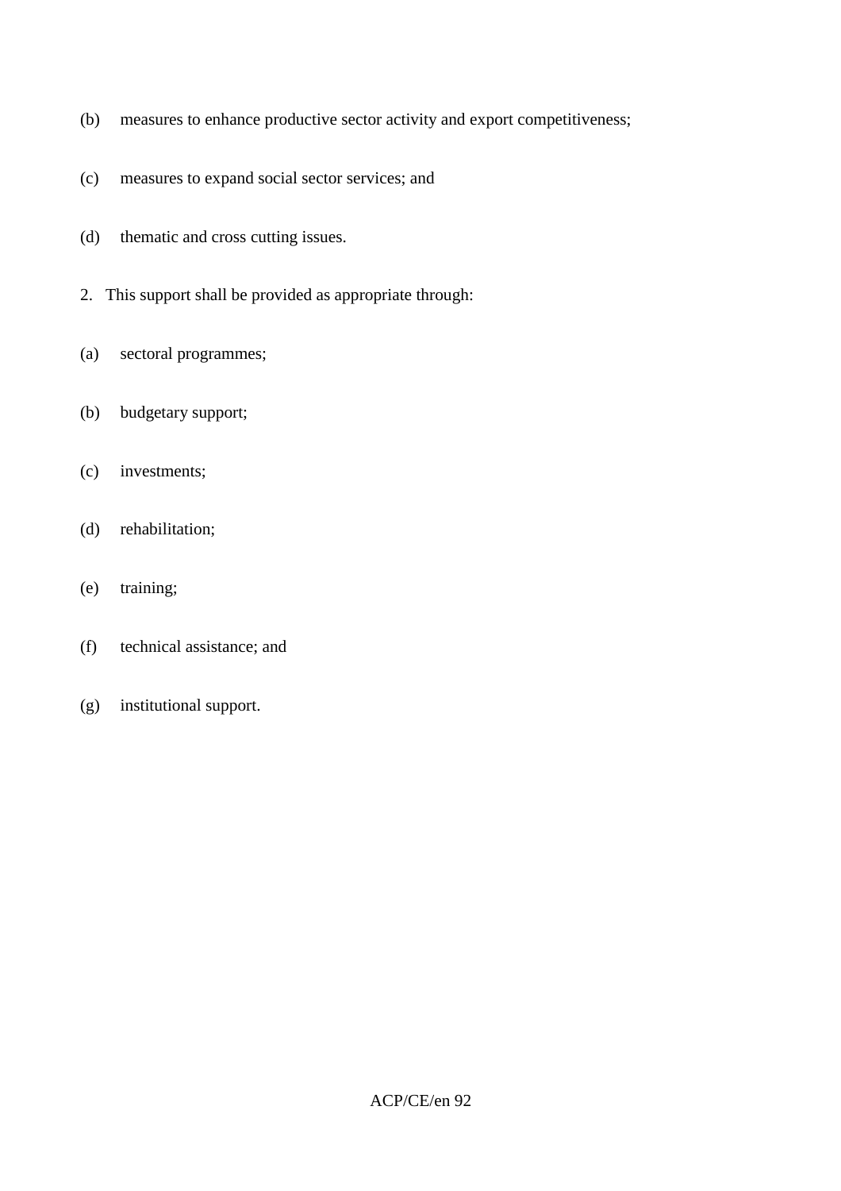(b) measures to enhance productive sector activity and export competitiveness;

(c) measures to expand social sector services; and

(d) thematic and cross cutting issues.

2. This support shall be provided as appropriate through:

(a) sectoral programmes;

(b) budgetary support;

(c) investments;

(d) rehabilitation;

(e) training;

(f) technical assistance; and

(g) institutional support.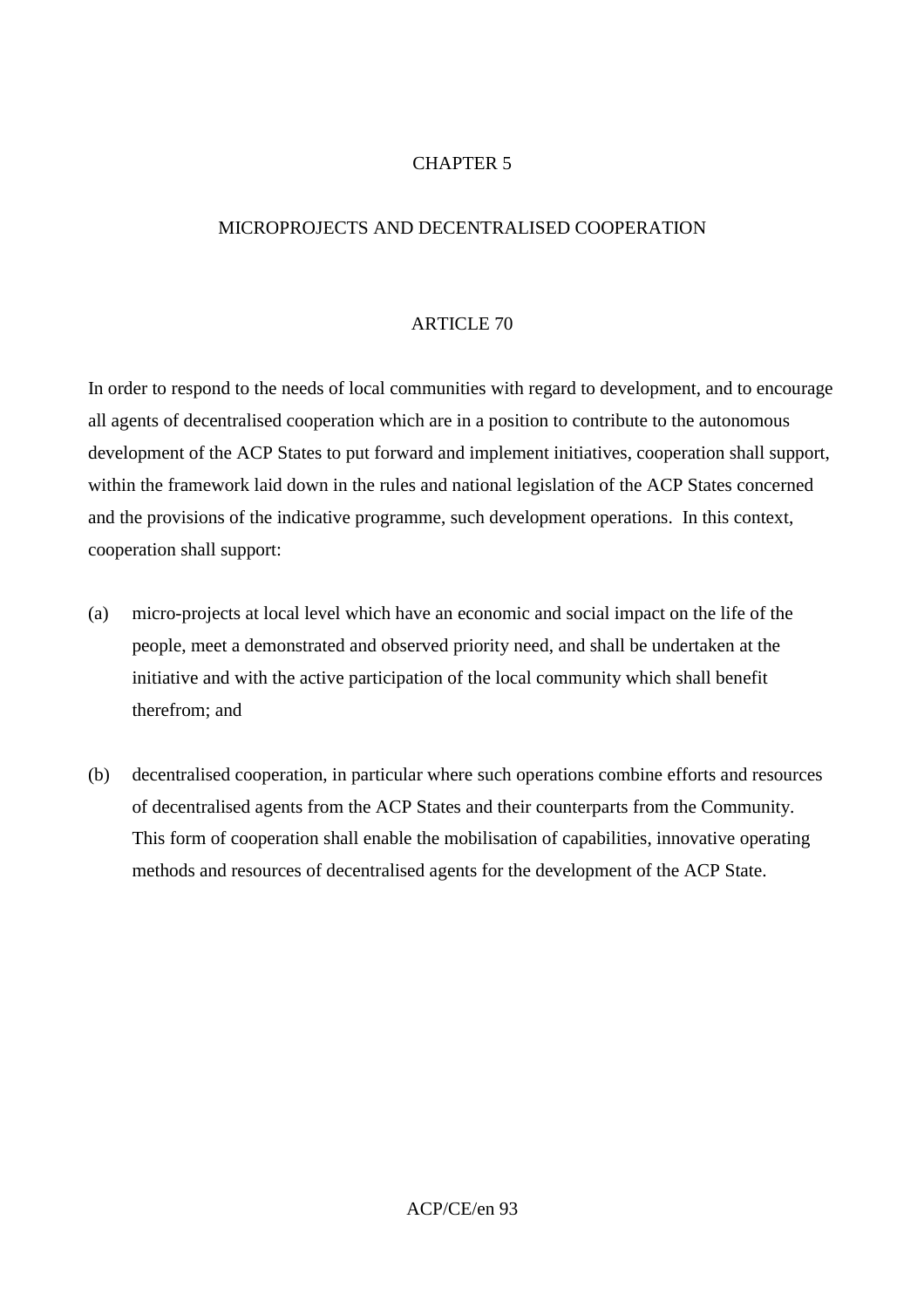## CHAPTER 5

## MICROPROJECTS AND DECENTRALISED COOPERATION

### ARTICLE 70

In order to respond to the needs of local communities with regard to development, and to encourage all agents of decentralised cooperation which are in a position to contribute to the autonomous development of the ACP States to put forward and implement initiatives, cooperation shall support, within the framework laid down in the rules and national legislation of the ACP States concerned and the provisions of the indicative programme, such development operations. In this context, cooperation shall support:

(a) micro-projects at local level which have an economic and social impact on the life of the people, meet a demonstrated and observed priority need, and shall be undertaken at the initiative and with the active participation of the local community which shall benefit therefrom; and

(b) decentralised cooperation, in particular where such operations combine efforts and resources of decentralised agents from the ACP States and their counterparts from the Community. This form of cooperation shall enable the mobilisation of capabilities, innovative operating methods and resources of decentralised agents for the development of the ACP State.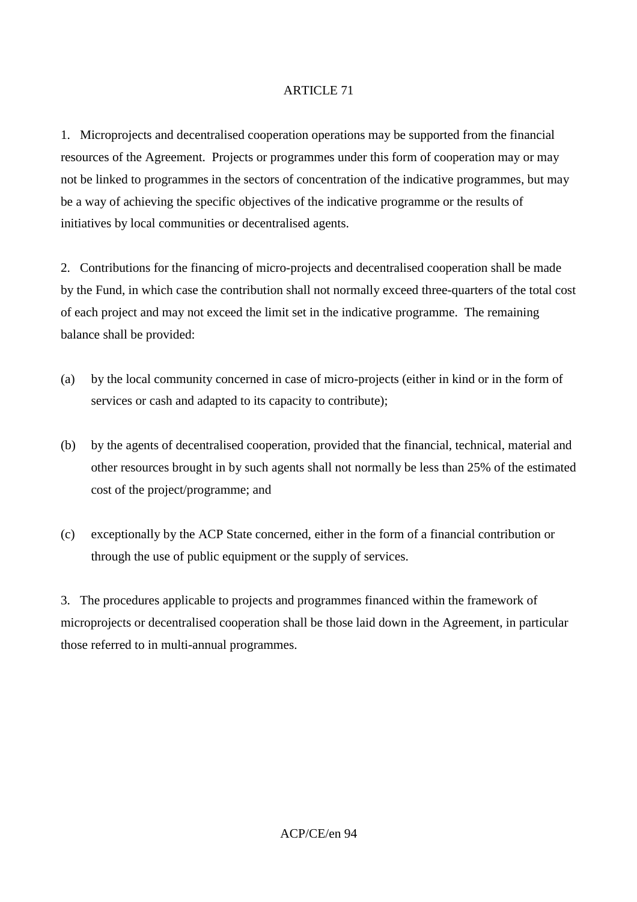ARTICLE 71

1. Microprojects and decentralised cooperation operations may be supported from the financial resources of the Agreement. Projects or programmes under this form of cooperation may or may not be linked to programmes in the sectors of concentration of the indicative programmes, but may be a way of achieving the specific objectives of the indicative programme or the results of initiatives by local communities or decentralised agents.

2. Contributions for the financing of micro-projects and decentralised cooperation shall be made by the Fund, in which case the contribution shall not normally exceed three-quarters of the total cost of each project and may not exceed the limit set in the indicative programme. The remaining balance shall be provided:

(a) by the local community concerned in case of micro-projects (either in kind or in the form of services or cash and adapted to its capacity to contribute);

(b) by the agents of decentralised cooperation, provided that the financial, technical, material and other resources brought in by such agents shall not normally be less than 25% of the estimated cost of the project/programme; and

(c) exceptionally by the ACP State concerned, either in the form of a financial contribution or through the use of public equipment or the supply of services.

3. The procedures applicable to projects and programmes financed within the framework of microprojects or decentralised cooperation shall be those laid down in the Agreement, in particular those referred to in multi-annual programmes.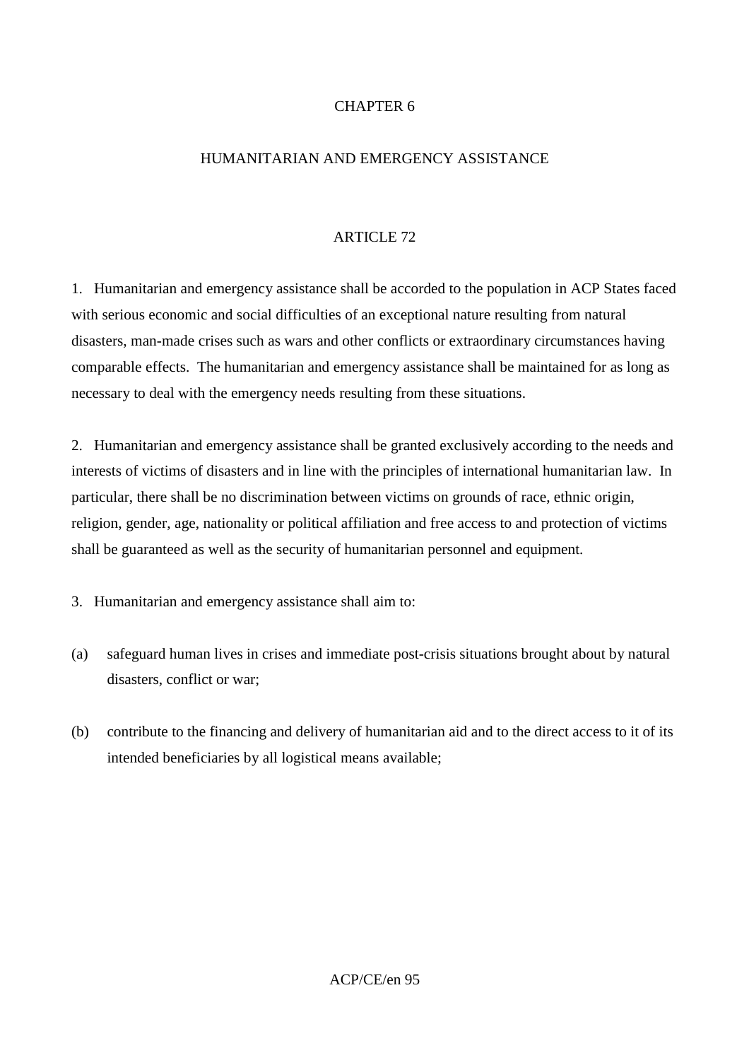# CHAPTER 6

## HUMANITARIAN AND EMERGENCY ASSISTANCE

### ARTICLE 72

1. Humanitarian and emergency assistance shall be accorded to the population in ACP States faced with serious economic and social difficulties of an exceptional nature resulting from natural disasters, man-made crises such as wars and other conflicts or extraordinary circumstances having comparable effects. The humanitarian and emergency assistance shall be maintained for as long as necessary to deal with the emergency needs resulting from these situations.

2. Humanitarian and emergency assistance shall be granted exclusively according to the needs and interests of victims of disasters and in line with the principles of international humanitarian law. In particular, there shall be no discrimination between victims on grounds of race, ethnic origin, religion, gender, age, nationality or political affiliation and free access to and protection of victims shall be guaranteed as well as the security of humanitarian personnel and equipment.

3. Humanitarian and emergency assistance shall aim to:

(a) safeguard human lives in crises and immediate post-crisis situations brought about by natural disasters, conflict or war;

(b) contribute to the financing and delivery of humanitarian aid and to the direct access to it of its intended beneficiaries by all logistical means available;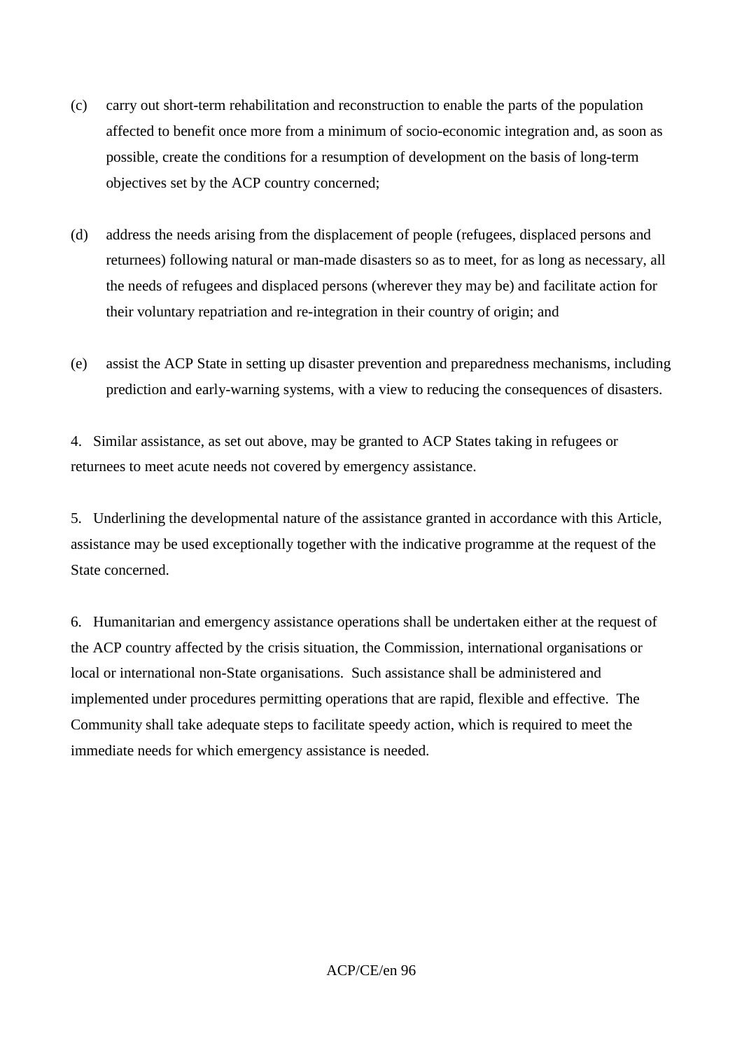(c) carry out short-term rehabilitation and reconstruction to enable the parts of the population affected to benefit once more from a minimum of socio-economic integration and, as soon as possible, create the conditions for a resumption of development on the basis of long-term objectives set by the ACP country concerned;

(d) address the needs arising from the displacement of people (refugees, displaced persons and returnees) following natural or man-made disasters so as to meet, for as long as necessary, all the needs of refugees and displaced persons (wherever they may be) and facilitate action for their voluntary repatriation and re-integration in their country of origin; and

(e) assist the ACP State in setting up disaster prevention and preparedness mechanisms, including prediction and early-warning systems, with a view to reducing the consequences of disasters.

4. Similar assistance, as set out above, may be granted to ACP States taking in refugees or returnees to meet acute needs not covered by emergency assistance.

5. Underlining the developmental nature of the assistance granted in accordance with this Article, assistance may be used exceptionally together with the indicative programme at the request of the State concerned.

6. Humanitarian and emergency assistance operations shall be undertaken either at the request of the ACP country affected by the crisis situation, the Commission, international organisations or local or international non-State organisations. Such assistance shall be administered and implemented under procedures permitting operations that are rapid, flexible and effective. The Community shall take adequate steps to facilitate speedy action, which is required to meet the immediate needs for which emergency assistance is needed.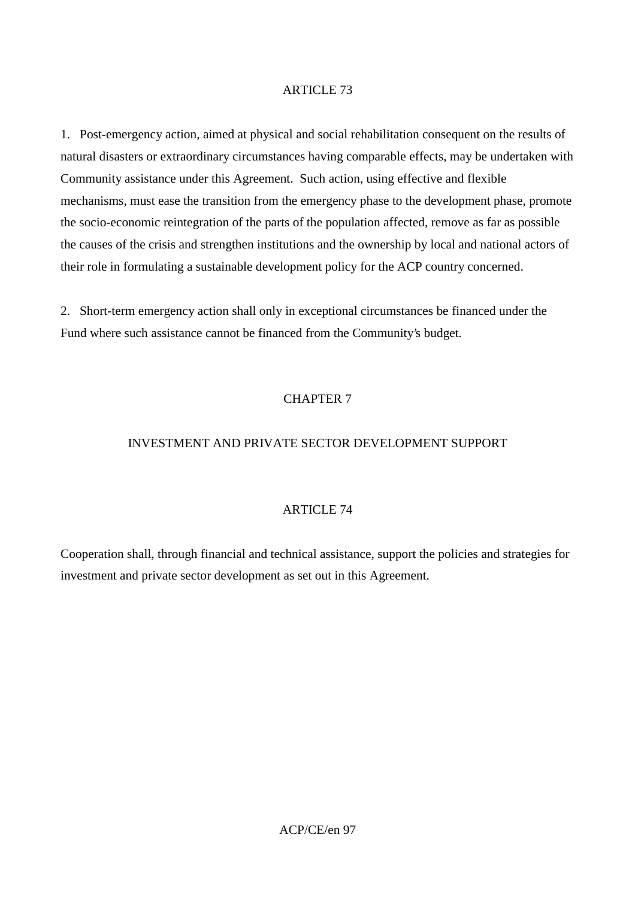## ARTICLE 73

1. Post-emergency action, aimed at physical and social rehabilitation consequent on the results of natural disasters or extraordinary circumstances having comparable effects, may be undertaken with Community assistance under this Agreement. Such action, using effective and flexible mechanisms, must ease the transition from the emergency phase to the development phase, promote the socio-economic reintegration of the parts of the population affected, remove as far as possible the causes of the crisis and strengthen institutions and the ownership by local and national actors of their role in formulating a sustainable development policy for the ACP country concerned.

2. Short-term emergency action shall only in exceptional circumstances be financed under the Fund where such assistance cannot be financed from the Community's budget.

# CHAPTER 7

# INVESTMENT AND PRIVATE SECTOR DEVELOPMENT SUPPORT

## ARTICLE 74

Cooperation shall, through financial and technical assistance, support the policies and strategies for investment and private sector development as set out in this Agreement.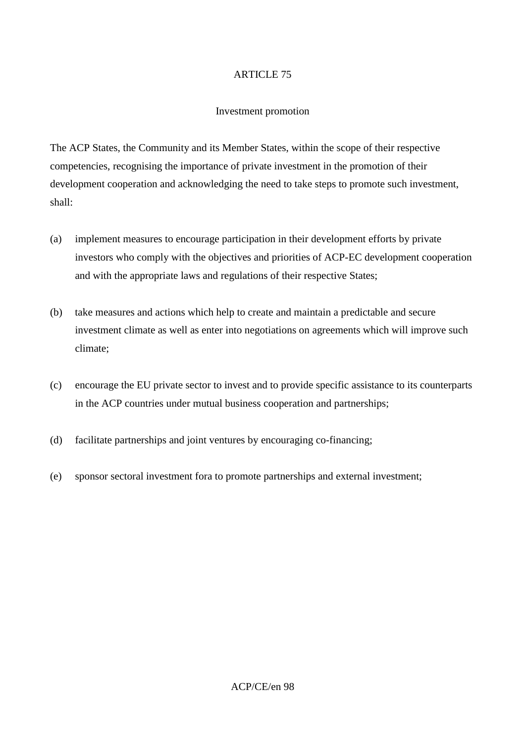ARTICLE 75

Investment promotion

The ACP States, the Community and its Member States, within the scope of their respective competencies, recognising the importance of private investment in the promotion of their development cooperation and acknowledging the need to take steps to promote such investment, shall:

(a) implement measures to encourage participation in their development efforts by private investors who comply with the objectives and priorities of ACP-EC development cooperation and with the appropriate laws and regulations of their respective States;

(b) take measures and actions which help to create and maintain a predictable and secure investment climate as well as enter into negotiations on agreements which will improve such climate;

(c) encourage the EU private sector to invest and to provide specific assistance to its counterparts in the ACP countries under mutual business cooperation and partnerships;

(d) facilitate partnerships and joint ventures by encouraging co-financing;

(e) sponsor sectoral investment fora to promote partnerships and external investment;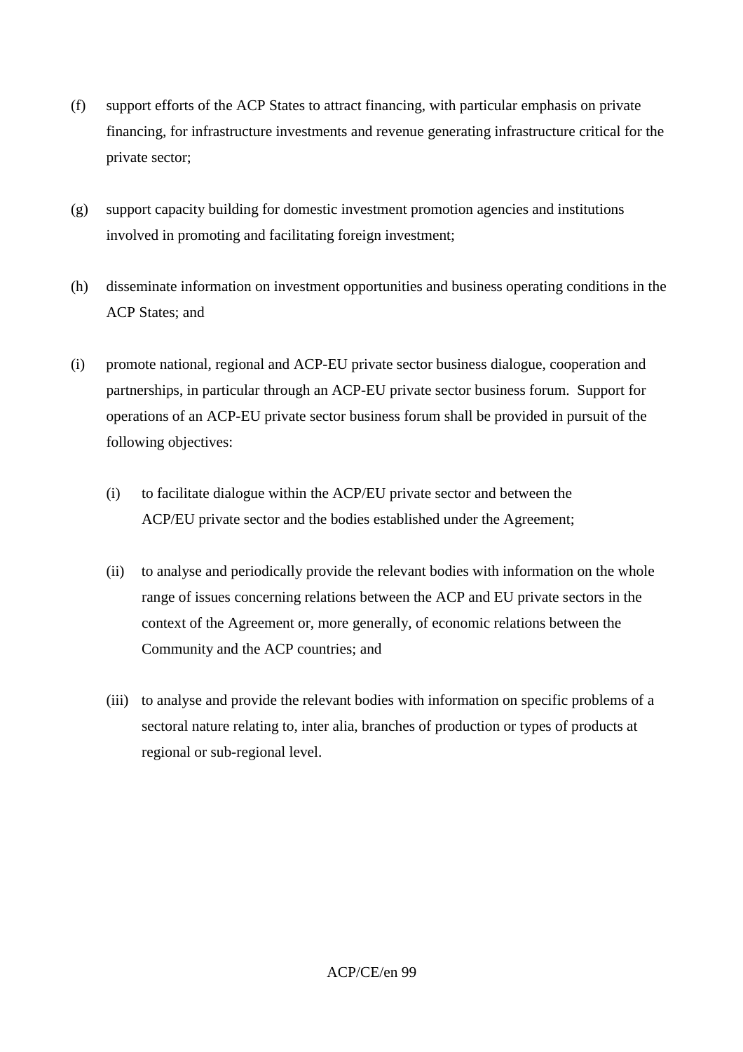(f) support efforts of the ACP States to attract financing, with particular emphasis on private financing, for infrastructure investments and revenue generating infrastructure critical for the private sector;

(g) support capacity building for domestic investment promotion agencies and institutions involved in promoting and facilitating foreign investment;

(h) disseminate information on investment opportunities and business operating conditions in the ACP States; and

(i) promote national, regional and ACP-EU private sector business dialogue, cooperation and partnerships, in particular through an ACP-EU private sector business forum. Support for operations of an ACP-EU private sector business forum shall be provided in pursuit of the following objectives:

   (i) to facilitate dialogue within the ACP/EU private sector and between the ACP/EU private sector and the bodies established under the Agreement;

   (ii) to analyse and periodically provide the relevant bodies with information on the whole range of issues concerning relations between the ACP and EU private sectors in the context of the Agreement or, more generally, of economic relations between the Community and the ACP countries; and

   (iii) to analyse and provide the relevant bodies with information on specific problems of a sectoral nature relating to, inter alia, branches of production or types of products at regional or sub-regional level.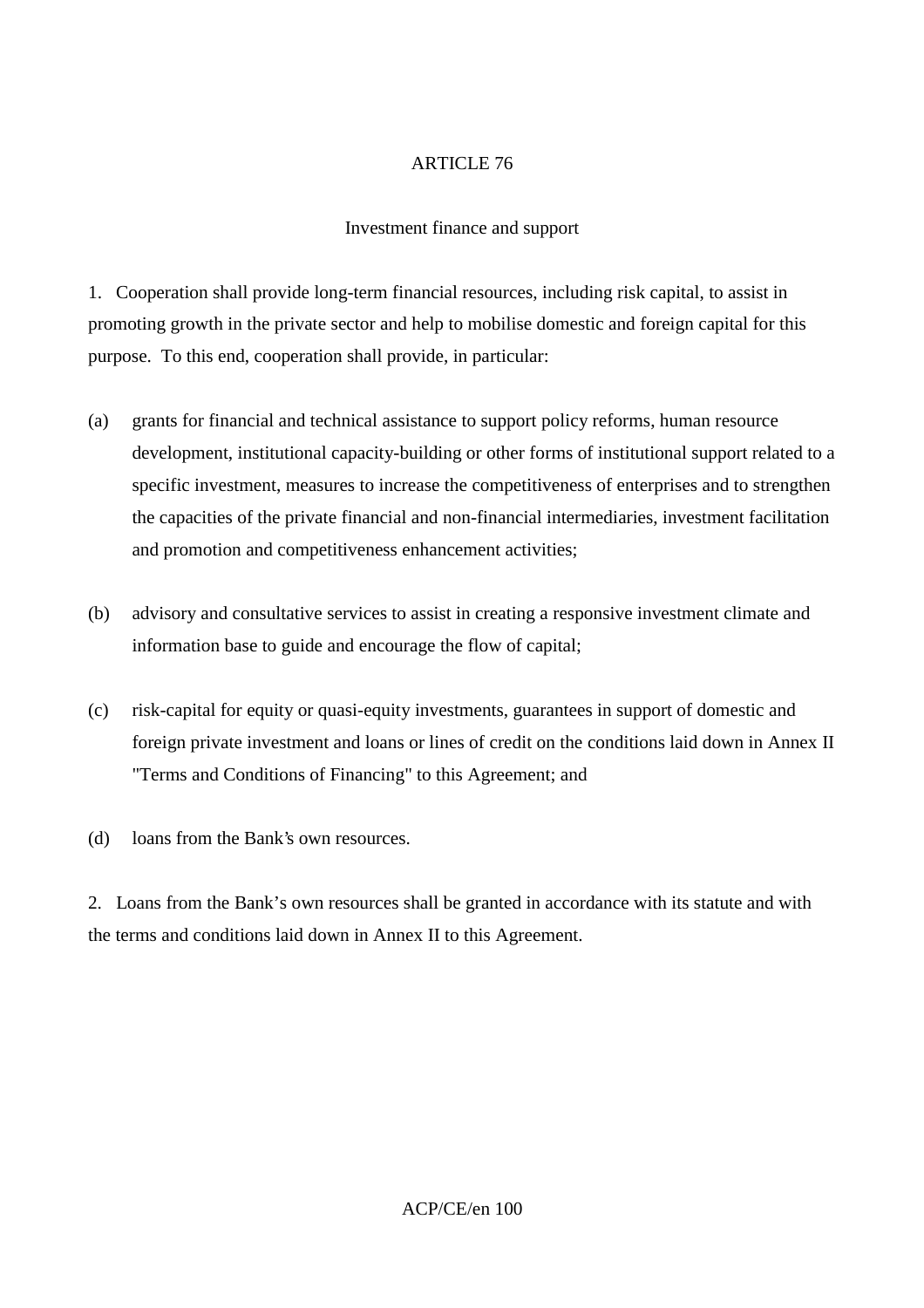## ARTICLE 76

### Investment finance and support

1. Cooperation shall provide long-term financial resources, including risk capital, to assist in promoting growth in the private sector and help to mobilise domestic and foreign capital for this purpose. To this end, cooperation shall provide, in particular:

(a) grants for financial and technical assistance to support policy reforms, human resource development, institutional capacity-building or other forms of institutional support related to a specific investment, measures to increase the competitiveness of enterprises and to strengthen the capacities of the private financial and non-financial intermediaries, investment facilitation and promotion and competitiveness enhancement activities;

(b) advisory and consultative services to assist in creating a responsive investment climate and information base to guide and encourage the flow of capital;

(c) risk-capital for equity or quasi-equity investments, guarantees in support of domestic and foreign private investment and loans or lines of credit on the conditions laid down in Annex II "Terms and Conditions of Financing" to this Agreement; and

(d) loans from the Bank's own resources.

2. Loans from the Bank's own resources shall be granted in accordance with its statute and with the terms and conditions laid down in Annex II to this Agreement.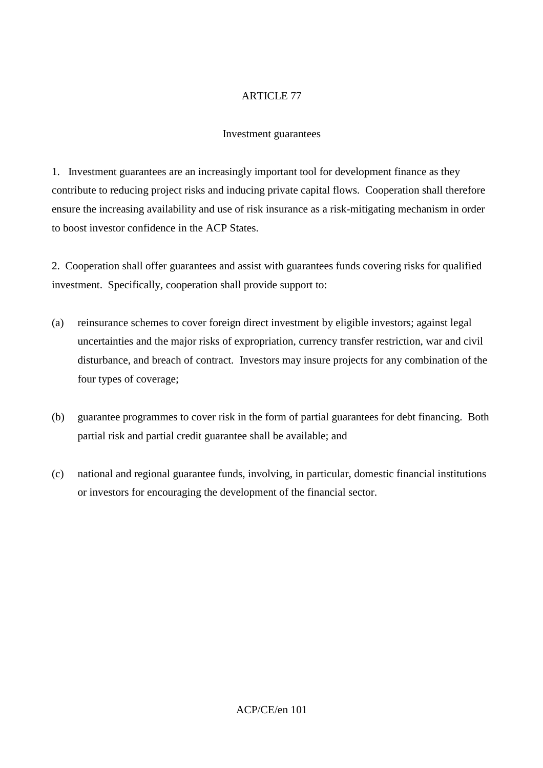## ARTICLE 77

### Investment guarantees

1. Investment guarantees are an increasingly important tool for development finance as they contribute to reducing project risks and inducing private capital flows. Cooperation shall therefore ensure the increasing availability and use of risk insurance as a risk-mitigating mechanism in order to boost investor confidence in the ACP States.

2. Cooperation shall offer guarantees and assist with guarantees funds covering risks for qualified investment. Specifically, cooperation shall provide support to:

(a) reinsurance schemes to cover foreign direct investment by eligible investors; against legal uncertainties and the major risks of expropriation, currency transfer restriction, war and civil disturbance, and breach of contract. Investors may insure projects for any combination of the four types of coverage;

(b) guarantee programmes to cover risk in the form of partial guarantees for debt financing. Both partial risk and partial credit guarantee shall be available; and

(c) national and regional guarantee funds, involving, in particular, domestic financial institutions or investors for encouraging the development of the financial sector.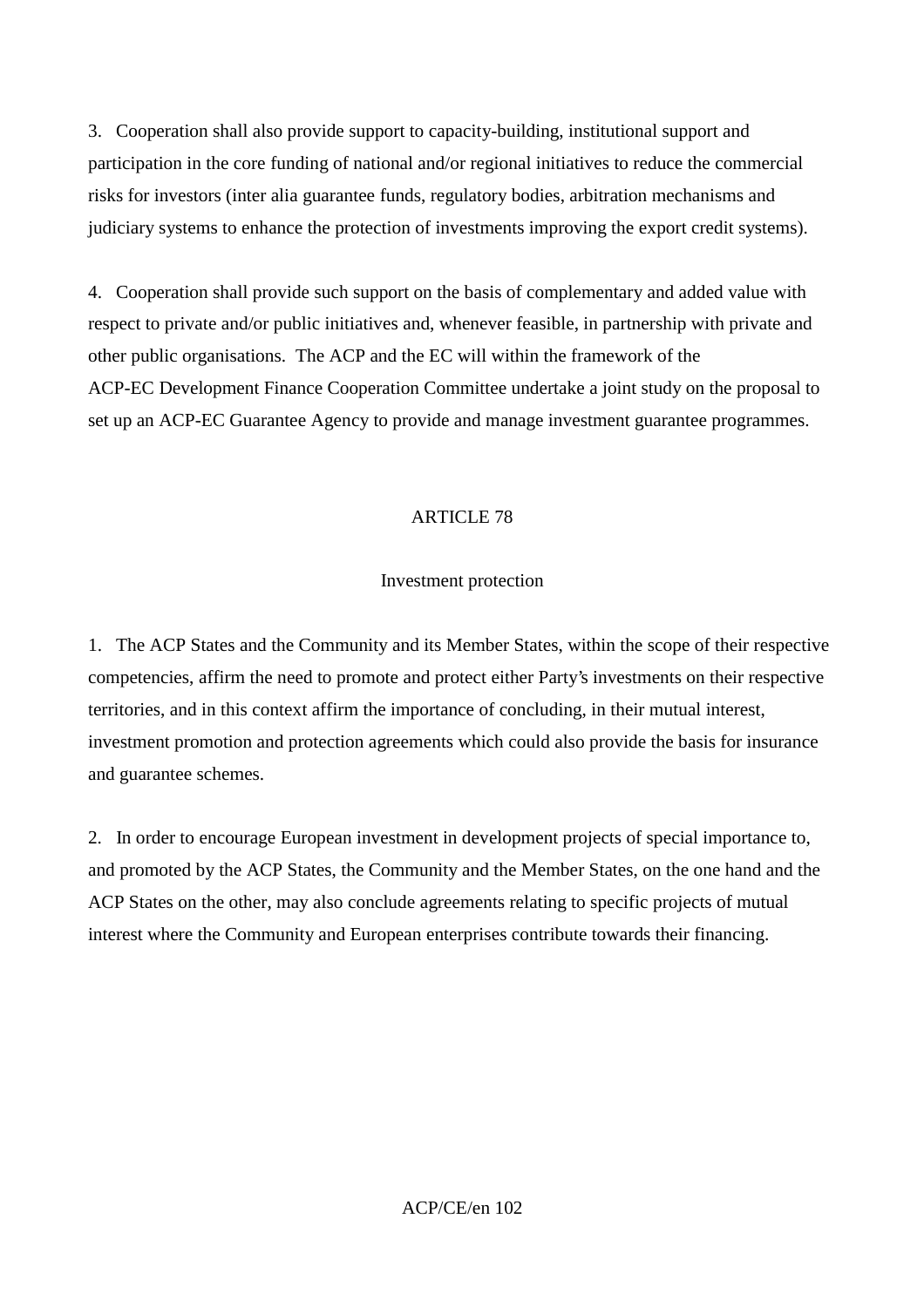3. Cooperation shall also provide support to capacity-building, institutional support and participation in the core funding of national and/or regional initiatives to reduce the commercial risks for investors (inter alia guarantee funds, regulatory bodies, arbitration mechanisms and judiciary systems to enhance the protection of investments improving the export credit systems).

4. Cooperation shall provide such support on the basis of complementary and added value with respect to private and/or public initiatives and, whenever feasible, in partnership with private and other public organisations. The ACP and the EC will within the framework of the ACP-EC Development Finance Cooperation Committee undertake a joint study on the proposal to set up an ACP-EC Guarantee Agency to provide and manage investment guarantee programmes.

## ARTICLE 78

### Investment protection

1. The ACP States and the Community and its Member States, within the scope of their respective competencies, affirm the need to promote and protect either Party's investments on their respective territories, and in this context affirm the importance of concluding, in their mutual interest, investment promotion and protection agreements which could also provide the basis for insurance and guarantee schemes.

2. In order to encourage European investment in development projects of special importance to, and promoted by the ACP States, the Community and the Member States, on the one hand and the ACP States on the other, may also conclude agreements relating to specific projects of mutual interest where the Community and European enterprises contribute towards their financing.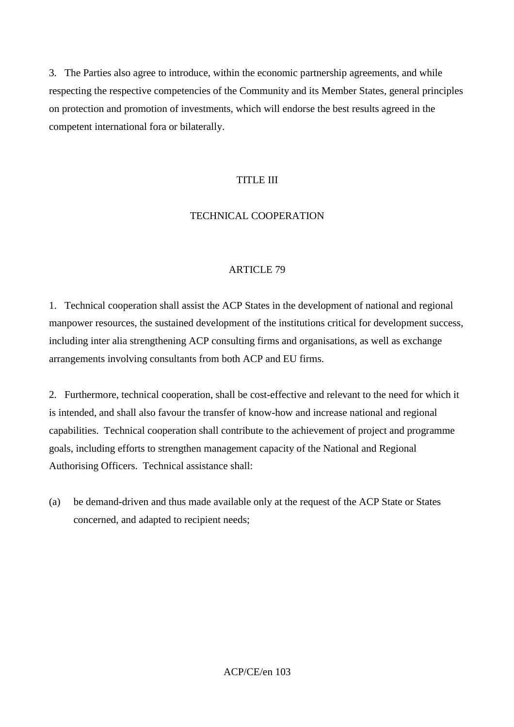3. The Parties also agree to introduce, within the economic partnership agreements, and while respecting the respective competencies of the Community and its Member States, general principles on protection and promotion of investments, which will endorse the best results agreed in the competent international fora or bilaterally.

## TITLE III

## TECHNICAL COOPERATION

### ARTICLE 79

1. Technical cooperation shall assist the ACP States in the development of national and regional manpower resources, the sustained development of the institutions critical for development success, including inter alia strengthening ACP consulting firms and organisations, as well as exchange arrangements involving consultants from both ACP and EU firms.

2. Furthermore, technical cooperation, shall be cost-effective and relevant to the need for which it is intended, and shall also favour the transfer of know-how and increase national and regional capabilities. Technical cooperation shall contribute to the achievement of project and programme goals, including efforts to strengthen management capacity of the National and Regional Authorising Officers. Technical assistance shall:

(a) be demand-driven and thus made available only at the request of the ACP State or States concerned, and adapted to recipient needs;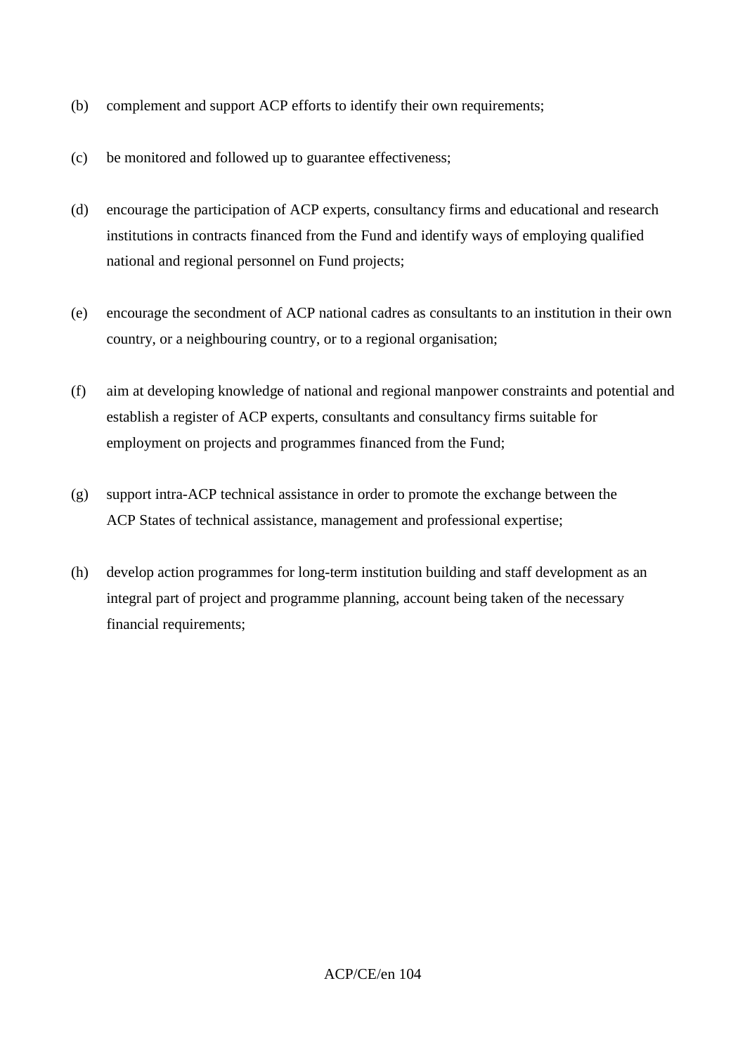(b) complement and support ACP efforts to identify their own requirements;

(c) be monitored and followed up to guarantee effectiveness;

(d) encourage the participation of ACP experts, consultancy firms and educational and research institutions in contracts financed from the Fund and identify ways of employing qualified national and regional personnel on Fund projects;

(e) encourage the secondment of ACP national cadres as consultants to an institution in their own country, or a neighbouring country, or to a regional organisation;

(f) aim at developing knowledge of national and regional manpower constraints and potential and establish a register of ACP experts, consultants and consultancy firms suitable for employment on projects and programmes financed from the Fund;

(g) support intra-ACP technical assistance in order to promote the exchange between the ACP States of technical assistance, management and professional expertise;

(h) develop action programmes for long-term institution building and staff development as an integral part of project and programme planning, account being taken of the necessary financial requirements;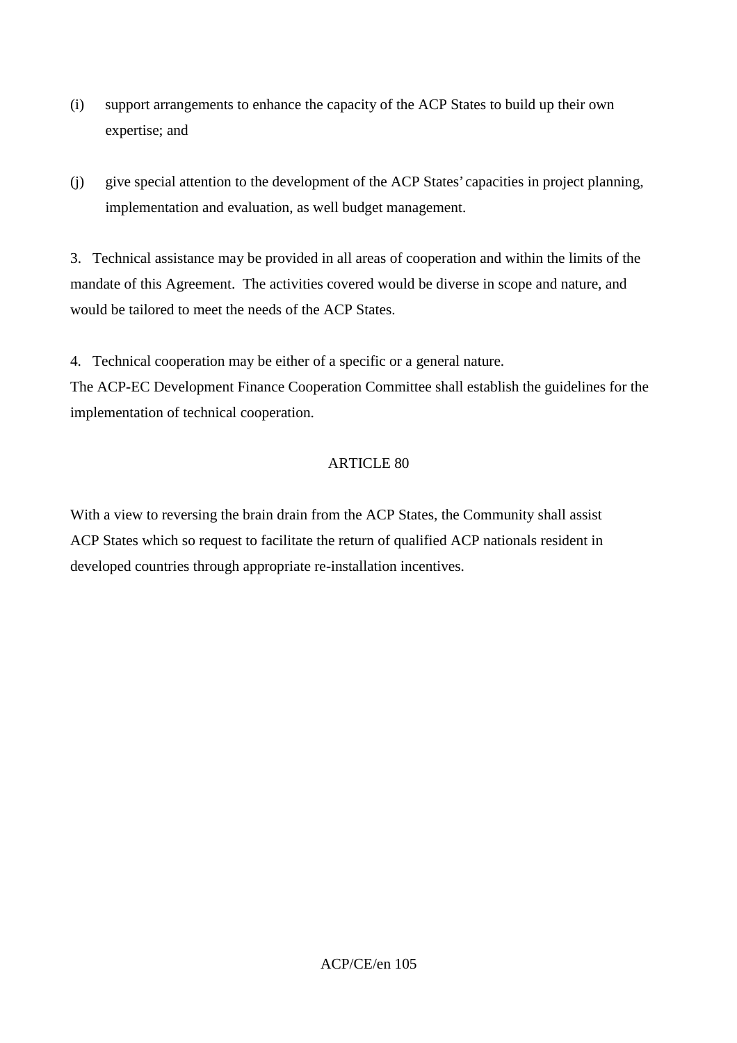(i) support arrangements to enhance the capacity of the ACP States to build up their own expertise; and

(j) give special attention to the development of the ACP States' capacities in project planning, implementation and evaluation, as well budget management.

3. Technical assistance may be provided in all areas of cooperation and within the limits of the mandate of this Agreement. The activities covered would be diverse in scope and nature, and would be tailored to meet the needs of the ACP States.

4. Technical cooperation may be either of a specific or a general nature.
The ACP-EC Development Finance Cooperation Committee shall establish the guidelines for the implementation of technical cooperation.

ARTICLE 80

With a view to reversing the brain drain from the ACP States, the Community shall assist ACP States which so request to facilitate the return of qualified ACP nationals resident in developed countries through appropriate re-installation incentives.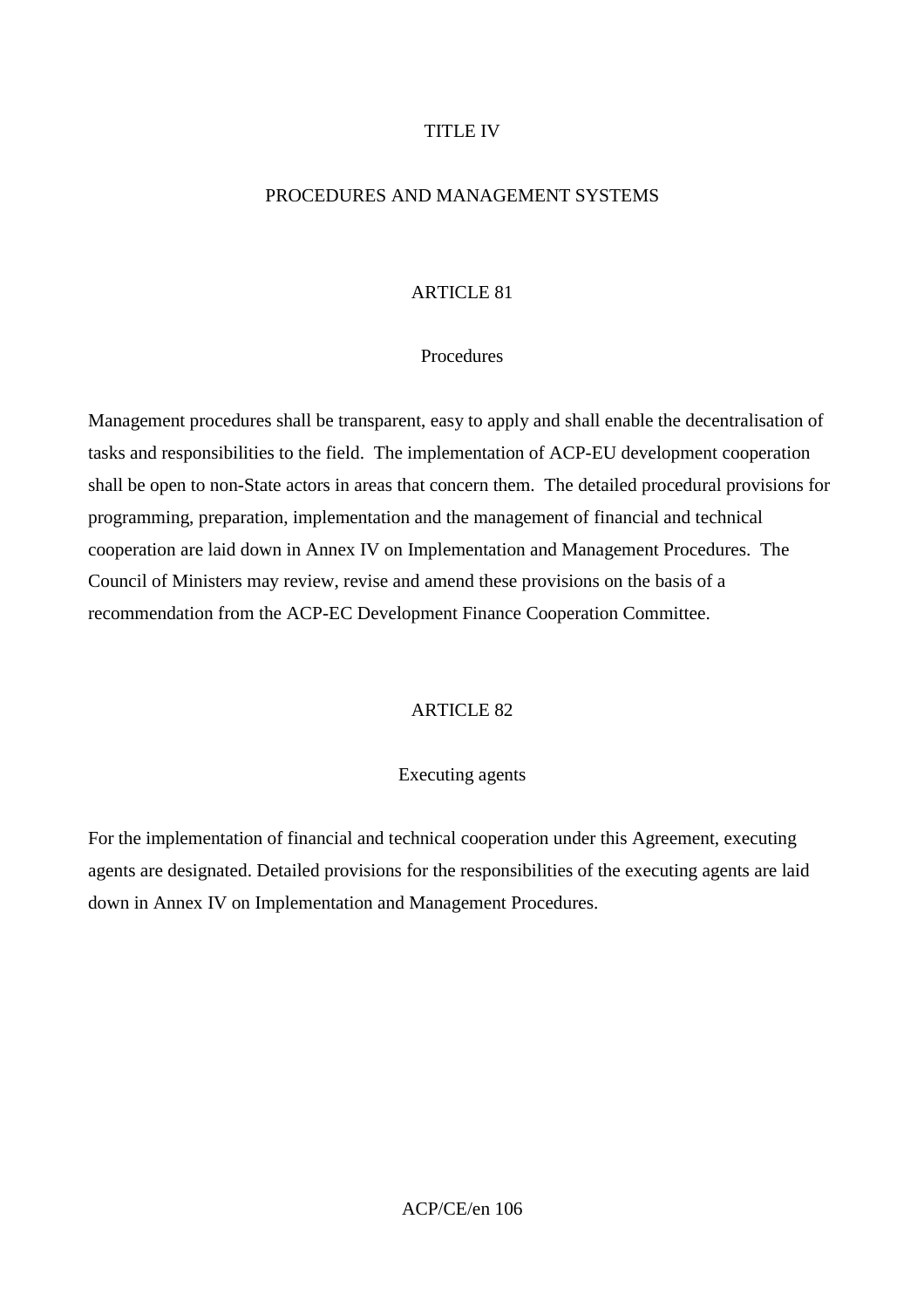# TITLE IV

# PROCEDURES AND MANAGEMENT SYSTEMS

## ARTICLE 81

### Procedures

Management procedures shall be transparent, easy to apply and shall enable the decentralisation of tasks and responsibilities to the field. The implementation of ACP-EU development cooperation shall be open to non-State actors in areas that concern them. The detailed procedural provisions for programming, preparation, implementation and the management of financial and technical cooperation are laid down in Annex IV on Implementation and Management Procedures. The Council of Ministers may review, revise and amend these provisions on the basis of a recommendation from the ACP-EC Development Finance Cooperation Committee.

## ARTICLE 82

### Executing agents

For the implementation of financial and technical cooperation under this Agreement, executing agents are designated. Detailed provisions for the responsibilities of the executing agents are laid down in Annex IV on Implementation and Management Procedures.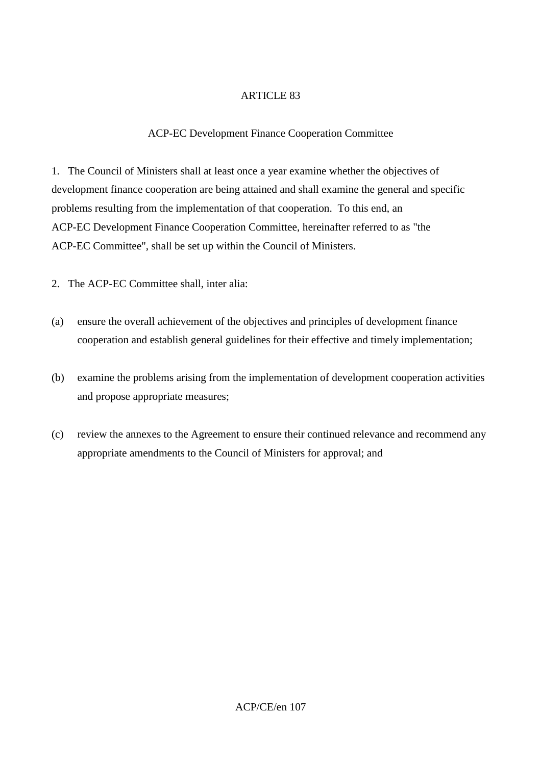# ARTICLE 83

## ACP-EC Development Finance Cooperation Committee

1. The Council of Ministers shall at least once a year examine whether the objectives of development finance cooperation are being attained and shall examine the general and specific problems resulting from the implementation of that cooperation. To this end, an ACP-EC Development Finance Cooperation Committee, hereinafter referred to as "the ACP-EC Committee", shall be set up within the Council of Ministers.

2. The ACP-EC Committee shall, inter alia:

(a) ensure the overall achievement of the objectives and principles of development finance cooperation and establish general guidelines for their effective and timely implementation;

(b) examine the problems arising from the implementation of development cooperation activities and propose appropriate measures;

(c) review the annexes to the Agreement to ensure their continued relevance and recommend any appropriate amendments to the Council of Ministers for approval; and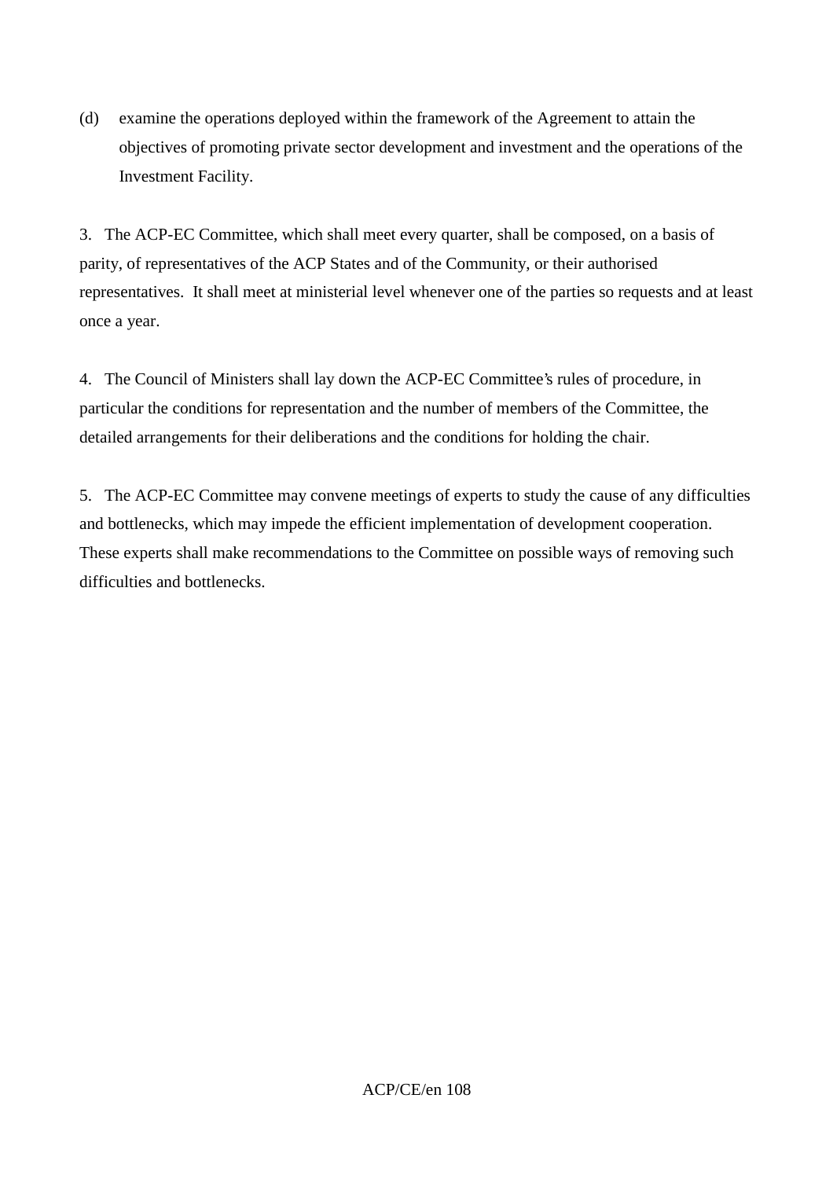(d) examine the operations deployed within the framework of the Agreement to attain the objectives of promoting private sector development and investment and the operations of the Investment Facility.

3. The ACP-EC Committee, which shall meet every quarter, shall be composed, on a basis of parity, of representatives of the ACP States and of the Community, or their authorised representatives. It shall meet at ministerial level whenever one of the parties so requests and at least once a year.

4. The Council of Ministers shall lay down the ACP-EC Committee's rules of procedure, in particular the conditions for representation and the number of members of the Committee, the detailed arrangements for their deliberations and the conditions for holding the chair.

5. The ACP-EC Committee may convene meetings of experts to study the cause of any difficulties and bottlenecks, which may impede the efficient implementation of development cooperation. These experts shall make recommendations to the Committee on possible ways of removing such difficulties and bottlenecks.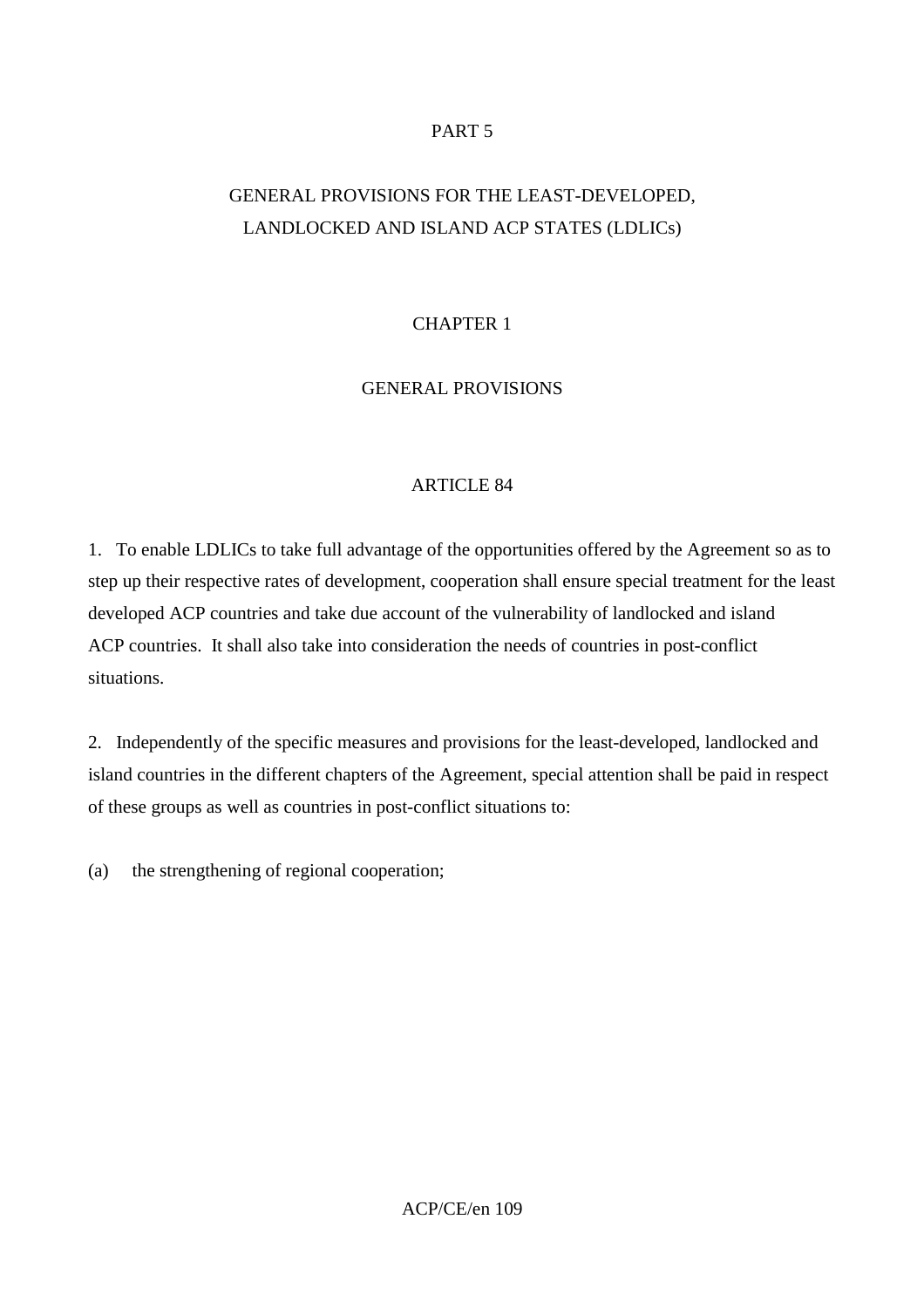# PART 5

# GENERAL PROVISIONS FOR THE LEAST-DEVELOPED, LANDLOCKED AND ISLAND ACP STATES (LDLICs)

## CHAPTER 1

## GENERAL PROVISIONS

### ARTICLE 84

1. To enable LDLICs to take full advantage of the opportunities offered by the Agreement so as to step up their respective rates of development, cooperation shall ensure special treatment for the least developed ACP countries and take due account of the vulnerability of landlocked and island ACP countries. It shall also take into consideration the needs of countries in post-conflict situations.

2. Independently of the specific measures and provisions for the least-developed, landlocked and island countries in the different chapters of the Agreement, special attention shall be paid in respect of these groups as well as countries in post-conflict situations to:

(a) the strengthening of regional cooperation;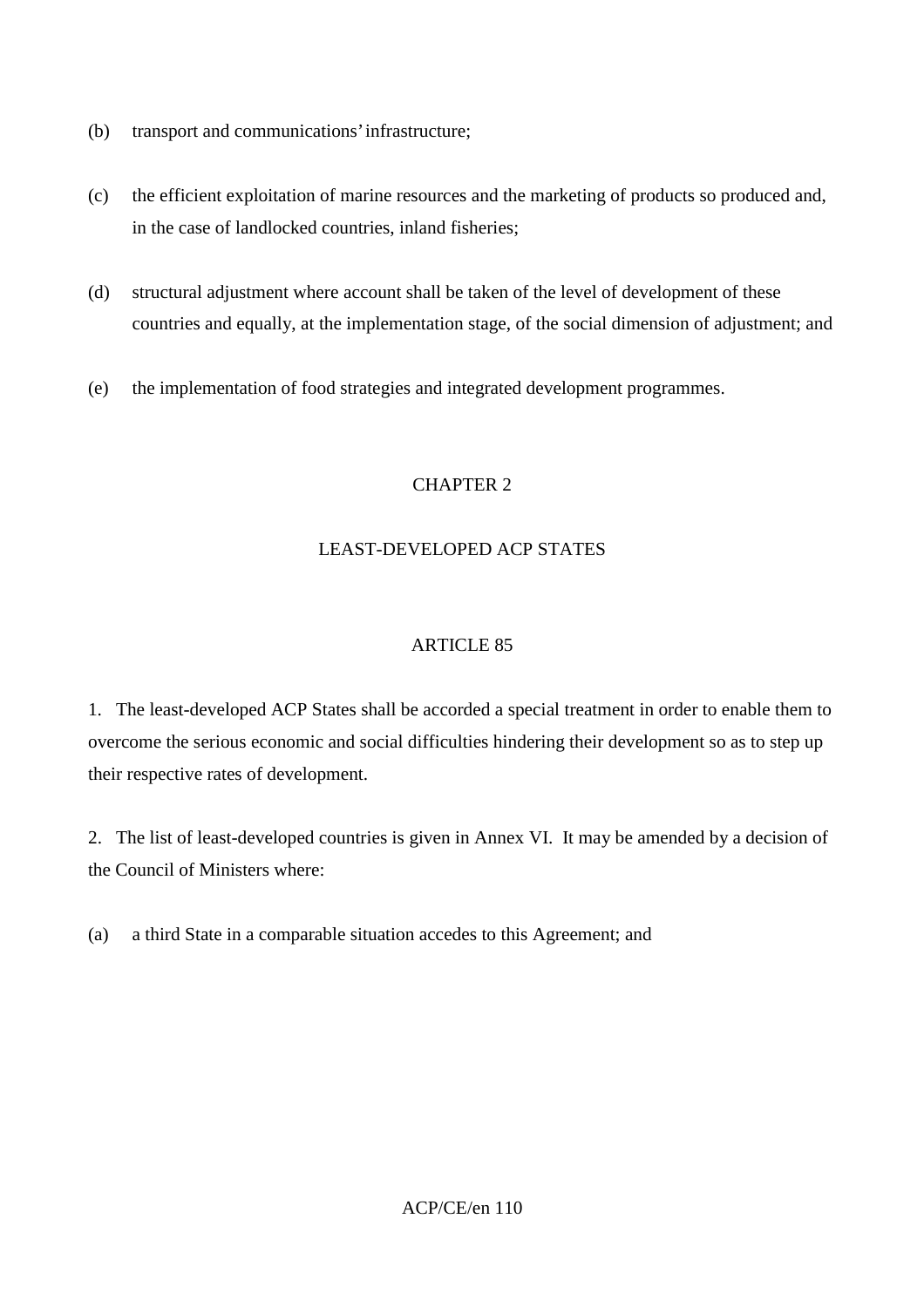(b) transport and communications' infrastructure;

(c) the efficient exploitation of marine resources and the marketing of products so produced and, in the case of landlocked countries, inland fisheries;

(d) structural adjustment where account shall be taken of the level of development of these countries and equally, at the implementation stage, of the social dimension of adjustment; and

(e) the implementation of food strategies and integrated development programmes.

## CHAPTER 2

## LEAST-DEVELOPED ACP STATES

### ARTICLE 85

1. The least-developed ACP States shall be accorded a special treatment in order to enable them to overcome the serious economic and social difficulties hindering their development so as to step up their respective rates of development.

2. The list of least-developed countries is given in Annex VI. It may be amended by a decision of the Council of Ministers where:

(a) a third State in a comparable situation accedes to this Agreement; and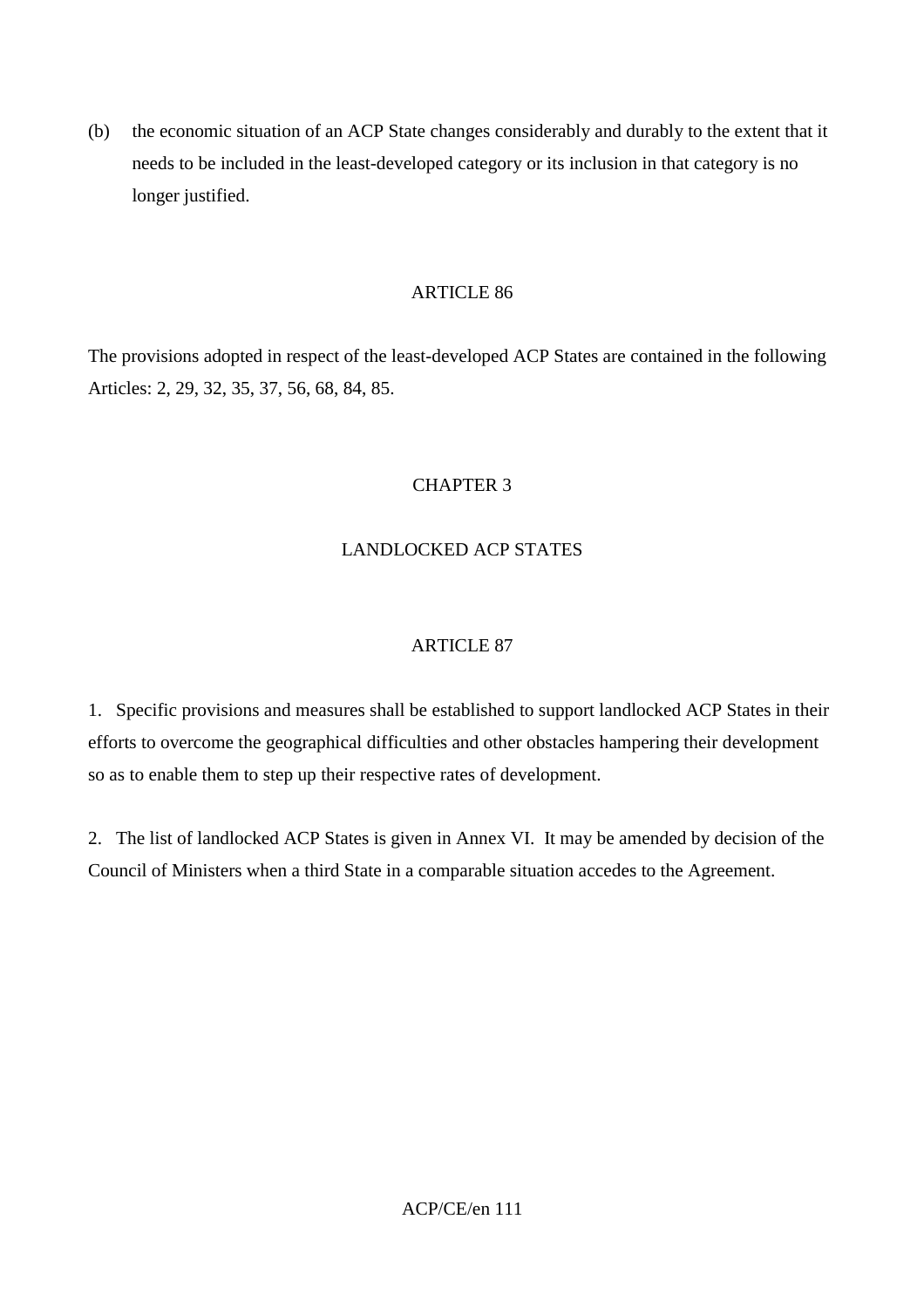(b) the economic situation of an ACP State changes considerably and durably to the extent that it needs to be included in the least-developed category or its inclusion in that category is no longer justified.

## ARTICLE 86

The provisions adopted in respect of the least-developed ACP States are contained in the following Articles: 2, 29, 32, 35, 37, 56, 68, 84, 85.

# CHAPTER 3

# LANDLOCKED ACP STATES

## ARTICLE 87

1. Specific provisions and measures shall be established to support landlocked ACP States in their efforts to overcome the geographical difficulties and other obstacles hampering their development so as to enable them to step up their respective rates of development.

2. The list of landlocked ACP States is given in Annex VI. It may be amended by decision of the Council of Ministers when a third State in a comparable situation accedes to the Agreement.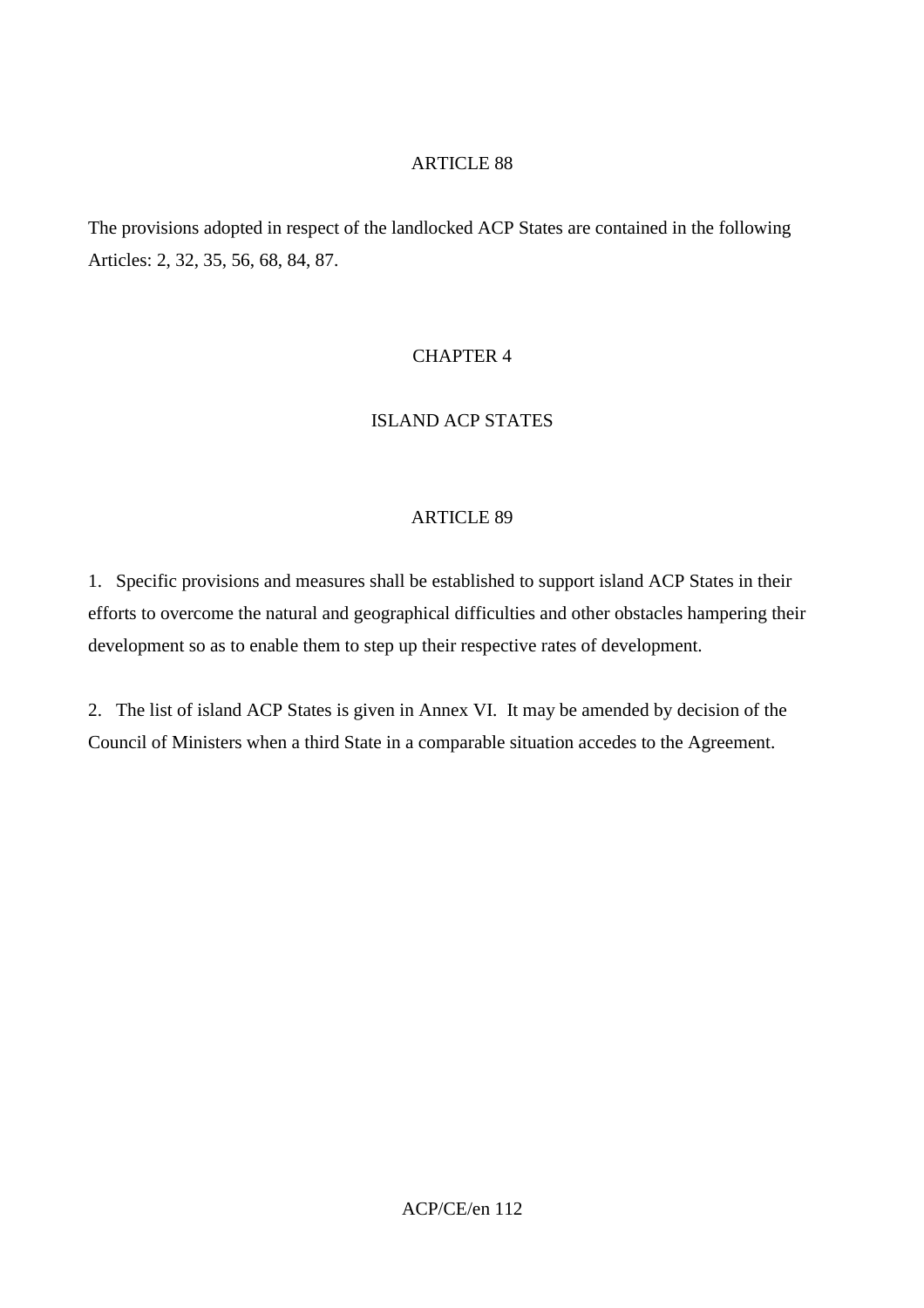### ARTICLE 88

The provisions adopted in respect of the landlocked ACP States are contained in the following Articles: 2, 32, 35, 56, 68, 84, 87.

## CHAPTER 4

## ISLAND ACP STATES

### ARTICLE 89

1. Specific provisions and measures shall be established to support island ACP States in their efforts to overcome the natural and geographical difficulties and other obstacles hampering their development so as to enable them to step up their respective rates of development.

2. The list of island ACP States is given in Annex VI. It may be amended by decision of the Council of Ministers when a third State in a comparable situation accedes to the Agreement.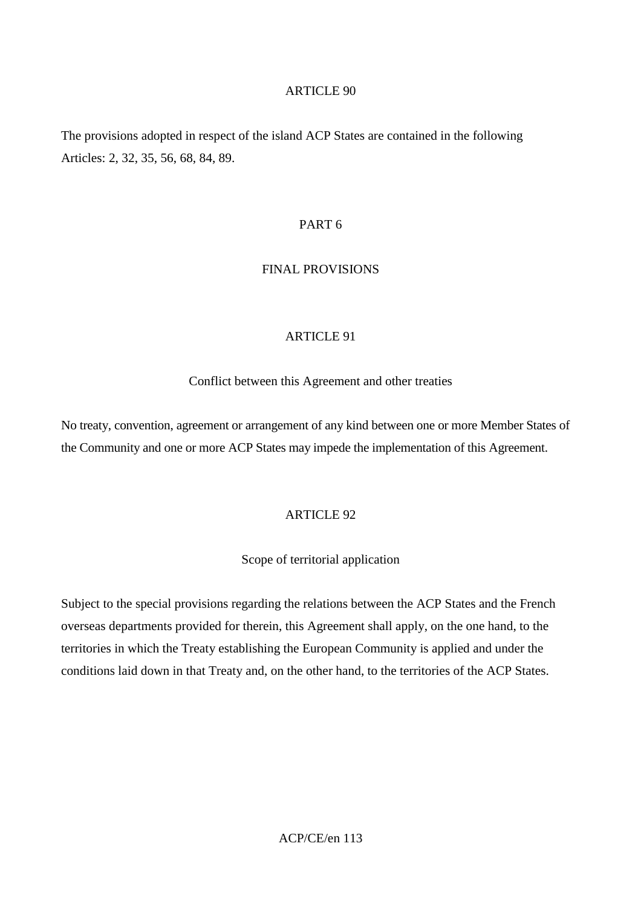## ARTICLE 90

The provisions adopted in respect of the island ACP States are contained in the following Articles: 2, 32, 35, 56, 68, 84, 89.

# PART 6

# FINAL PROVISIONS

## ARTICLE 91

### Conflict between this Agreement and other treaties

No treaty, convention, agreement or arrangement of any kind between one or more Member States of the Community and one or more ACP States may impede the implementation of this Agreement.

## ARTICLE 92

### Scope of territorial application

Subject to the special provisions regarding the relations between the ACP States and the French overseas departments provided for therein, this Agreement shall apply, on the one hand, to the territories in which the Treaty establishing the European Community is applied and under the conditions laid down in that Treaty and, on the other hand, to the territories of the ACP States.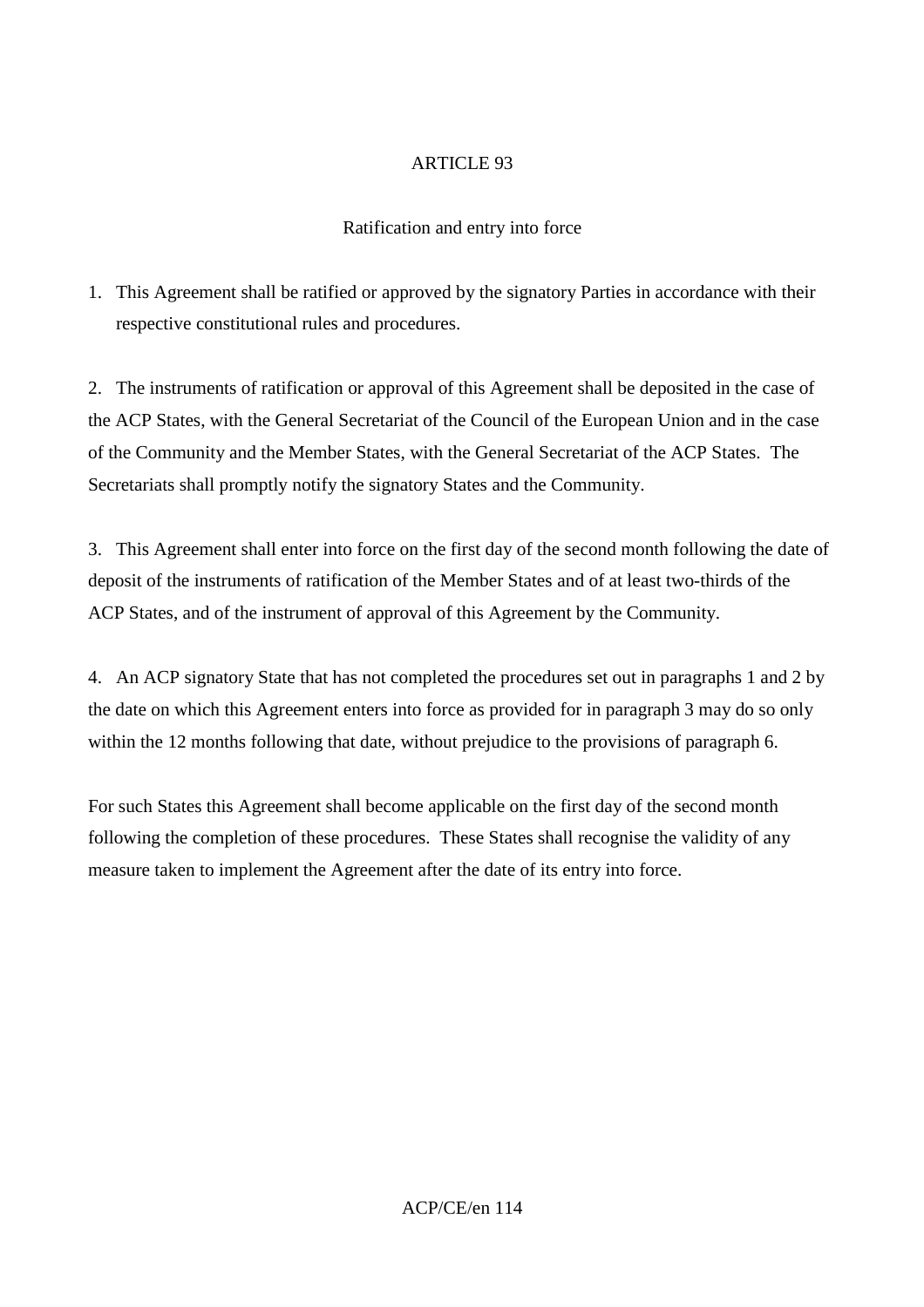## ARTICLE 93

### Ratification and entry into force

1. This Agreement shall be ratified or approved by the signatory Parties in accordance with their respective constitutional rules and procedures.

2. The instruments of ratification or approval of this Agreement shall be deposited in the case of the ACP States, with the General Secretariat of the Council of the European Union and in the case of the Community and the Member States, with the General Secretariat of the ACP States. The Secretariats shall promptly notify the signatory States and the Community.

3. This Agreement shall enter into force on the first day of the second month following the date of deposit of the instruments of ratification of the Member States and of at least two-thirds of the ACP States, and of the instrument of approval of this Agreement by the Community.

4. An ACP signatory State that has not completed the procedures set out in paragraphs 1 and 2 by the date on which this Agreement enters into force as provided for in paragraph 3 may do so only within the 12 months following that date, without prejudice to the provisions of paragraph 6.

For such States this Agreement shall become applicable on the first day of the second month following the completion of these procedures. These States shall recognise the validity of any measure taken to implement the Agreement after the date of its entry into force.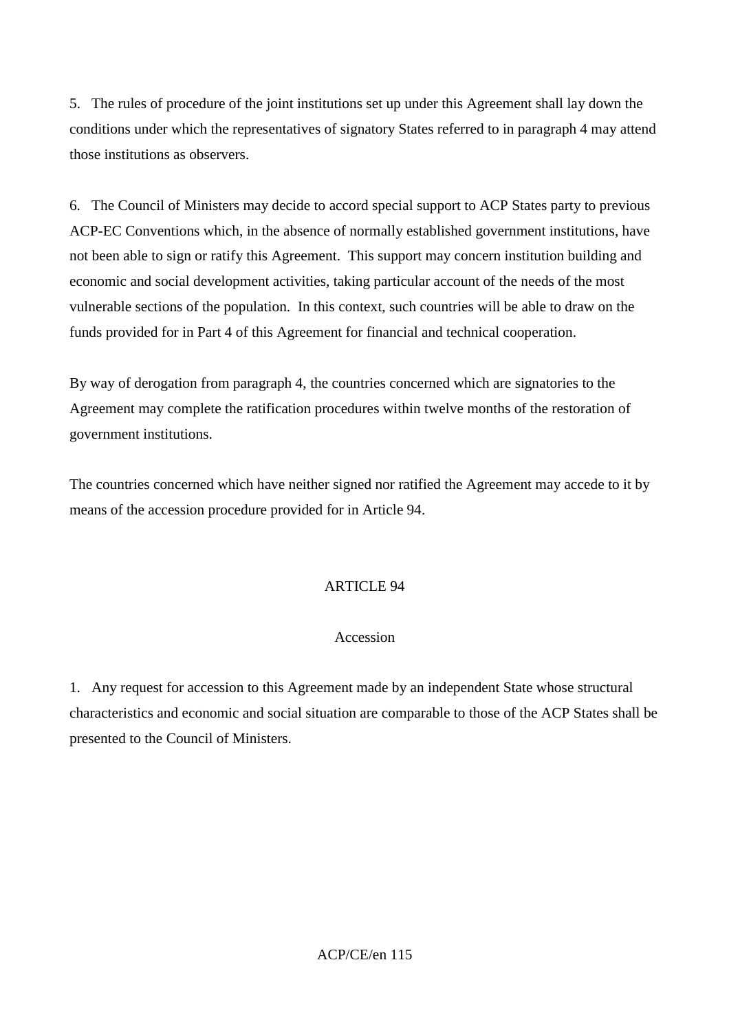5. The rules of procedure of the joint institutions set up under this Agreement shall lay down the conditions under which the representatives of signatory States referred to in paragraph 4 may attend those institutions as observers.

6. The Council of Ministers may decide to accord special support to ACP States party to previous ACP-EC Conventions which, in the absence of normally established government institutions, have not been able to sign or ratify this Agreement. This support may concern institution building and economic and social development activities, taking particular account of the needs of the most vulnerable sections of the population. In this context, such countries will be able to draw on the funds provided for in Part 4 of this Agreement for financial and technical cooperation.

By way of derogation from paragraph 4, the countries concerned which are signatories to the Agreement may complete the ratification procedures within twelve months of the restoration of government institutions.

The countries concerned which have neither signed nor ratified the Agreement may accede to it by means of the accession procedure provided for in Article 94.

## ARTICLE 94

### Accession

1. Any request for accession to this Agreement made by an independent State whose structural characteristics and economic and social situation are comparable to those of the ACP States shall be presented to the Council of Ministers.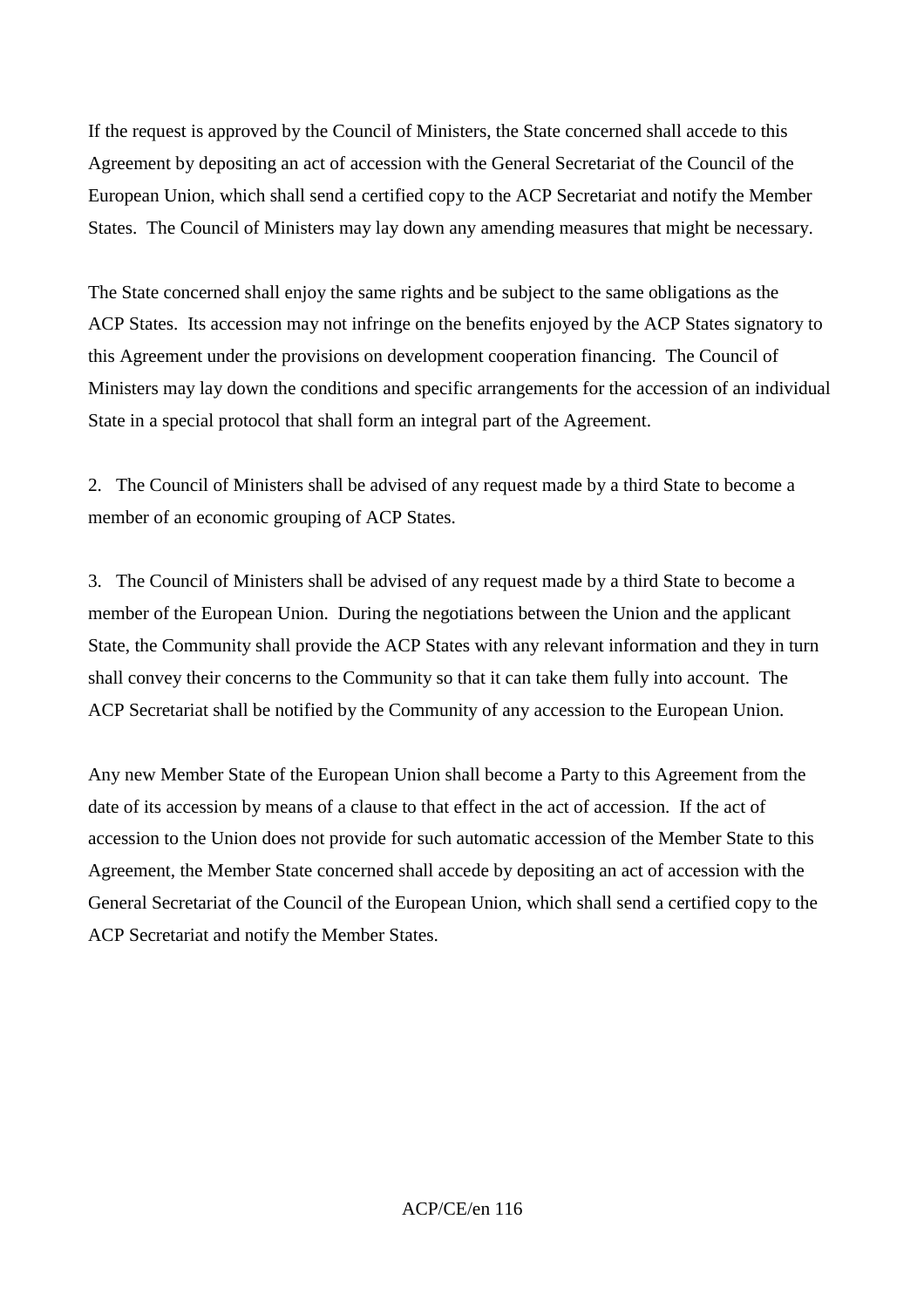If the request is approved by the Council of Ministers, the State concerned shall accede to this Agreement by depositing an act of accession with the General Secretariat of the Council of the European Union, which shall send a certified copy to the ACP Secretariat and notify the Member States. The Council of Ministers may lay down any amending measures that might be necessary.

The State concerned shall enjoy the same rights and be subject to the same obligations as the ACP States. Its accession may not infringe on the benefits enjoyed by the ACP States signatory to this Agreement under the provisions on development cooperation financing. The Council of Ministers may lay down the conditions and specific arrangements for the accession of an individual State in a special protocol that shall form an integral part of the Agreement.

2. The Council of Ministers shall be advised of any request made by a third State to become a member of an economic grouping of ACP States.

3. The Council of Ministers shall be advised of any request made by a third State to become a member of the European Union. During the negotiations between the Union and the applicant State, the Community shall provide the ACP States with any relevant information and they in turn shall convey their concerns to the Community so that it can take them fully into account. The ACP Secretariat shall be notified by the Community of any accession to the European Union.

Any new Member State of the European Union shall become a Party to this Agreement from the date of its accession by means of a clause to that effect in the act of accession. If the act of accession to the Union does not provide for such automatic accession of the Member State to this Agreement, the Member State concerned shall accede by depositing an act of accession with the General Secretariat of the Council of the European Union, which shall send a certified copy to the ACP Secretariat and notify the Member States.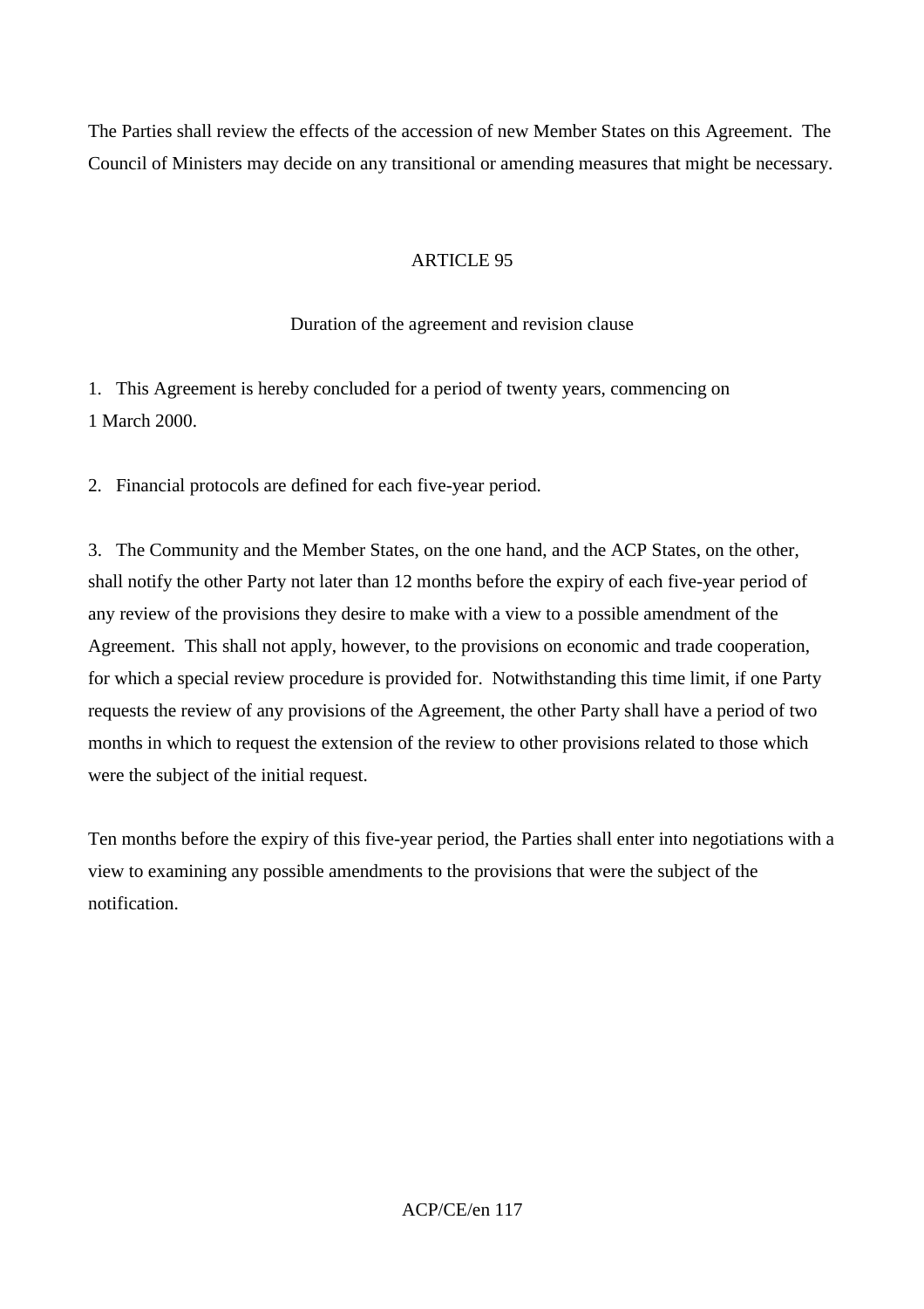The Parties shall review the effects of the accession of new Member States on this Agreement. The Council of Ministers may decide on any transitional or amending measures that might be necessary.

## ARTICLE 95

### Duration of the agreement and revision clause

1. This Agreement is hereby concluded for a period of twenty years, commencing on 1 March 2000.

2. Financial protocols are defined for each five-year period.

3. The Community and the Member States, on the one hand, and the ACP States, on the other, shall notify the other Party not later than 12 months before the expiry of each five-year period of any review of the provisions they desire to make with a view to a possible amendment of the Agreement. This shall not apply, however, to the provisions on economic and trade cooperation, for which a special review procedure is provided for. Notwithstanding this time limit, if one Party requests the review of any provisions of the Agreement, the other Party shall have a period of two months in which to request the extension of the review to other provisions related to those which were the subject of the initial request.

Ten months before the expiry of this five-year period, the Parties shall enter into negotiations with a view to examining any possible amendments to the provisions that were the subject of the notification.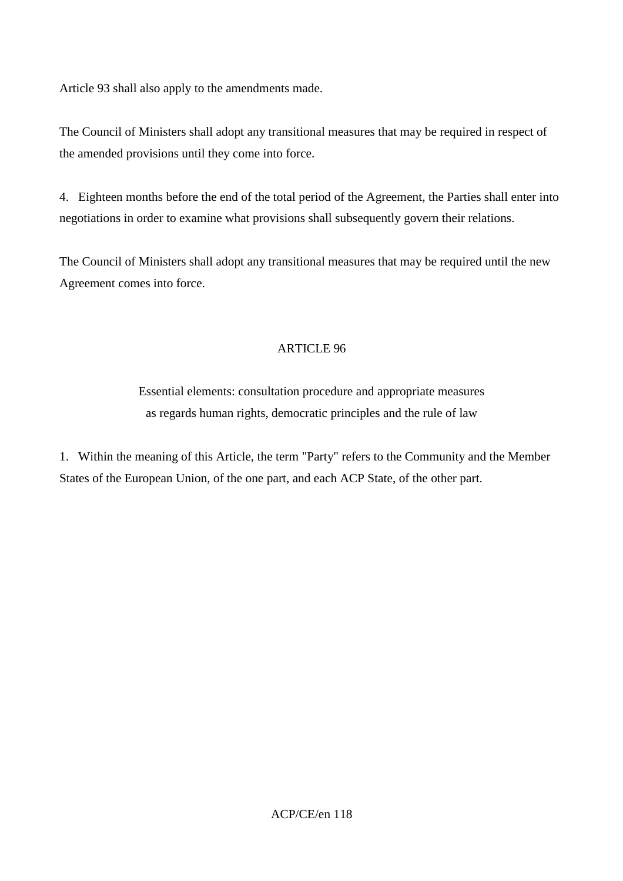Article 93 shall also apply to the amendments made.

The Council of Ministers shall adopt any transitional measures that may be required in respect of the amended provisions until they come into force.

4. Eighteen months before the end of the total period of the Agreement, the Parties shall enter into negotiations in order to examine what provisions shall subsequently govern their relations.

The Council of Ministers shall adopt any transitional measures that may be required until the new Agreement comes into force.

## ARTICLE 96

### Essential elements: consultation procedure and appropriate measures as regards human rights, democratic principles and the rule of law

1. Within the meaning of this Article, the term "Party" refers to the Community and the Member States of the European Union, of the one part, and each ACP State, of the other part.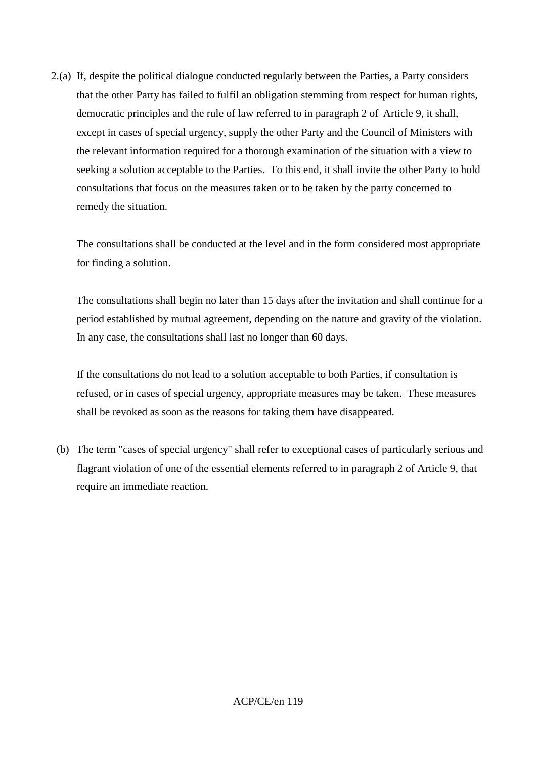2.(a) If, despite the political dialogue conducted regularly between the Parties, a Party considers that the other Party has failed to fulfil an obligation stemming from respect for human rights, democratic principles and the rule of law referred to in paragraph 2 of Article 9, it shall, except in cases of special urgency, supply the other Party and the Council of Ministers with the relevant information required for a thorough examination of the situation with a view to seeking a solution acceptable to the Parties. To this end, it shall invite the other Party to hold consultations that focus on the measures taken or to be taken by the party concerned to remedy the situation.

The consultations shall be conducted at the level and in the form considered most appropriate for finding a solution.

The consultations shall begin no later than 15 days after the invitation and shall continue for a period established by mutual agreement, depending on the nature and gravity of the violation. In any case, the consultations shall last no longer than 60 days.

If the consultations do not lead to a solution acceptable to both Parties, if consultation is refused, or in cases of special urgency, appropriate measures may be taken. These measures shall be revoked as soon as the reasons for taking them have disappeared.

(b) The term "cases of special urgency" shall refer to exceptional cases of particularly serious and flagrant violation of one of the essential elements referred to in paragraph 2 of Article 9, that require an immediate reaction.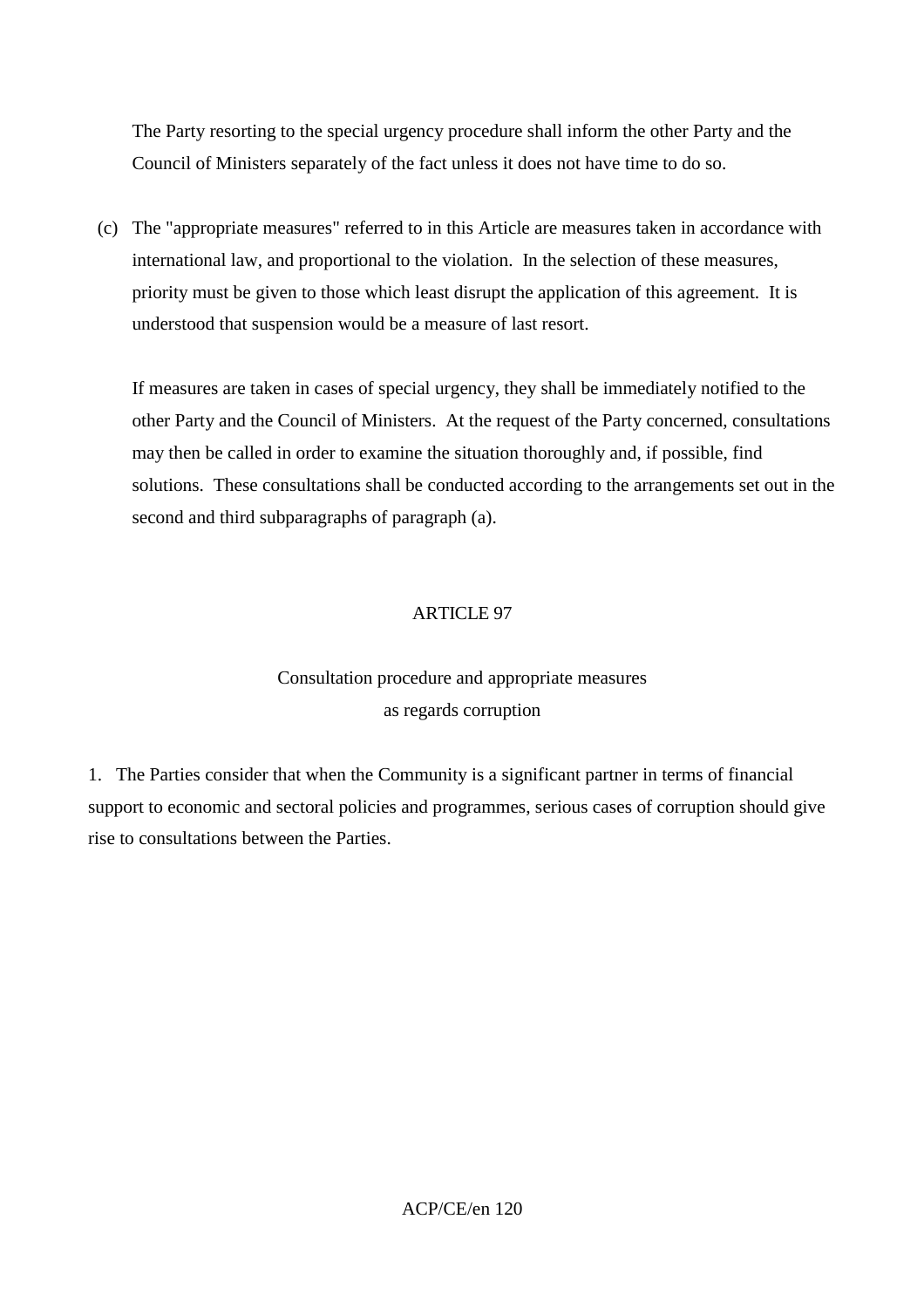The Party resorting to the special urgency procedure shall inform the other Party and the Council of Ministers separately of the fact unless it does not have time to do so.

(c) The "appropriate measures" referred to in this Article are measures taken in accordance with international law, and proportional to the violation. In the selection of these measures, priority must be given to those which least disrupt the application of this agreement. It is understood that suspension would be a measure of last resort.

If measures are taken in cases of special urgency, they shall be immediately notified to the other Party and the Council of Ministers. At the request of the Party concerned, consultations may then be called in order to examine the situation thoroughly and, if possible, find solutions. These consultations shall be conducted according to the arrangements set out in the second and third subparagraphs of paragraph (a).

## ARTICLE 97

### Consultation procedure and appropriate measures as regards corruption

1. The Parties consider that when the Community is a significant partner in terms of financial support to economic and sectoral policies and programmes, serious cases of corruption should give rise to consultations between the Parties.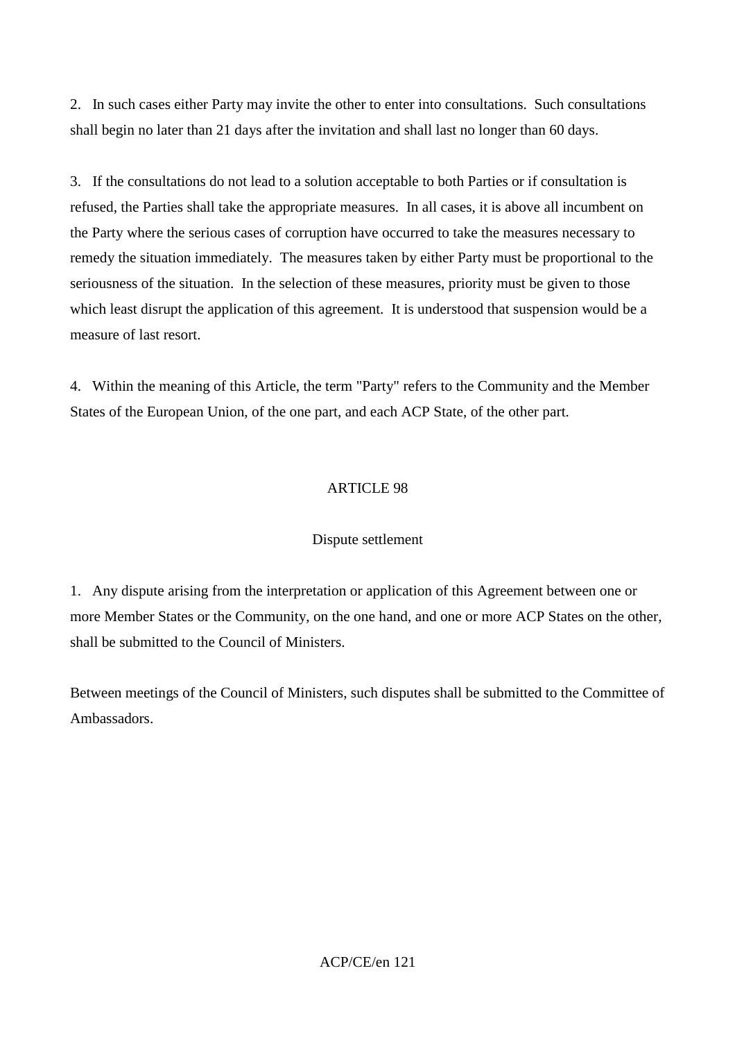2. In such cases either Party may invite the other to enter into consultations. Such consultations shall begin no later than 21 days after the invitation and shall last no longer than 60 days.

3. If the consultations do not lead to a solution acceptable to both Parties or if consultation is refused, the Parties shall take the appropriate measures. In all cases, it is above all incumbent on the Party where the serious cases of corruption have occurred to take the measures necessary to remedy the situation immediately. The measures taken by either Party must be proportional to the seriousness of the situation. In the selection of these measures, priority must be given to those which least disrupt the application of this agreement. It is understood that suspension would be a measure of last resort.

4. Within the meaning of this Article, the term "Party" refers to the Community and the Member States of the European Union, of the one part, and each ACP State, of the other part.

## ARTICLE 98

### Dispute settlement

1. Any dispute arising from the interpretation or application of this Agreement between one or more Member States or the Community, on the one hand, and one or more ACP States on the other, shall be submitted to the Council of Ministers.

Between meetings of the Council of Ministers, such disputes shall be submitted to the Committee of Ambassadors.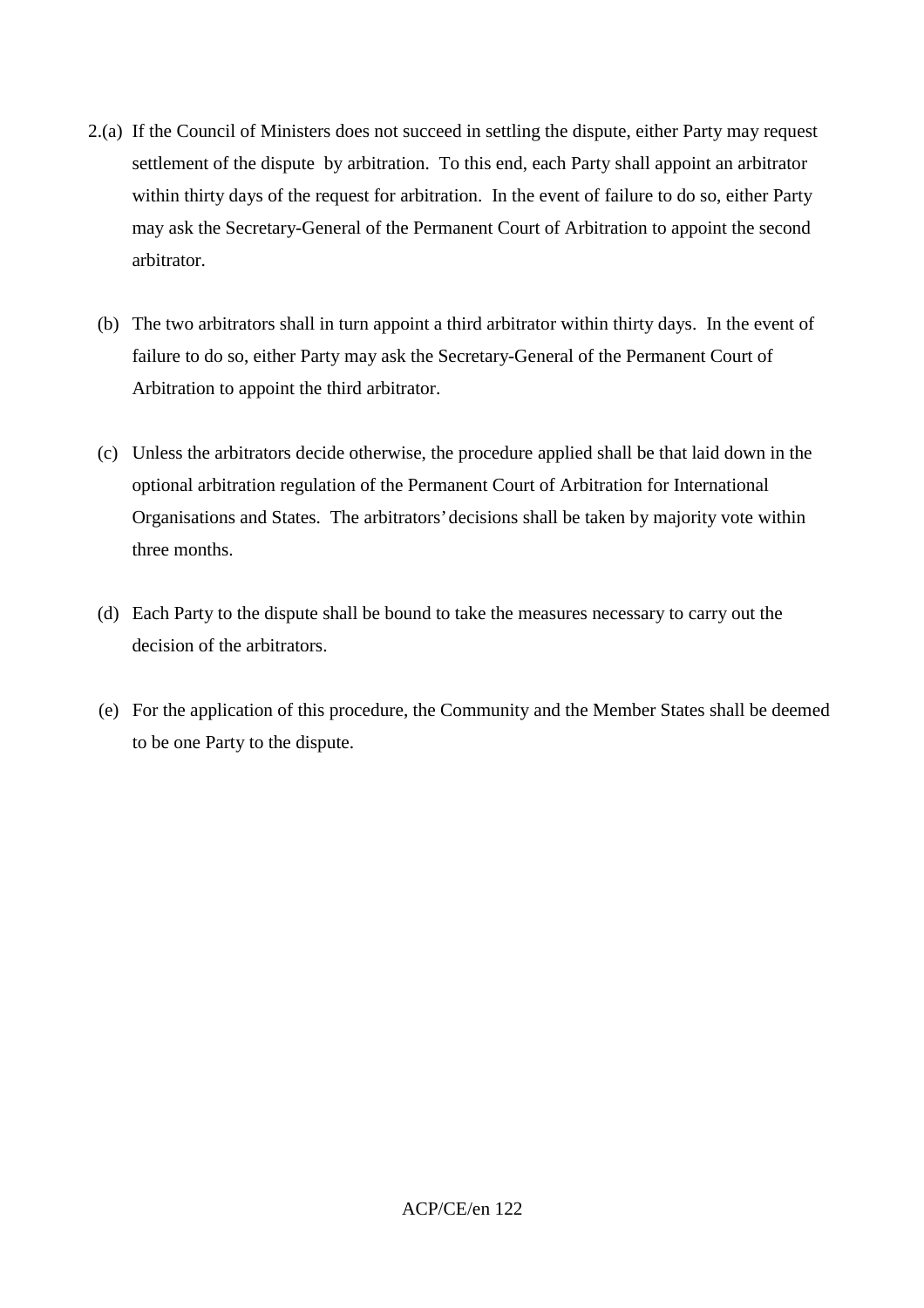2.(a) If the Council of Ministers does not succeed in settling the dispute, either Party may request settlement of the dispute by arbitration. To this end, each Party shall appoint an arbitrator within thirty days of the request for arbitration. In the event of failure to do so, either Party may ask the Secretary-General of the Permanent Court of Arbitration to appoint the second arbitrator.

(b) The two arbitrators shall in turn appoint a third arbitrator within thirty days. In the event of failure to do so, either Party may ask the Secretary-General of the Permanent Court of Arbitration to appoint the third arbitrator.

(c) Unless the arbitrators decide otherwise, the procedure applied shall be that laid down in the optional arbitration regulation of the Permanent Court of Arbitration for International Organisations and States. The arbitrators' decisions shall be taken by majority vote within three months.

(d) Each Party to the dispute shall be bound to take the measures necessary to carry out the decision of the arbitrators.

(e) For the application of this procedure, the Community and the Member States shall be deemed to be one Party to the dispute.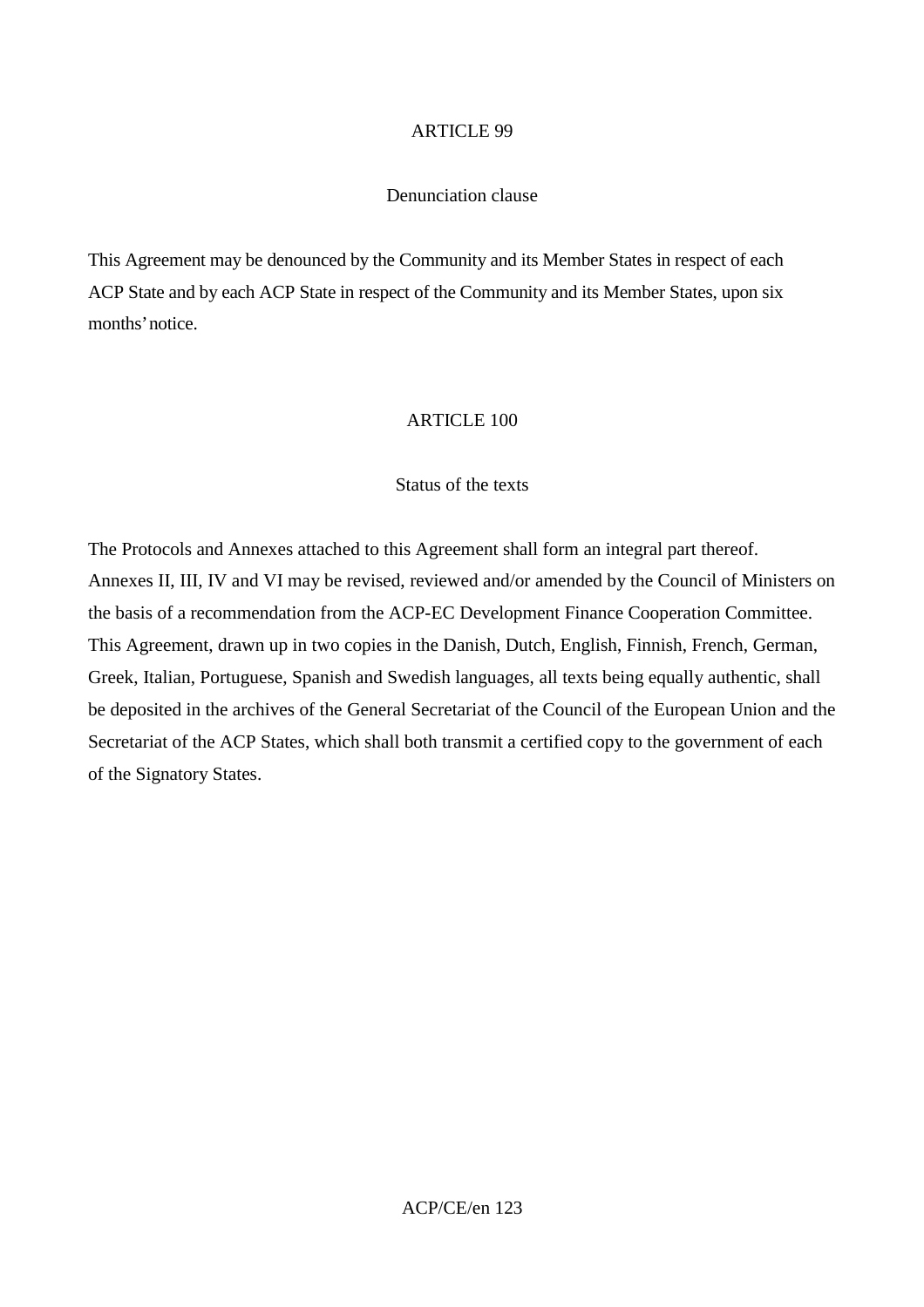## ARTICLE 99

### Denunciation clause

This Agreement may be denounced by the Community and its Member States in respect of each ACP State and by each ACP State in respect of the Community and its Member States, upon six months' notice.

## ARTICLE 100

### Status of the texts

The Protocols and Annexes attached to this Agreement shall form an integral part thereof. Annexes II, III, IV and VI may be revised, reviewed and/or amended by the Council of Ministers on the basis of a recommendation from the ACP-EC Development Finance Cooperation Committee. This Agreement, drawn up in two copies in the Danish, Dutch, English, Finnish, French, German, Greek, Italian, Portuguese, Spanish and Swedish languages, all texts being equally authentic, shall be deposited in the archives of the General Secretariat of the Council of the European Union and the Secretariat of the ACP States, which shall both transmit a certified copy to the government of each of the Signatory States.